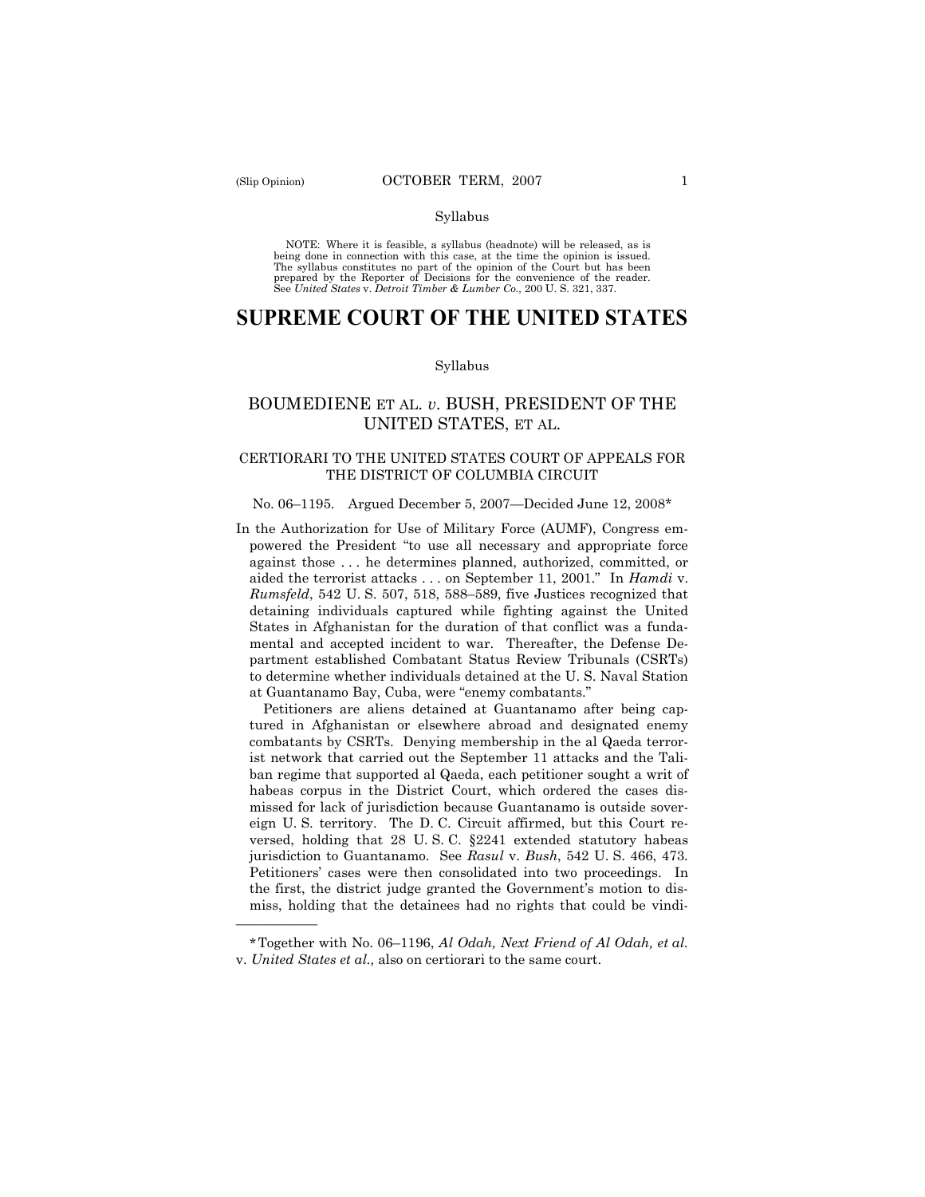Syllabus

NOTE: Where it is feasible, a syllabus (headnote) will be released, as is being done in connection with this case, at the time the opinion is issued. The syllabus constitutes no part of the opinion of the Court but has been prepared by the Reporter of Decisions for the convenience of the reader. See *United States* v. *Detroit Timber & Lumber Co.,* 200 U. S. 321, 337.

# SUPREME COURT OF THE UNITED STATES

Syllabus

## BOUMEDIENE ET AL. *v*. BUSH, PRESIDENT OF THE UNITED STATES, ET AL.

### CERTIORARI TO THE UNITED STATES COURT OF APPEALS FOR THE DISTRICT OF COLUMBIA CIRCUIT

No. 06–1195. Argued December 5, 2007—Decided June 12, 2008*

In the Authorization for Use of Military Force (AUMF), Congress empowered the President "to use all necessary and appropriate force against those . . . he determines planned, authorized, committed, or aided the terrorist attacks . . . on September 11, 2001." In *Hamdi* v. *Rumsfeld*, 542 U. S. 507, 518, 588–589, five Justices recognized that detaining individuals captured while fighting against the United States in Afghanistan for the duration of that conflict was a fundamental and accepted incident to war. Thereafter, the Defense Department established Combatant Status Review Tribunals (CSRTs) to determine whether individuals detained at the U. S. Naval Station at Guantanamo Bay, Cuba, were "enemy combatants."

Petitioners are aliens detained at Guantanamo after being captured in Afghanistan or elsewhere abroad and designated enemy combatants by CSRTs. Denying membership in the al Qaeda terrorist network that carried out the September 11 attacks and the Taliban regime that supported al Qaeda, each petitioner sought a writ of habeas corpus in the District Court, which ordered the cases dismissed for lack of jurisdiction because Guantanamo is outside sovereign U. S. territory. The D. C. Circuit affirmed, but this Court reversed, holding that 28 U. S. C. §2241 extended statutory habeas jurisdiction to Guantanamo. See *Rasul* v. *Bush*, 542 U. S. 466, 473. Petitioners' cases were then consolidated into two proceedings. In the first, the district judge granted the Government's motion to dismiss, holding that the detainees had no rights that could be vindi-

---

*Together with No. 06–1196, *Al Odah, Next Friend of Al Odah, et al.* v. *United States et al.,* also on certiorari to the same court.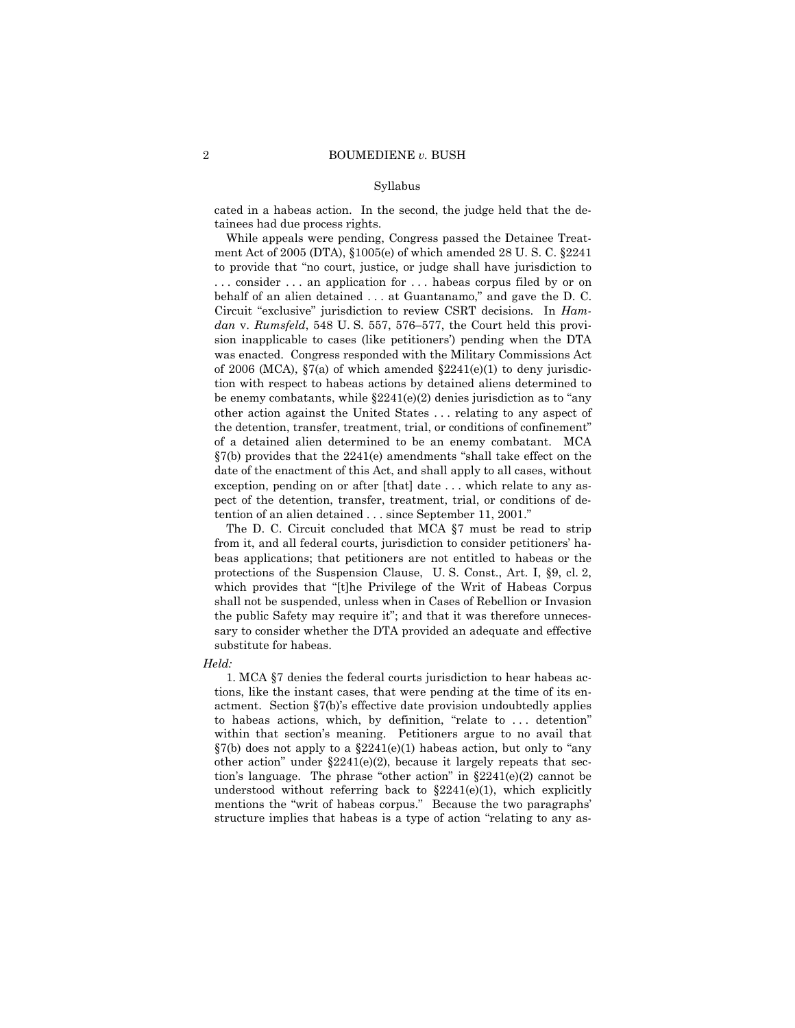cated in a habeas action. In the second, the judge held that the detainees had due process rights.

While appeals were pending, Congress passed the Detainee Treatment Act of 2005 (DTA), §1005(e) of which amended 28 U. S. C. §2241 to provide that "no court, justice, or judge shall have jurisdiction to . . . consider . . . an application for . . . habeas corpus filed by or on behalf of an alien detained . . . at Guantanamo," and gave the D. C. Circuit "exclusive" jurisdiction to review CSRT decisions. In *Hamdan* v. *Rumsfeld*, 548 U. S. 557, 576–577, the Court held this provision inapplicable to cases (like petitioners') pending when the DTA was enacted. Congress responded with the Military Commissions Act of 2006 (MCA), §7(a) of which amended §2241(e)(1) to deny jurisdiction with respect to habeas actions by detained aliens determined to be enemy combatants, while §2241(e)(2) denies jurisdiction as to "any other action against the United States . . . relating to any aspect of the detention, transfer, treatment, trial, or conditions of confinement" of a detained alien determined to be an enemy combatant. MCA §7(b) provides that the 2241(e) amendments "shall take effect on the date of the enactment of this Act, and shall apply to all cases, without exception, pending on or after [that] date . . . which relate to any aspect of the detention, transfer, treatment, trial, or conditions of detention of an alien detained . . . since September 11, 2001."

The D. C. Circuit concluded that MCA §7 must be read to strip from it, and all federal courts, jurisdiction to consider petitioners' habeas applications; that petitioners are not entitled to habeas or the protections of the Suspension Clause, U. S. Const., Art. I, §9, cl. 2, which provides that "[t]he Privilege of the Writ of Habeas Corpus shall not be suspended, unless when in Cases of Rebellion or Invasion the public Safety may require it"; and that it was therefore unnecessary to consider whether the DTA provided an adequate and effective substitute for habeas.

*Held:*

1. MCA §7 denies the federal courts jurisdiction to hear habeas actions, like the instant cases, that were pending at the time of its enactment. Section §7(b)'s effective date provision undoubtedly applies to habeas actions, which, by definition, "relate to . . . detention" within that section's meaning. Petitioners argue to no avail that §7(b) does not apply to a §2241(e)(1) habeas action, but only to "any other action" under §2241(e)(2), because it largely repeats that section's language. The phrase "other action" in §2241(e)(2) cannot be understood without referring back to §2241(e)(1), which explicitly mentions the "writ of habeas corpus." Because the two paragraphs' structure implies that habeas is a type of action "relating to any as-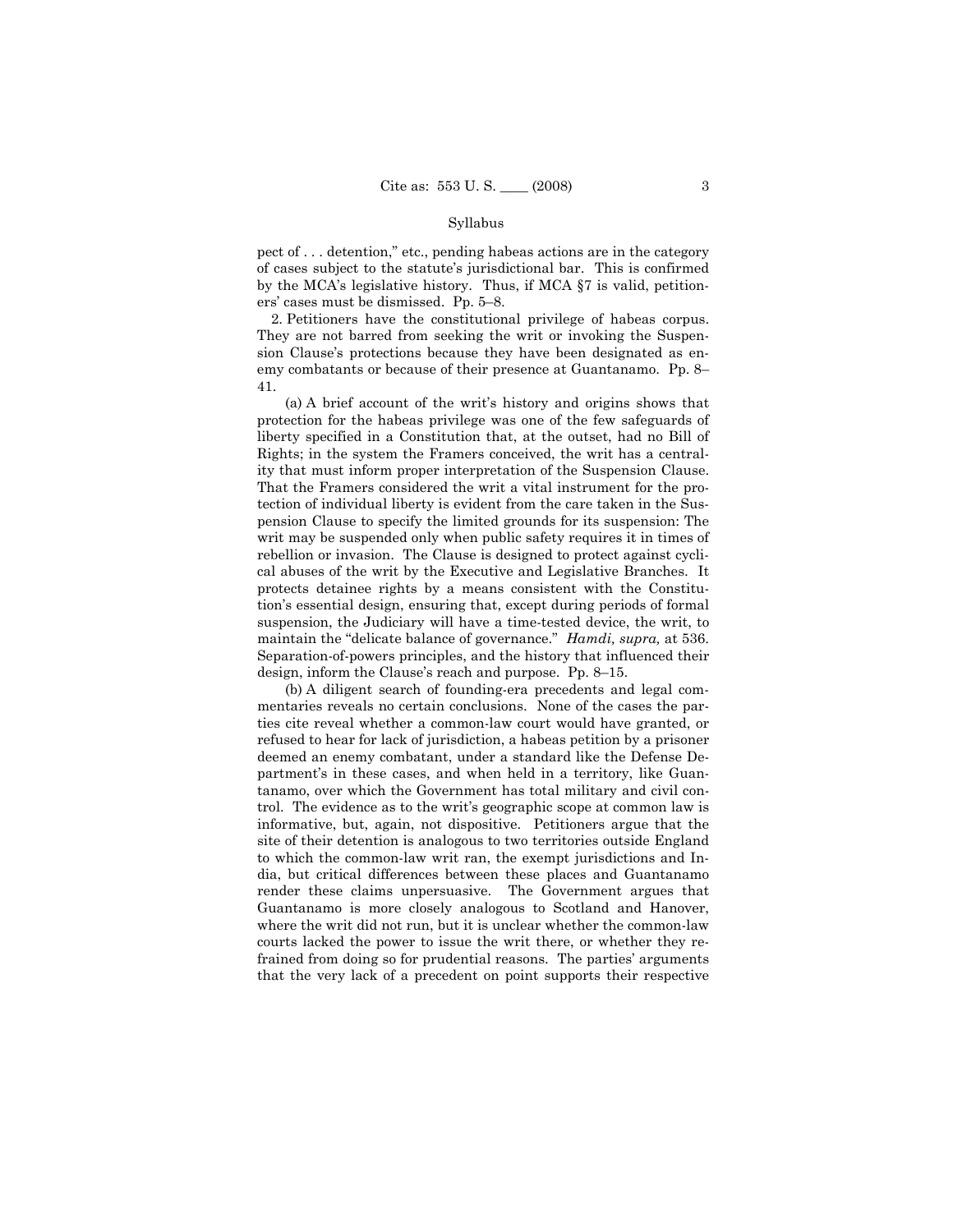pect of . . . detention," etc., pending habeas actions are in the category of cases subject to the statute's jurisdictional bar. This is confirmed by the MCA's legislative history. Thus, if MCA §7 is valid, petitioners' cases must be dismissed. Pp. 5–8.

2. Petitioners have the constitutional privilege of habeas corpus. They are not barred from seeking the writ or invoking the Suspension Clause's protections because they have been designated as enemy combatants or because of their presence at Guantanamo. Pp. 8–41.

(a) A brief account of the writ's history and origins shows that protection for the habeas privilege was one of the few safeguards of liberty specified in a Constitution that, at the outset, had no Bill of Rights; in the system the Framers conceived, the writ has a centrality that must inform proper interpretation of the Suspension Clause. That the Framers considered the writ a vital instrument for the protection of individual liberty is evident from the care taken in the Suspension Clause to specify the limited grounds for its suspension: The writ may be suspended only when public safety requires it in times of rebellion or invasion. The Clause is designed to protect against cyclical abuses of the writ by the Executive and Legislative Branches. It protects detainee rights by a means consistent with the Constitution's essential design, ensuring that, except during periods of formal suspension, the Judiciary will have a time-tested device, the writ, to maintain the "delicate balance of governance." *Hamdi, supra,* at 536. Separation-of-powers principles, and the history that influenced their design, inform the Clause's reach and purpose. Pp. 8–15.

(b) A diligent search of founding-era precedents and legal commentaries reveals no certain conclusions. None of the cases the parties cite reveal whether a common-law court would have granted, or refused to hear for lack of jurisdiction, a habeas petition by a prisoner deemed an enemy combatant, under a standard like the Defense Department's in these cases, and when held in a territory, like Guantanamo, over which the Government has total military and civil control. The evidence as to the writ's geographic scope at common law is informative, but, again, not dispositive. Petitioners argue that the site of their detention is analogous to two territories outside England to which the common-law writ ran, the exempt jurisdictions and India, but critical differences between these places and Guantanamo render these claims unpersuasive. The Government argues that Guantanamo is more closely analogous to Scotland and Hanover, where the writ did not run, but it is unclear whether the common-law courts lacked the power to issue the writ there, or whether they refrained from doing so for prudential reasons. The parties' arguments that the very lack of a precedent on point supports their respective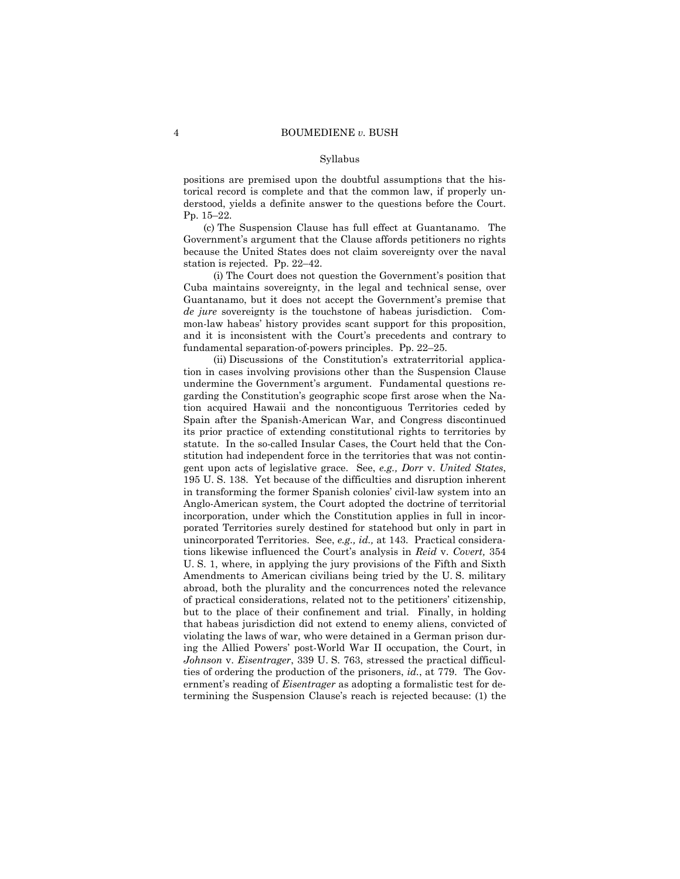positions are premised upon the doubtful assumptions that the historical record is complete and that the common law, if properly understood, yields a definite answer to the questions before the Court. Pp. 15–22.

(c) The Suspension Clause has full effect at Guantanamo. The Government's argument that the Clause affords petitioners no rights because the United States does not claim sovereignty over the naval station is rejected. Pp. 22–42.

(i) The Court does not question the Government's position that Cuba maintains sovereignty, in the legal and technical sense, over Guantanamo, but it does not accept the Government's premise that *de jure* sovereignty is the touchstone of habeas jurisdiction. Common-law habeas' history provides scant support for this proposition, and it is inconsistent with the Court's precedents and contrary to fundamental separation-of-powers principles. Pp. 22–25.

(ii) Discussions of the Constitution's extraterritorial application in cases involving provisions other than the Suspension Clause undermine the Government's argument. Fundamental questions regarding the Constitution's geographic scope first arose when the Nation acquired Hawaii and the noncontiguous Territories ceded by Spain after the Spanish-American War, and Congress discontinued its prior practice of extending constitutional rights to territories by statute. In the so-called Insular Cases, the Court held that the Constitution had independent force in the territories that was not contingent upon acts of legislative grace. See, *e.g., Dorr* v. *United States*, 195 U. S. 138. Yet because of the difficulties and disruption inherent in transforming the former Spanish colonies' civil-law system into an Anglo-American system, the Court adopted the doctrine of territorial incorporation, under which the Constitution applies in full in incorporated Territories surely destined for statehood but only in part in unincorporated Territories. See, *e.g., id.,* at 143. Practical considerations likewise influenced the Court's analysis in *Reid* v. *Covert,* 354 U. S. 1, where, in applying the jury provisions of the Fifth and Sixth Amendments to American civilians being tried by the U. S. military abroad, both the plurality and the concurrences noted the relevance of practical considerations, related not to the petitioners' citizenship, but to the place of their confinement and trial. Finally, in holding that habeas jurisdiction did not extend to enemy aliens, convicted of violating the laws of war, who were detained in a German prison during the Allied Powers' post-World War II occupation, the Court, in *Johnson* v. *Eisentrager*, 339 U. S. 763, stressed the practical difficulties of ordering the production of the prisoners, *id.*, at 779. The Government's reading of *Eisentrager* as adopting a formalistic test for determining the Suspension Clause's reach is rejected because: (1) the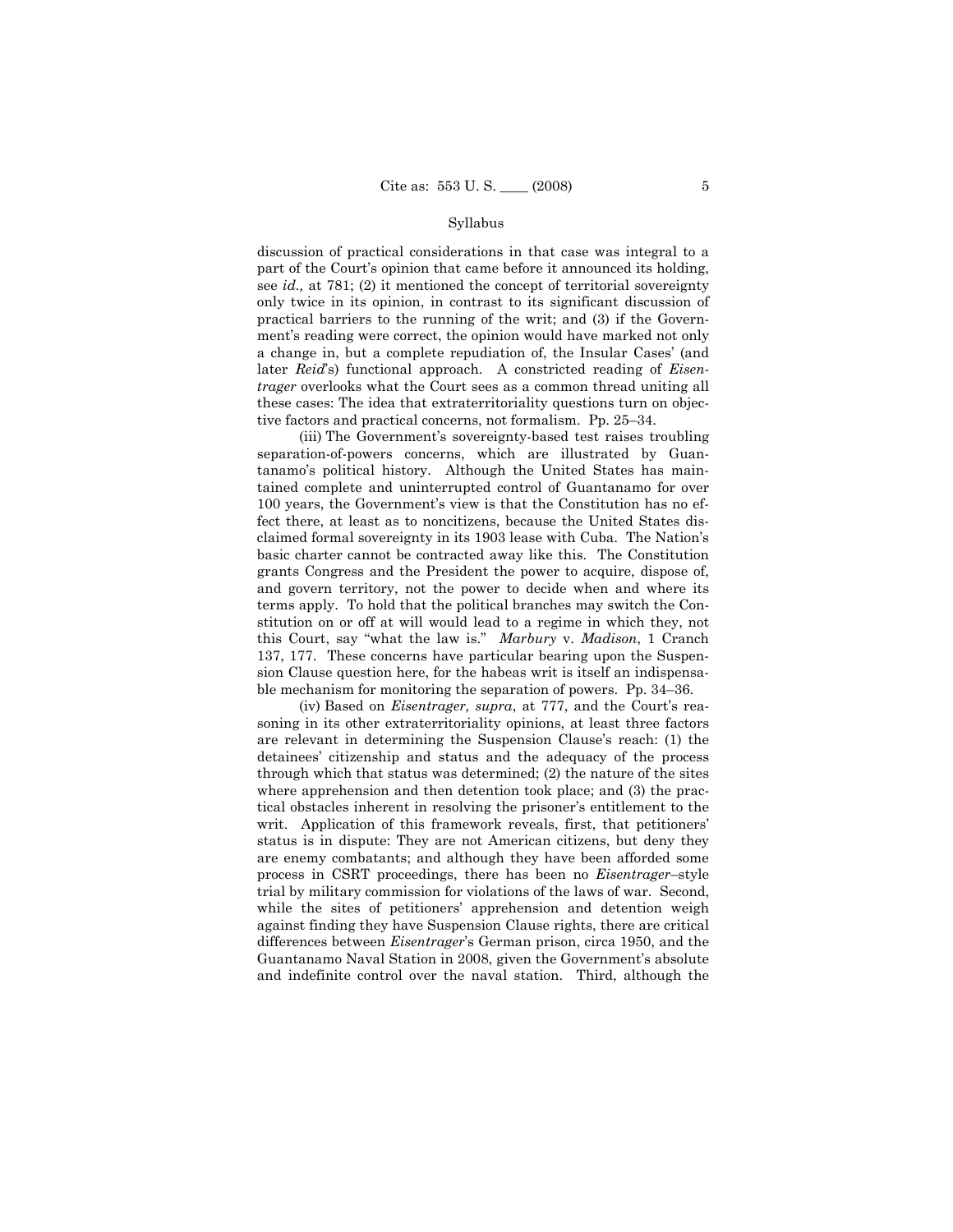discussion of practical considerations in that case was integral to a part of the Court's opinion that came before it announced its holding, see *id.,* at 781; (2) it mentioned the concept of territorial sovereignty only twice in its opinion, in contrast to its significant discussion of practical barriers to the running of the writ; and (3) if the Government's reading were correct, the opinion would have marked not only a change in, but a complete repudiation of, the Insular Cases' (and later *Reid*'s) functional approach. A constricted reading of *Eisentrager* overlooks what the Court sees as a common thread uniting all these cases: The idea that extraterritoriality questions turn on objective factors and practical concerns, not formalism. Pp. 25–34.

(iii) The Government's sovereignty-based test raises troubling separation-of-powers concerns, which are illustrated by Guantanamo's political history. Although the United States has maintained complete and uninterrupted control of Guantanamo for over 100 years, the Government's view is that the Constitution has no effect there, at least as to noncitizens, because the United States disclaimed formal sovereignty in its 1903 lease with Cuba. The Nation's basic charter cannot be contracted away like this. The Constitution grants Congress and the President the power to acquire, dispose of, and govern territory, not the power to decide when and where its terms apply. To hold that the political branches may switch the Constitution on or off at will would lead to a regime in which they, not this Court, say "what the law is." *Marbury* v. *Madison*, 1 Cranch 137, 177. These concerns have particular bearing upon the Suspension Clause question here, for the habeas writ is itself an indispensable mechanism for monitoring the separation of powers. Pp. 34–36.

(iv) Based on *Eisentrager, supra*, at 777, and the Court's reasoning in its other extraterritoriality opinions, at least three factors are relevant in determining the Suspension Clause's reach: (1) the detainees' citizenship and status and the adequacy of the process through which that status was determined; (2) the nature of the sites where apprehension and then detention took place; and (3) the practical obstacles inherent in resolving the prisoner's entitlement to the writ. Application of this framework reveals, first, that petitioners' status is in dispute: They are not American citizens, but deny they are enemy combatants; and although they have been afforded some process in CSRT proceedings, there has been no *Eisentrager*–style trial by military commission for violations of the laws of war. Second, while the sites of petitioners' apprehension and detention weigh against finding they have Suspension Clause rights, there are critical differences between *Eisentrager*'s German prison, circa 1950, and the Guantanamo Naval Station in 2008, given the Government's absolute and indefinite control over the naval station. Third, although the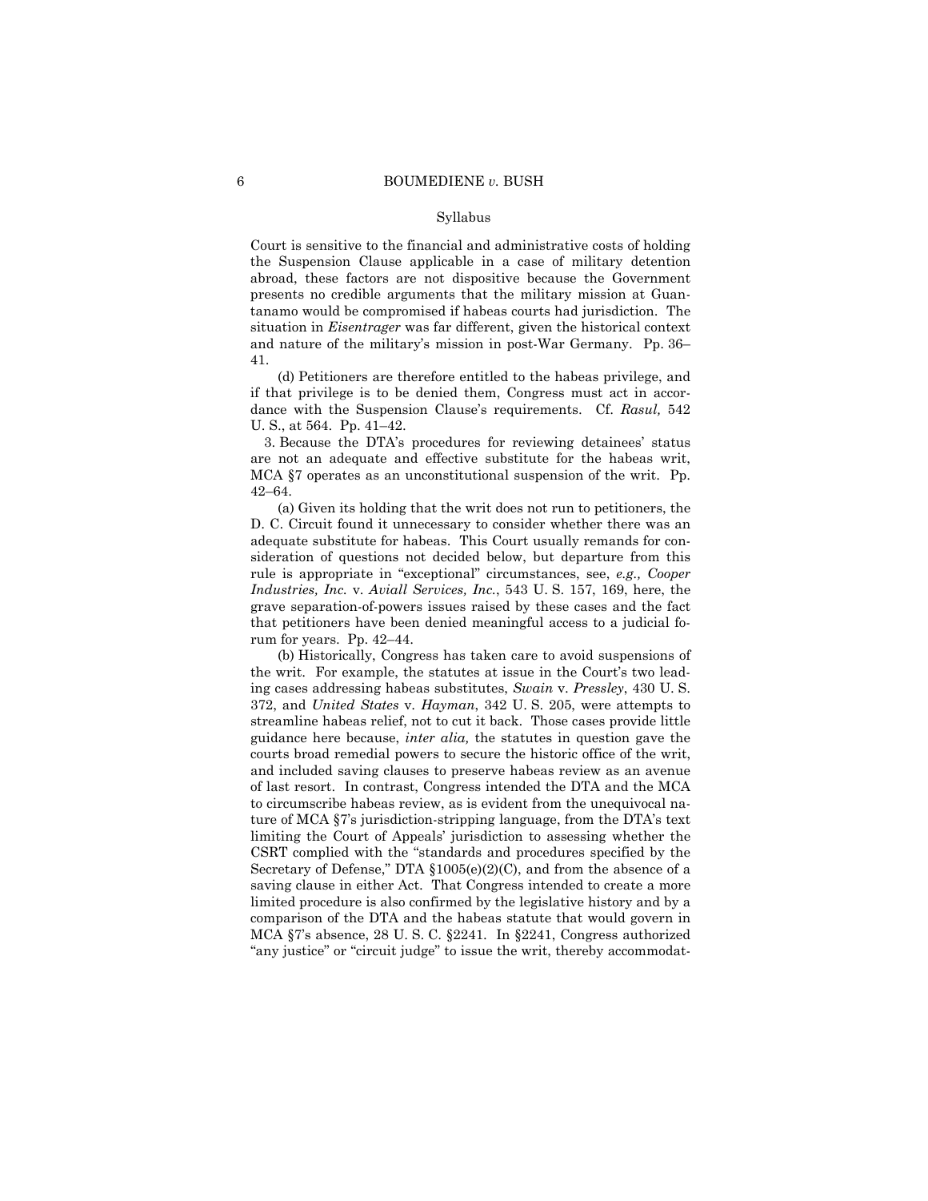Syllabus

Court is sensitive to the financial and administrative costs of holding the Suspension Clause applicable in a case of military detention abroad, these factors are not dispositive because the Government presents no credible arguments that the military mission at Guantanamo would be compromised if habeas courts had jurisdiction. The situation in *Eisentrager* was far different, given the historical context and nature of the military's mission in post-War Germany. Pp. 36–41.

(d) Petitioners are therefore entitled to the habeas privilege, and if that privilege is to be denied them, Congress must act in accordance with the Suspension Clause's requirements. Cf. *Rasul,* 542 U. S., at 564. Pp. 41–42.

3. Because the DTA's procedures for reviewing detainees' status are not an adequate and effective substitute for the habeas writ, MCA §7 operates as an unconstitutional suspension of the writ. Pp. 42–64.

(a) Given its holding that the writ does not run to petitioners, the D. C. Circuit found it unnecessary to consider whether there was an adequate substitute for habeas. This Court usually remands for consideration of questions not decided below, but departure from this rule is appropriate in "exceptional" circumstances, see, *e.g., Cooper Industries, Inc.* v. *Aviall Services, Inc.*, 543 U. S. 157, 169, here, the grave separation-of-powers issues raised by these cases and the fact that petitioners have been denied meaningful access to a judicial forum for years. Pp. 42–44.

(b) Historically, Congress has taken care to avoid suspensions of the writ. For example, the statutes at issue in the Court's two leading cases addressing habeas substitutes, *Swain* v. *Pressley*, 430 U. S. 372, and *United States* v. *Hayman*, 342 U. S. 205, were attempts to streamline habeas relief, not to cut it back. Those cases provide little guidance here because, *inter alia,* the statutes in question gave the courts broad remedial powers to secure the historic office of the writ, and included saving clauses to preserve habeas review as an avenue of last resort. In contrast, Congress intended the DTA and the MCA to circumscribe habeas review, as is evident from the unequivocal nature of MCA §7's jurisdiction-stripping language, from the DTA's text limiting the Court of Appeals' jurisdiction to assessing whether the CSRT complied with the "standards and procedures specified by the Secretary of Defense," DTA §1005(e)(2)(C), and from the absence of a saving clause in either Act. That Congress intended to create a more limited procedure is also confirmed by the legislative history and by a comparison of the DTA and the habeas statute that would govern in MCA §7's absence, 28 U. S. C. §2241. In §2241, Congress authorized "any justice" or "circuit judge" to issue the writ, thereby accommodat-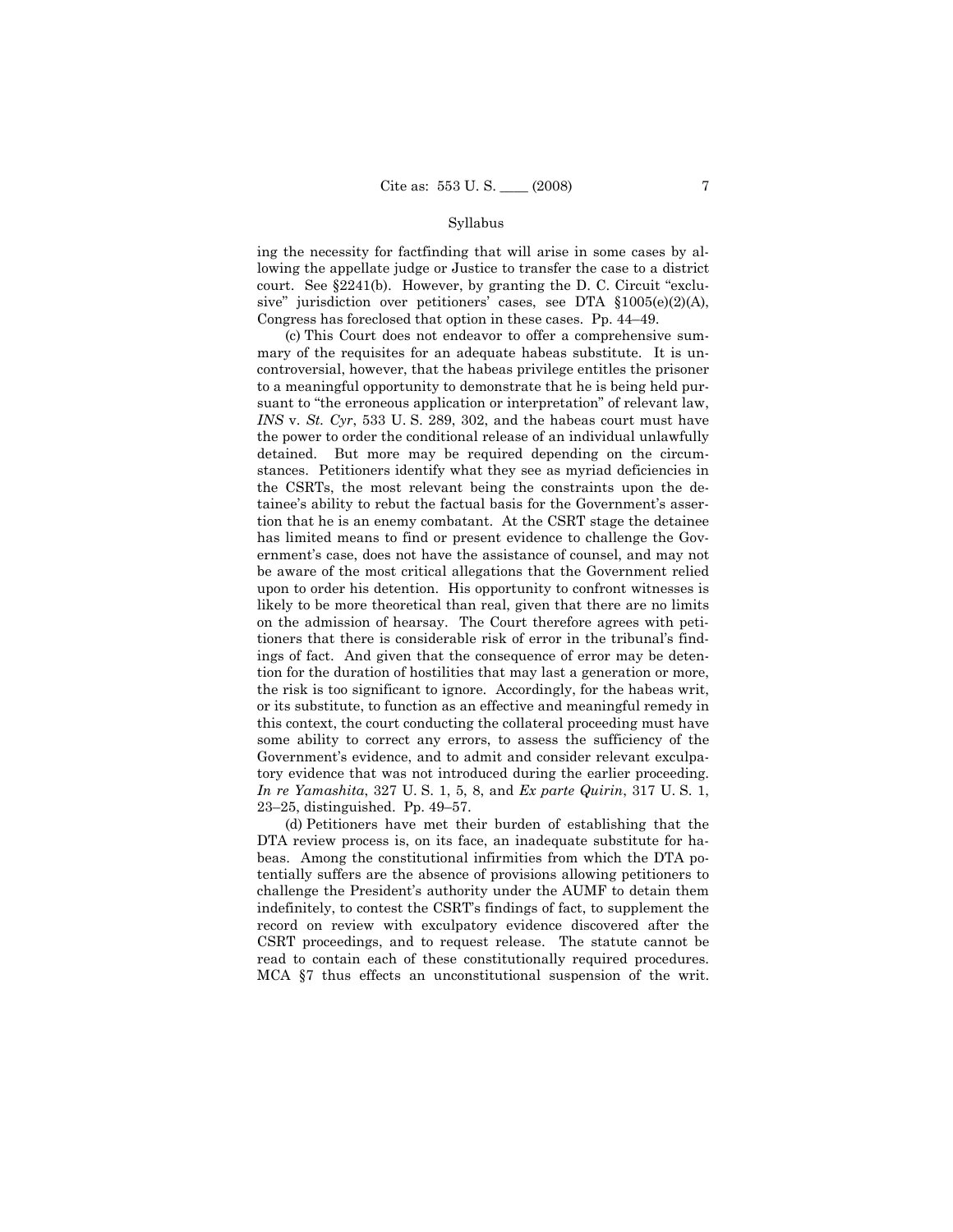ing the necessity for factfinding that will arise in some cases by allowing the appellate judge or Justice to transfer the case to a district court. See §2241(b). However, by granting the D. C. Circuit "exclusive" jurisdiction over petitioners' cases, see DTA §1005(e)(2)(A), Congress has foreclosed that option in these cases. Pp. 44–49.

(c) This Court does not endeavor to offer a comprehensive summary of the requisites for an adequate habeas substitute. It is uncontroversial, however, that the habeas privilege entitles the prisoner to a meaningful opportunity to demonstrate that he is being held pursuant to "the erroneous application or interpretation" of relevant law, *INS* v. *St. Cyr*, 533 U. S. 289, 302, and the habeas court must have the power to order the conditional release of an individual unlawfully detained. But more may be required depending on the circumstances. Petitioners identify what they see as myriad deficiencies in the CSRTs, the most relevant being the constraints upon the detainee's ability to rebut the factual basis for the Government's assertion that he is an enemy combatant. At the CSRT stage the detainee has limited means to find or present evidence to challenge the Government's case, does not have the assistance of counsel, and may not be aware of the most critical allegations that the Government relied upon to order his detention. His opportunity to confront witnesses is likely to be more theoretical than real, given that there are no limits on the admission of hearsay. The Court therefore agrees with petitioners that there is considerable risk of error in the tribunal's findings of fact. And given that the consequence of error may be detention for the duration of hostilities that may last a generation or more, the risk is too significant to ignore. Accordingly, for the habeas writ, or its substitute, to function as an effective and meaningful remedy in this context, the court conducting the collateral proceeding must have some ability to correct any errors, to assess the sufficiency of the Government's evidence, and to admit and consider relevant exculpatory evidence that was not introduced during the earlier proceeding. *In re Yamashita*, 327 U. S. 1, 5, 8, and *Ex parte Quirin*, 317 U. S. 1, 23–25, distinguished. Pp. 49–57.

(d) Petitioners have met their burden of establishing that the DTA review process is, on its face, an inadequate substitute for habeas. Among the constitutional infirmities from which the DTA potentially suffers are the absence of provisions allowing petitioners to challenge the President's authority under the AUMF to detain them indefinitely, to contest the CSRT's findings of fact, to supplement the record on review with exculpatory evidence discovered after the CSRT proceedings, and to request release. The statute cannot be read to contain each of these constitutionally required procedures. MCA §7 thus effects an unconstitutional suspension of the writ.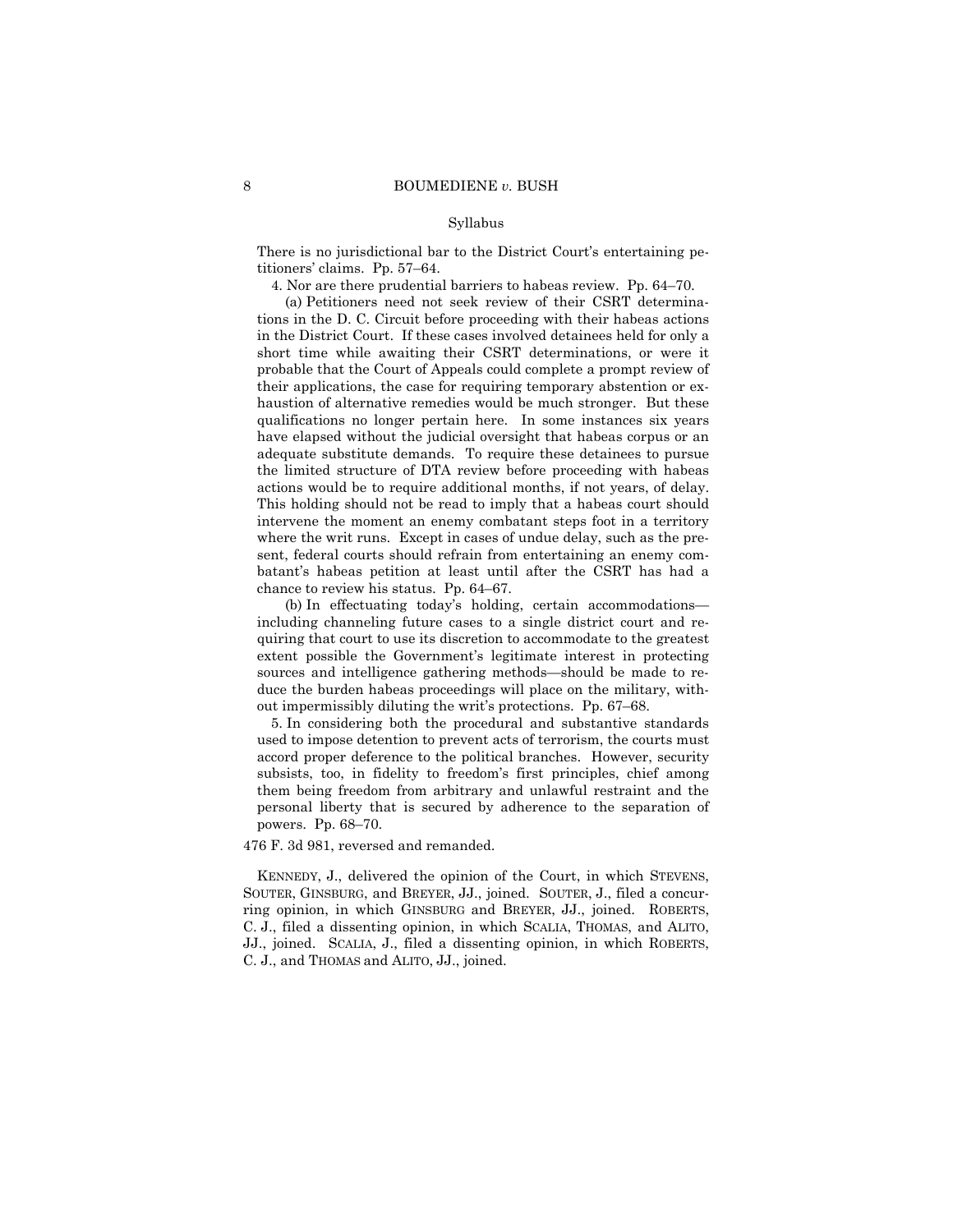Syllabus

There is no jurisdictional bar to the District Court's entertaining petitioners' claims. Pp. 57–64.

4. Nor are there prudential barriers to habeas review. Pp. 64–70.

(a) Petitioners need not seek review of their CSRT determinations in the D. C. Circuit before proceeding with their habeas actions in the District Court. If these cases involved detainees held for only a short time while awaiting their CSRT determinations, or were it probable that the Court of Appeals could complete a prompt review of their applications, the case for requiring temporary abstention or exhaustion of alternative remedies would be much stronger. But these qualifications no longer pertain here. In some instances six years have elapsed without the judicial oversight that habeas corpus or an adequate substitute demands. To require these detainees to pursue the limited structure of DTA review before proceeding with habeas actions would be to require additional months, if not years, of delay. This holding should not be read to imply that a habeas court should intervene the moment an enemy combatant steps foot in a territory where the writ runs. Except in cases of undue delay, such as the present, federal courts should refrain from entertaining an enemy combatant's habeas petition at least until after the CSRT has had a chance to review his status. Pp. 64–67.

(b) In effectuating today's holding, certain accommodations—including channeling future cases to a single district court and requiring that court to use its discretion to accommodate to the greatest extent possible the Government's legitimate interest in protecting sources and intelligence gathering methods—should be made to reduce the burden habeas proceedings will place on the military, without impermissibly diluting the writ's protections. Pp. 67–68.

5. In considering both the procedural and substantive standards used to impose detention to prevent acts of terrorism, the courts must accord proper deference to the political branches. However, security subsists, too, in fidelity to freedom's first principles, chief among them being freedom from arbitrary and unlawful restraint and the personal liberty that is secured by adherence to the separation of powers. Pp. 68–70.

476 F. 3d 981, reversed and remanded.

KENNEDY, J., delivered the opinion of the Court, in which STEVENS, SOUTER, GINSBURG, and BREYER, JJ., joined. SOUTER, J., filed a concurring opinion, in which GINSBURG and BREYER, JJ., joined. ROBERTS, C. J., filed a dissenting opinion, in which SCALIA, THOMAS, and ALITO, JJ., joined. SCALIA, J., filed a dissenting opinion, in which ROBERTS, C. J., and THOMAS and ALITO, JJ., joined.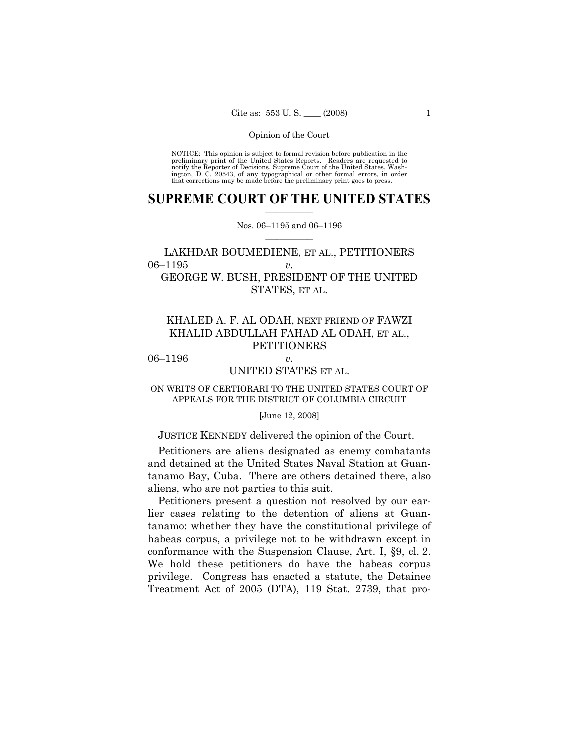Opinion of the Court

NOTICE: This opinion is subject to formal revision before publication in the preliminary print of the United States Reports. Readers are requested to notify the Reporter of Decisions, Supreme Court of the United States, Washington, D. C. 20543, of any typographical or other formal errors, in order that corrections may be made before the preliminary print goes to press.

# SUPREME COURT OF THE UNITED STATES

Nos. 06–1195 and 06–1196

LAKHDAR BOUMEDIENE, ET AL., PETITIONERS

06–1195 *v.*

GEORGE W. BUSH, PRESIDENT OF THE UNITED STATES, ET AL.

KHALED A. F. AL ODAH, NEXT FRIEND OF FAWZI KHALID ABDULLAH FAHAD AL ODAH, ET AL., PETITIONERS

06–1196 *v.*

UNITED STATES ET AL.

ON WRITS OF CERTIORARI TO THE UNITED STATES COURT OF APPEALS FOR THE DISTRICT OF COLUMBIA CIRCUIT

[June 12, 2008]

JUSTICE KENNEDY delivered the opinion of the Court.

Petitioners are aliens designated as enemy combatants and detained at the United States Naval Station at Guantanamo Bay, Cuba. There are others detained there, also aliens, who are not parties to this suit.

Petitioners present a question not resolved by our earlier cases relating to the detention of aliens at Guantanamo: whether they have the constitutional privilege of habeas corpus, a privilege not to be withdrawn except in conformance with the Suspension Clause, Art. I, §9, cl. 2. We hold these petitioners do have the habeas corpus privilege. Congress has enacted a statute, the Detainee Treatment Act of 2005 (DTA), 119 Stat. 2739, that pro-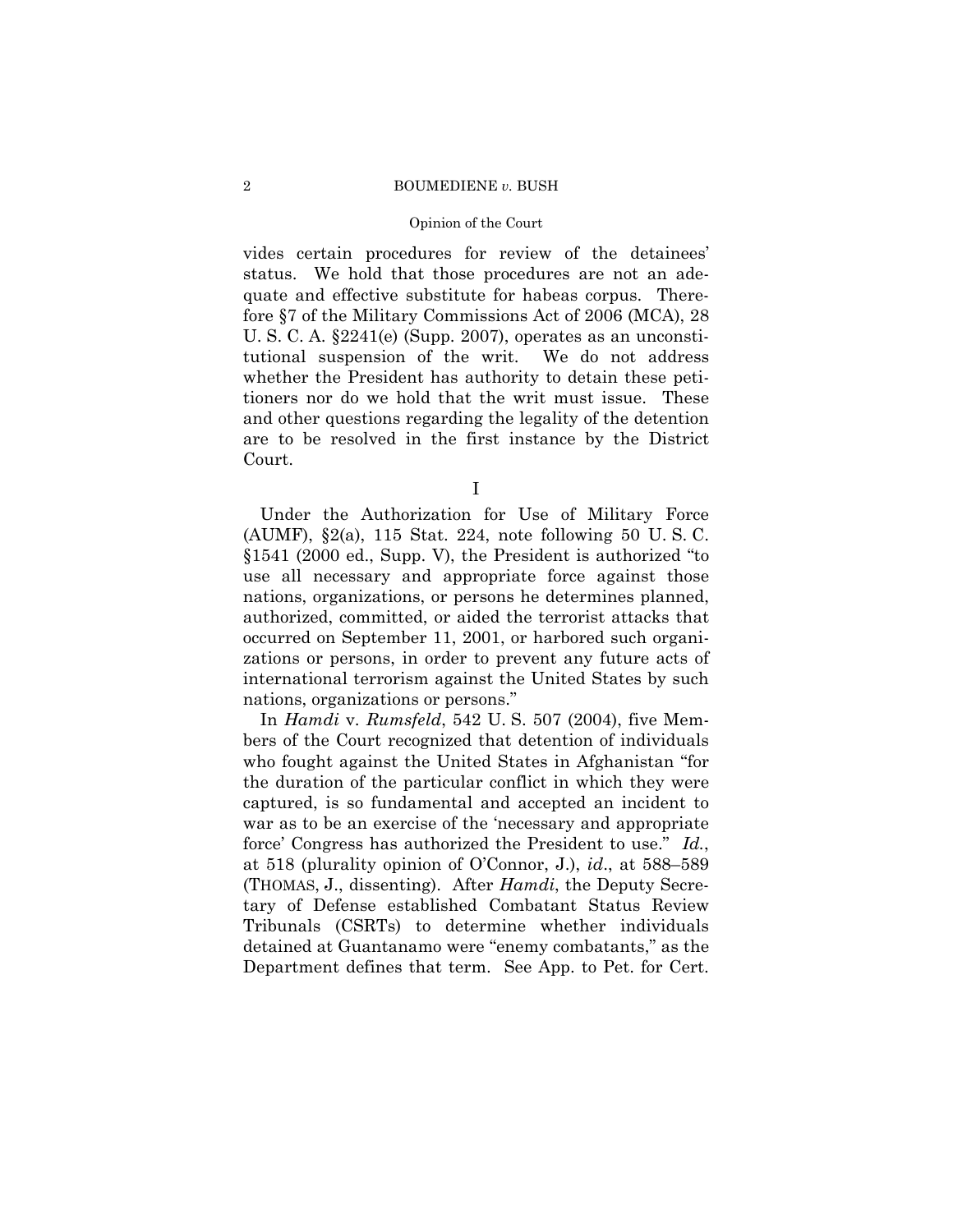vides certain procedures for review of the detainees' status. We hold that those procedures are not an adequate and effective substitute for habeas corpus. Therefore §7 of the Military Commissions Act of 2006 (MCA), 28 U. S. C. A. §2241(e) (Supp. 2007), operates as an unconstitutional suspension of the writ. We do not address whether the President has authority to detain these petitioners nor do we hold that the writ must issue. These and other questions regarding the legality of the detention are to be resolved in the first instance by the District Court.

## I

Under the Authorization for Use of Military Force (AUMF), §2(a), 115 Stat. 224, note following 50 U. S. C. §1541 (2000 ed., Supp. V), the President is authorized "to use all necessary and appropriate force against those nations, organizations, or persons he determines planned, authorized, committed, or aided the terrorist attacks that occurred on September 11, 2001, or harbored such organizations or persons, in order to prevent any future acts of international terrorism against the United States by such nations, organizations or persons."

In *Hamdi* v. *Rumsfeld*, 542 U. S. 507 (2004), five Members of the Court recognized that detention of individuals who fought against the United States in Afghanistan "for the duration of the particular conflict in which they were captured, is so fundamental and accepted an incident to war as to be an exercise of the 'necessary and appropriate force' Congress has authorized the President to use." *Id.*, at 518 (plurality opinion of O'Connor, J.), *id*., at 588–589 (THOMAS, J., dissenting). After *Hamdi*, the Deputy Secretary of Defense established Combatant Status Review Tribunals (CSRTs) to determine whether individuals detained at Guantanamo were "enemy combatants," as the Department defines that term. See App. to Pet. for Cert.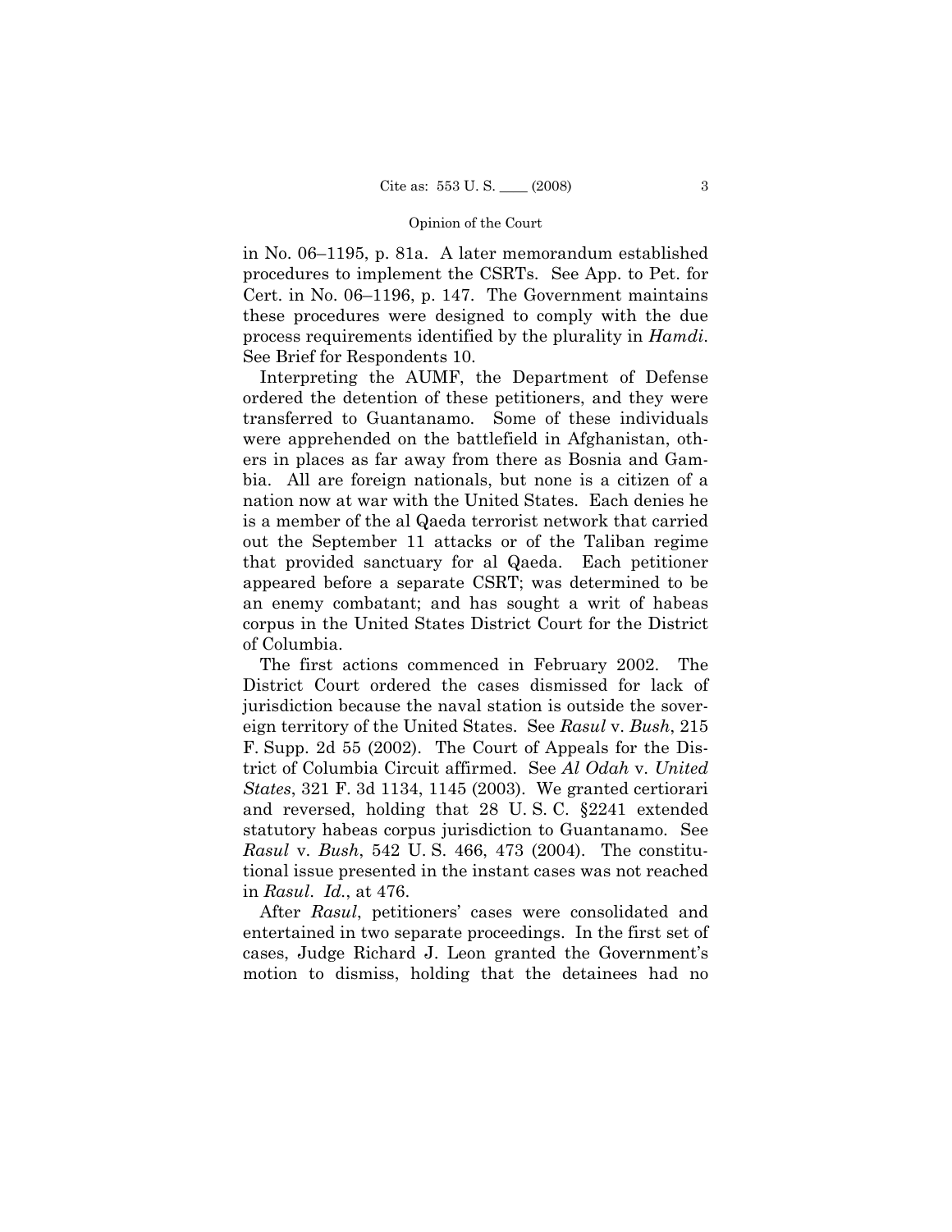in No. 06–1195, p. 81a. A later memorandum established procedures to implement the CSRTs. See App. to Pet. for Cert. in No. 06–1196, p. 147. The Government maintains these procedures were designed to comply with the due process requirements identified by the plurality in *Hamdi*. See Brief for Respondents 10.

Interpreting the AUMF, the Department of Defense ordered the detention of these petitioners, and they were transferred to Guantanamo. Some of these individuals were apprehended on the battlefield in Afghanistan, others in places as far away from there as Bosnia and Gambia. All are foreign nationals, but none is a citizen of a nation now at war with the United States. Each denies he is a member of the al Qaeda terrorist network that carried out the September 11 attacks or of the Taliban regime that provided sanctuary for al Qaeda. Each petitioner appeared before a separate CSRT; was determined to be an enemy combatant; and has sought a writ of habeas corpus in the United States District Court for the District of Columbia.

The first actions commenced in February 2002. The District Court ordered the cases dismissed for lack of jurisdiction because the naval station is outside the sovereign territory of the United States. See *Rasul* v. *Bush*, 215 F. Supp. 2d 55 (2002). The Court of Appeals for the District of Columbia Circuit affirmed. See *Al Odah* v. *United States*, 321 F. 3d 1134, 1145 (2003). We granted certiorari and reversed, holding that 28 U. S. C. §2241 extended statutory habeas corpus jurisdiction to Guantanamo. See *Rasul* v. *Bush*, 542 U. S. 466, 473 (2004). The constitutional issue presented in the instant cases was not reached in *Rasul*. *Id.*, at 476.

After *Rasul*, petitioners' cases were consolidated and entertained in two separate proceedings. In the first set of cases, Judge Richard J. Leon granted the Government's motion to dismiss, holding that the detainees had no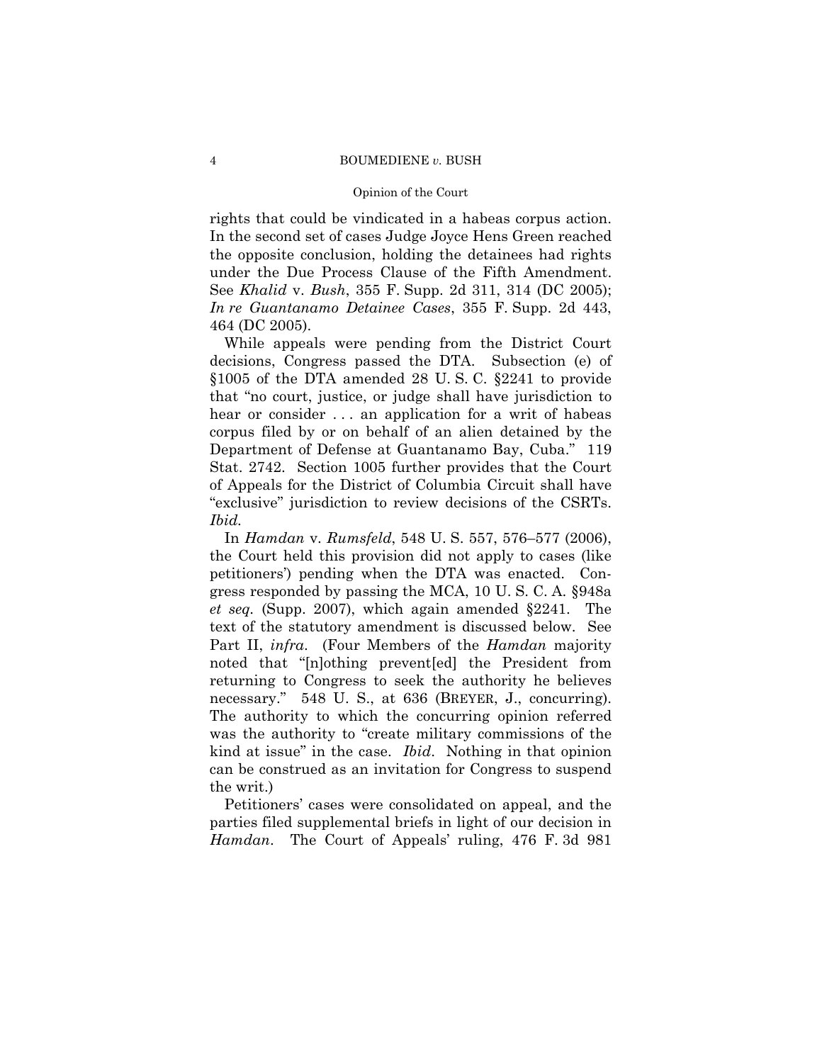rights that could be vindicated in a habeas corpus action. In the second set of cases Judge Joyce Hens Green reached the opposite conclusion, holding the detainees had rights under the Due Process Clause of the Fifth Amendment. See *Khalid* v. *Bush*, 355 F. Supp. 2d 311, 314 (DC 2005); *In re Guantanamo Detainee Cases*, 355 F. Supp. 2d 443, 464 (DC 2005).

While appeals were pending from the District Court decisions, Congress passed the DTA. Subsection (e) of §1005 of the DTA amended 28 U. S. C. §2241 to provide that "no court, justice, or judge shall have jurisdiction to hear or consider . . . an application for a writ of habeas corpus filed by or on behalf of an alien detained by the Department of Defense at Guantanamo Bay, Cuba." 119 Stat. 2742. Section 1005 further provides that the Court of Appeals for the District of Columbia Circuit shall have "exclusive" jurisdiction to review decisions of the CSRTs. *Ibid.*

In *Hamdan* v. *Rumsfeld*, 548 U. S. 557, 576–577 (2006), the Court held this provision did not apply to cases (like petitioners') pending when the DTA was enacted. Congress responded by passing the MCA, 10 U. S. C. A. §948a *et seq.* (Supp. 2007), which again amended §2241. The text of the statutory amendment is discussed below. See Part II, *infra*. (Four Members of the *Hamdan* majority noted that "[n]othing prevent[ed] the President from returning to Congress to seek the authority he believes necessary." 548 U. S., at 636 (BREYER, J., concurring). The authority to which the concurring opinion referred was the authority to "create military commissions of the kind at issue" in the case. *Ibid*. Nothing in that opinion can be construed as an invitation for Congress to suspend the writ.)

Petitioners' cases were consolidated on appeal, and the parties filed supplemental briefs in light of our decision in *Hamdan*. The Court of Appeals' ruling, 476 F. 3d 981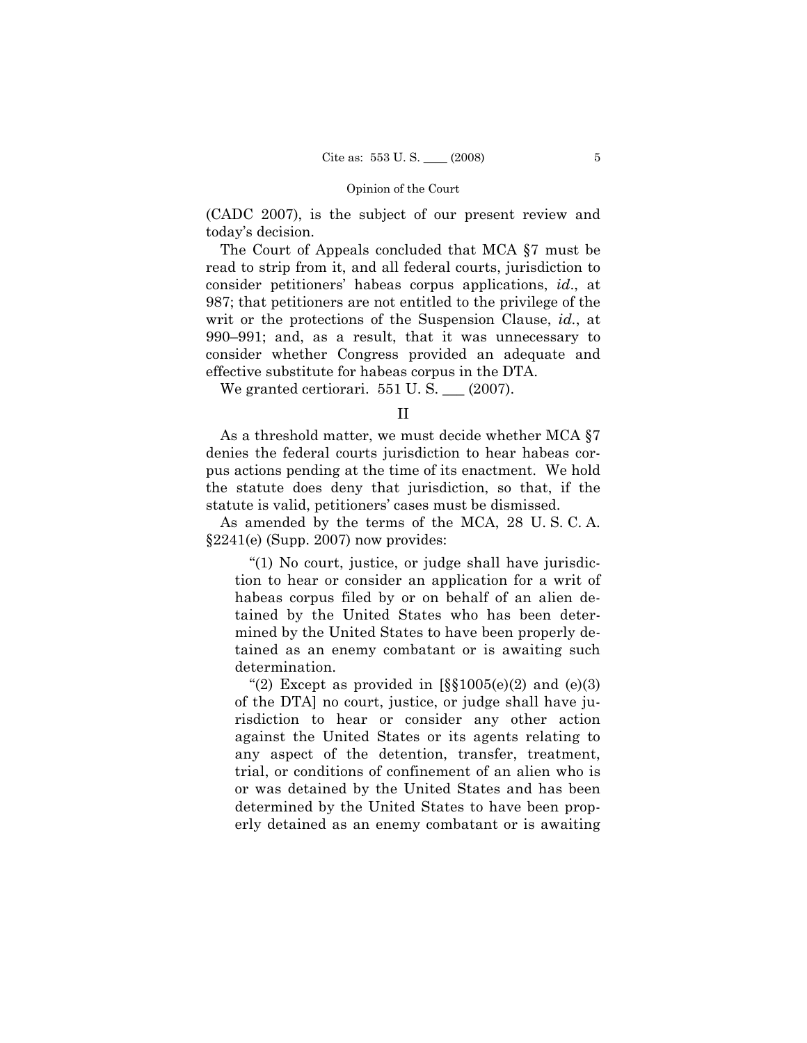(CADC 2007), is the subject of our present review and today's decision.

The Court of Appeals concluded that MCA §7 must be read to strip from it, and all federal courts, jurisdiction to consider petitioners' habeas corpus applications, *id*., at 987; that petitioners are not entitled to the privilege of the writ or the protections of the Suspension Clause, *id.*, at 990–991; and, as a result, that it was unnecessary to consider whether Congress provided an adequate and effective substitute for habeas corpus in the DTA.

We granted certiorari. 551 U. S. ___ (2007).

## II

As a threshold matter, we must decide whether MCA §7 denies the federal courts jurisdiction to hear habeas corpus actions pending at the time of its enactment. We hold the statute does deny that jurisdiction, so that, if the statute is valid, petitioners' cases must be dismissed.

As amended by the terms of the MCA, 28 U. S. C. A. §2241(e) (Supp. 2007) now provides:

> "(1) No court, justice, or judge shall have jurisdiction to hear or consider an application for a writ of habeas corpus filed by or on behalf of an alien detained by the United States who has been determined by the United States to have been properly detained as an enemy combatant or is awaiting such determination.
>
> "(2) Except as provided in [§§1005(e)(2) and (e)(3) of the DTA] no court, justice, or judge shall have jurisdiction to hear or consider any other action against the United States or its agents relating to any aspect of the detention, transfer, treatment, trial, or conditions of confinement of an alien who is or was detained by the United States and has been determined by the United States to have been properly detained as an enemy combatant or is awaiting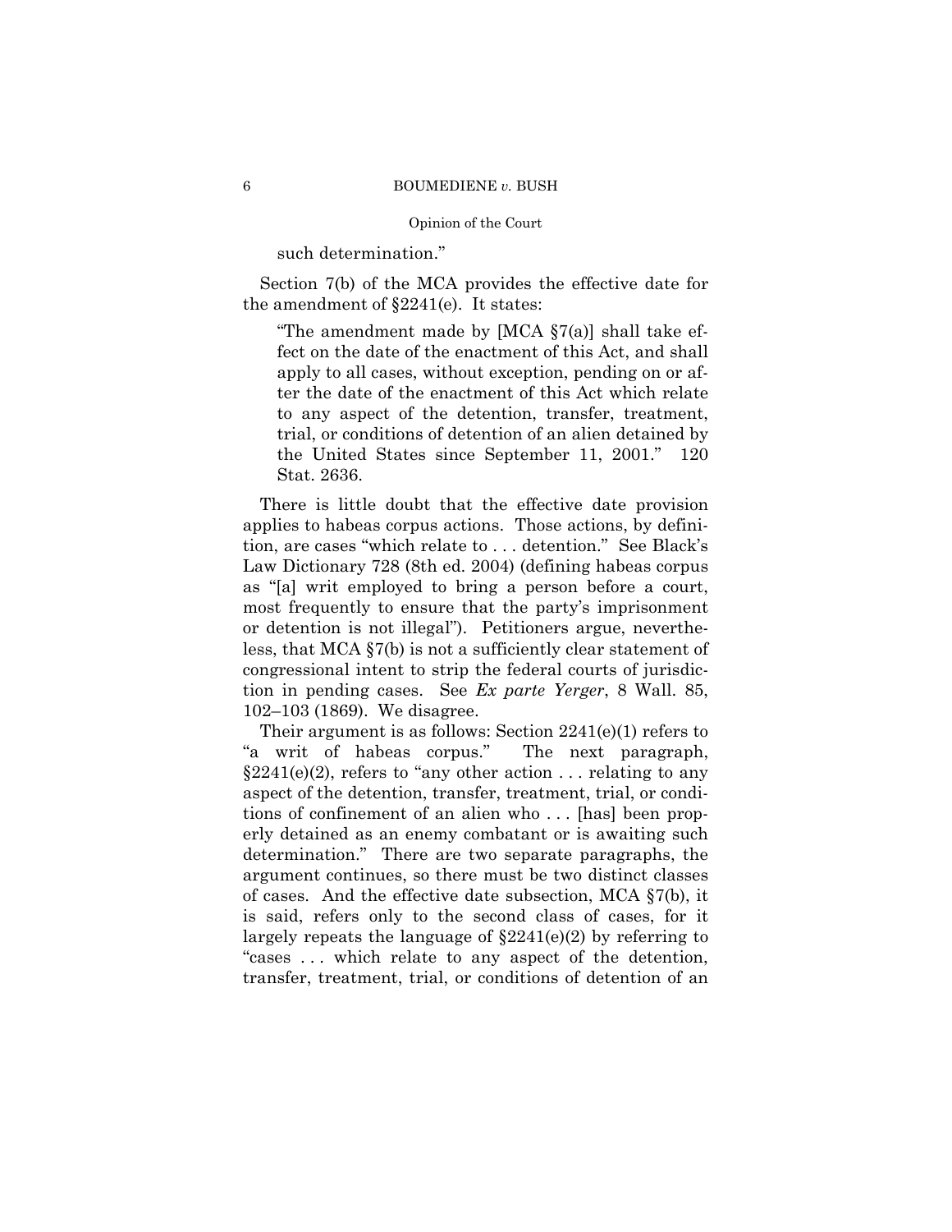such determination."

Section 7(b) of the MCA provides the effective date for the amendment of §2241(e). It states:

> "The amendment made by [MCA §7(a)] shall take effect on the date of the enactment of this Act, and shall apply to all cases, without exception, pending on or after the date of the enactment of this Act which relate to any aspect of the detention, transfer, treatment, trial, or conditions of detention of an alien detained by the United States since September 11, 2001." 120 Stat. 2636.

There is little doubt that the effective date provision applies to habeas corpus actions. Those actions, by definition, are cases "which relate to . . . detention." See Black's Law Dictionary 728 (8th ed. 2004) (defining habeas corpus as "[a] writ employed to bring a person before a court, most frequently to ensure that the party's imprisonment or detention is not illegal"). Petitioners argue, nevertheless, that MCA §7(b) is not a sufficiently clear statement of congressional intent to strip the federal courts of jurisdiction in pending cases. See *Ex parte Yerger*, 8 Wall. 85, 102–103 (1869). We disagree.

Their argument is as follows: Section 2241(e)(1) refers to "a writ of habeas corpus." The next paragraph, §2241(e)(2), refers to "any other action . . . relating to any aspect of the detention, transfer, treatment, trial, or conditions of confinement of an alien who . . . [has] been properly detained as an enemy combatant or is awaiting such determination." There are two separate paragraphs, the argument continues, so there must be two distinct classes of cases. And the effective date subsection, MCA §7(b), it is said, refers only to the second class of cases, for it largely repeats the language of §2241(e)(2) by referring to "cases . . . which relate to any aspect of the detention, transfer, treatment, trial, or conditions of detention of an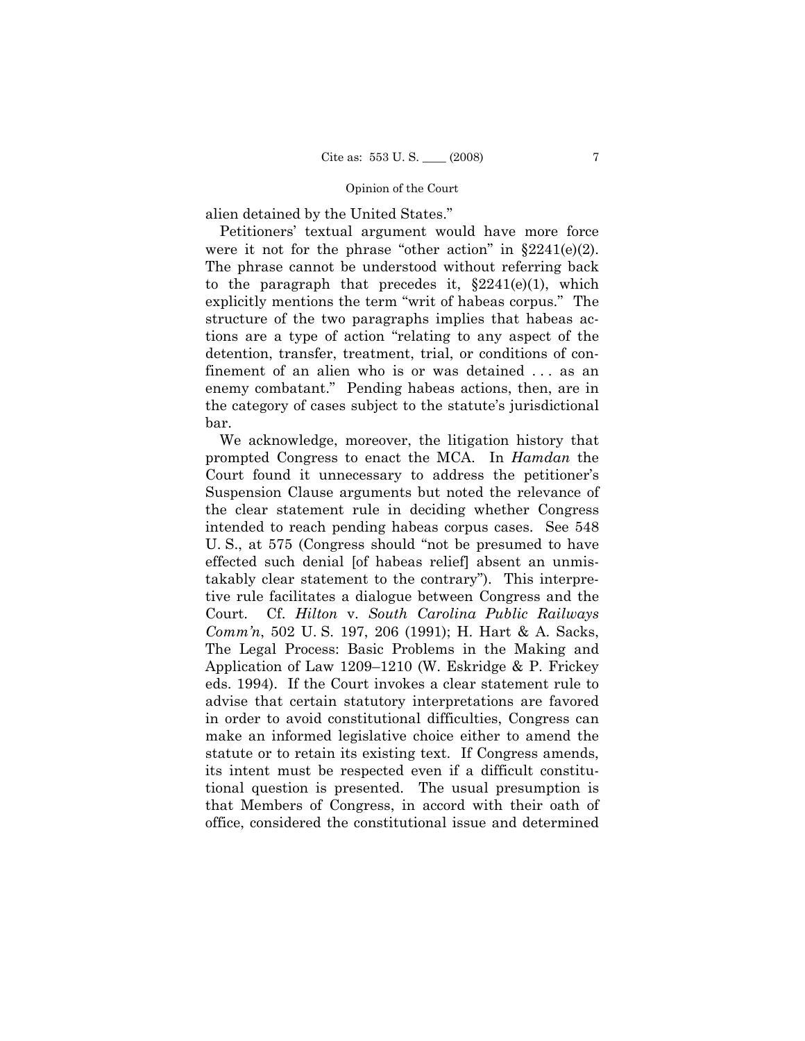alien detained by the United States."

Petitioners' textual argument would have more force were it not for the phrase "other action" in §2241(e)(2). The phrase cannot be understood without referring back to the paragraph that precedes it, §2241(e)(1), which explicitly mentions the term "writ of habeas corpus." The structure of the two paragraphs implies that habeas actions are a type of action "relating to any aspect of the detention, transfer, treatment, trial, or conditions of confinement of an alien who is or was detained . . . as an enemy combatant." Pending habeas actions, then, are in the category of cases subject to the statute's jurisdictional bar.

We acknowledge, moreover, the litigation history that prompted Congress to enact the MCA. In *Hamdan* the Court found it unnecessary to address the petitioner's Suspension Clause arguments but noted the relevance of the clear statement rule in deciding whether Congress intended to reach pending habeas corpus cases. See 548 U. S., at 575 (Congress should "not be presumed to have effected such denial [of habeas relief] absent an unmistakably clear statement to the contrary"). This interpretive rule facilitates a dialogue between Congress and the Court. Cf. *Hilton* v. *South Carolina Public Railways Comm'n*, 502 U. S. 197, 206 (1991); H. Hart & A. Sacks, The Legal Process: Basic Problems in the Making and Application of Law 1209–1210 (W. Eskridge & P. Frickey eds. 1994). If the Court invokes a clear statement rule to advise that certain statutory interpretations are favored in order to avoid constitutional difficulties, Congress can make an informed legislative choice either to amend the statute or to retain its existing text. If Congress amends, its intent must be respected even if a difficult constitutional question is presented. The usual presumption is that Members of Congress, in accord with their oath of office, considered the constitutional issue and determined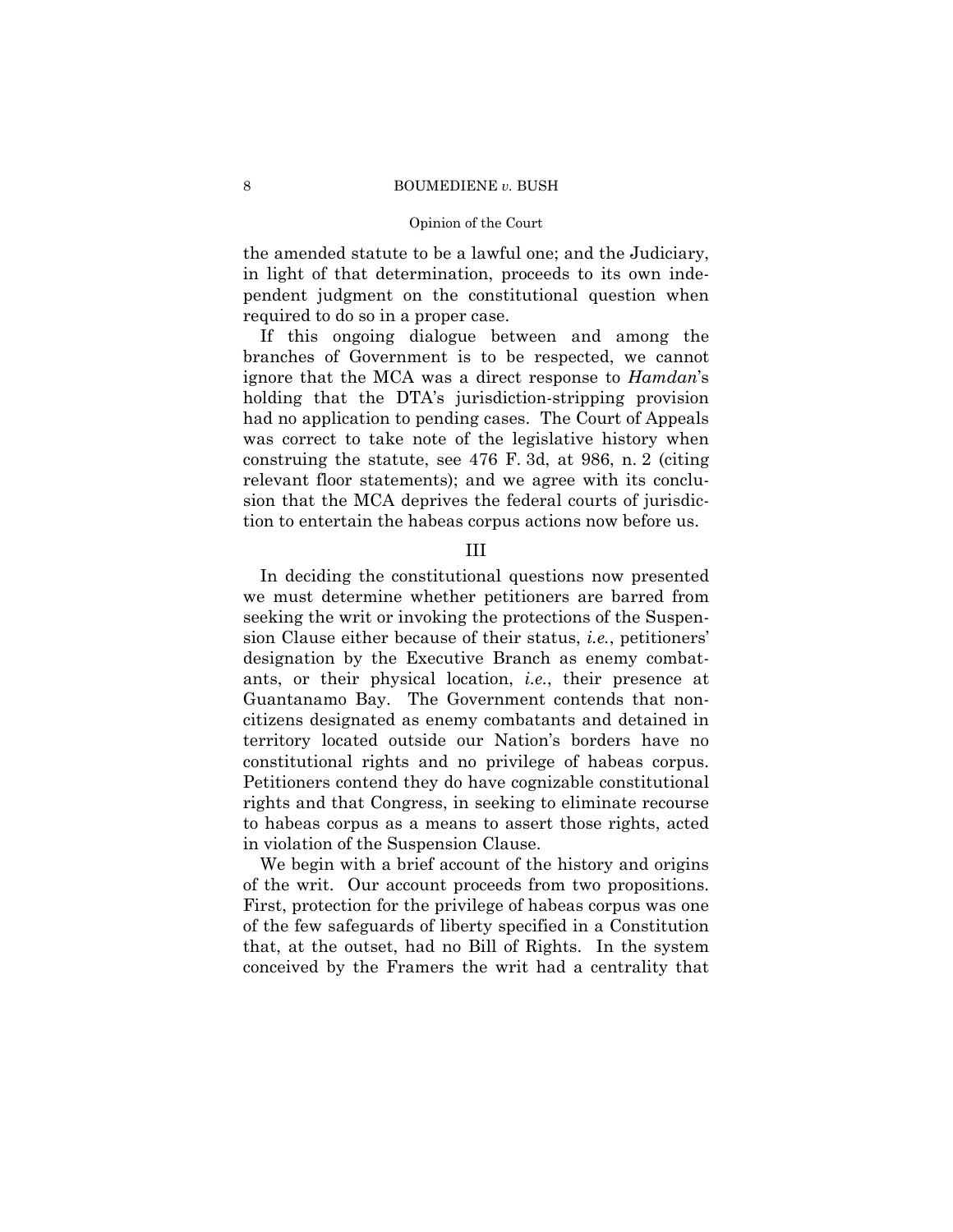the amended statute to be a lawful one; and the Judiciary, in light of that determination, proceeds to its own independent judgment on the constitutional question when required to do so in a proper case.

If this ongoing dialogue between and among the branches of Government is to be respected, we cannot ignore that the MCA was a direct response to *Hamdan*'s holding that the DTA's jurisdiction-stripping provision had no application to pending cases. The Court of Appeals was correct to take note of the legislative history when construing the statute, see 476 F. 3d, at 986, n. 2 (citing relevant floor statements); and we agree with its conclusion that the MCA deprives the federal courts of jurisdiction to entertain the habeas corpus actions now before us.

## III

In deciding the constitutional questions now presented we must determine whether petitioners are barred from seeking the writ or invoking the protections of the Suspension Clause either because of their status, *i.e.*, petitioners' designation by the Executive Branch as enemy combatants, or their physical location, *i.e.*, their presence at Guantanamo Bay. The Government contends that noncitizens designated as enemy combatants and detained in territory located outside our Nation's borders have no constitutional rights and no privilege of habeas corpus. Petitioners contend they do have cognizable constitutional rights and that Congress, in seeking to eliminate recourse to habeas corpus as a means to assert those rights, acted in violation of the Suspension Clause.

We begin with a brief account of the history and origins of the writ. Our account proceeds from two propositions. First, protection for the privilege of habeas corpus was one of the few safeguards of liberty specified in a Constitution that, at the outset, had no Bill of Rights. In the system conceived by the Framers the writ had a centrality that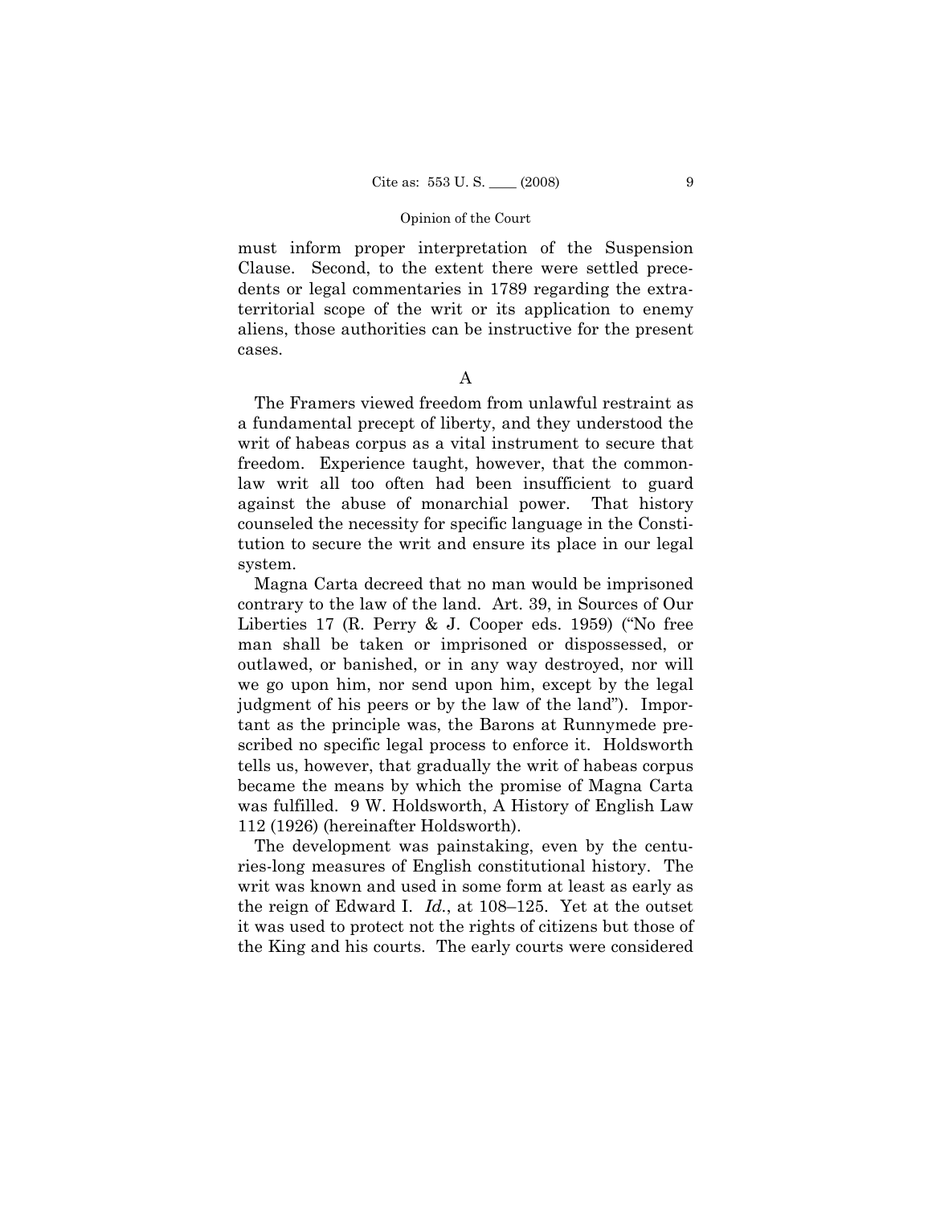must inform proper interpretation of the Suspension Clause. Second, to the extent there were settled precedents or legal commentaries in 1789 regarding the extraterritorial scope of the writ or its application to enemy aliens, those authorities can be instructive for the present cases.

### A

The Framers viewed freedom from unlawful restraint as a fundamental precept of liberty, and they understood the writ of habeas corpus as a vital instrument to secure that freedom. Experience taught, however, that the common-law writ all too often had been insufficient to guard against the abuse of monarchial power. That history counseled the necessity for specific language in the Constitution to secure the writ and ensure its place in our legal system.

Magna Carta decreed that no man would be imprisoned contrary to the law of the land. Art. 39, in Sources of Our Liberties 17 (R. Perry & J. Cooper eds. 1959) ("No free man shall be taken or imprisoned or dispossessed, or outlawed, or banished, or in any way destroyed, nor will we go upon him, nor send upon him, except by the legal judgment of his peers or by the law of the land"). Important as the principle was, the Barons at Runnymede prescribed no specific legal process to enforce it. Holdsworth tells us, however, that gradually the writ of habeas corpus became the means by which the promise of Magna Carta was fulfilled. 9 W. Holdsworth, A History of English Law 112 (1926) (hereinafter Holdsworth).

The development was painstaking, even by the centuries-long measures of English constitutional history. The writ was known and used in some form at least as early as the reign of Edward I. *Id.*, at 108–125. Yet at the outset it was used to protect not the rights of citizens but those of the King and his courts. The early courts were considered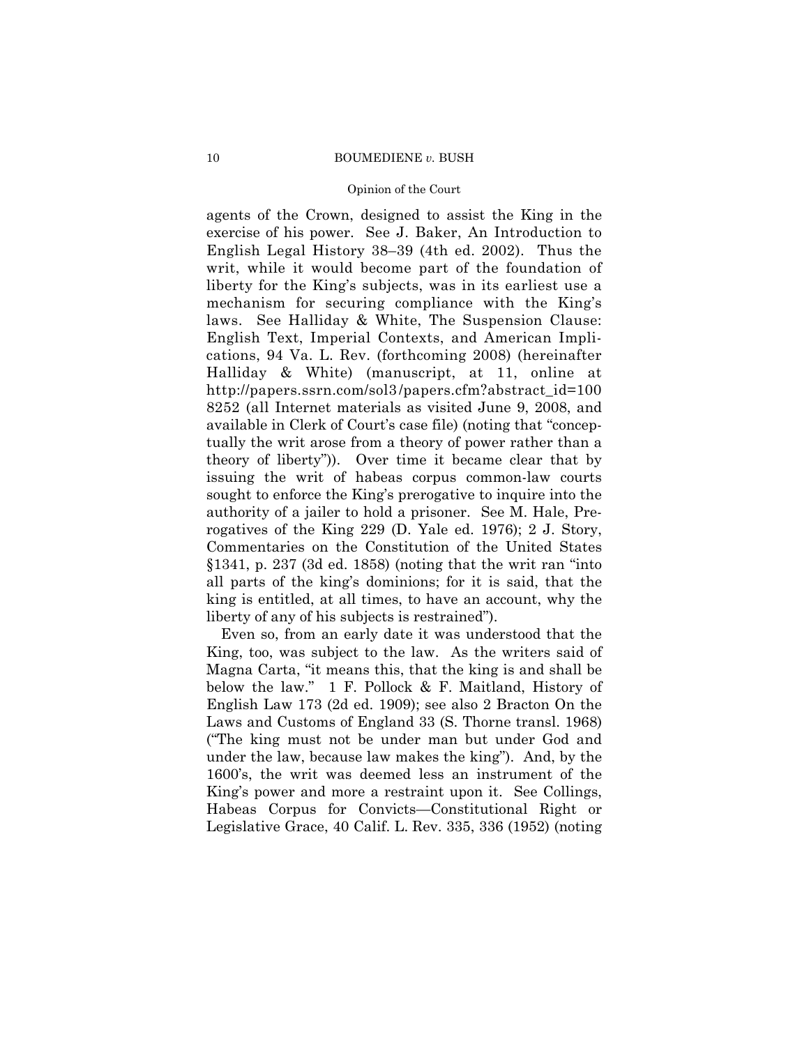agents of the Crown, designed to assist the King in the exercise of his power. See J. Baker, An Introduction to English Legal History 38–39 (4th ed. 2002). Thus the writ, while it would become part of the foundation of liberty for the King's subjects, was in its earliest use a mechanism for securing compliance with the King's laws. See Halliday & White, The Suspension Clause: English Text, Imperial Contexts, and American Implications, 94 Va. L. Rev. (forthcoming 2008) (hereinafter Halliday & White) (manuscript, at 11, online at http://papers.ssrn.com/sol3/papers.cfm?abstract_id=1008252 (all Internet materials as visited June 9, 2008, and available in Clerk of Court's case file) (noting that "conceptually the writ arose from a theory of power rather than a theory of liberty")). Over time it became clear that by issuing the writ of habeas corpus common-law courts sought to enforce the King's prerogative to inquire into the authority of a jailer to hold a prisoner. See M. Hale, Prerogatives of the King 229 (D. Yale ed. 1976); 2 J. Story, Commentaries on the Constitution of the United States §1341, p. 237 (3d ed. 1858) (noting that the writ ran "into all parts of the king's dominions; for it is said, that the king is entitled, at all times, to have an account, why the liberty of any of his subjects is restrained").

Even so, from an early date it was understood that the King, too, was subject to the law. As the writers said of Magna Carta, "it means this, that the king is and shall be below the law." 1 F. Pollock & F. Maitland, History of English Law 173 (2d ed. 1909); see also 2 Bracton On the Laws and Customs of England 33 (S. Thorne transl. 1968) ("The king must not be under man but under God and under the law, because law makes the king"). And, by the 1600's, the writ was deemed less an instrument of the King's power and more a restraint upon it. See Collings, Habeas Corpus for Convicts—Constitutional Right or Legislative Grace, 40 Calif. L. Rev. 335, 336 (1952) (noting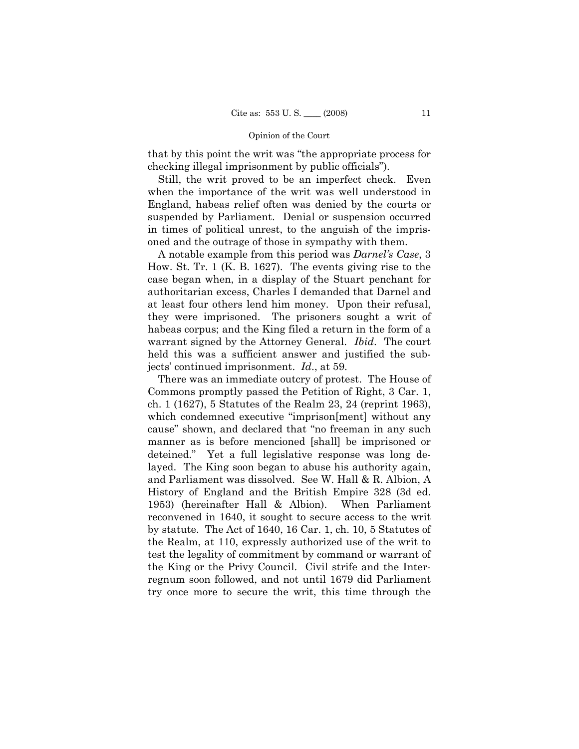that by this point the writ was "the appropriate process for checking illegal imprisonment by public officials").

Still, the writ proved to be an imperfect check. Even when the importance of the writ was well understood in England, habeas relief often was denied by the courts or suspended by Parliament. Denial or suspension occurred in times of political unrest, to the anguish of the imprisoned and the outrage of those in sympathy with them.

A notable example from this period was *Darnel's Case*, 3 How. St. Tr. 1 (K. B. 1627). The events giving rise to the case began when, in a display of the Stuart penchant for authoritarian excess, Charles I demanded that Darnel and at least four others lend him money. Upon their refusal, they were imprisoned. The prisoners sought a writ of habeas corpus; and the King filed a return in the form of a warrant signed by the Attorney General. *Ibid*. The court held this was a sufficient answer and justified the subjects' continued imprisonment. *Id*., at 59.

There was an immediate outcry of protest. The House of Commons promptly passed the Petition of Right, 3 Car. 1, ch. 1 (1627), 5 Statutes of the Realm 23, 24 (reprint 1963), which condemned executive "imprison[ment] without any cause" shown, and declared that "no freeman in any such manner as is before mencioned [shall] be imprisoned or deteined." Yet a full legislative response was long delayed. The King soon began to abuse his authority again, and Parliament was dissolved. See W. Hall & R. Albion, A History of England and the British Empire 328 (3d ed. 1953) (hereinafter Hall & Albion). When Parliament reconvened in 1640, it sought to secure access to the writ by statute. The Act of 1640, 16 Car. 1, ch. 10, 5 Statutes of the Realm, at 110, expressly authorized use of the writ to test the legality of commitment by command or warrant of the King or the Privy Council. Civil strife and the Interregnum soon followed, and not until 1679 did Parliament try once more to secure the writ, this time through the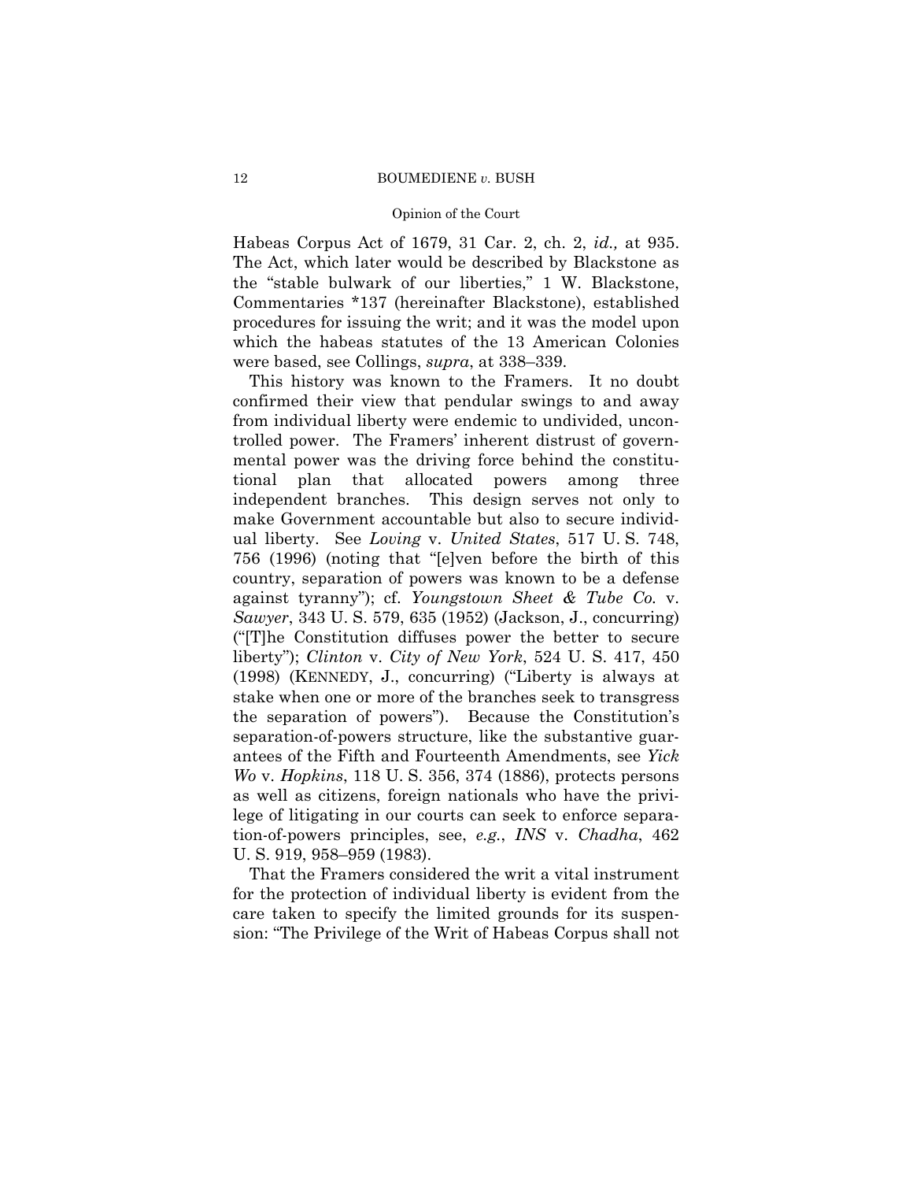Habeas Corpus Act of 1679, 31 Car. 2, ch. 2, *id.,* at 935. The Act, which later would be described by Blackstone as the "stable bulwark of our liberties," 1 W. Blackstone, Commentaries *137 (hereinafter Blackstone), established procedures for issuing the writ; and it was the model upon which the habeas statutes of the 13 American Colonies were based, see Collings, *supra*, at 338–339.

This history was known to the Framers. It no doubt confirmed their view that pendular swings to and away from individual liberty were endemic to undivided, uncontrolled power. The Framers' inherent distrust of governmental power was the driving force behind the constitutional plan that allocated powers among three independent branches. This design serves not only to make Government accountable but also to secure individual liberty. See *Loving* v. *United States*, 517 U. S. 748, 756 (1996) (noting that "[e]ven before the birth of this country, separation of powers was known to be a defense against tyranny"); cf. *Youngstown Sheet & Tube Co.* v. *Sawyer*, 343 U. S. 579, 635 (1952) (Jackson, J., concurring) ("[T]he Constitution diffuses power the better to secure liberty"); *Clinton* v. *City of New York*, 524 U. S. 417, 450 (1998) (KENNEDY, J., concurring) ("Liberty is always at stake when one or more of the branches seek to transgress the separation of powers"). Because the Constitution's separation-of-powers structure, like the substantive guarantees of the Fifth and Fourteenth Amendments, see *Yick Wo* v. *Hopkins*, 118 U. S. 356, 374 (1886), protects persons as well as citizens, foreign nationals who have the privilege of litigating in our courts can seek to enforce separation-of-powers principles, see, *e.g.*, *INS* v. *Chadha*, 462 U. S. 919, 958–959 (1983).

That the Framers considered the writ a vital instrument for the protection of individual liberty is evident from the care taken to specify the limited grounds for its suspension: "The Privilege of the Writ of Habeas Corpus shall not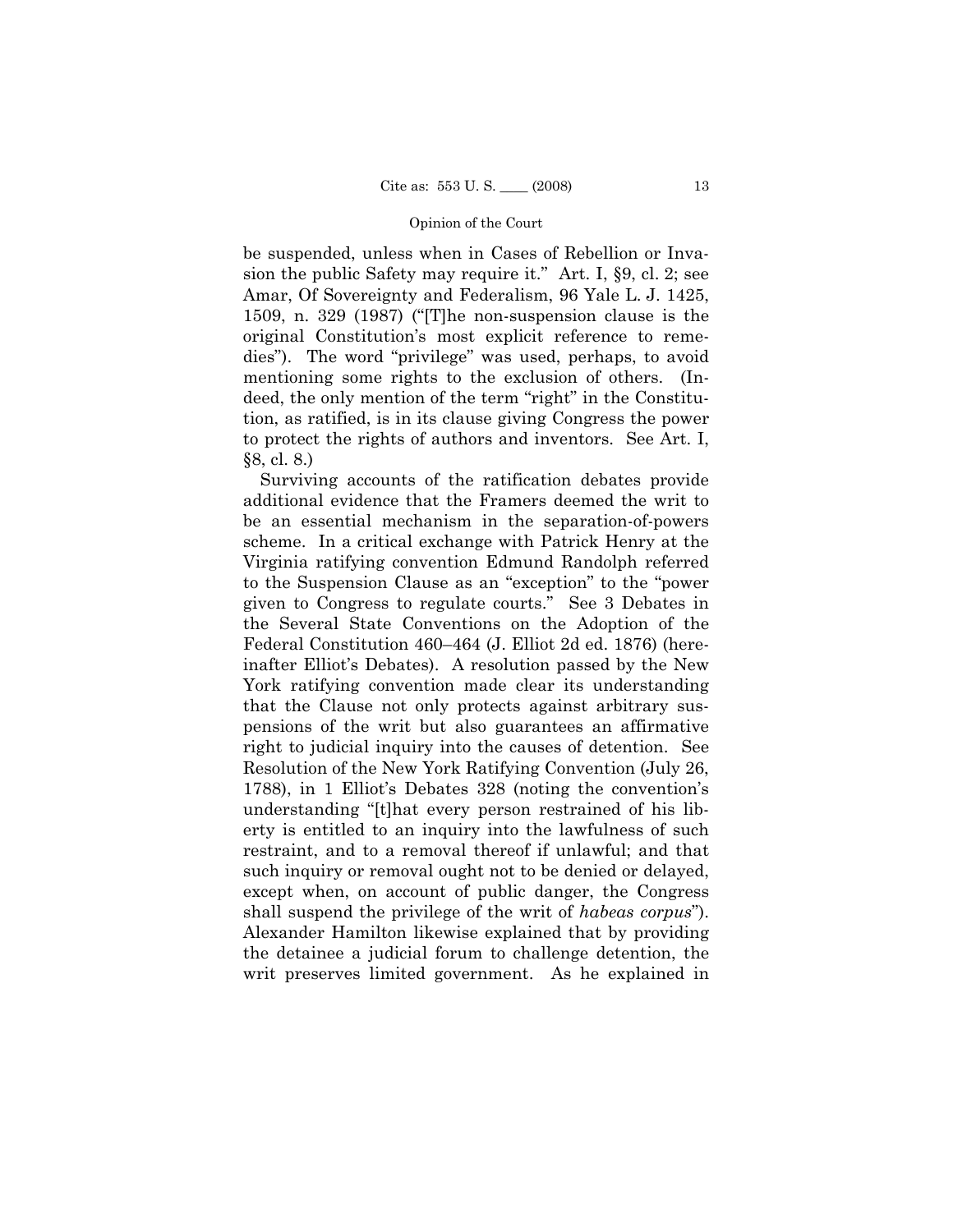be suspended, unless when in Cases of Rebellion or Invasion the public Safety may require it." Art. I, §9, cl. 2; see Amar, Of Sovereignty and Federalism, 96 Yale L. J. 1425, 1509, n. 329 (1987) ("[T]he non-suspension clause is the original Constitution's most explicit reference to remedies"). The word "privilege" was used, perhaps, to avoid mentioning some rights to the exclusion of others. (Indeed, the only mention of the term "right" in the Constitution, as ratified, is in its clause giving Congress the power to protect the rights of authors and inventors. See Art. I, §8, cl. 8.)

Surviving accounts of the ratification debates provide additional evidence that the Framers deemed the writ to be an essential mechanism in the separation-of-powers scheme. In a critical exchange with Patrick Henry at the Virginia ratifying convention Edmund Randolph referred to the Suspension Clause as an "exception" to the "power given to Congress to regulate courts." See 3 Debates in the Several State Conventions on the Adoption of the Federal Constitution 460–464 (J. Elliot 2d ed. 1876) (hereinafter Elliot's Debates). A resolution passed by the New York ratifying convention made clear its understanding that the Clause not only protects against arbitrary suspensions of the writ but also guarantees an affirmative right to judicial inquiry into the causes of detention. See Resolution of the New York Ratifying Convention (July 26, 1788), in 1 Elliot's Debates 328 (noting the convention's understanding "[t]hat every person restrained of his liberty is entitled to an inquiry into the lawfulness of such restraint, and to a removal thereof if unlawful; and that such inquiry or removal ought not to be denied or delayed, except when, on account of public danger, the Congress shall suspend the privilege of the writ of *habeas corpus*"). Alexander Hamilton likewise explained that by providing the detainee a judicial forum to challenge detention, the writ preserves limited government. As he explained in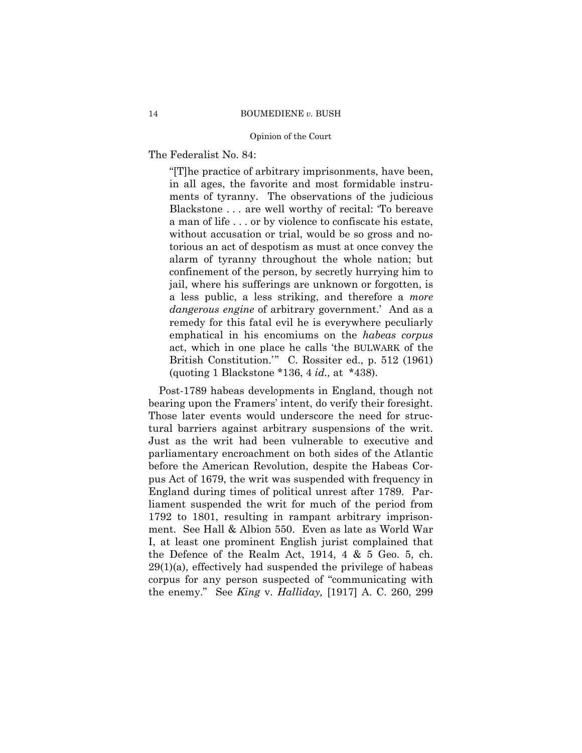The Federalist No. 84:

> "[T]he practice of arbitrary imprisonments, have been, in all ages, the favorite and most formidable instruments of tyranny. The observations of the judicious Blackstone . . . are well worthy of recital: 'To bereave a man of life . . . or by violence to confiscate his estate, without accusation or trial, would be so gross and notorious an act of despotism as must at once convey the alarm of tyranny throughout the whole nation; but confinement of the person, by secretly hurrying him to jail, where his sufferings are unknown or forgotten, is a less public, a less striking, and therefore a *more dangerous engine* of arbitrary government.' And as a remedy for this fatal evil he is everywhere peculiarly emphatical in his encomiums on the *habeas corpus* act, which in one place he calls 'the BULWARK of the British Constitution.'" C. Rossiter ed., p. 512 (1961) (quoting 1 Blackstone *136, 4 *id.,* at *438).

Post-1789 habeas developments in England, though not bearing upon the Framers' intent, do verify their foresight. Those later events would underscore the need for structural barriers against arbitrary suspensions of the writ. Just as the writ had been vulnerable to executive and parliamentary encroachment on both sides of the Atlantic before the American Revolution, despite the Habeas Corpus Act of 1679, the writ was suspended with frequency in England during times of political unrest after 1789. Parliament suspended the writ for much of the period from 1792 to 1801, resulting in rampant arbitrary imprisonment. See Hall & Albion 550. Even as late as World War I, at least one prominent English jurist complained that the Defence of the Realm Act, 1914, 4 & 5 Geo. 5, ch. 29(1)(a), effectively had suspended the privilege of habeas corpus for any person suspected of "communicating with the enemy." See *King* v. *Halliday,* [1917] A. C. 260, 299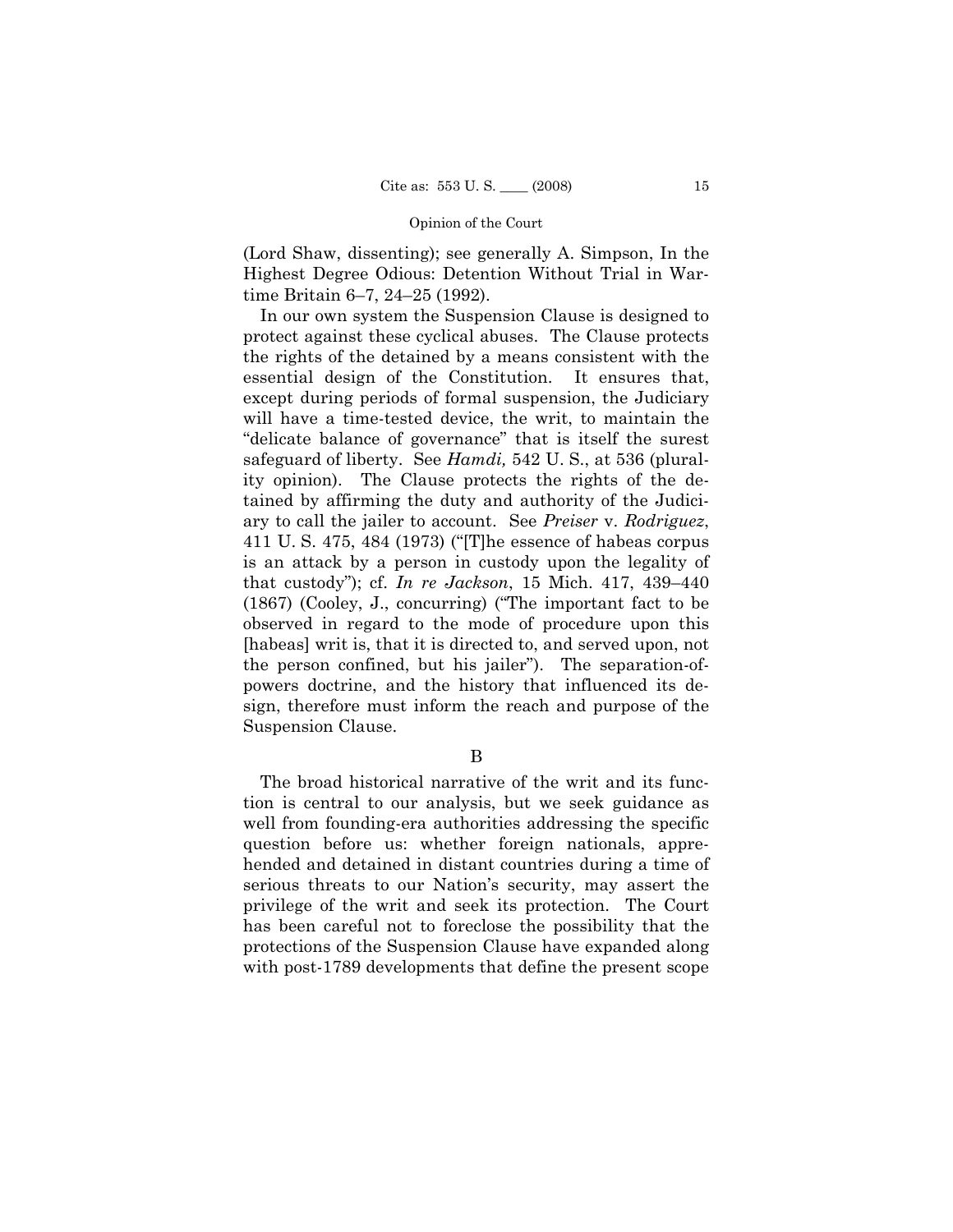(Lord Shaw, dissenting); see generally A. Simpson, In the Highest Degree Odious: Detention Without Trial in Wartime Britain 6–7, 24–25 (1992).

In our own system the Suspension Clause is designed to protect against these cyclical abuses. The Clause protects the rights of the detained by a means consistent with the essential design of the Constitution. It ensures that, except during periods of formal suspension, the Judiciary will have a time-tested device, the writ, to maintain the "delicate balance of governance" that is itself the surest safeguard of liberty. See *Hamdi,* 542 U. S., at 536 (plurality opinion). The Clause protects the rights of the detained by affirming the duty and authority of the Judiciary to call the jailer to account. See *Preiser* v. *Rodriguez*, 411 U. S. 475, 484 (1973) ("[T]he essence of habeas corpus is an attack by a person in custody upon the legality of that custody"); cf. *In re Jackson*, 15 Mich. 417, 439–440 (1867) (Cooley, J., concurring) ("The important fact to be observed in regard to the mode of procedure upon this [habeas] writ is, that it is directed to, and served upon, not the person confined, but his jailer"). The separation-of-powers doctrine, and the history that influenced its design, therefore must inform the reach and purpose of the Suspension Clause.

B

The broad historical narrative of the writ and its function is central to our analysis, but we seek guidance as well from founding-era authorities addressing the specific question before us: whether foreign nationals, apprehended and detained in distant countries during a time of serious threats to our Nation's security, may assert the privilege of the writ and seek its protection. The Court has been careful not to foreclose the possibility that the protections of the Suspension Clause have expanded along with post-1789 developments that define the present scope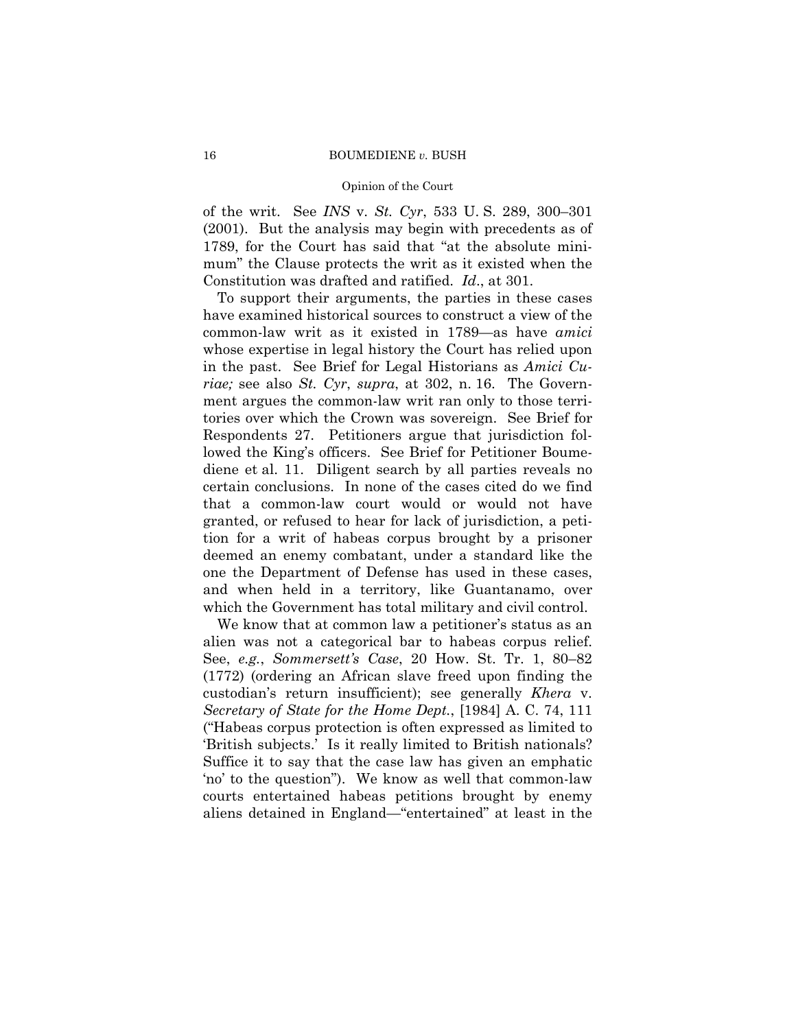of the writ. See *INS* v. *St. Cyr*, 533 U. S. 289, 300–301 (2001). But the analysis may begin with precedents as of 1789, for the Court has said that "at the absolute minimum" the Clause protects the writ as it existed when the Constitution was drafted and ratified. *Id*., at 301.

To support their arguments, the parties in these cases have examined historical sources to construct a view of the common-law writ as it existed in 1789—as have *amici* whose expertise in legal history the Court has relied upon in the past. See Brief for Legal Historians as *Amici Curiae;* see also *St. Cyr*, *supra*, at 302, n. 16. The Government argues the common-law writ ran only to those territories over which the Crown was sovereign. See Brief for Respondents 27. Petitioners argue that jurisdiction followed the King's officers. See Brief for Petitioner Boumediene et al. 11. Diligent search by all parties reveals no certain conclusions. In none of the cases cited do we find that a common-law court would or would not have granted, or refused to hear for lack of jurisdiction, a petition for a writ of habeas corpus brought by a prisoner deemed an enemy combatant, under a standard like the one the Department of Defense has used in these cases, and when held in a territory, like Guantanamo, over which the Government has total military and civil control.

We know that at common law a petitioner's status as an alien was not a categorical bar to habeas corpus relief. See, *e.g.*, *Sommersett's Case*, 20 How. St. Tr. 1, 80–82 (1772) (ordering an African slave freed upon finding the custodian's return insufficient); see generally *Khera* v. *Secretary of State for the Home Dept.*, [1984] A. C. 74, 111 ("Habeas corpus protection is often expressed as limited to 'British subjects.' Is it really limited to British nationals? Suffice it to say that the case law has given an emphatic 'no' to the question"). We know as well that common-law courts entertained habeas petitions brought by enemy aliens detained in England—"entertained" at least in the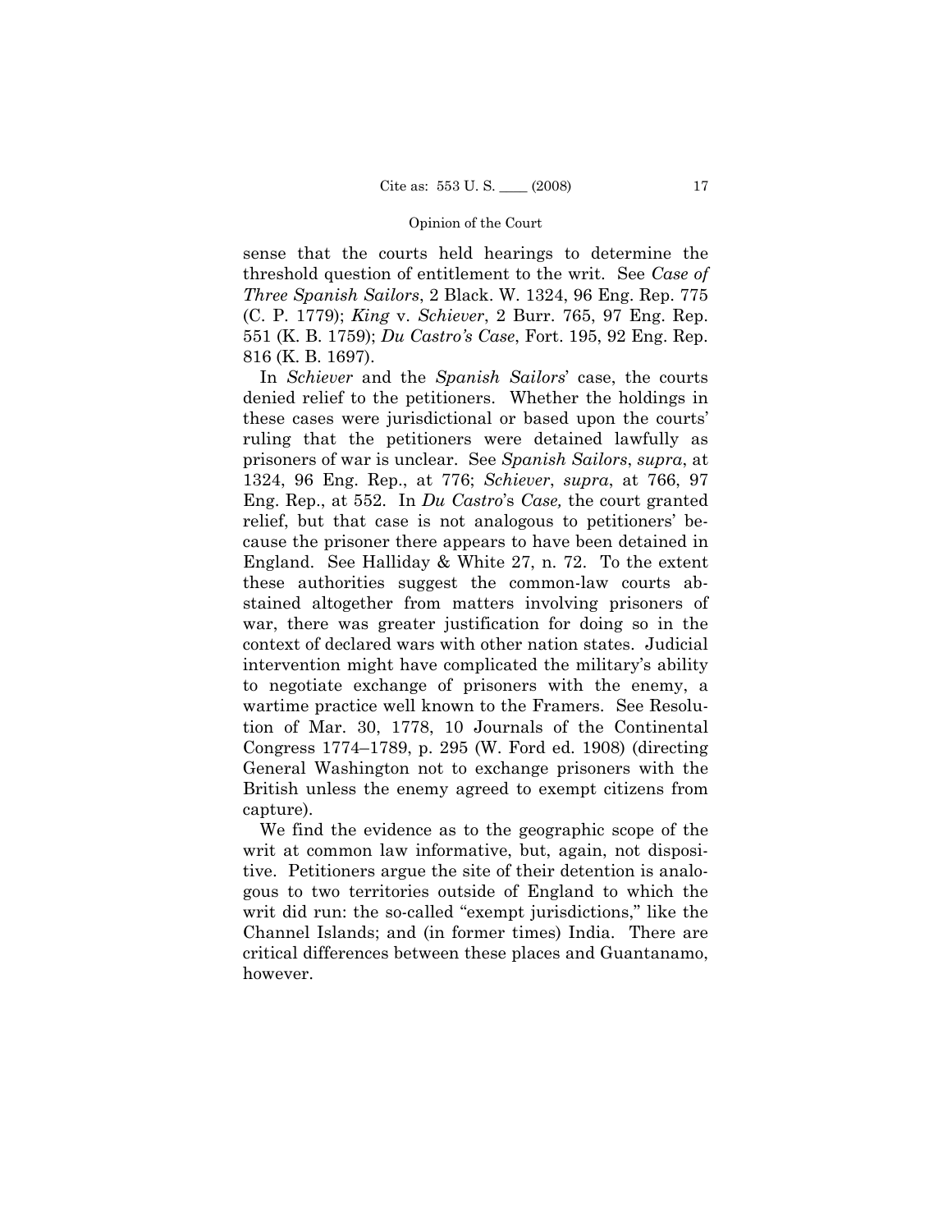sense that the courts held hearings to determine the threshold question of entitlement to the writ. See *Case of Three Spanish Sailors*, 2 Black. W. 1324, 96 Eng. Rep. 775 (C. P. 1779); *King* v. *Schiever*, 2 Burr. 765, 97 Eng. Rep. 551 (K. B. 1759); *Du Castro's Case*, Fort. 195, 92 Eng. Rep. 816 (K. B. 1697).

In *Schiever* and the *Spanish Sailors*' case, the courts denied relief to the petitioners. Whether the holdings in these cases were jurisdictional or based upon the courts' ruling that the petitioners were detained lawfully as prisoners of war is unclear. See *Spanish Sailors*, *supra*, at 1324, 96 Eng. Rep., at 776; *Schiever*, *supra*, at 766, 97 Eng. Rep., at 552. In *Du Castro*'s *Case,* the court granted relief, but that case is not analogous to petitioners' because the prisoner there appears to have been detained in England. See Halliday & White 27, n. 72. To the extent these authorities suggest the common-law courts abstained altogether from matters involving prisoners of war, there was greater justification for doing so in the context of declared wars with other nation states. Judicial intervention might have complicated the military's ability to negotiate exchange of prisoners with the enemy, a wartime practice well known to the Framers. See Resolution of Mar. 30, 1778, 10 Journals of the Continental Congress 1774–1789, p. 295 (W. Ford ed. 1908) (directing General Washington not to exchange prisoners with the British unless the enemy agreed to exempt citizens from capture).

We find the evidence as to the geographic scope of the writ at common law informative, but, again, not dispositive. Petitioners argue the site of their detention is analogous to two territories outside of England to which the writ did run: the so-called "exempt jurisdictions," like the Channel Islands; and (in former times) India. There are critical differences between these places and Guantanamo, however.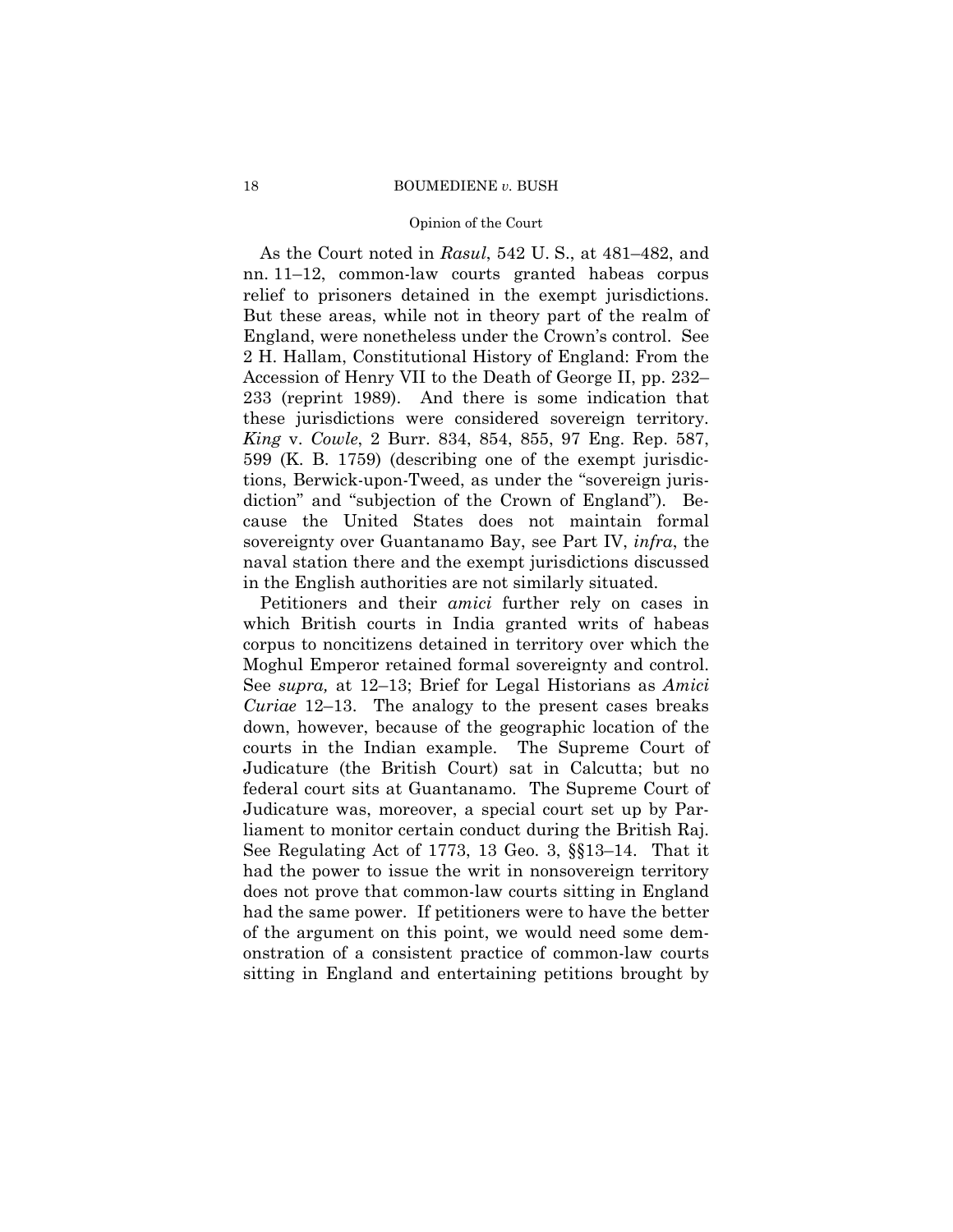As the Court noted in *Rasul*, 542 U. S., at 481–482, and nn. 11–12, common-law courts granted habeas corpus relief to prisoners detained in the exempt jurisdictions. But these areas, while not in theory part of the realm of England, were nonetheless under the Crown's control. See 2 H. Hallam, Constitutional History of England: From the Accession of Henry VII to the Death of George II, pp. 232–233 (reprint 1989). And there is some indication that these jurisdictions were considered sovereign territory. *King* v. *Cowle*, 2 Burr. 834, 854, 855, 97 Eng. Rep. 587, 599 (K. B. 1759) (describing one of the exempt jurisdictions, Berwick-upon-Tweed, as under the "sovereign jurisdiction" and "subjection of the Crown of England"). Because the United States does not maintain formal sovereignty over Guantanamo Bay, see Part IV, *infra*, the naval station there and the exempt jurisdictions discussed in the English authorities are not similarly situated.

Petitioners and their *amici* further rely on cases in which British courts in India granted writs of habeas corpus to noncitizens detained in territory over which the Moghul Emperor retained formal sovereignty and control. See *supra,* at 12–13; Brief for Legal Historians as *Amici Curiae* 12–13. The analogy to the present cases breaks down, however, because of the geographic location of the courts in the Indian example. The Supreme Court of Judicature (the British Court) sat in Calcutta; but no federal court sits at Guantanamo. The Supreme Court of Judicature was, moreover, a special court set up by Parliament to monitor certain conduct during the British Raj. See Regulating Act of 1773, 13 Geo. 3, §§13–14. That it had the power to issue the writ in nonsovereign territory does not prove that common-law courts sitting in England had the same power. If petitioners were to have the better of the argument on this point, we would need some demonstration of a consistent practice of common-law courts sitting in England and entertaining petitions brought by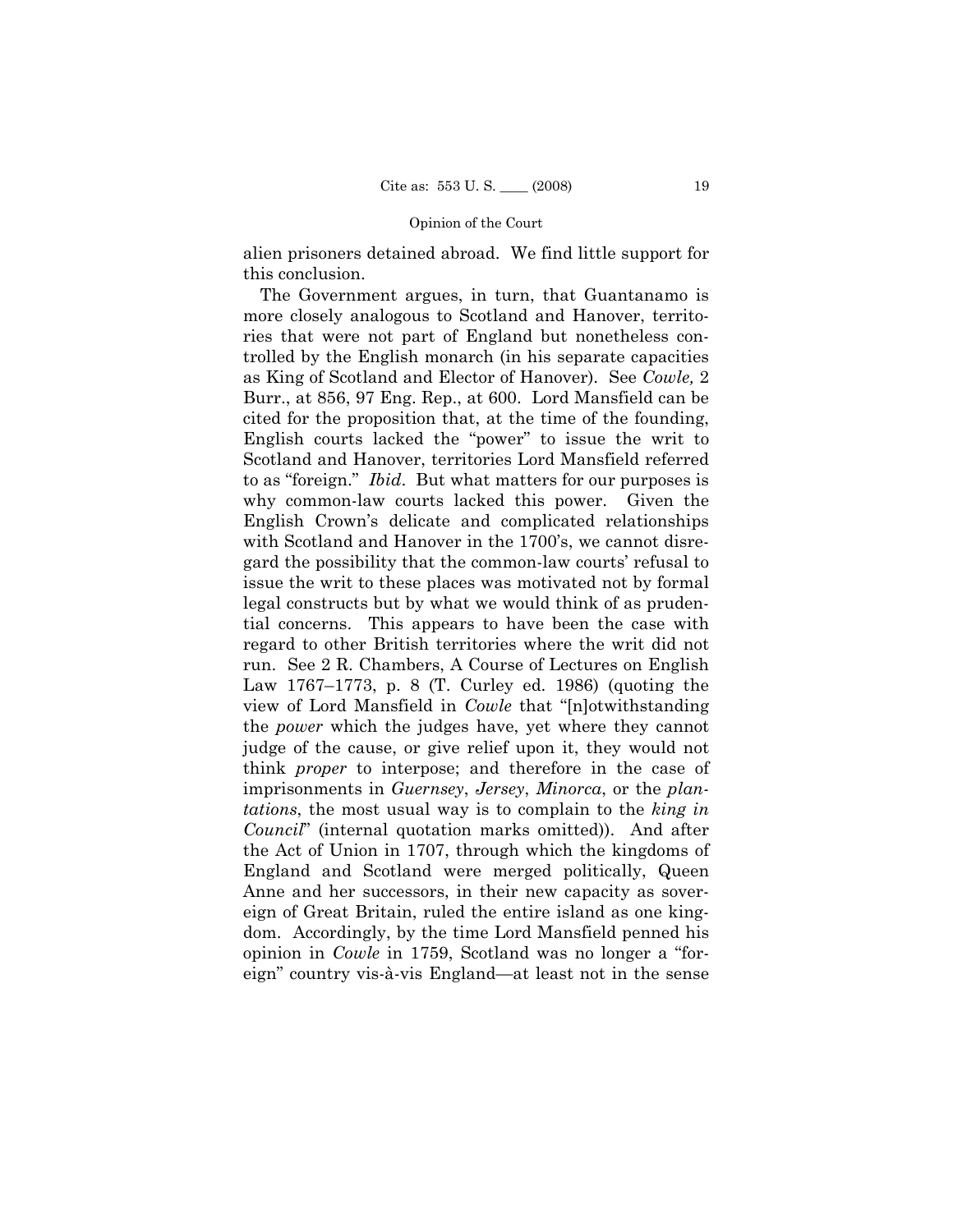alien prisoners detained abroad. We find little support for this conclusion.

The Government argues, in turn, that Guantanamo is more closely analogous to Scotland and Hanover, territories that were not part of England but nonetheless controlled by the English monarch (in his separate capacities as King of Scotland and Elector of Hanover). See *Cowle,* 2 Burr., at 856, 97 Eng. Rep., at 600. Lord Mansfield can be cited for the proposition that, at the time of the founding, English courts lacked the "power" to issue the writ to Scotland and Hanover, territories Lord Mansfield referred to as "foreign." *Ibid*. But what matters for our purposes is why common-law courts lacked this power. Given the English Crown's delicate and complicated relationships with Scotland and Hanover in the 1700's, we cannot disregard the possibility that the common-law courts' refusal to issue the writ to these places was motivated not by formal legal constructs but by what we would think of as prudential concerns. This appears to have been the case with regard to other British territories where the writ did not run. See 2 R. Chambers, A Course of Lectures on English Law 1767–1773, p. 8 (T. Curley ed. 1986) (quoting the view of Lord Mansfield in *Cowle* that "[n]otwithstanding the *power* which the judges have, yet where they cannot judge of the cause, or give relief upon it, they would not think *proper* to interpose; and therefore in the case of imprisonments in *Guernsey*, *Jersey*, *Minorca*, or the *plantations*, the most usual way is to complain to the *king in Council*" (internal quotation marks omitted)). And after the Act of Union in 1707, through which the kingdoms of England and Scotland were merged politically, Queen Anne and her successors, in their new capacity as sovereign of Great Britain, ruled the entire island as one kingdom. Accordingly, by the time Lord Mansfield penned his opinion in *Cowle* in 1759, Scotland was no longer a "foreign" country vis-à-vis England—at least not in the sense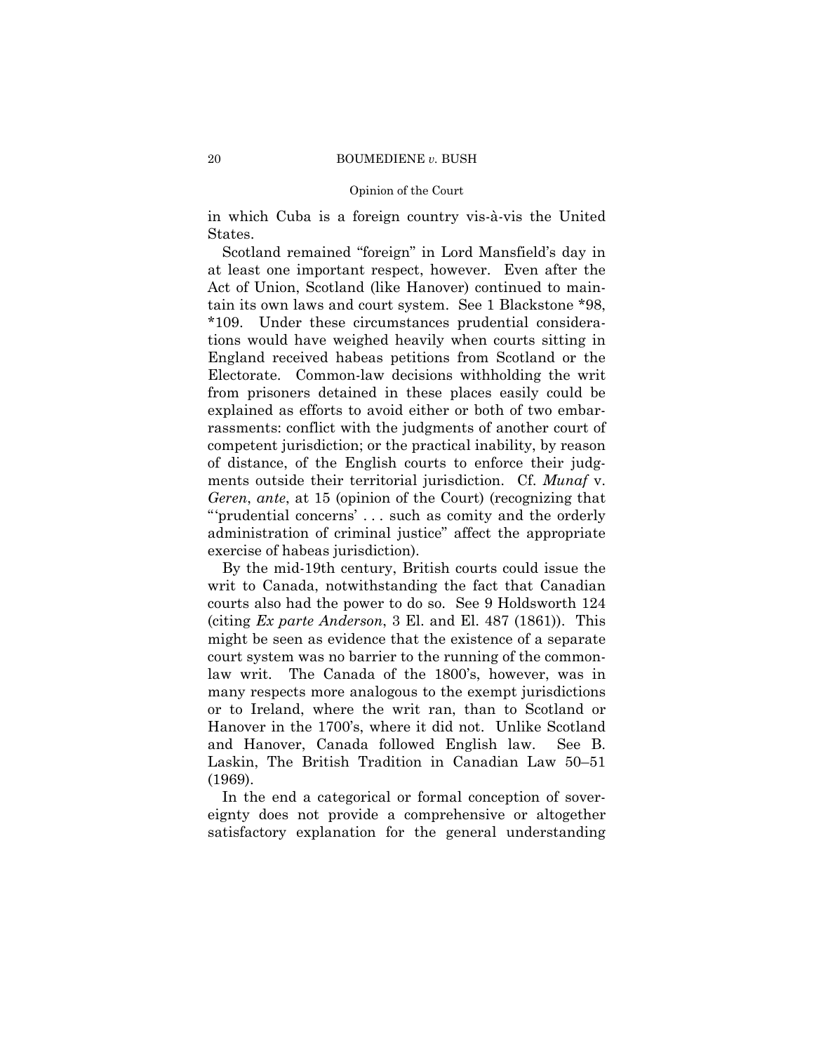in which Cuba is a foreign country vis-à-vis the United States.

Scotland remained "foreign" in Lord Mansfield's day in at least one important respect, however. Even after the Act of Union, Scotland (like Hanover) continued to maintain its own laws and court system. See 1 Blackstone *98, *109. Under these circumstances prudential considerations would have weighed heavily when courts sitting in England received habeas petitions from Scotland or the Electorate. Common-law decisions withholding the writ from prisoners detained in these places easily could be explained as efforts to avoid either or both of two embarrassments: conflict with the judgments of another court of competent jurisdiction; or the practical inability, by reason of distance, of the English courts to enforce their judgments outside their territorial jurisdiction. Cf. *Munaf* v. *Geren*, *ante*, at 15 (opinion of the Court) (recognizing that "'prudential concerns' . . . such as comity and the orderly administration of criminal justice" affect the appropriate exercise of habeas jurisdiction).

By the mid-19th century, British courts could issue the writ to Canada, notwithstanding the fact that Canadian courts also had the power to do so. See 9 Holdsworth 124 (citing *Ex parte Anderson*, 3 El. and El. 487 (1861)). This might be seen as evidence that the existence of a separate court system was no barrier to the running of the common-law writ. The Canada of the 1800's, however, was in many respects more analogous to the exempt jurisdictions or to Ireland, where the writ ran, than to Scotland or Hanover in the 1700's, where it did not. Unlike Scotland and Hanover, Canada followed English law. See B. Laskin, The British Tradition in Canadian Law 50–51 (1969).

In the end a categorical or formal conception of sovereignty does not provide a comprehensive or altogether satisfactory explanation for the general understanding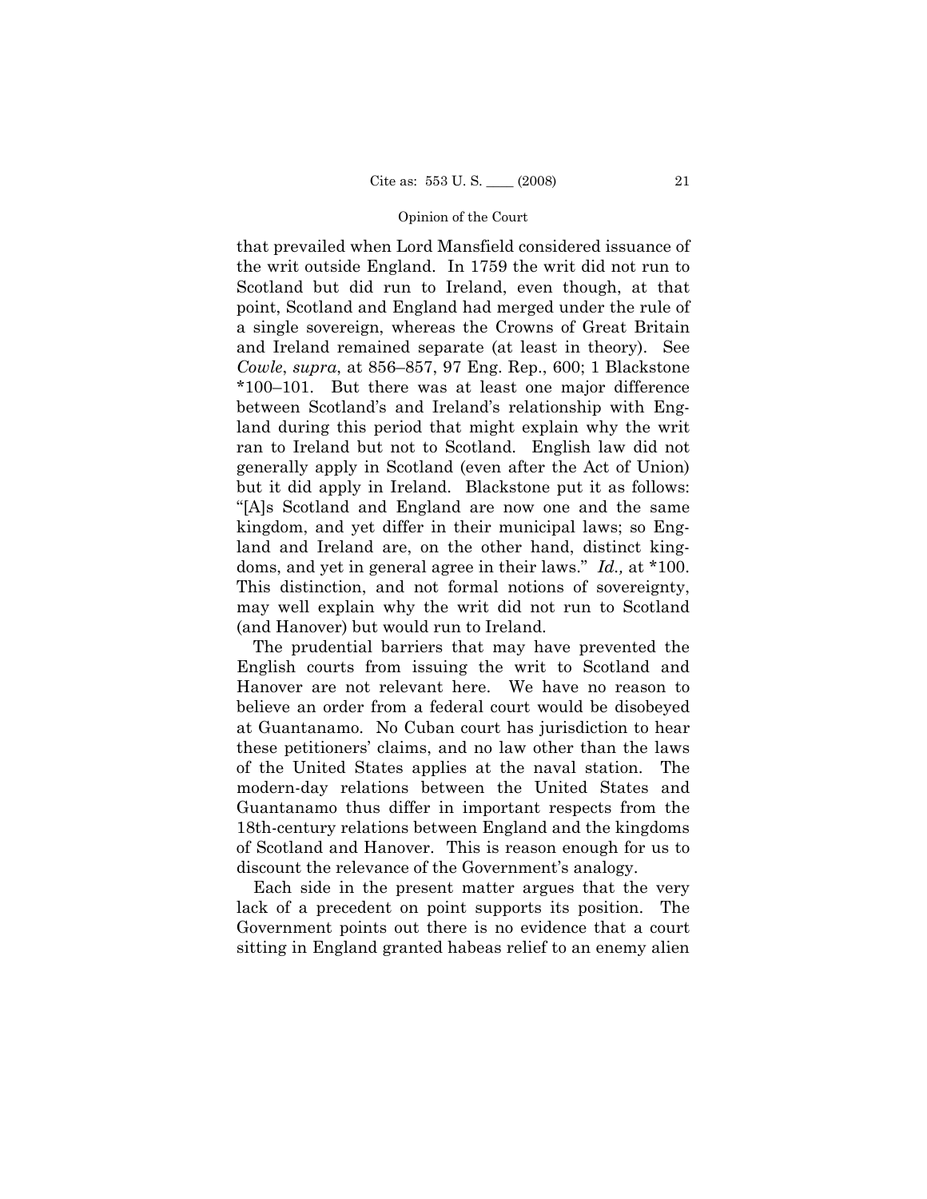that prevailed when Lord Mansfield considered issuance of the writ outside England. In 1759 the writ did not run to Scotland but did run to Ireland, even though, at that point, Scotland and England had merged under the rule of a single sovereign, whereas the Crowns of Great Britain and Ireland remained separate (at least in theory). See *Cowle*, *supra*, at 856–857, 97 Eng. Rep., 600; 1 Blackstone *100–101. But there was at least one major difference between Scotland's and Ireland's relationship with England during this period that might explain why the writ ran to Ireland but not to Scotland. English law did not generally apply in Scotland (even after the Act of Union) but it did apply in Ireland. Blackstone put it as follows: "[A]s Scotland and England are now one and the same kingdom, and yet differ in their municipal laws; so England and Ireland are, on the other hand, distinct kingdoms, and yet in general agree in their laws." *Id.,* at *100. This distinction, and not formal notions of sovereignty, may well explain why the writ did not run to Scotland (and Hanover) but would run to Ireland.

The prudential barriers that may have prevented the English courts from issuing the writ to Scotland and Hanover are not relevant here. We have no reason to believe an order from a federal court would be disobeyed at Guantanamo. No Cuban court has jurisdiction to hear these petitioners' claims, and no law other than the laws of the United States applies at the naval station. The modern-day relations between the United States and Guantanamo thus differ in important respects from the 18th-century relations between England and the kingdoms of Scotland and Hanover. This is reason enough for us to discount the relevance of the Government's analogy.

Each side in the present matter argues that the very lack of a precedent on point supports its position. The Government points out there is no evidence that a court sitting in England granted habeas relief to an enemy alien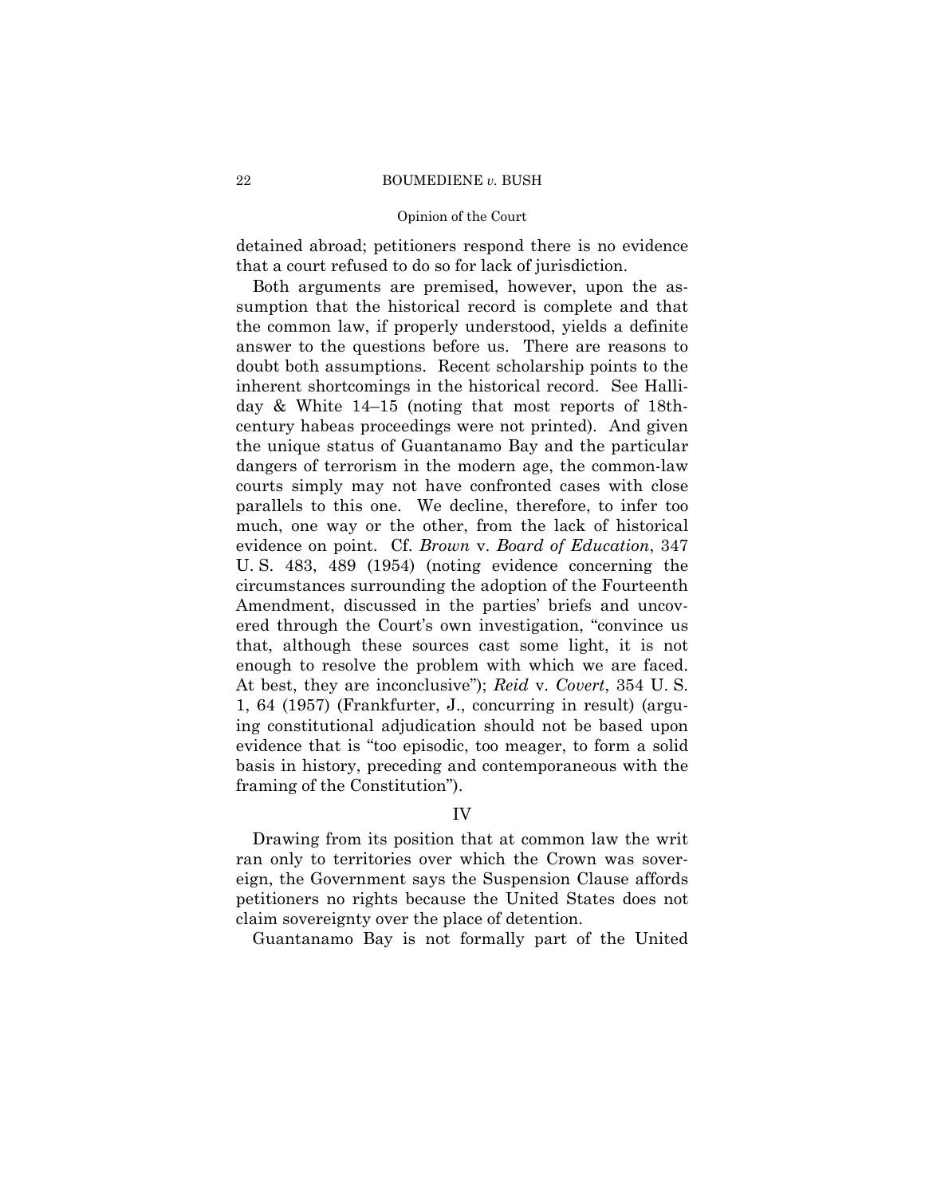detained abroad; petitioners respond there is no evidence that a court refused to do so for lack of jurisdiction.

Both arguments are premised, however, upon the assumption that the historical record is complete and that the common law, if properly understood, yields a definite answer to the questions before us. There are reasons to doubt both assumptions. Recent scholarship points to the inherent shortcomings in the historical record. See Halliday & White 14–15 (noting that most reports of 18th-century habeas proceedings were not printed). And given the unique status of Guantanamo Bay and the particular dangers of terrorism in the modern age, the common-law courts simply may not have confronted cases with close parallels to this one. We decline, therefore, to infer too much, one way or the other, from the lack of historical evidence on point. Cf. *Brown* v. *Board of Education*, 347 U. S. 483, 489 (1954) (noting evidence concerning the circumstances surrounding the adoption of the Fourteenth Amendment, discussed in the parties' briefs and uncovered through the Court's own investigation, "convince us that, although these sources cast some light, it is not enough to resolve the problem with which we are faced. At best, they are inconclusive"); *Reid* v. *Covert*, 354 U. S. 1, 64 (1957) (Frankfurter, J., concurring in result) (arguing constitutional adjudication should not be based upon evidence that is "too episodic, too meager, to form a solid basis in history, preceding and contemporaneous with the framing of the Constitution").

## IV

Drawing from its position that at common law the writ ran only to territories over which the Crown was sovereign, the Government says the Suspension Clause affords petitioners no rights because the United States does not claim sovereignty over the place of detention.

Guantanamo Bay is not formally part of the United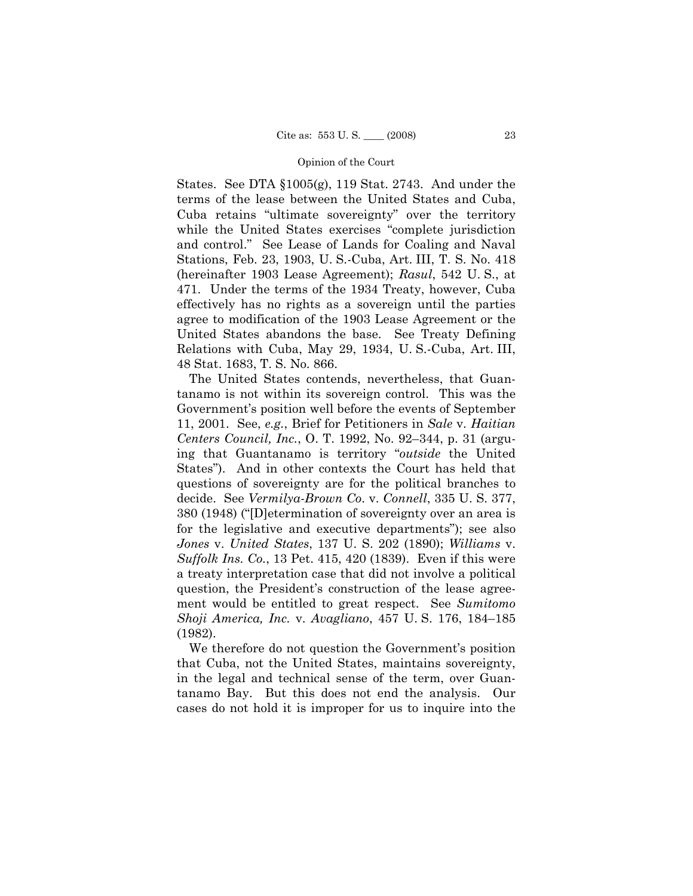States. See DTA §1005(g), 119 Stat. 2743. And under the terms of the lease between the United States and Cuba, Cuba retains "ultimate sovereignty" over the territory while the United States exercises "complete jurisdiction and control." See Lease of Lands for Coaling and Naval Stations, Feb. 23, 1903, U. S.-Cuba, Art. III, T. S. No. 418 (hereinafter 1903 Lease Agreement); *Rasul*, 542 U. S., at 471. Under the terms of the 1934 Treaty, however, Cuba effectively has no rights as a sovereign until the parties agree to modification of the 1903 Lease Agreement or the United States abandons the base. See Treaty Defining Relations with Cuba, May 29, 1934, U. S.-Cuba, Art. III, 48 Stat. 1683, T. S. No. 866.

The United States contends, nevertheless, that Guantanamo is not within its sovereign control. This was the Government's position well before the events of September 11, 2001. See, *e.g.*, Brief for Petitioners in *Sale* v. *Haitian Centers Council, Inc.*, O. T. 1992, No. 92–344, p. 31 (arguing that Guantanamo is territory "*outside* the United States"). And in other contexts the Court has held that questions of sovereignty are for the political branches to decide. See *Vermilya-Brown Co.* v. *Connell*, 335 U. S. 377, 380 (1948) ("[D]etermination of sovereignty over an area is for the legislative and executive departments"); see also *Jones* v. *United States*, 137 U. S. 202 (1890); *Williams* v. *Suffolk Ins. Co.*, 13 Pet. 415, 420 (1839). Even if this were a treaty interpretation case that did not involve a political question, the President's construction of the lease agreement would be entitled to great respect. See *Sumitomo Shoji America, Inc.* v. *Avagliano*, 457 U. S. 176, 184–185 (1982).

We therefore do not question the Government's position that Cuba, not the United States, maintains sovereignty, in the legal and technical sense of the term, over Guantanamo Bay. But this does not end the analysis. Our cases do not hold it is improper for us to inquire into the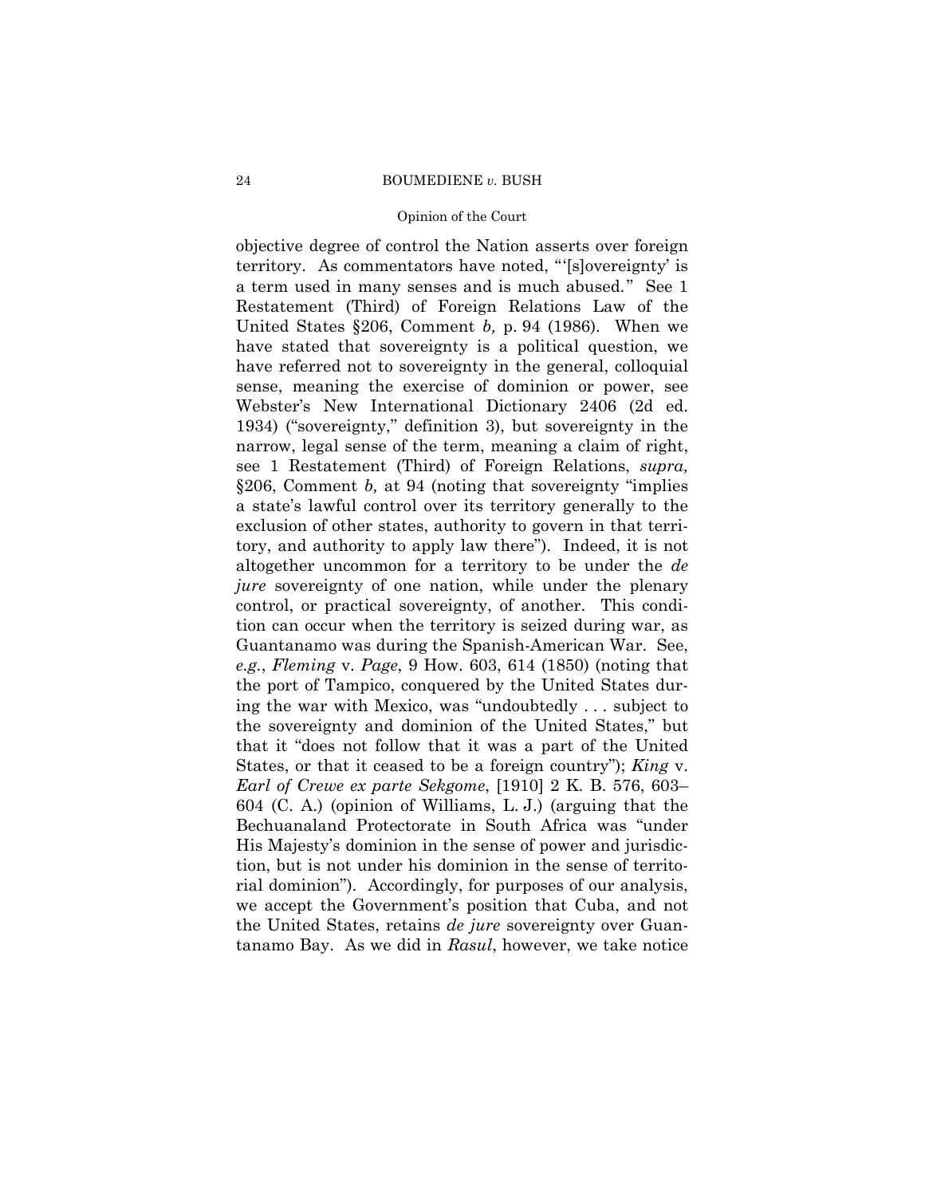objective degree of control the Nation asserts over foreign territory. As commentators have noted, "'[s]overeignty' is a term used in many senses and is much abused." See 1 Restatement (Third) of Foreign Relations Law of the United States §206, Comment *b,* p. 94 (1986). When we have stated that sovereignty is a political question, we have referred not to sovereignty in the general, colloquial sense, meaning the exercise of dominion or power, see Webster's New International Dictionary 2406 (2d ed. 1934) ("sovereignty," definition 3), but sovereignty in the narrow, legal sense of the term, meaning a claim of right, see 1 Restatement (Third) of Foreign Relations, *supra,* §206, Comment *b,* at 94 (noting that sovereignty "implies a state's lawful control over its territory generally to the exclusion of other states, authority to govern in that territory, and authority to apply law there"). Indeed, it is not altogether uncommon for a territory to be under the *de jure* sovereignty of one nation, while under the plenary control, or practical sovereignty, of another. This condition can occur when the territory is seized during war, as Guantanamo was during the Spanish-American War. See, *e.g.*, *Fleming* v. *Page*, 9 How. 603, 614 (1850) (noting that the port of Tampico, conquered by the United States during the war with Mexico, was "undoubtedly . . . subject to the sovereignty and dominion of the United States," but that it "does not follow that it was a part of the United States, or that it ceased to be a foreign country"); *King* v. *Earl of Crewe ex parte Sekgome*, [1910] 2 K. B. 576, 603–604 (C. A.) (opinion of Williams, L. J.) (arguing that the Bechuanaland Protectorate in South Africa was "under His Majesty's dominion in the sense of power and jurisdiction, but is not under his dominion in the sense of territorial dominion"). Accordingly, for purposes of our analysis, we accept the Government's position that Cuba, and not the United States, retains *de jure* sovereignty over Guantanamo Bay. As we did in *Rasul*, however, we take notice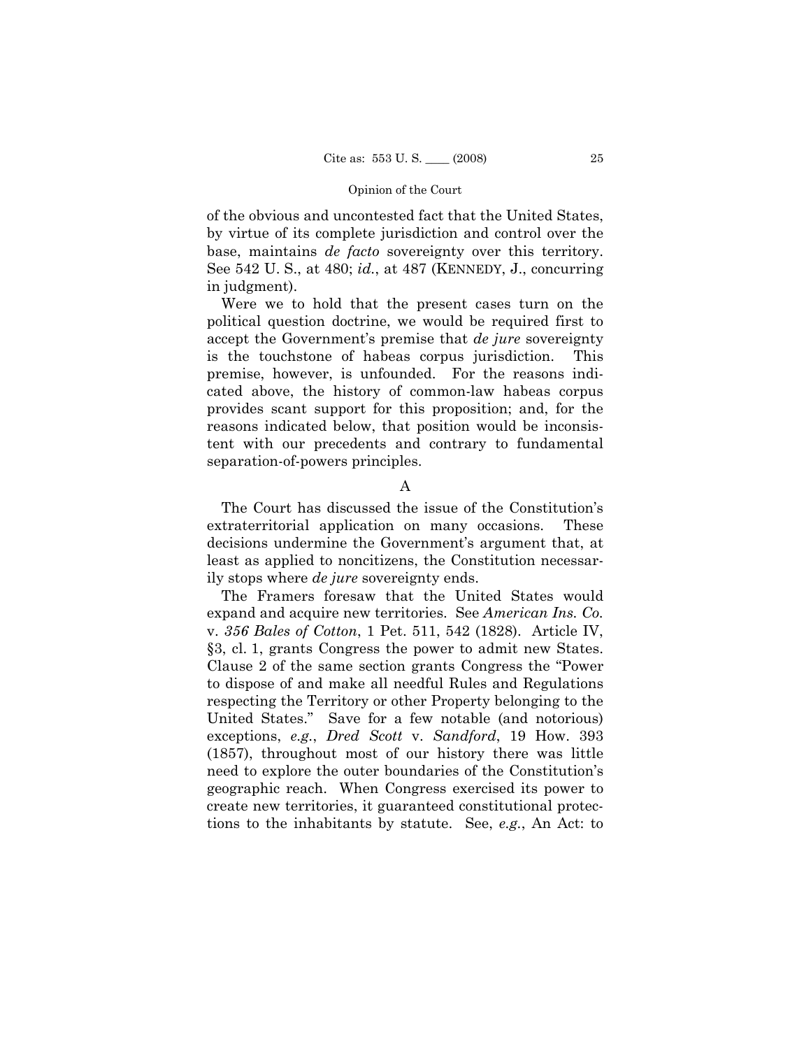of the obvious and uncontested fact that the United States, by virtue of its complete jurisdiction and control over the base, maintains *de facto* sovereignty over this territory. See 542 U. S., at 480; *id.*, at 487 (KENNEDY, J., concurring in judgment).

Were we to hold that the present cases turn on the political question doctrine, we would be required first to accept the Government's premise that *de jure* sovereignty is the touchstone of habeas corpus jurisdiction. This premise, however, is unfounded. For the reasons indicated above, the history of common-law habeas corpus provides scant support for this proposition; and, for the reasons indicated below, that position would be inconsistent with our precedents and contrary to fundamental separation-of-powers principles.

### A

The Court has discussed the issue of the Constitution's extraterritorial application on many occasions. These decisions undermine the Government's argument that, at least as applied to noncitizens, the Constitution necessarily stops where *de jure* sovereignty ends.

The Framers foresaw that the United States would expand and acquire new territories. See *American Ins. Co.* v. *356 Bales of Cotton*, 1 Pet. 511, 542 (1828). Article IV, §3, cl. 1, grants Congress the power to admit new States. Clause 2 of the same section grants Congress the "Power to dispose of and make all needful Rules and Regulations respecting the Territory or other Property belonging to the United States." Save for a few notable (and notorious) exceptions, *e.g.*, *Dred Scott* v. *Sandford*, 19 How. 393 (1857), throughout most of our history there was little need to explore the outer boundaries of the Constitution's geographic reach. When Congress exercised its power to create new territories, it guaranteed constitutional protections to the inhabitants by statute. See, *e.g.*, An Act: to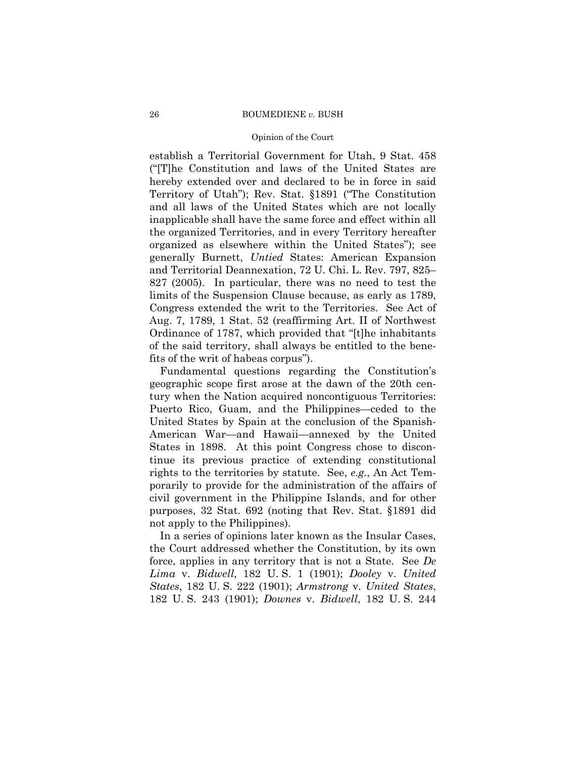establish a Territorial Government for Utah, 9 Stat. 458 ("[T]he Constitution and laws of the United States are hereby extended over and declared to be in force in said Territory of Utah"); Rev. Stat. §1891 ("The Constitution and all laws of the United States which are not locally inapplicable shall have the same force and effect within all the organized Territories, and in every Territory hereafter organized as elsewhere within the United States"); see generally Burnett, *Untied* States: American Expansion and Territorial Deannexation, 72 U. Chi. L. Rev. 797, 825–827 (2005). In particular, there was no need to test the limits of the Suspension Clause because, as early as 1789, Congress extended the writ to the Territories. See Act of Aug. 7, 1789, 1 Stat. 52 (reaffirming Art. II of Northwest Ordinance of 1787, which provided that "[t]he inhabitants of the said territory, shall always be entitled to the benefits of the writ of habeas corpus").

Fundamental questions regarding the Constitution's geographic scope first arose at the dawn of the 20th century when the Nation acquired noncontiguous Territories: Puerto Rico, Guam, and the Philippines—ceded to the United States by Spain at the conclusion of the Spanish-American War—and Hawaii—annexed by the United States in 1898. At this point Congress chose to discontinue its previous practice of extending constitutional rights to the territories by statute. See, *e.g.*, An Act Temporarily to provide for the administration of the affairs of civil government in the Philippine Islands, and for other purposes, 32 Stat. 692 (noting that Rev. Stat. §1891 did not apply to the Philippines).

In a series of opinions later known as the Insular Cases, the Court addressed whether the Constitution, by its own force, applies in any territory that is not a State. See *De Lima* v. *Bidwell*, 182 U. S. 1 (1901); *Dooley* v. *United States*, 182 U. S. 222 (1901); *Armstrong* v. *United States*, 182 U. S. 243 (1901); *Downes* v. *Bidwell*, 182 U. S. 244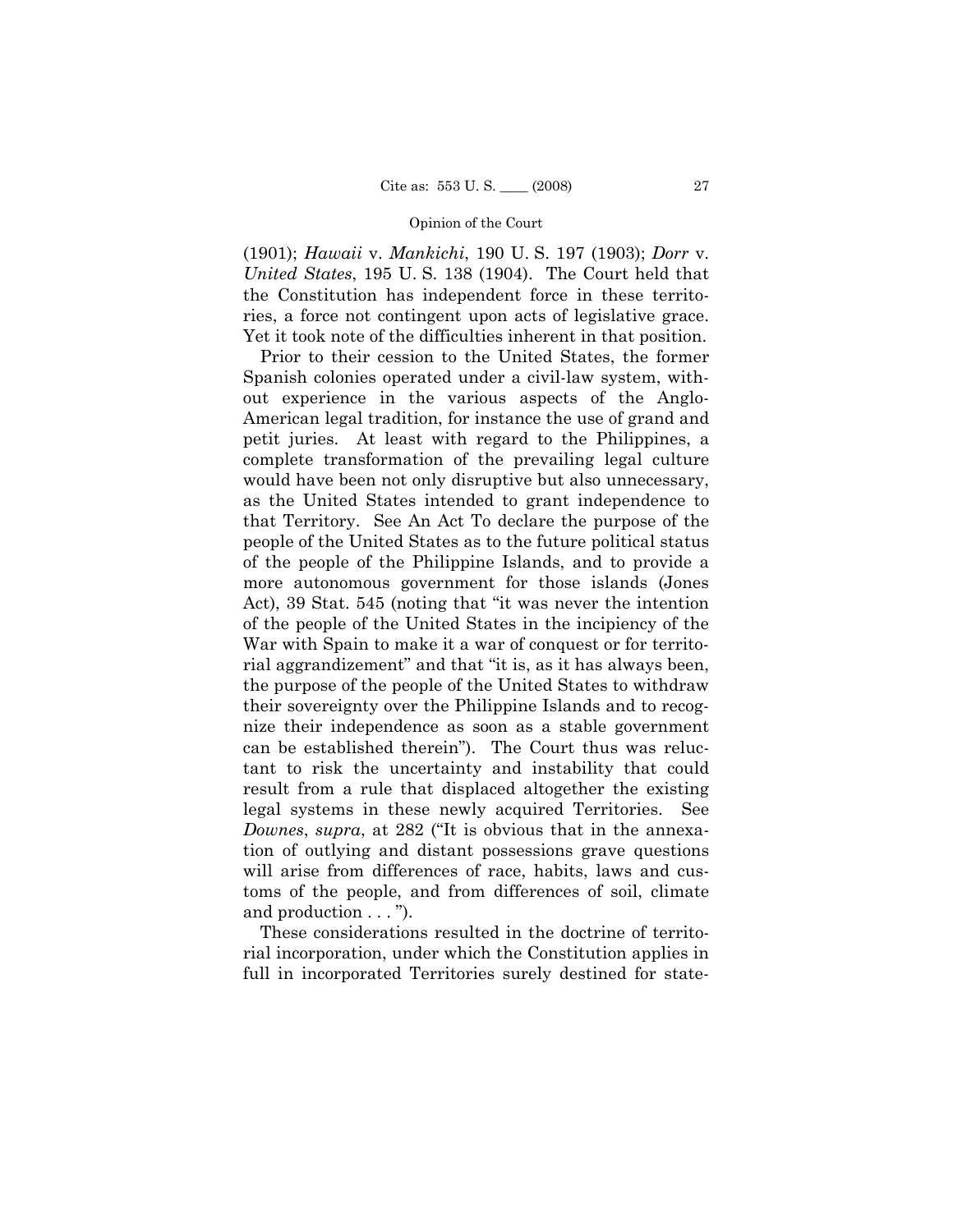(1901); *Hawaii* v. *Mankichi*, 190 U. S. 197 (1903); *Dorr* v. *United States*, 195 U. S. 138 (1904). The Court held that the Constitution has independent force in these territories, a force not contingent upon acts of legislative grace. Yet it took note of the difficulties inherent in that position.

Prior to their cession to the United States, the former Spanish colonies operated under a civil-law system, without experience in the various aspects of the Anglo-American legal tradition, for instance the use of grand and petit juries. At least with regard to the Philippines, a complete transformation of the prevailing legal culture would have been not only disruptive but also unnecessary, as the United States intended to grant independence to that Territory. See An Act To declare the purpose of the people of the United States as to the future political status of the people of the Philippine Islands, and to provide a more autonomous government for those islands (Jones Act), 39 Stat. 545 (noting that "it was never the intention of the people of the United States in the incipiency of the War with Spain to make it a war of conquest or for territorial aggrandizement" and that "it is, as it has always been, the purpose of the people of the United States to withdraw their sovereignty over the Philippine Islands and to recognize their independence as soon as a stable government can be established therein"). The Court thus was reluctant to risk the uncertainty and instability that could result from a rule that displaced altogether the existing legal systems in these newly acquired Territories. See *Downes*, *supra*, at 282 ("It is obvious that in the annexation of outlying and distant possessions grave questions will arise from differences of race, habits, laws and customs of the people, and from differences of soil, climate and production . . . ").

These considerations resulted in the doctrine of territorial incorporation, under which the Constitution applies in full in incorporated Territories surely destined for state-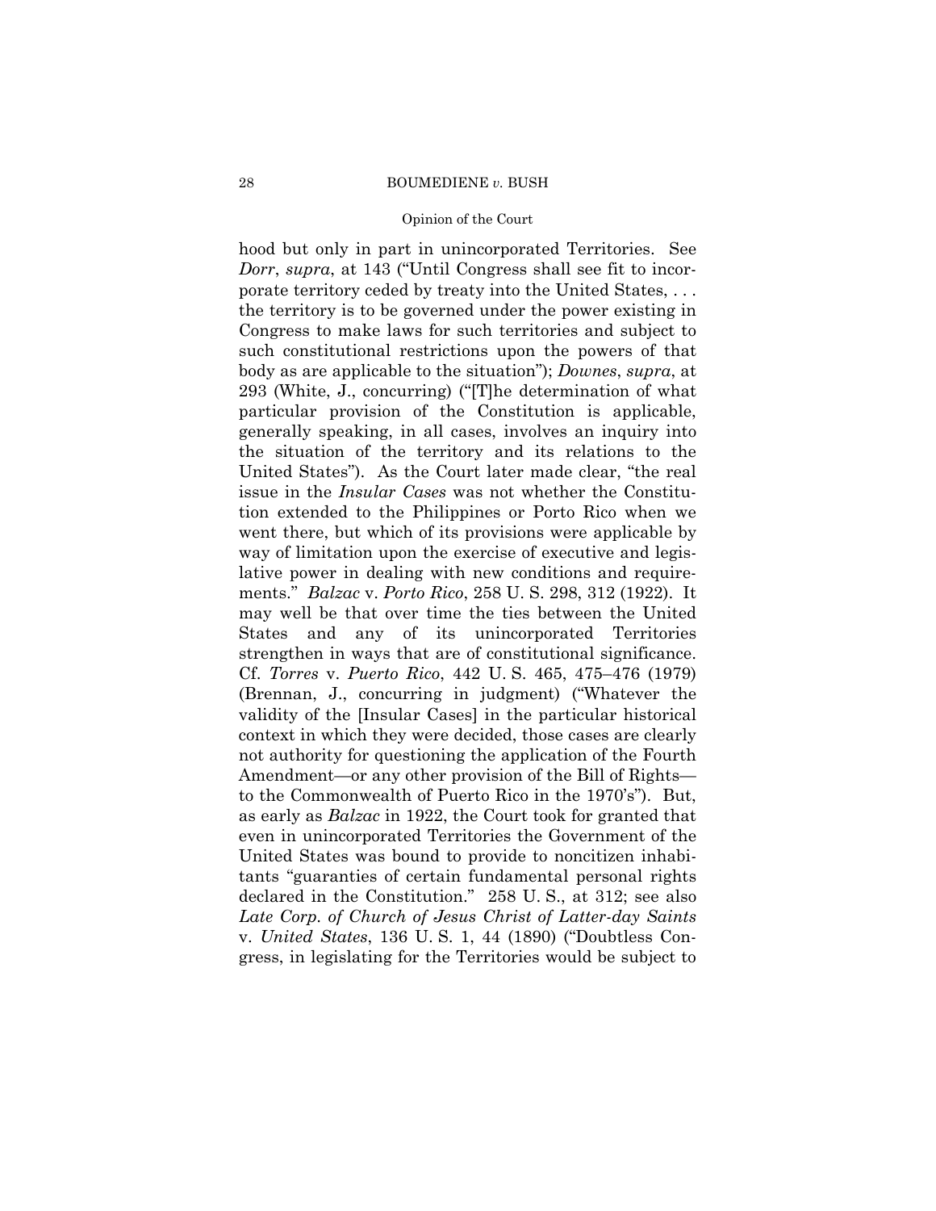hood but only in part in unincorporated Territories. See *Dorr*, *supra*, at 143 ("Until Congress shall see fit to incorporate territory ceded by treaty into the United States, . . . the territory is to be governed under the power existing in Congress to make laws for such territories and subject to such constitutional restrictions upon the powers of that body as are applicable to the situation"); *Downes*, *supra*, at 293 (White, J., concurring) ("[T]he determination of what particular provision of the Constitution is applicable, generally speaking, in all cases, involves an inquiry into the situation of the territory and its relations to the United States"). As the Court later made clear, "the real issue in the *Insular Cases* was not whether the Constitution extended to the Philippines or Porto Rico when we went there, but which of its provisions were applicable by way of limitation upon the exercise of executive and legislative power in dealing with new conditions and requirements." *Balzac* v. *Porto Rico*, 258 U. S. 298, 312 (1922). It may well be that over time the ties between the United States and any of its unincorporated Territories strengthen in ways that are of constitutional significance. Cf. *Torres* v. *Puerto Rico*, 442 U. S. 465, 475–476 (1979) (Brennan, J., concurring in judgment) ("Whatever the validity of the [Insular Cases] in the particular historical context in which they were decided, those cases are clearly not authority for questioning the application of the Fourth Amendment—or any other provision of the Bill of Rights—to the Commonwealth of Puerto Rico in the 1970's"). But, as early as *Balzac* in 1922, the Court took for granted that even in unincorporated Territories the Government of the United States was bound to provide to noncitizen inhabitants "guaranties of certain fundamental personal rights declared in the Constitution." 258 U. S., at 312; see also *Late Corp. of Church of Jesus Christ of Latter-day Saints* v. *United States*, 136 U. S. 1, 44 (1890) ("Doubtless Congress, in legislating for the Territories would be subject to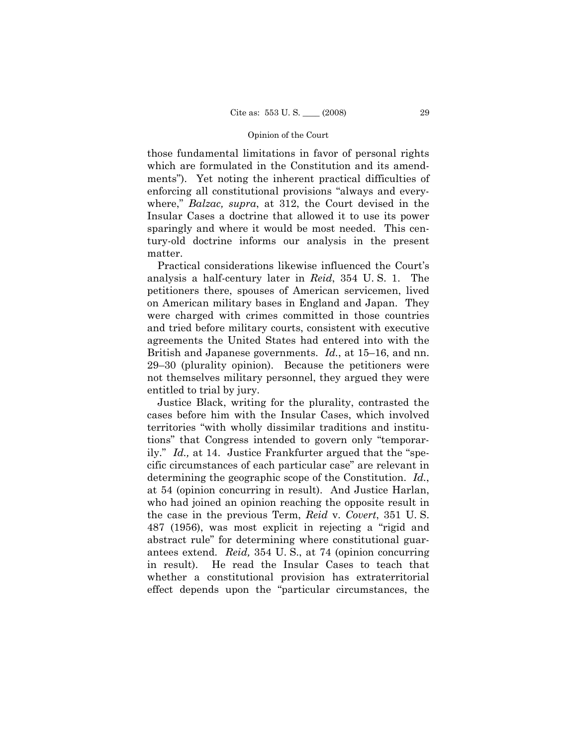those fundamental limitations in favor of personal rights which are formulated in the Constitution and its amendments"). Yet noting the inherent practical difficulties of enforcing all constitutional provisions "always and everywhere," *Balzac, supra*, at 312, the Court devised in the Insular Cases a doctrine that allowed it to use its power sparingly and where it would be most needed. This century-old doctrine informs our analysis in the present matter.

Practical considerations likewise influenced the Court's analysis a half-century later in *Reid*, 354 U. S. 1. The petitioners there, spouses of American servicemen, lived on American military bases in England and Japan. They were charged with crimes committed in those countries and tried before military courts, consistent with executive agreements the United States had entered into with the British and Japanese governments. *Id.*, at 15–16, and nn. 29–30 (plurality opinion). Because the petitioners were not themselves military personnel, they argued they were entitled to trial by jury.

Justice Black, writing for the plurality, contrasted the cases before him with the Insular Cases, which involved territories "with wholly dissimilar traditions and institutions" that Congress intended to govern only "temporarily." *Id.,* at 14. Justice Frankfurter argued that the "specific circumstances of each particular case" are relevant in determining the geographic scope of the Constitution. *Id.*, at 54 (opinion concurring in result). And Justice Harlan, who had joined an opinion reaching the opposite result in the case in the previous Term, *Reid* v. *Covert*, 351 U. S. 487 (1956), was most explicit in rejecting a "rigid and abstract rule" for determining where constitutional guarantees extend. *Reid,* 354 U. S., at 74 (opinion concurring in result). He read the Insular Cases to teach that whether a constitutional provision has extraterritorial effect depends upon the "particular circumstances, the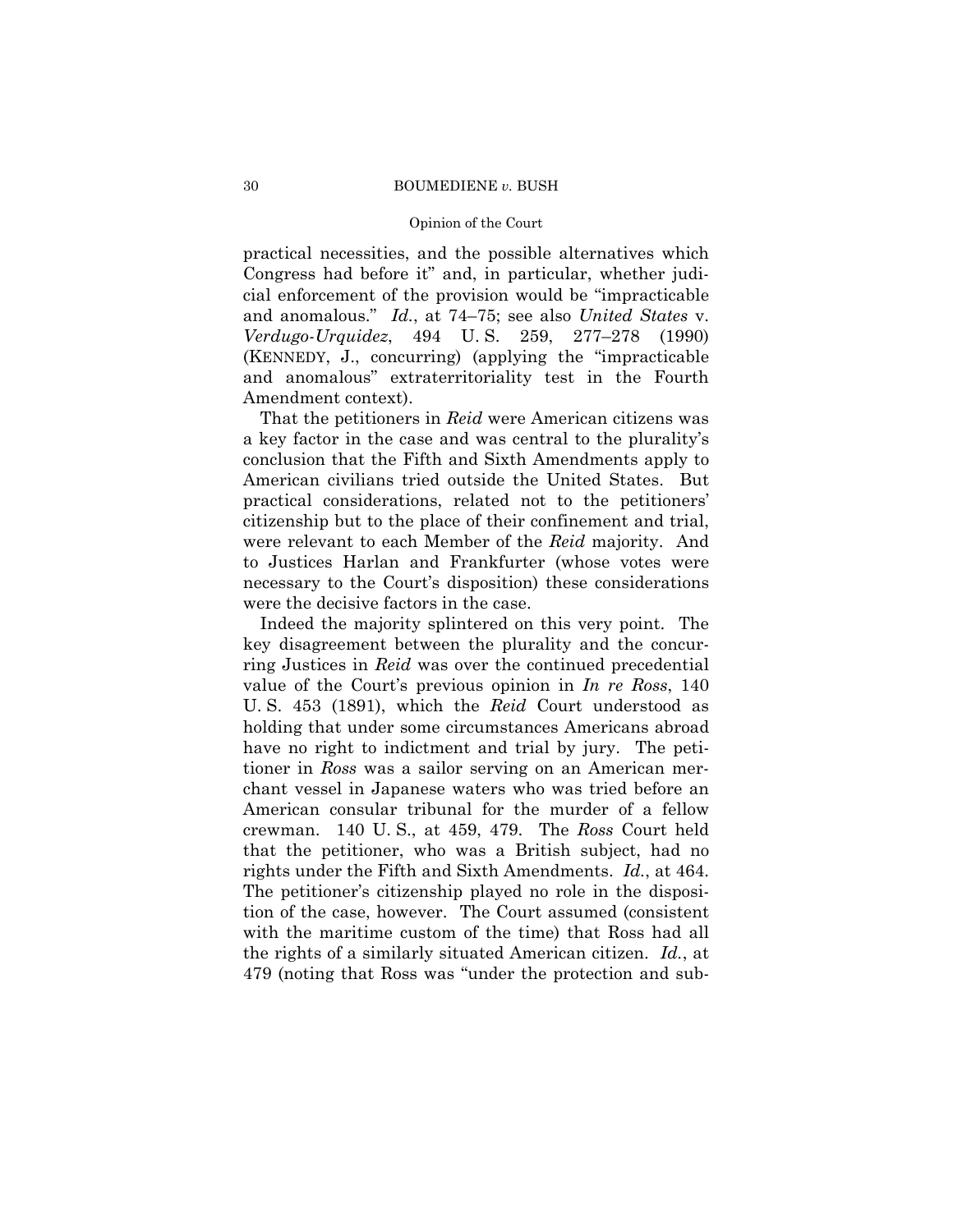practical necessities, and the possible alternatives which Congress had before it" and, in particular, whether judicial enforcement of the provision would be "impracticable and anomalous." *Id.*, at 74–75; see also *United States* v. *Verdugo-Urquidez*, 494 U. S. 259, 277–278 (1990) (KENNEDY, J., concurring) (applying the "impracticable and anomalous" extraterritoriality test in the Fourth Amendment context).

That the petitioners in *Reid* were American citizens was a key factor in the case and was central to the plurality's conclusion that the Fifth and Sixth Amendments apply to American civilians tried outside the United States. But practical considerations, related not to the petitioners' citizenship but to the place of their confinement and trial, were relevant to each Member of the *Reid* majority. And to Justices Harlan and Frankfurter (whose votes were necessary to the Court's disposition) these considerations were the decisive factors in the case.

Indeed the majority splintered on this very point. The key disagreement between the plurality and the concurring Justices in *Reid* was over the continued precedential value of the Court's previous opinion in *In re Ross*, 140 U. S. 453 (1891), which the *Reid* Court understood as holding that under some circumstances Americans abroad have no right to indictment and trial by jury. The petitioner in *Ross* was a sailor serving on an American merchant vessel in Japanese waters who was tried before an American consular tribunal for the murder of a fellow crewman. 140 U. S., at 459, 479. The *Ross* Court held that the petitioner, who was a British subject, had no rights under the Fifth and Sixth Amendments. *Id.*, at 464. The petitioner's citizenship played no role in the disposition of the case, however. The Court assumed (consistent with the maritime custom of the time) that Ross had all the rights of a similarly situated American citizen. *Id.*, at 479 (noting that Ross was "under the protection and sub-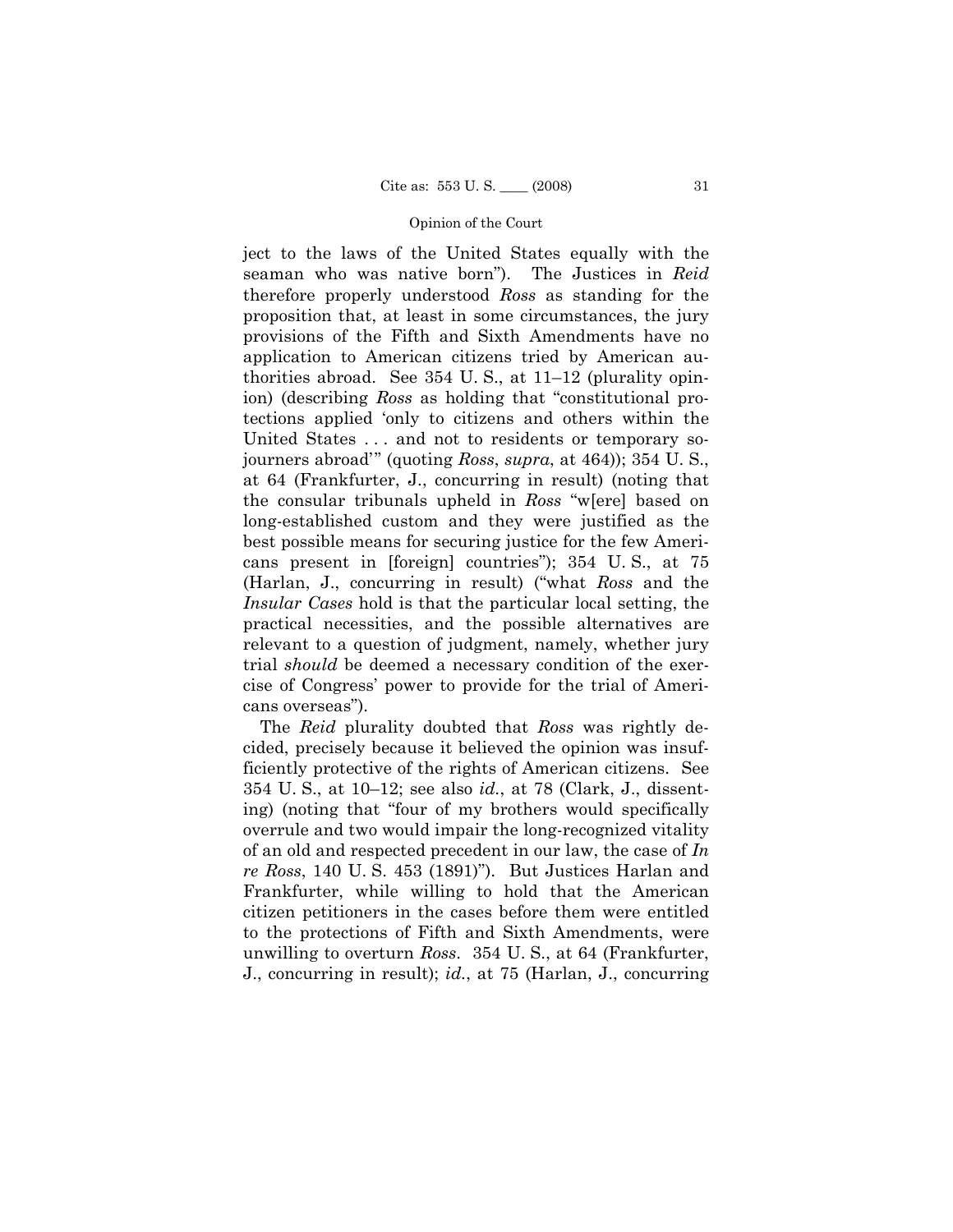ject to the laws of the United States equally with the seaman who was native born"). The Justices in *Reid* therefore properly understood *Ross* as standing for the proposition that, at least in some circumstances, the jury provisions of the Fifth and Sixth Amendments have no application to American citizens tried by American authorities abroad. See 354 U. S., at 11–12 (plurality opinion) (describing *Ross* as holding that "constitutional protections applied 'only to citizens and others within the United States . . . and not to residents or temporary sojourners abroad'" (quoting *Ross*, *supra*, at 464)); 354 U. S., at 64 (Frankfurter, J., concurring in result) (noting that the consular tribunals upheld in *Ross* "w[ere] based on long-established custom and they were justified as the best possible means for securing justice for the few Americans present in [foreign] countries"); 354 U. S., at 75 (Harlan, J., concurring in result) ("what *Ross* and the *Insular Cases* hold is that the particular local setting, the practical necessities, and the possible alternatives are relevant to a question of judgment, namely, whether jury trial *should* be deemed a necessary condition of the exercise of Congress' power to provide for the trial of Americans overseas").

The *Reid* plurality doubted that *Ross* was rightly decided, precisely because it believed the opinion was insufficiently protective of the rights of American citizens. See 354 U. S., at 10–12; see also *id.*, at 78 (Clark, J., dissenting) (noting that "four of my brothers would specifically overrule and two would impair the long-recognized vitality of an old and respected precedent in our law, the case of *In re Ross*, 140 U. S. 453 (1891)"). But Justices Harlan and Frankfurter, while willing to hold that the American citizen petitioners in the cases before them were entitled to the protections of Fifth and Sixth Amendments, were unwilling to overturn *Ross*. 354 U. S., at 64 (Frankfurter, J., concurring in result); *id.*, at 75 (Harlan, J., concurring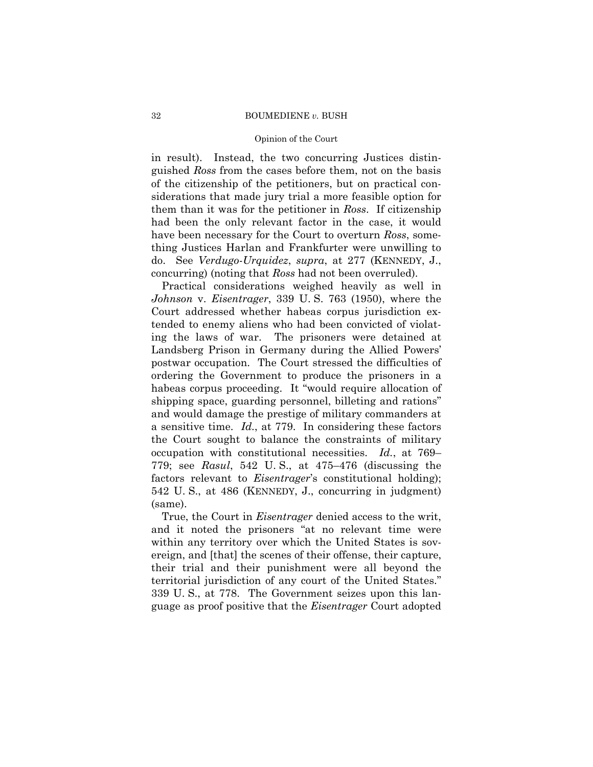in result). Instead, the two concurring Justices distinguished *Ross* from the cases before them, not on the basis of the citizenship of the petitioners, but on practical considerations that made jury trial a more feasible option for them than it was for the petitioner in *Ross*. If citizenship had been the only relevant factor in the case, it would have been necessary for the Court to overturn *Ross*, something Justices Harlan and Frankfurter were unwilling to do. See *Verdugo-Urquidez*, *supra*, at 277 (KENNEDY, J., concurring) (noting that *Ross* had not been overruled).

Practical considerations weighed heavily as well in *Johnson* v. *Eisentrager*, 339 U. S. 763 (1950), where the Court addressed whether habeas corpus jurisdiction extended to enemy aliens who had been convicted of violating the laws of war. The prisoners were detained at Landsberg Prison in Germany during the Allied Powers' postwar occupation. The Court stressed the difficulties of ordering the Government to produce the prisoners in a habeas corpus proceeding. It "would require allocation of shipping space, guarding personnel, billeting and rations" and would damage the prestige of military commanders at a sensitive time. *Id.*, at 779. In considering these factors the Court sought to balance the constraints of military occupation with constitutional necessities. *Id.*, at 769–779; see *Rasul*, 542 U. S., at 475–476 (discussing the factors relevant to *Eisentrager*'s constitutional holding); 542 U. S., at 486 (KENNEDY, J., concurring in judgment) (same).

True, the Court in *Eisentrager* denied access to the writ, and it noted the prisoners "at no relevant time were within any territory over which the United States is sovereign, and [that] the scenes of their offense, their capture, their trial and their punishment were all beyond the territorial jurisdiction of any court of the United States." 339 U. S., at 778. The Government seizes upon this language as proof positive that the *Eisentrager* Court adopted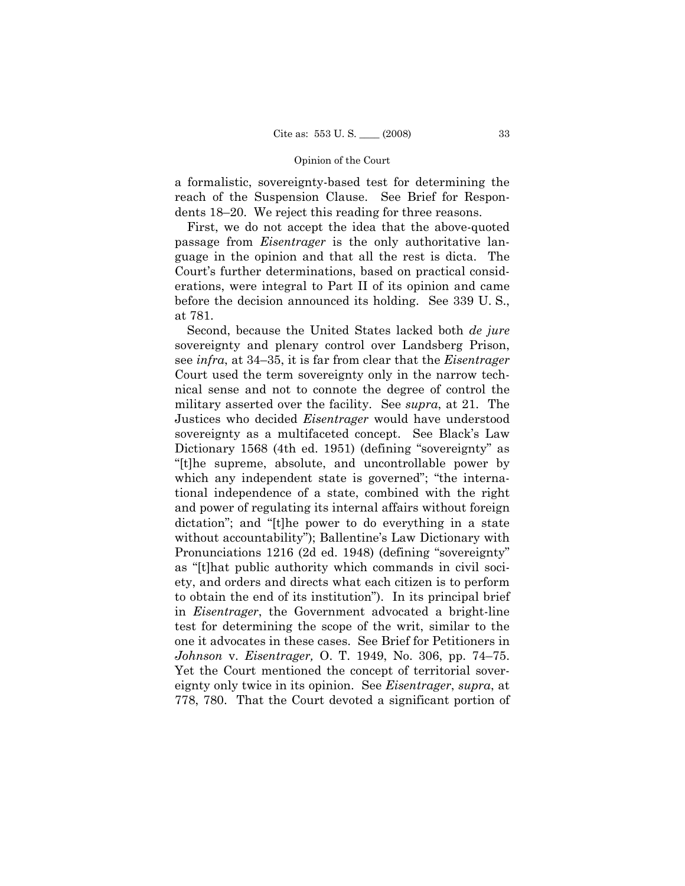a formalistic, sovereignty-based test for determining the reach of the Suspension Clause. See Brief for Respondents 18–20. We reject this reading for three reasons.

First, we do not accept the idea that the above-quoted passage from *Eisentrager* is the only authoritative language in the opinion and that all the rest is dicta. The Court's further determinations, based on practical considerations, were integral to Part II of its opinion and came before the decision announced its holding. See 339 U. S., at 781.

Second, because the United States lacked both *de jure* sovereignty and plenary control over Landsberg Prison, see *infra*, at 34–35, it is far from clear that the *Eisentrager* Court used the term sovereignty only in the narrow technical sense and not to connote the degree of control the military asserted over the facility. See *supra*, at 21. The Justices who decided *Eisentrager* would have understood sovereignty as a multifaceted concept. See Black's Law Dictionary 1568 (4th ed. 1951) (defining "sovereignty" as "[t]he supreme, absolute, and uncontrollable power by which any independent state is governed"; "the international independence of a state, combined with the right and power of regulating its internal affairs without foreign dictation"; and "[t]he power to do everything in a state without accountability"); Ballentine's Law Dictionary with Pronunciations 1216 (2d ed. 1948) (defining "sovereignty" as "[t]hat public authority which commands in civil society, and orders and directs what each citizen is to perform to obtain the end of its institution"). In its principal brief in *Eisentrager*, the Government advocated a bright-line test for determining the scope of the writ, similar to the one it advocates in these cases. See Brief for Petitioners in *Johnson* v. *Eisentrager,* O. T. 1949, No. 306, pp. 74–75. Yet the Court mentioned the concept of territorial sovereignty only twice in its opinion. See *Eisentrager*, *supra*, at 778, 780. That the Court devoted a significant portion of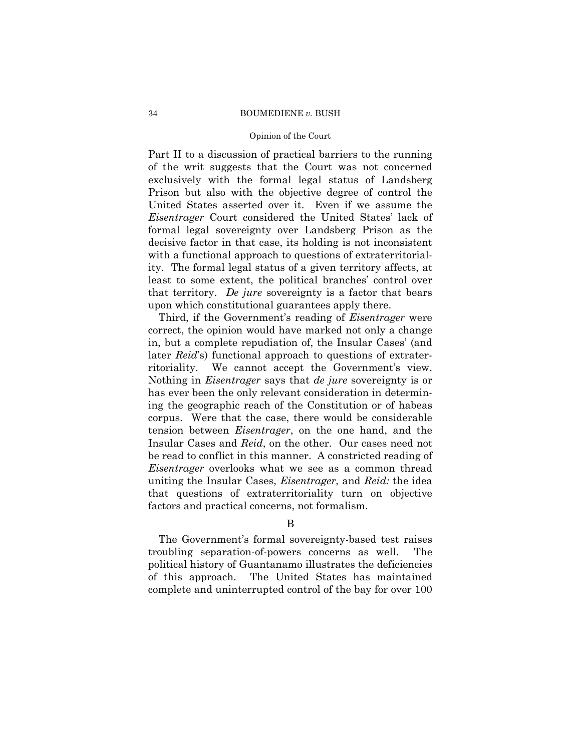Part II to a discussion of practical barriers to the running of the writ suggests that the Court was not concerned exclusively with the formal legal status of Landsberg Prison but also with the objective degree of control the United States asserted over it. Even if we assume the *Eisentrager* Court considered the United States' lack of formal legal sovereignty over Landsberg Prison as the decisive factor in that case, its holding is not inconsistent with a functional approach to questions of extraterritoriality. The formal legal status of a given territory affects, at least to some extent, the political branches' control over that territory. *De jure* sovereignty is a factor that bears upon which constitutional guarantees apply there.

Third, if the Government's reading of *Eisentrager* were correct, the opinion would have marked not only a change in, but a complete repudiation of, the Insular Cases' (and later *Reid*'s) functional approach to questions of extraterritoriality. We cannot accept the Government's view. Nothing in *Eisentrager* says that *de jure* sovereignty is or has ever been the only relevant consideration in determining the geographic reach of the Constitution or of habeas corpus. Were that the case, there would be considerable tension between *Eisentrager*, on the one hand, and the Insular Cases and *Reid*, on the other. Our cases need not be read to conflict in this manner. A constricted reading of *Eisentrager* overlooks what we see as a common thread uniting the Insular Cases, *Eisentrager*, and *Reid:* the idea that questions of extraterritoriality turn on objective factors and practical concerns, not formalism.

### B

The Government's formal sovereignty-based test raises troubling separation-of-powers concerns as well. The political history of Guantanamo illustrates the deficiencies of this approach. The United States has maintained complete and uninterrupted control of the bay for over 100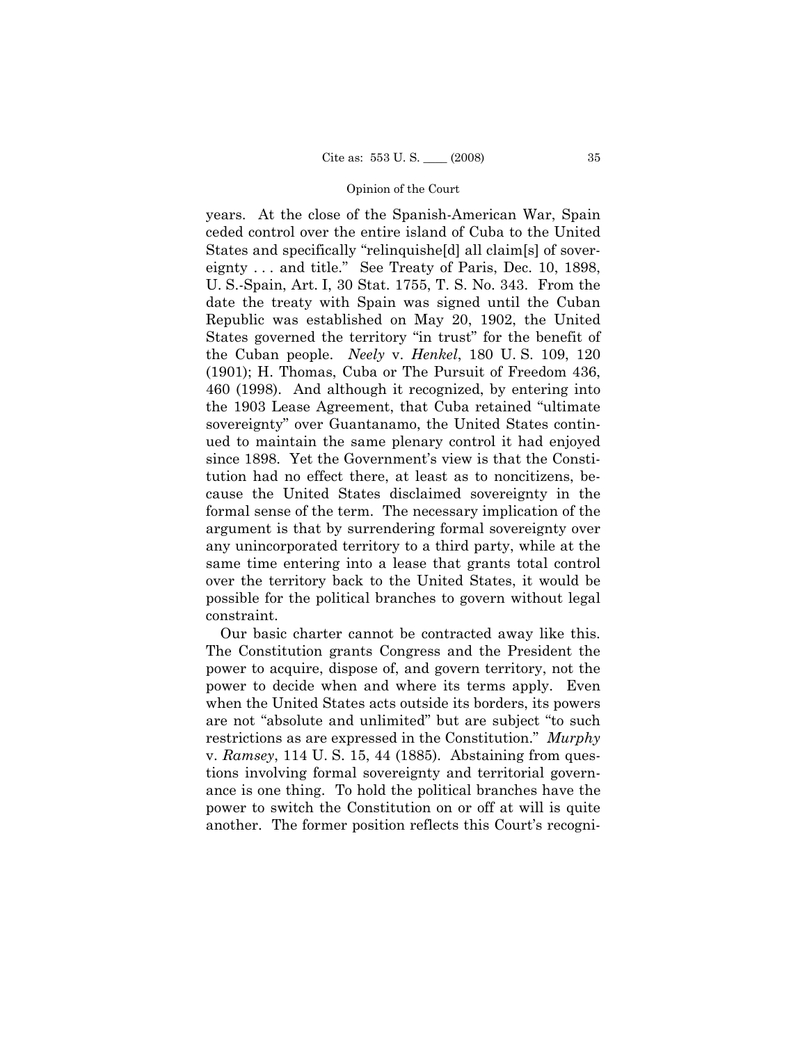years. At the close of the Spanish-American War, Spain ceded control over the entire island of Cuba to the United States and specifically "relinquishe[d] all claim[s] of sovereignty . . . and title." See Treaty of Paris, Dec. 10, 1898, U. S.-Spain, Art. I, 30 Stat. 1755, T. S. No. 343. From the date the treaty with Spain was signed until the Cuban Republic was established on May 20, 1902, the United States governed the territory "in trust" for the benefit of the Cuban people. *Neely* v. *Henkel*, 180 U. S. 109, 120 (1901); H. Thomas, Cuba or The Pursuit of Freedom 436, 460 (1998). And although it recognized, by entering into the 1903 Lease Agreement, that Cuba retained "ultimate sovereignty" over Guantanamo, the United States continued to maintain the same plenary control it had enjoyed since 1898. Yet the Government's view is that the Constitution had no effect there, at least as to noncitizens, because the United States disclaimed sovereignty in the formal sense of the term. The necessary implication of the argument is that by surrendering formal sovereignty over any unincorporated territory to a third party, while at the same time entering into a lease that grants total control over the territory back to the United States, it would be possible for the political branches to govern without legal constraint.

Our basic charter cannot be contracted away like this. The Constitution grants Congress and the President the power to acquire, dispose of, and govern territory, not the power to decide when and where its terms apply. Even when the United States acts outside its borders, its powers are not "absolute and unlimited" but are subject "to such restrictions as are expressed in the Constitution." *Murphy* v. *Ramsey*, 114 U. S. 15, 44 (1885). Abstaining from questions involving formal sovereignty and territorial governance is one thing. To hold the political branches have the power to switch the Constitution on or off at will is quite another. The former position reflects this Court's recogni-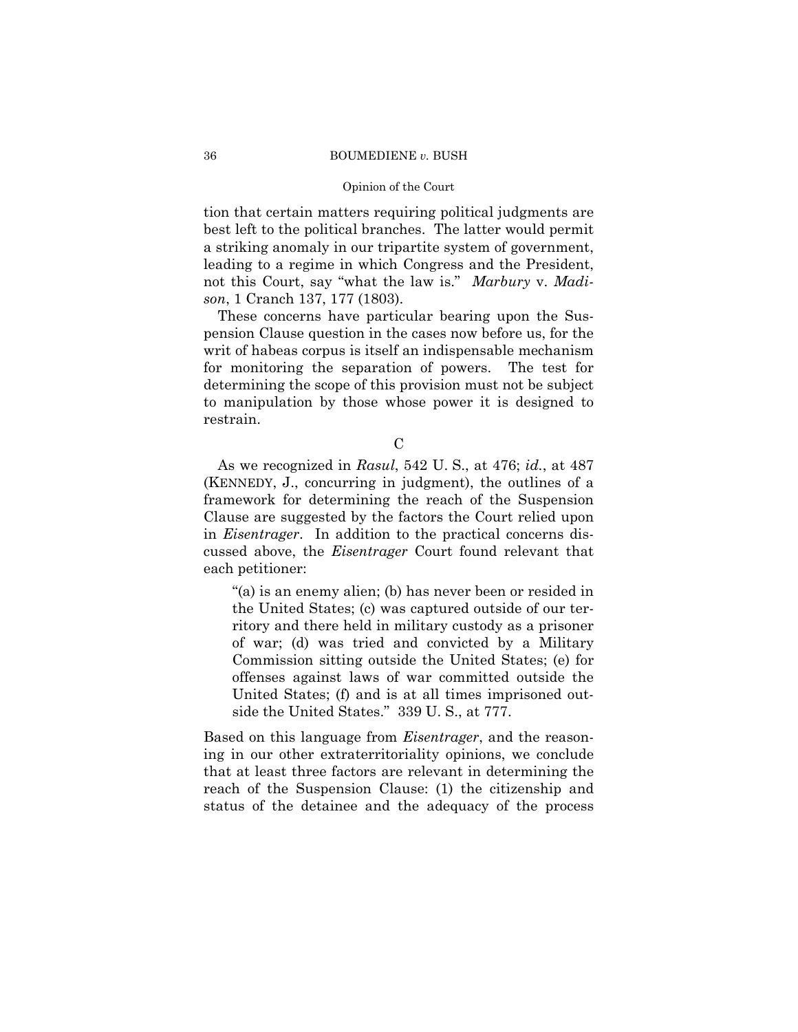tion that certain matters requiring political judgments are best left to the political branches. The latter would permit a striking anomaly in our tripartite system of government, leading to a regime in which Congress and the President, not this Court, say "what the law is." *Marbury* v. *Madison*, 1 Cranch 137, 177 (1803).

These concerns have particular bearing upon the Suspension Clause question in the cases now before us, for the writ of habeas corpus is itself an indispensable mechanism for monitoring the separation of powers. The test for determining the scope of this provision must not be subject to manipulation by those whose power it is designed to restrain.

### C

As we recognized in *Rasul*, 542 U. S., at 476; *id.*, at 487 (KENNEDY, J., concurring in judgment), the outlines of a framework for determining the reach of the Suspension Clause are suggested by the factors the Court relied upon in *Eisentrager*. In addition to the practical concerns discussed above, the *Eisentrager* Court found relevant that each petitioner:

> "(a) is an enemy alien; (b) has never been or resided in the United States; (c) was captured outside of our territory and there held in military custody as a prisoner of war; (d) was tried and convicted by a Military Commission sitting outside the United States; (e) for offenses against laws of war committed outside the United States; (f) and is at all times imprisoned outside the United States." 339 U. S., at 777.

Based on this language from *Eisentrager*, and the reasoning in our other extraterritoriality opinions, we conclude that at least three factors are relevant in determining the reach of the Suspension Clause: (1) the citizenship and status of the detainee and the adequacy of the process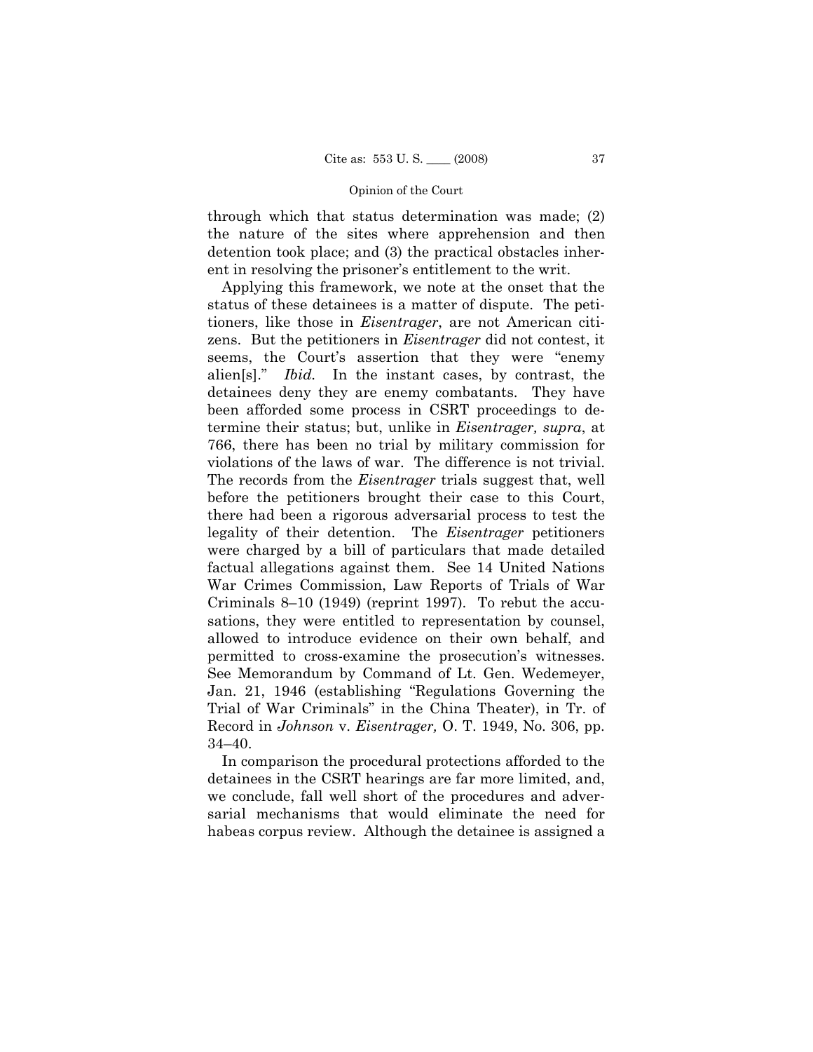through which that status determination was made; (2) the nature of the sites where apprehension and then detention took place; and (3) the practical obstacles inherent in resolving the prisoner's entitlement to the writ.

Applying this framework, we note at the onset that the status of these detainees is a matter of dispute. The petitioners, like those in *Eisentrager*, are not American citizens. But the petitioners in *Eisentrager* did not contest, it seems, the Court's assertion that they were "enemy alien[s]." *Ibid.* In the instant cases, by contrast, the detainees deny they are enemy combatants. They have been afforded some process in CSRT proceedings to determine their status; but, unlike in *Eisentrager, supra*, at 766, there has been no trial by military commission for violations of the laws of war. The difference is not trivial. The records from the *Eisentrager* trials suggest that, well before the petitioners brought their case to this Court, there had been a rigorous adversarial process to test the legality of their detention. The *Eisentrager* petitioners were charged by a bill of particulars that made detailed factual allegations against them. See 14 United Nations War Crimes Commission, Law Reports of Trials of War Criminals 8–10 (1949) (reprint 1997). To rebut the accusations, they were entitled to representation by counsel, allowed to introduce evidence on their own behalf, and permitted to cross-examine the prosecution's witnesses. See Memorandum by Command of Lt. Gen. Wedemeyer, Jan. 21, 1946 (establishing "Regulations Governing the Trial of War Criminals" in the China Theater), in Tr. of Record in *Johnson* v. *Eisentrager,* O. T. 1949, No. 306, pp. 34–40.

In comparison the procedural protections afforded to the detainees in the CSRT hearings are far more limited, and, we conclude, fall well short of the procedures and adversarial mechanisms that would eliminate the need for habeas corpus review. Although the detainee is assigned a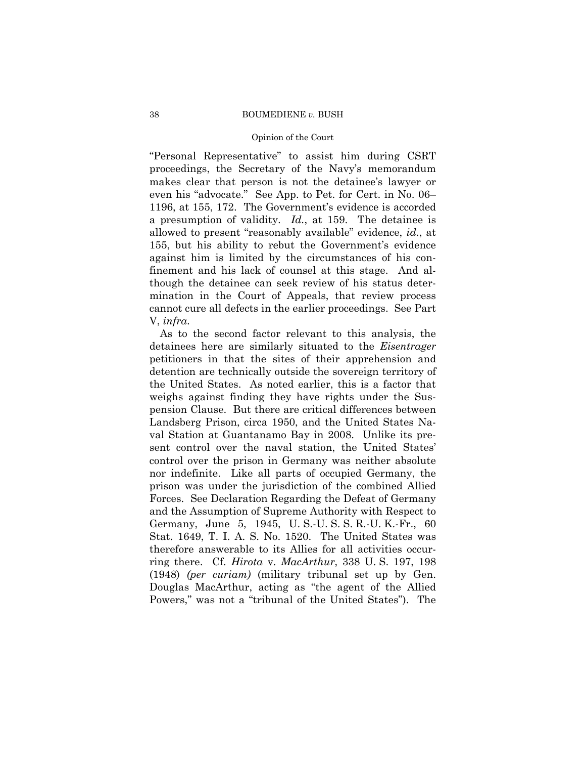"Personal Representative" to assist him during CSRT proceedings, the Secretary of the Navy's memorandum makes clear that person is not the detainee's lawyer or even his "advocate." See App. to Pet. for Cert. in No. 06–1196, at 155, 172. The Government's evidence is accorded a presumption of validity. *Id.*, at 159. The detainee is allowed to present "reasonably available" evidence, *id.*, at 155, but his ability to rebut the Government's evidence against him is limited by the circumstances of his confinement and his lack of counsel at this stage. And although the detainee can seek review of his status determination in the Court of Appeals, that review process cannot cure all defects in the earlier proceedings. See Part V, *infra*.

As to the second factor relevant to this analysis, the detainees here are similarly situated to the *Eisentrager* petitioners in that the sites of their apprehension and detention are technically outside the sovereign territory of the United States. As noted earlier, this is a factor that weighs against finding they have rights under the Suspension Clause. But there are critical differences between Landsberg Prison, circa 1950, and the United States Naval Station at Guantanamo Bay in 2008. Unlike its present control over the naval station, the United States' control over the prison in Germany was neither absolute nor indefinite. Like all parts of occupied Germany, the prison was under the jurisdiction of the combined Allied Forces. See Declaration Regarding the Defeat of Germany and the Assumption of Supreme Authority with Respect to Germany, June 5, 1945, U. S.-U. S. S. R.-U. K.-Fr., 60 Stat. 1649, T. I. A. S. No. 1520. The United States was therefore answerable to its Allies for all activities occurring there. Cf. *Hirota* v. *MacArthur*, 338 U. S. 197, 198 (1948) *(per curiam)* (military tribunal set up by Gen. Douglas MacArthur, acting as "the agent of the Allied Powers," was not a "tribunal of the United States"). The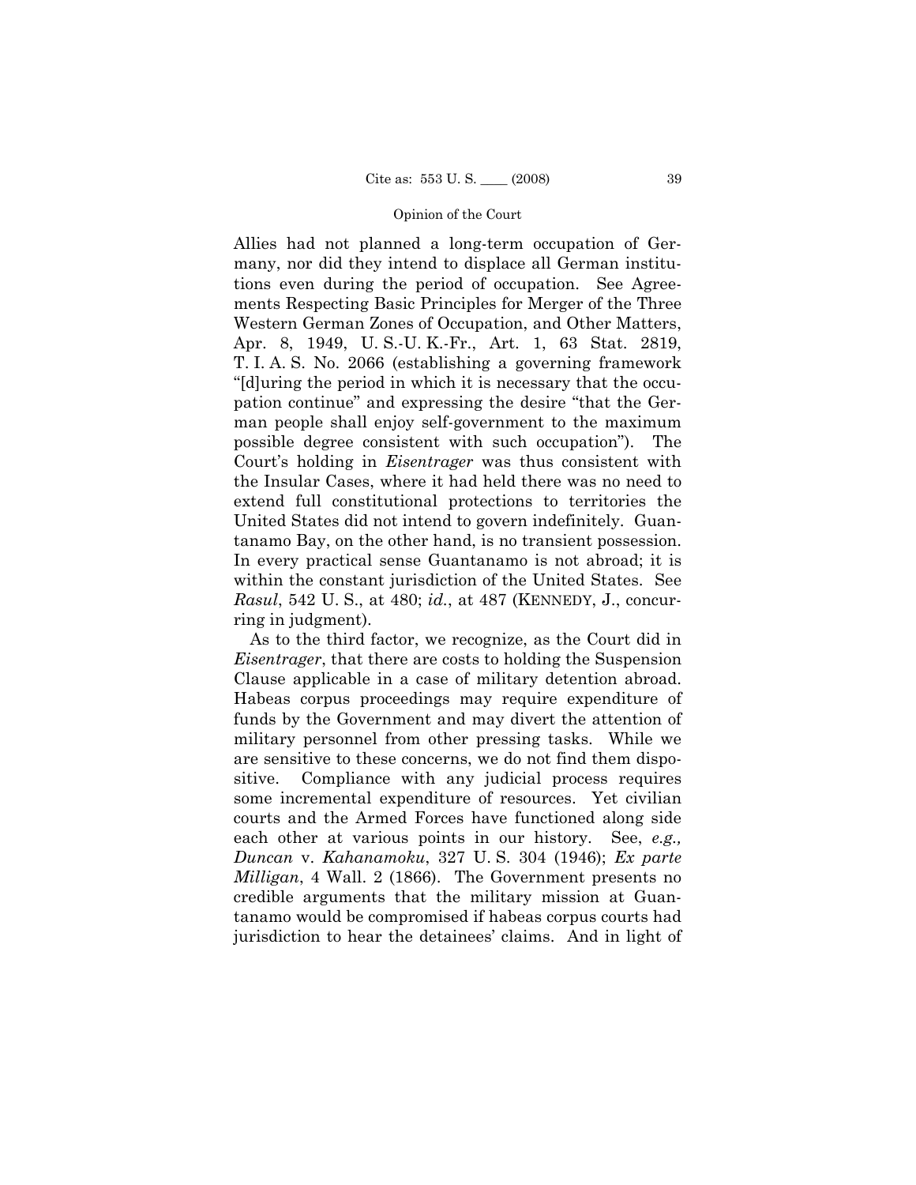Allies had not planned a long-term occupation of Germany, nor did they intend to displace all German institutions even during the period of occupation. See Agreements Respecting Basic Principles for Merger of the Three Western German Zones of Occupation, and Other Matters, Apr. 8, 1949, U. S.-U. K.-Fr., Art. 1, 63 Stat. 2819, T. I. A. S. No. 2066 (establishing a governing framework "[d]uring the period in which it is necessary that the occupation continue" and expressing the desire "that the German people shall enjoy self-government to the maximum possible degree consistent with such occupation"). The Court's holding in *Eisentrager* was thus consistent with the Insular Cases, where it had held there was no need to extend full constitutional protections to territories the United States did not intend to govern indefinitely. Guantanamo Bay, on the other hand, is no transient possession. In every practical sense Guantanamo is not abroad; it is within the constant jurisdiction of the United States. See *Rasul*, 542 U. S., at 480; *id.*, at 487 (KENNEDY, J., concurring in judgment).

As to the third factor, we recognize, as the Court did in *Eisentrager*, that there are costs to holding the Suspension Clause applicable in a case of military detention abroad. Habeas corpus proceedings may require expenditure of funds by the Government and may divert the attention of military personnel from other pressing tasks. While we are sensitive to these concerns, we do not find them dispositive. Compliance with any judicial process requires some incremental expenditure of resources. Yet civilian courts and the Armed Forces have functioned along side each other at various points in our history. See, *e.g., Duncan* v. *Kahanamoku*, 327 U. S. 304 (1946); *Ex parte Milligan*, 4 Wall. 2 (1866). The Government presents no credible arguments that the military mission at Guantanamo would be compromised if habeas corpus courts had jurisdiction to hear the detainees' claims. And in light of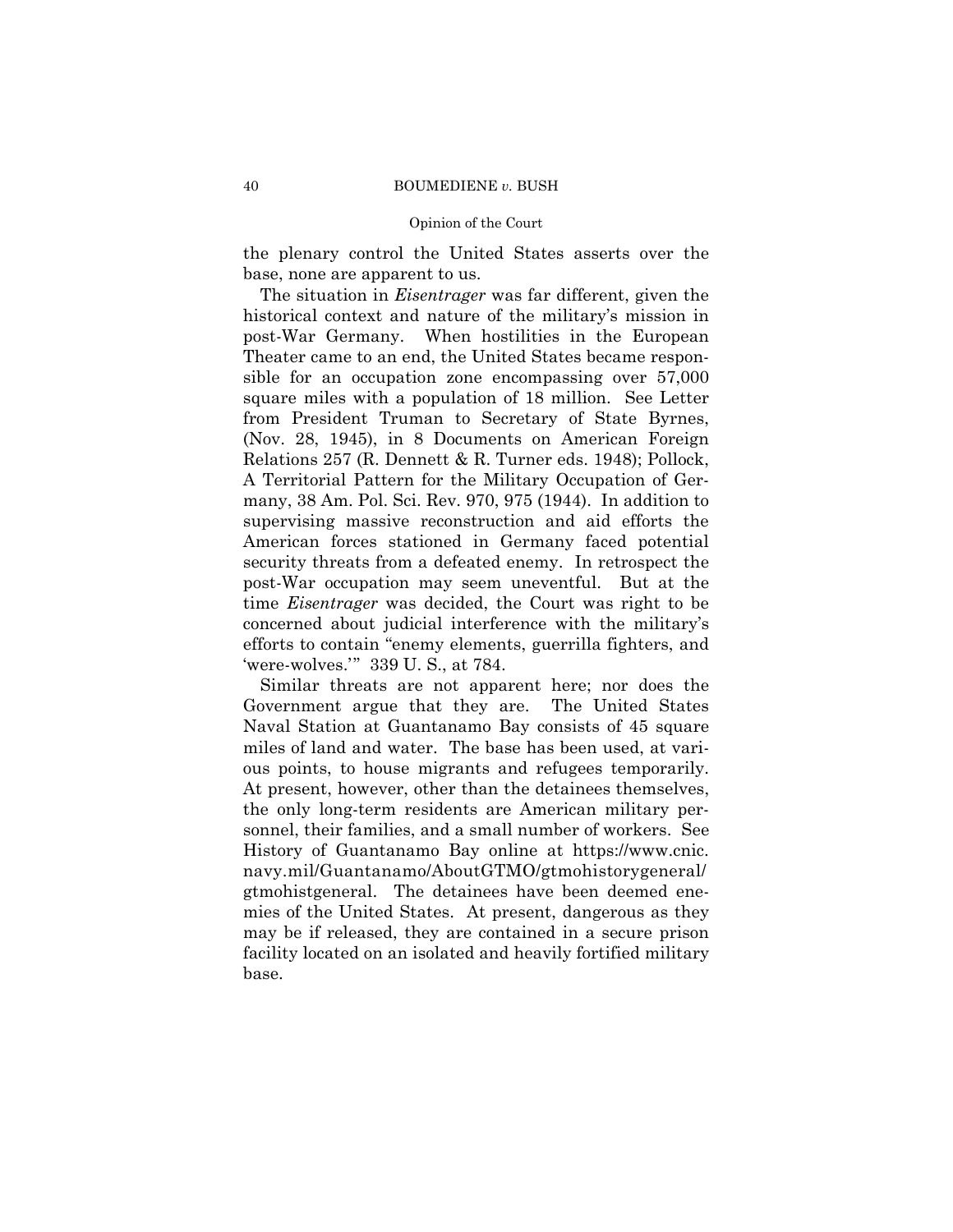the plenary control the United States asserts over the base, none are apparent to us.

The situation in *Eisentrager* was far different, given the historical context and nature of the military's mission in post-War Germany. When hostilities in the European Theater came to an end, the United States became responsible for an occupation zone encompassing over 57,000 square miles with a population of 18 million. See Letter from President Truman to Secretary of State Byrnes, (Nov. 28, 1945), in 8 Documents on American Foreign Relations 257 (R. Dennett & R. Turner eds. 1948); Pollock, A Territorial Pattern for the Military Occupation of Germany, 38 Am. Pol. Sci. Rev. 970, 975 (1944). In addition to supervising massive reconstruction and aid efforts the American forces stationed in Germany faced potential security threats from a defeated enemy. In retrospect the post-War occupation may seem uneventful. But at the time *Eisentrager* was decided, the Court was right to be concerned about judicial interference with the military's efforts to contain "enemy elements, guerrilla fighters, and 'were-wolves.'" 339 U. S., at 784.

Similar threats are not apparent here; nor does the Government argue that they are. The United States Naval Station at Guantanamo Bay consists of 45 square miles of land and water. The base has been used, at various points, to house migrants and refugees temporarily. At present, however, other than the detainees themselves, the only long-term residents are American military personnel, their families, and a small number of workers. See History of Guantanamo Bay online at https://www.cnic.navy.mil/Guantanamo/AboutGTMO/gtmohistorygeneral/gtmohistgeneral. The detainees have been deemed enemies of the United States. At present, dangerous as they may be if released, they are contained in a secure prison facility located on an isolated and heavily fortified military base.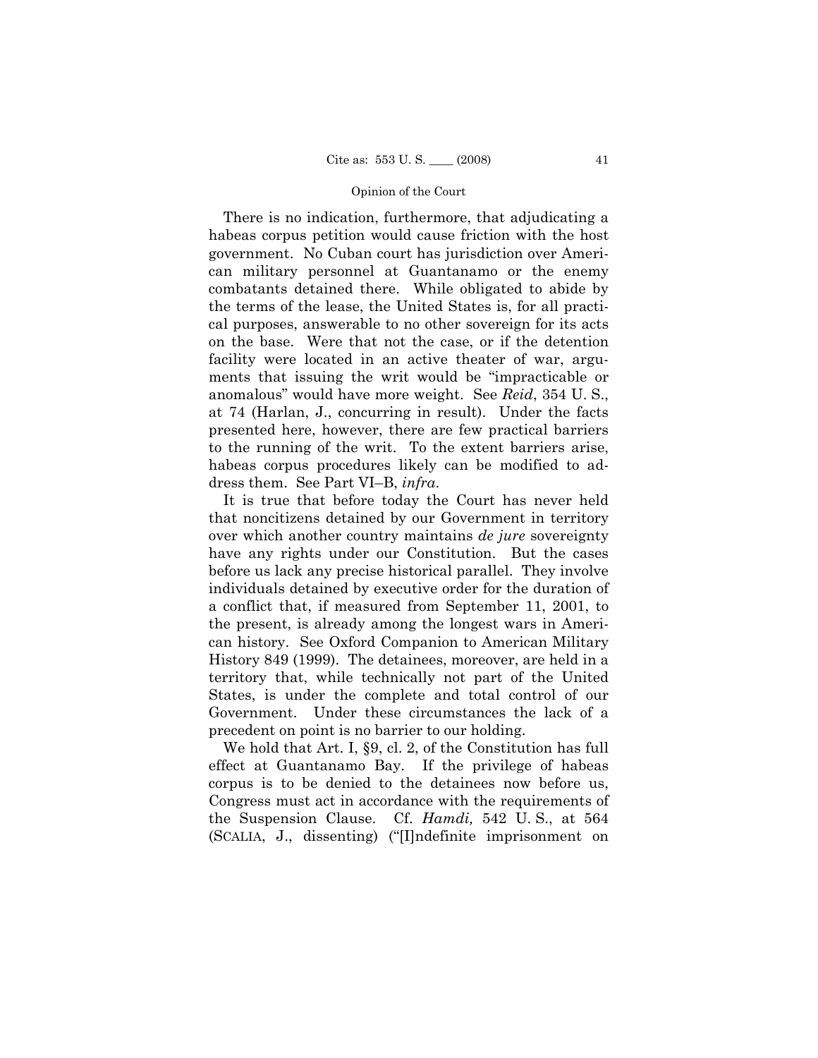There is no indication, furthermore, that adjudicating a habeas corpus petition would cause friction with the host government. No Cuban court has jurisdiction over American military personnel at Guantanamo or the enemy combatants detained there. While obligated to abide by the terms of the lease, the United States is, for all practical purposes, answerable to no other sovereign for its acts on the base. Were that not the case, or if the detention facility were located in an active theater of war, arguments that issuing the writ would be "impracticable or anomalous" would have more weight. See *Reid*, 354 U. S., at 74 (Harlan, J., concurring in result). Under the facts presented here, however, there are few practical barriers to the running of the writ. To the extent barriers arise, habeas corpus procedures likely can be modified to address them. See Part VI–B, *infra*.

It is true that before today the Court has never held that noncitizens detained by our Government in territory over which another country maintains *de jure* sovereignty have any rights under our Constitution. But the cases before us lack any precise historical parallel. They involve individuals detained by executive order for the duration of a conflict that, if measured from September 11, 2001, to the present, is already among the longest wars in American history. See Oxford Companion to American Military History 849 (1999). The detainees, moreover, are held in a territory that, while technically not part of the United States, is under the complete and total control of our Government. Under these circumstances the lack of a precedent on point is no barrier to our holding.

We hold that Art. I, §9, cl. 2, of the Constitution has full effect at Guantanamo Bay. If the privilege of habeas corpus is to be denied to the detainees now before us, Congress must act in accordance with the requirements of the Suspension Clause. Cf. *Hamdi,* 542 U. S., at 564 (SCALIA, J., dissenting) ("[I]ndefinite imprisonment on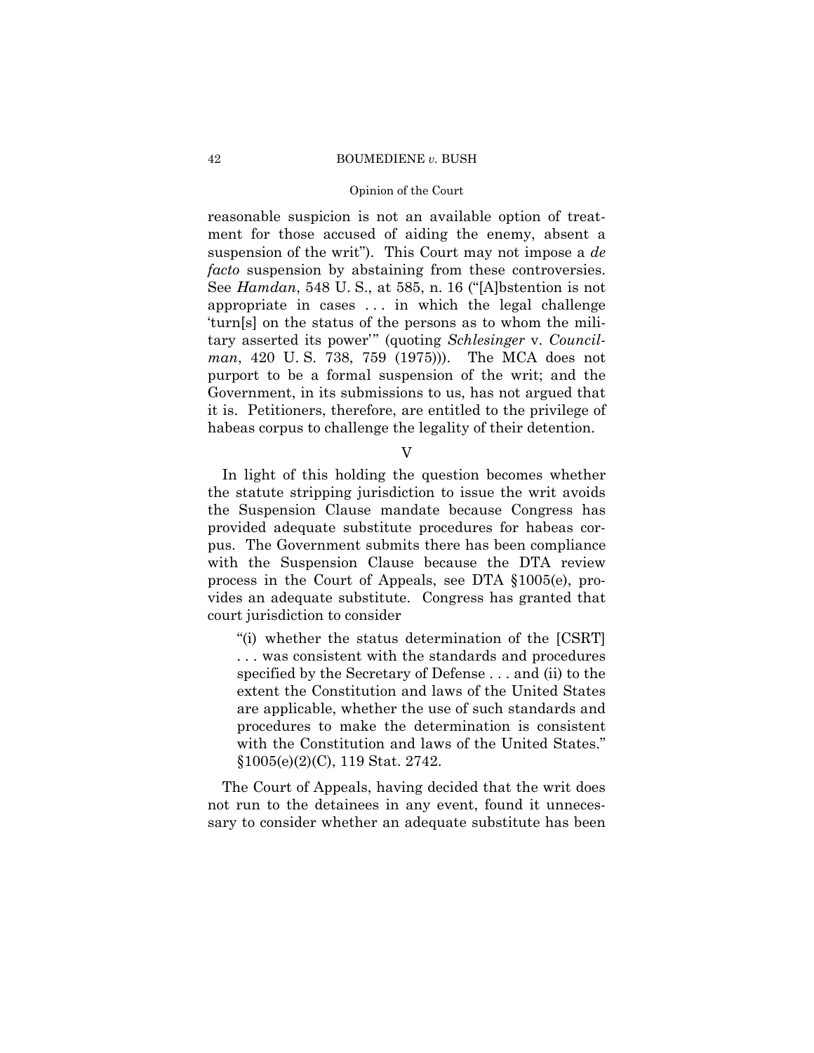reasonable suspicion is not an available option of treatment for those accused of aiding the enemy, absent a suspension of the writ"). This Court may not impose a *de facto* suspension by abstaining from these controversies. See *Hamdan*, 548 U. S., at 585, n. 16 ("[A]bstention is not appropriate in cases . . . in which the legal challenge 'turn[s] on the status of the persons as to whom the military asserted its power'" (quoting *Schlesinger* v. *Councilman*, 420 U. S. 738, 759 (1975))). The MCA does not purport to be a formal suspension of the writ; and the Government, in its submissions to us, has not argued that it is. Petitioners, therefore, are entitled to the privilege of habeas corpus to challenge the legality of their detention.

## V

In light of this holding the question becomes whether the statute stripping jurisdiction to issue the writ avoids the Suspension Clause mandate because Congress has provided adequate substitute procedures for habeas corpus. The Government submits there has been compliance with the Suspension Clause because the DTA review process in the Court of Appeals, see DTA §1005(e), provides an adequate substitute. Congress has granted that court jurisdiction to consider

> "(i) whether the status determination of the [CSRT] . . . was consistent with the standards and procedures specified by the Secretary of Defense . . . and (ii) to the extent the Constitution and laws of the United States are applicable, whether the use of such standards and procedures to make the determination is consistent with the Constitution and laws of the United States." §1005(e)(2)(C), 119 Stat. 2742.

The Court of Appeals, having decided that the writ does not run to the detainees in any event, found it unnecessary to consider whether an adequate substitute has been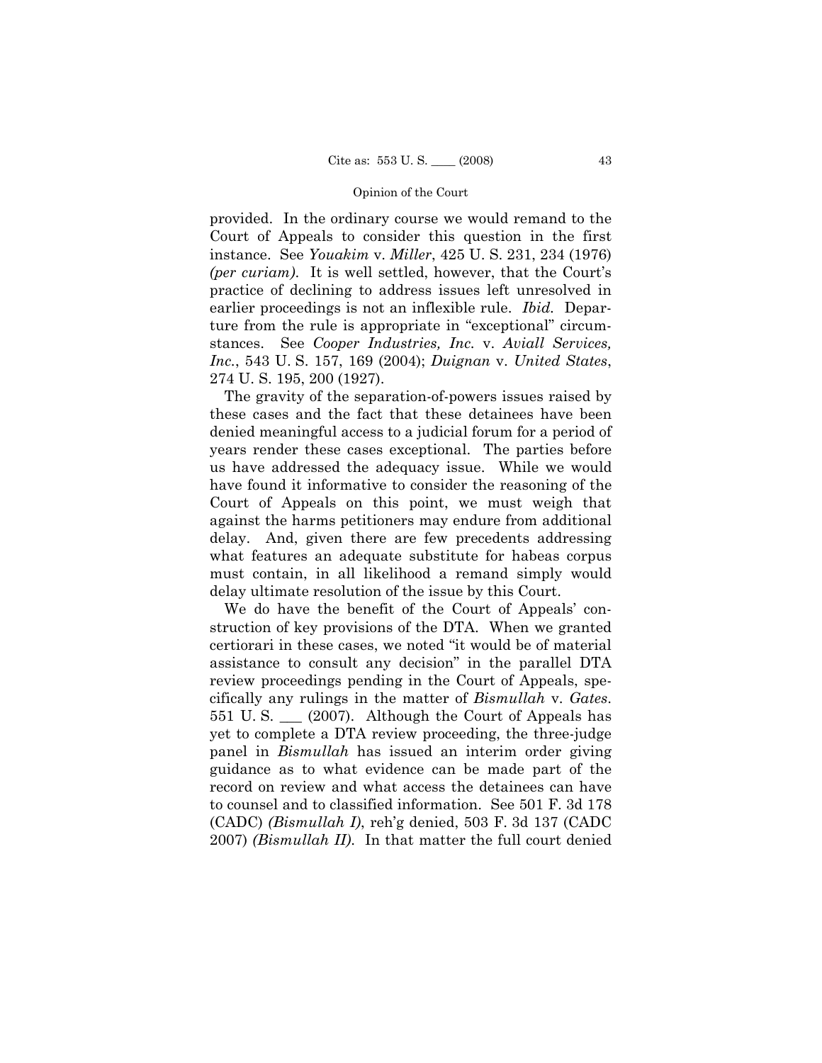provided. In the ordinary course we would remand to the Court of Appeals to consider this question in the first instance. See *Youakim* v. *Miller*, 425 U. S. 231, 234 (1976) *(per curiam)*. It is well settled, however, that the Court's practice of declining to address issues left unresolved in earlier proceedings is not an inflexible rule. *Ibid.* Departure from the rule is appropriate in "exceptional" circumstances. See *Cooper Industries, Inc.* v. *Aviall Services, Inc.*, 543 U. S. 157, 169 (2004); *Duignan* v. *United States*, 274 U. S. 195, 200 (1927).

The gravity of the separation-of-powers issues raised by these cases and the fact that these detainees have been denied meaningful access to a judicial forum for a period of years render these cases exceptional. The parties before us have addressed the adequacy issue. While we would have found it informative to consider the reasoning of the Court of Appeals on this point, we must weigh that against the harms petitioners may endure from additional delay. And, given there are few precedents addressing what features an adequate substitute for habeas corpus must contain, in all likelihood a remand simply would delay ultimate resolution of the issue by this Court.

We do have the benefit of the Court of Appeals' construction of key provisions of the DTA. When we granted certiorari in these cases, we noted "it would be of material assistance to consult any decision" in the parallel DTA review proceedings pending in the Court of Appeals, specifically any rulings in the matter of *Bismullah* v. *Gates*. 551 U. S. ___ (2007). Although the Court of Appeals has yet to complete a DTA review proceeding, the three-judge panel in *Bismullah* has issued an interim order giving guidance as to what evidence can be made part of the record on review and what access the detainees can have to counsel and to classified information. See 501 F. 3d 178 (CADC) *(Bismullah I)*, reh'g denied, 503 F. 3d 137 (CADC 2007) *(Bismullah II)*. In that matter the full court denied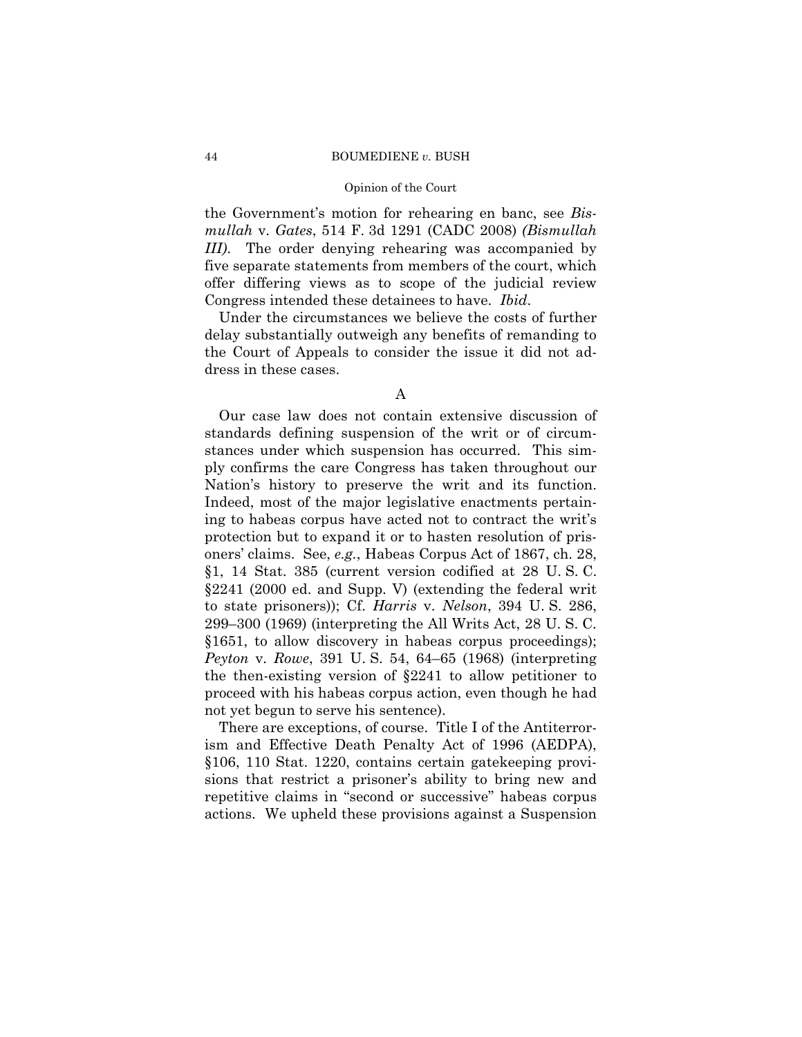the Government's motion for rehearing en banc, see *Bismullah* v. *Gates*, 514 F. 3d 1291 (CADC 2008) *(Bismullah III)*. The order denying rehearing was accompanied by five separate statements from members of the court, which offer differing views as to scope of the judicial review Congress intended these detainees to have. *Ibid*.

Under the circumstances we believe the costs of further delay substantially outweigh any benefits of remanding to the Court of Appeals to consider the issue it did not address in these cases.

### A

Our case law does not contain extensive discussion of standards defining suspension of the writ or of circumstances under which suspension has occurred. This simply confirms the care Congress has taken throughout our Nation's history to preserve the writ and its function. Indeed, most of the major legislative enactments pertaining to habeas corpus have acted not to contract the writ's protection but to expand it or to hasten resolution of prisoners' claims. See, *e.g.*, Habeas Corpus Act of 1867, ch. 28, §1, 14 Stat. 385 (current version codified at 28 U. S. C. §2241 (2000 ed. and Supp. V) (extending the federal writ to state prisoners)); Cf. *Harris* v. *Nelson*, 394 U. S. 286, 299–300 (1969) (interpreting the All Writs Act, 28 U. S. C. §1651, to allow discovery in habeas corpus proceedings); *Peyton* v. *Rowe*, 391 U. S. 54, 64–65 (1968) (interpreting the then-existing version of §2241 to allow petitioner to proceed with his habeas corpus action, even though he had not yet begun to serve his sentence).

There are exceptions, of course. Title I of the Antiterrorism and Effective Death Penalty Act of 1996 (AEDPA), §106, 110 Stat. 1220, contains certain gatekeeping provisions that restrict a prisoner's ability to bring new and repetitive claims in "second or successive" habeas corpus actions. We upheld these provisions against a Suspension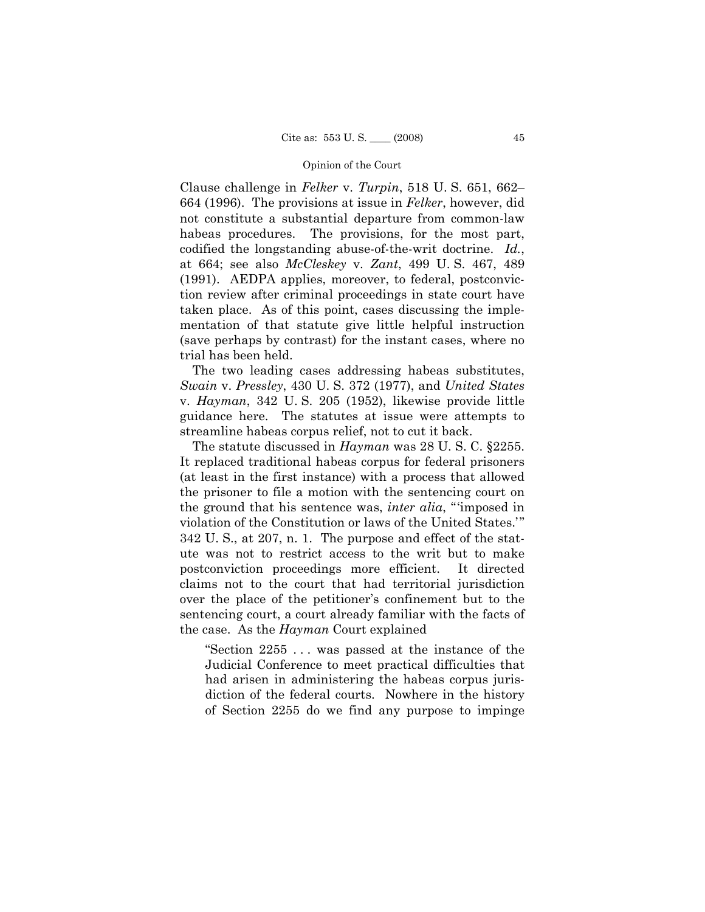Clause challenge in *Felker* v. *Turpin*, 518 U. S. 651, 662–664 (1996). The provisions at issue in *Felker*, however, did not constitute a substantial departure from common-law habeas procedures. The provisions, for the most part, codified the longstanding abuse-of-the-writ doctrine. *Id.*, at 664; see also *McCleskey* v. *Zant*, 499 U. S. 467, 489 (1991). AEDPA applies, moreover, to federal, postconviction review after criminal proceedings in state court have taken place. As of this point, cases discussing the implementation of that statute give little helpful instruction (save perhaps by contrast) for the instant cases, where no trial has been held.

The two leading cases addressing habeas substitutes, *Swain* v. *Pressley*, 430 U. S. 372 (1977), and *United States* v. *Hayman*, 342 U. S. 205 (1952), likewise provide little guidance here. The statutes at issue were attempts to streamline habeas corpus relief, not to cut it back.

The statute discussed in *Hayman* was 28 U. S. C. §2255. It replaced traditional habeas corpus for federal prisoners (at least in the first instance) with a process that allowed the prisoner to file a motion with the sentencing court on the ground that his sentence was, *inter alia*, "'imposed in violation of the Constitution or laws of the United States.'" 342 U. S., at 207, n. 1. The purpose and effect of the statute was not to restrict access to the writ but to make postconviction proceedings more efficient. It directed claims not to the court that had territorial jurisdiction over the place of the petitioner's confinement but to the sentencing court, a court already familiar with the facts of the case. As the *Hayman* Court explained

> "Section 2255 . . . was passed at the instance of the Judicial Conference to meet practical difficulties that had arisen in administering the habeas corpus jurisdiction of the federal courts. Nowhere in the history of Section 2255 do we find any purpose to impinge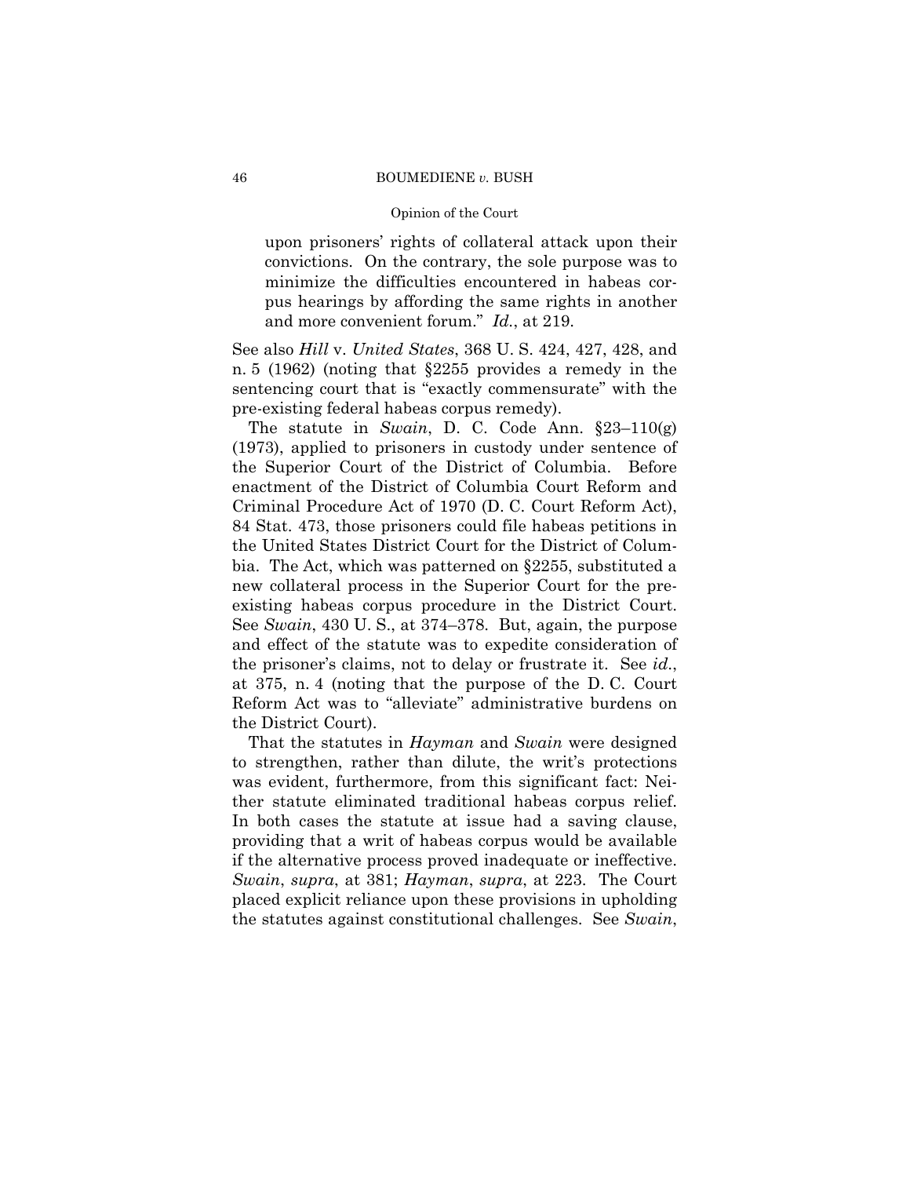> upon prisoners' rights of collateral attack upon their convictions. On the contrary, the sole purpose was to minimize the difficulties encountered in habeas corpus hearings by affording the same rights in another and more convenient forum." *Id.*, at 219.

See also *Hill* v. *United States*, 368 U. S. 424, 427, 428, and n. 5 (1962) (noting that §2255 provides a remedy in the sentencing court that is "exactly commensurate" with the pre-existing federal habeas corpus remedy).

The statute in *Swain*, D. C. Code Ann. §23–110(g) (1973), applied to prisoners in custody under sentence of the Superior Court of the District of Columbia. Before enactment of the District of Columbia Court Reform and Criminal Procedure Act of 1970 (D. C. Court Reform Act), 84 Stat. 473, those prisoners could file habeas petitions in the United States District Court for the District of Columbia. The Act, which was patterned on §2255, substituted a new collateral process in the Superior Court for the pre-existing habeas corpus procedure in the District Court. See *Swain*, 430 U. S., at 374–378. But, again, the purpose and effect of the statute was to expedite consideration of the prisoner's claims, not to delay or frustrate it. See *id.*, at 375, n. 4 (noting that the purpose of the D. C. Court Reform Act was to "alleviate" administrative burdens on the District Court).

That the statutes in *Hayman* and *Swain* were designed to strengthen, rather than dilute, the writ's protections was evident, furthermore, from this significant fact: Neither statute eliminated traditional habeas corpus relief. In both cases the statute at issue had a saving clause, providing that a writ of habeas corpus would be available if the alternative process proved inadequate or ineffective. *Swain*, *supra*, at 381; *Hayman*, *supra*, at 223. The Court placed explicit reliance upon these provisions in upholding the statutes against constitutional challenges. See *Swain*,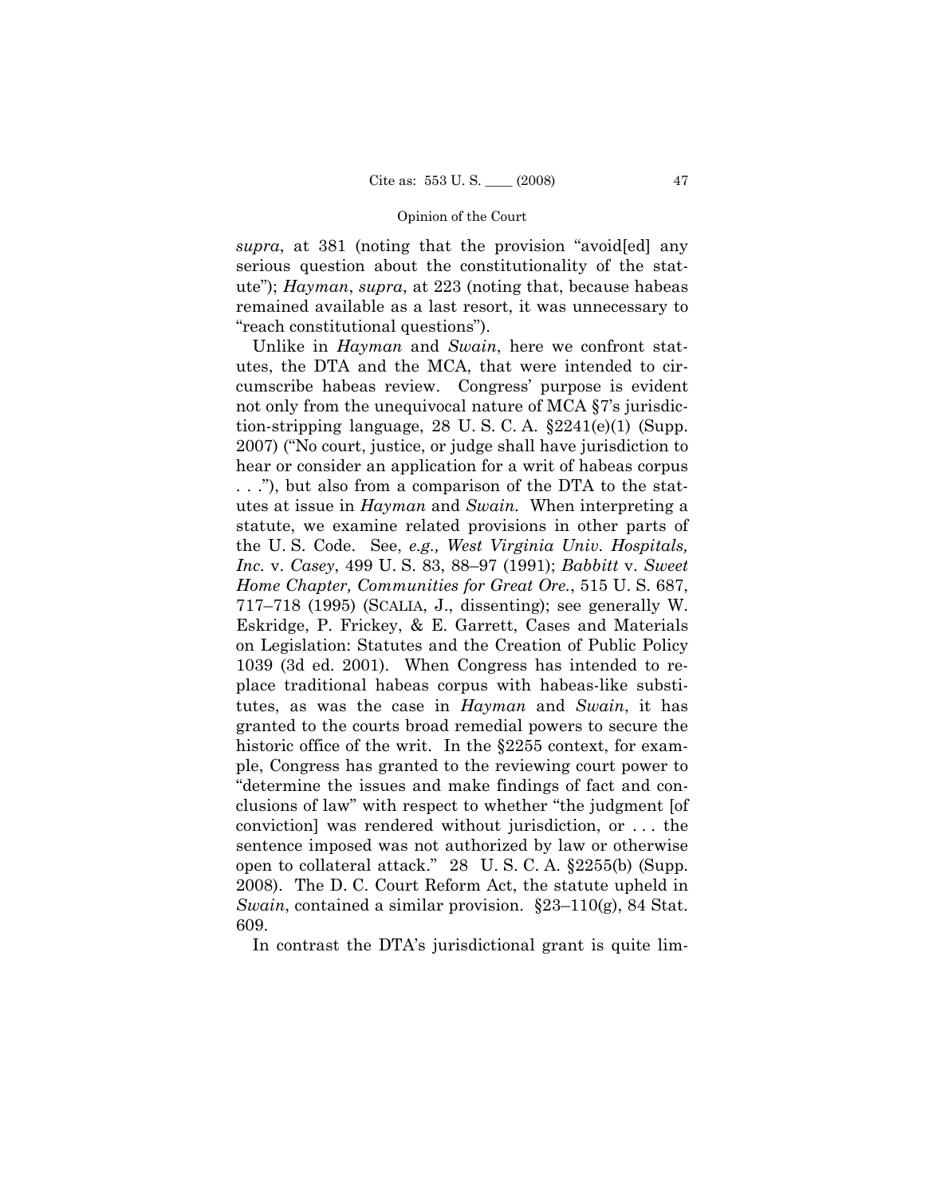*supra*, at 381 (noting that the provision "avoid[ed] any serious question about the constitutionality of the statute"); *Hayman*, *supra*, at 223 (noting that, because habeas remained available as a last resort, it was unnecessary to "reach constitutional questions").

Unlike in *Hayman* and *Swain*, here we confront statutes, the DTA and the MCA, that were intended to circumscribe habeas review. Congress' purpose is evident not only from the unequivocal nature of MCA §7's jurisdiction-stripping language, 28 U. S. C. A. §2241(e)(1) (Supp. 2007) ("No court, justice, or judge shall have jurisdiction to hear or consider an application for a writ of habeas corpus . . ."), but also from a comparison of the DTA to the statutes at issue in *Hayman* and *Swain*. When interpreting a statute, we examine related provisions in other parts of the U. S. Code. See, *e.g., West Virginia Univ. Hospitals, Inc.* v. *Casey*, 499 U. S. 83, 88–97 (1991); *Babbitt* v. *Sweet Home Chapter, Communities for Great Ore.*, 515 U. S. 687, 717–718 (1995) (SCALIA, J., dissenting); see generally W. Eskridge, P. Frickey, & E. Garrett, Cases and Materials on Legislation: Statutes and the Creation of Public Policy 1039 (3d ed. 2001). When Congress has intended to replace traditional habeas corpus with habeas-like substitutes, as was the case in *Hayman* and *Swain*, it has granted to the courts broad remedial powers to secure the historic office of the writ. In the §2255 context, for example, Congress has granted to the reviewing court power to "determine the issues and make findings of fact and conclusions of law" with respect to whether "the judgment [of conviction] was rendered without jurisdiction, or . . . the sentence imposed was not authorized by law or otherwise open to collateral attack." 28 U. S. C. A. §2255(b) (Supp. 2008). The D. C. Court Reform Act, the statute upheld in *Swain*, contained a similar provision. §23–110(g), 84 Stat. 609.

In contrast the DTA's jurisdictional grant is quite lim-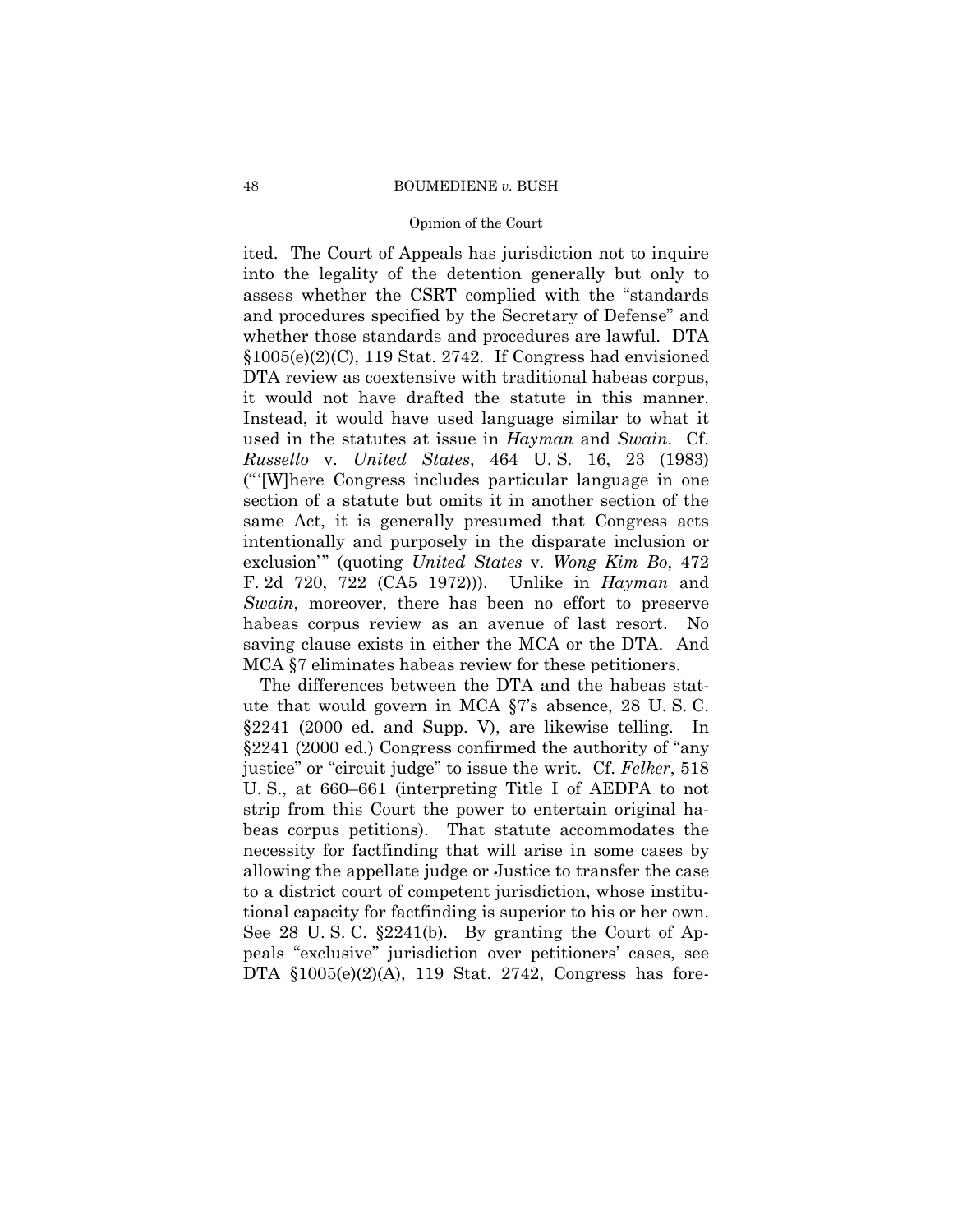ited. The Court of Appeals has jurisdiction not to inquire into the legality of the detention generally but only to assess whether the CSRT complied with the "standards and procedures specified by the Secretary of Defense" and whether those standards and procedures are lawful. DTA §1005(e)(2)(C), 119 Stat. 2742. If Congress had envisioned DTA review as coextensive with traditional habeas corpus, it would not have drafted the statute in this manner. Instead, it would have used language similar to what it used in the statutes at issue in *Hayman* and *Swain*. Cf. *Russello* v. *United States*, 464 U. S. 16, 23 (1983) ("'[W]here Congress includes particular language in one section of a statute but omits it in another section of the same Act, it is generally presumed that Congress acts intentionally and purposely in the disparate inclusion or exclusion'" (quoting *United States* v. *Wong Kim Bo*, 472 F. 2d 720, 722 (CA5 1972))). Unlike in *Hayman* and *Swain*, moreover, there has been no effort to preserve habeas corpus review as an avenue of last resort. No saving clause exists in either the MCA or the DTA. And MCA §7 eliminates habeas review for these petitioners.

The differences between the DTA and the habeas statute that would govern in MCA §7's absence, 28 U. S. C. §2241 (2000 ed. and Supp. V), are likewise telling. In §2241 (2000 ed.) Congress confirmed the authority of "any justice" or "circuit judge" to issue the writ. Cf. *Felker*, 518 U. S., at 660–661 (interpreting Title I of AEDPA to not strip from this Court the power to entertain original habeas corpus petitions). That statute accommodates the necessity for factfinding that will arise in some cases by allowing the appellate judge or Justice to transfer the case to a district court of competent jurisdiction, whose institutional capacity for factfinding is superior to his or her own. See 28 U. S. C. §2241(b). By granting the Court of Appeals "exclusive" jurisdiction over petitioners' cases, see DTA §1005(e)(2)(A), 119 Stat. 2742, Congress has fore-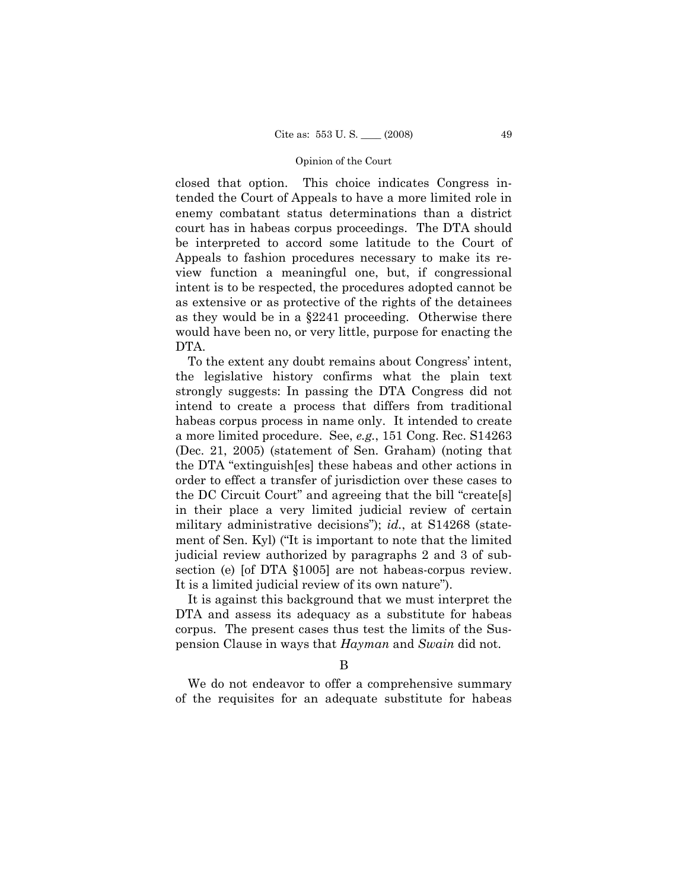closed that option. This choice indicates Congress intended the Court of Appeals to have a more limited role in enemy combatant status determinations than a district court has in habeas corpus proceedings. The DTA should be interpreted to accord some latitude to the Court of Appeals to fashion procedures necessary to make its review function a meaningful one, but, if congressional intent is to be respected, the procedures adopted cannot be as extensive or as protective of the rights of the detainees as they would be in a §2241 proceeding. Otherwise there would have been no, or very little, purpose for enacting the DTA.

To the extent any doubt remains about Congress' intent, the legislative history confirms what the plain text strongly suggests: In passing the DTA Congress did not intend to create a process that differs from traditional habeas corpus process in name only. It intended to create a more limited procedure. See, *e.g.*, 151 Cong. Rec. S14263 (Dec. 21, 2005) (statement of Sen. Graham) (noting that the DTA "extinguish[es] these habeas and other actions in order to effect a transfer of jurisdiction over these cases to the DC Circuit Court" and agreeing that the bill "create[s] in their place a very limited judicial review of certain military administrative decisions"); *id.*, at S14268 (statement of Sen. Kyl) ("It is important to note that the limited judicial review authorized by paragraphs 2 and 3 of subsection (e) [of DTA §1005] are not habeas-corpus review. It is a limited judicial review of its own nature").

It is against this background that we must interpret the DTA and assess its adequacy as a substitute for habeas corpus. The present cases thus test the limits of the Suspension Clause in ways that *Hayman* and *Swain* did not.

B

We do not endeavor to offer a comprehensive summary of the requisites for an adequate substitute for habeas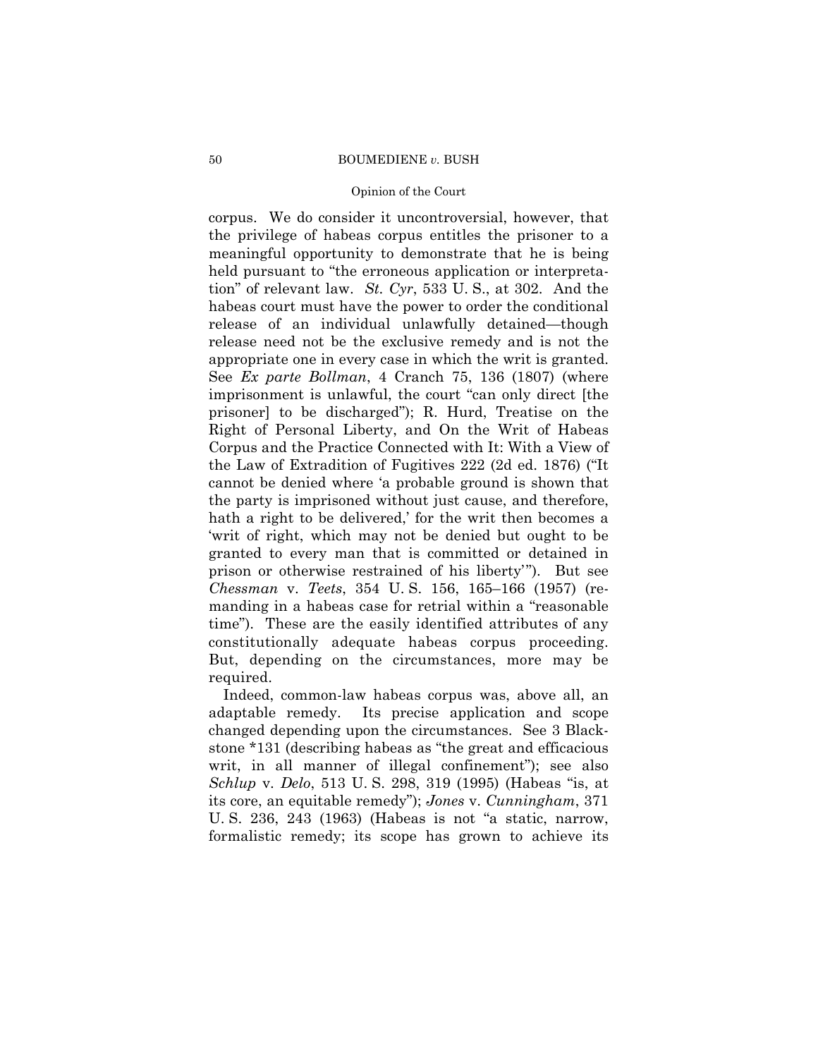corpus. We do consider it uncontroversial, however, that the privilege of habeas corpus entitles the prisoner to a meaningful opportunity to demonstrate that he is being held pursuant to "the erroneous application or interpretation" of relevant law. *St. Cyr*, 533 U. S., at 302. And the habeas court must have the power to order the conditional release of an individual unlawfully detained—though release need not be the exclusive remedy and is not the appropriate one in every case in which the writ is granted. See *Ex parte Bollman*, 4 Cranch 75, 136 (1807) (where imprisonment is unlawful, the court "can only direct [the prisoner] to be discharged"); R. Hurd, Treatise on the Right of Personal Liberty, and On the Writ of Habeas Corpus and the Practice Connected with It: With a View of the Law of Extradition of Fugitives 222 (2d ed. 1876) ("It cannot be denied where 'a probable ground is shown that the party is imprisoned without just cause, and therefore, hath a right to be delivered,' for the writ then becomes a 'writ of right, which may not be denied but ought to be granted to every man that is committed or detained in prison or otherwise restrained of his liberty'"). But see *Chessman* v. *Teets*, 354 U. S. 156, 165–166 (1957) (remanding in a habeas case for retrial within a "reasonable time"). These are the easily identified attributes of any constitutionally adequate habeas corpus proceeding. But, depending on the circumstances, more may be required.

Indeed, common-law habeas corpus was, above all, an adaptable remedy. Its precise application and scope changed depending upon the circumstances. See 3 Blackstone *131 (describing habeas as "the great and efficacious writ, in all manner of illegal confinement"); see also *Schlup* v. *Delo*, 513 U. S. 298, 319 (1995) (Habeas "is, at its core, an equitable remedy"); *Jones* v. *Cunningham*, 371 U. S. 236, 243 (1963) (Habeas is not "a static, narrow, formalistic remedy; its scope has grown to achieve its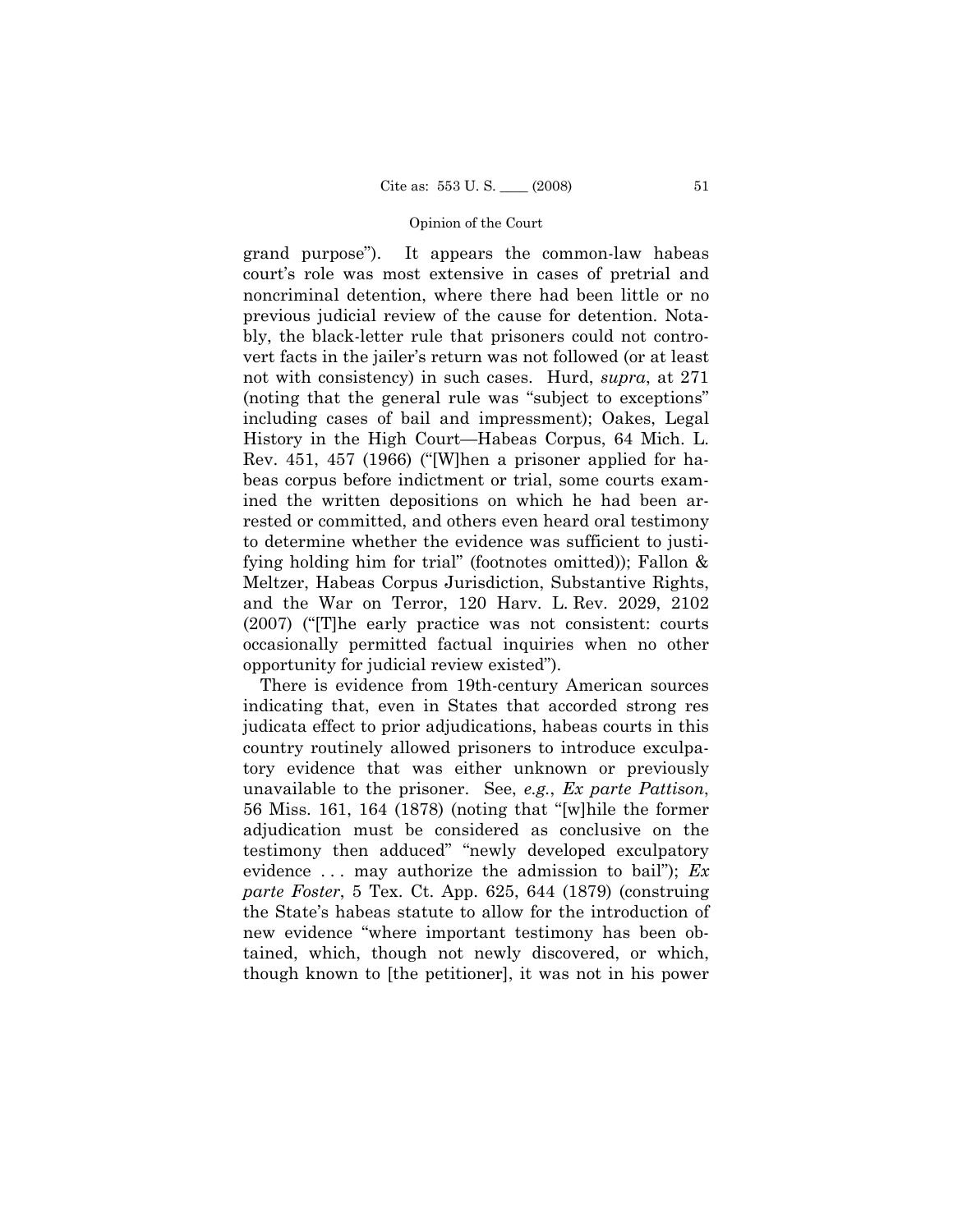grand purpose"). It appears the common-law habeas court's role was most extensive in cases of pretrial and noncriminal detention, where there had been little or no previous judicial review of the cause for detention. Notably, the black-letter rule that prisoners could not controvert facts in the jailer's return was not followed (or at least not with consistency) in such cases. Hurd, *supra*, at 271 (noting that the general rule was "subject to exceptions" including cases of bail and impressment); Oakes, Legal History in the High Court—Habeas Corpus, 64 Mich. L. Rev. 451, 457 (1966) ("[W]hen a prisoner applied for habeas corpus before indictment or trial, some courts examined the written depositions on which he had been arrested or committed, and others even heard oral testimony to determine whether the evidence was sufficient to justifying holding him for trial" (footnotes omitted)); Fallon & Meltzer, Habeas Corpus Jurisdiction, Substantive Rights, and the War on Terror, 120 Harv. L. Rev. 2029, 2102 (2007) ("[T]he early practice was not consistent: courts occasionally permitted factual inquiries when no other opportunity for judicial review existed").

There is evidence from 19th-century American sources indicating that, even in States that accorded strong res judicata effect to prior adjudications, habeas courts in this country routinely allowed prisoners to introduce exculpatory evidence that was either unknown or previously unavailable to the prisoner. See, *e.g.*, *Ex parte Pattison*, 56 Miss. 161, 164 (1878) (noting that "[w]hile the former adjudication must be considered as conclusive on the testimony then adduced" "newly developed exculpatory evidence . . . may authorize the admission to bail"); *Ex parte Foster*, 5 Tex. Ct. App. 625, 644 (1879) (construing the State's habeas statute to allow for the introduction of new evidence "where important testimony has been obtained, which, though not newly discovered, or which, though known to [the petitioner], it was not in his power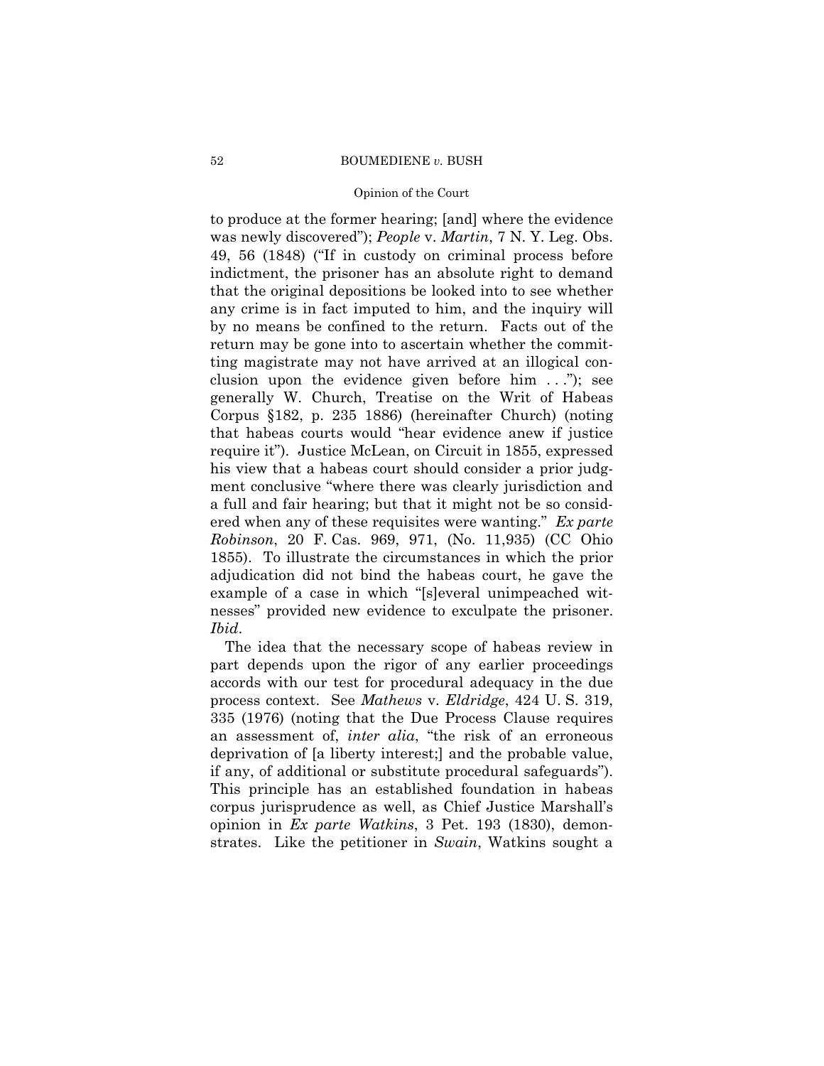to produce at the former hearing; [and] where the evidence was newly discovered"); *People* v. *Martin*, 7 N. Y. Leg. Obs. 49, 56 (1848) ("If in custody on criminal process before indictment, the prisoner has an absolute right to demand that the original depositions be looked into to see whether any crime is in fact imputed to him, and the inquiry will by no means be confined to the return. Facts out of the return may be gone into to ascertain whether the committing magistrate may not have arrived at an illogical conclusion upon the evidence given before him . . ."); see generally W. Church, Treatise on the Writ of Habeas Corpus §182, p. 235 1886) (hereinafter Church) (noting that habeas courts would "hear evidence anew if justice require it"). Justice McLean, on Circuit in 1855, expressed his view that a habeas court should consider a prior judgment conclusive "where there was clearly jurisdiction and a full and fair hearing; but that it might not be so considered when any of these requisites were wanting." *Ex parte Robinson*, 20 F. Cas. 969, 971, (No. 11,935) (CC Ohio 1855). To illustrate the circumstances in which the prior adjudication did not bind the habeas court, he gave the example of a case in which "[s]everal unimpeached witnesses" provided new evidence to exculpate the prisoner. *Ibid*.

The idea that the necessary scope of habeas review in part depends upon the rigor of any earlier proceedings accords with our test for procedural adequacy in the due process context. See *Mathews* v. *Eldridge*, 424 U. S. 319, 335 (1976) (noting that the Due Process Clause requires an assessment of, *inter alia*, "the risk of an erroneous deprivation of [a liberty interest;] and the probable value, if any, of additional or substitute procedural safeguards"). This principle has an established foundation in habeas corpus jurisprudence as well, as Chief Justice Marshall's opinion in *Ex parte Watkins*, 3 Pet. 193 (1830), demonstrates. Like the petitioner in *Swain*, Watkins sought a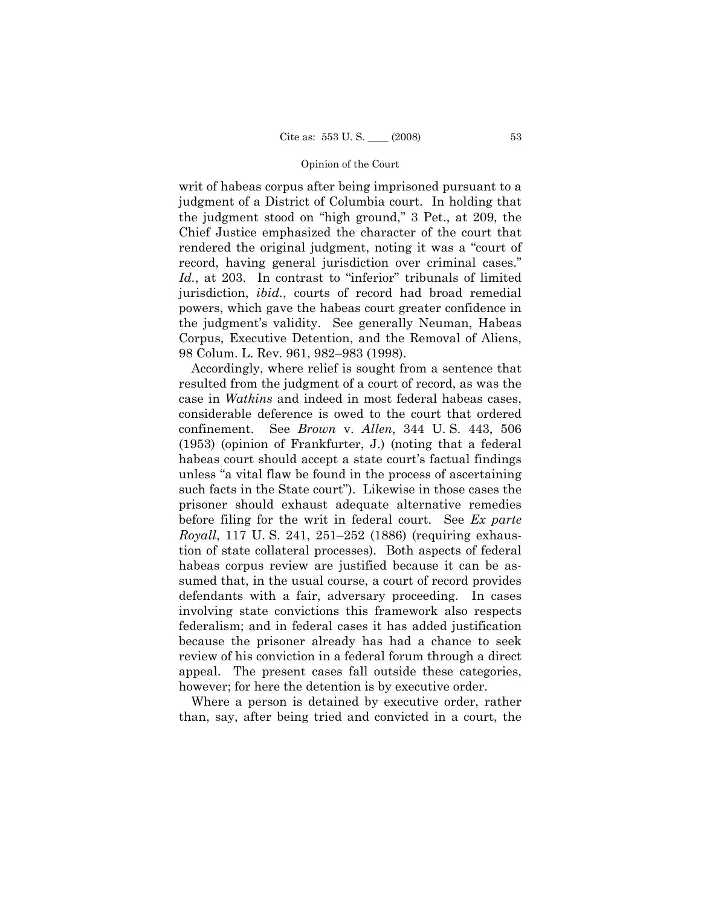writ of habeas corpus after being imprisoned pursuant to a judgment of a District of Columbia court. In holding that the judgment stood on "high ground," 3 Pet., at 209, the Chief Justice emphasized the character of the court that rendered the original judgment, noting it was a "court of record, having general jurisdiction over criminal cases." *Id.*, at 203. In contrast to "inferior" tribunals of limited jurisdiction, *ibid.*, courts of record had broad remedial powers, which gave the habeas court greater confidence in the judgment's validity. See generally Neuman, Habeas Corpus, Executive Detention, and the Removal of Aliens, 98 Colum. L. Rev. 961, 982–983 (1998).

Accordingly, where relief is sought from a sentence that resulted from the judgment of a court of record, as was the case in *Watkins* and indeed in most federal habeas cases, considerable deference is owed to the court that ordered confinement. See *Brown* v. *Allen*, 344 U. S. 443, 506 (1953) (opinion of Frankfurter, J.) (noting that a federal habeas court should accept a state court's factual findings unless "a vital flaw be found in the process of ascertaining such facts in the State court"). Likewise in those cases the prisoner should exhaust adequate alternative remedies before filing for the writ in federal court. See *Ex parte Royall*, 117 U. S. 241, 251–252 (1886) (requiring exhaustion of state collateral processes). Both aspects of federal habeas corpus review are justified because it can be assumed that, in the usual course, a court of record provides defendants with a fair, adversary proceeding. In cases involving state convictions this framework also respects federalism; and in federal cases it has added justification because the prisoner already has had a chance to seek review of his conviction in a federal forum through a direct appeal. The present cases fall outside these categories, however; for here the detention is by executive order.

Where a person is detained by executive order, rather than, say, after being tried and convicted in a court, the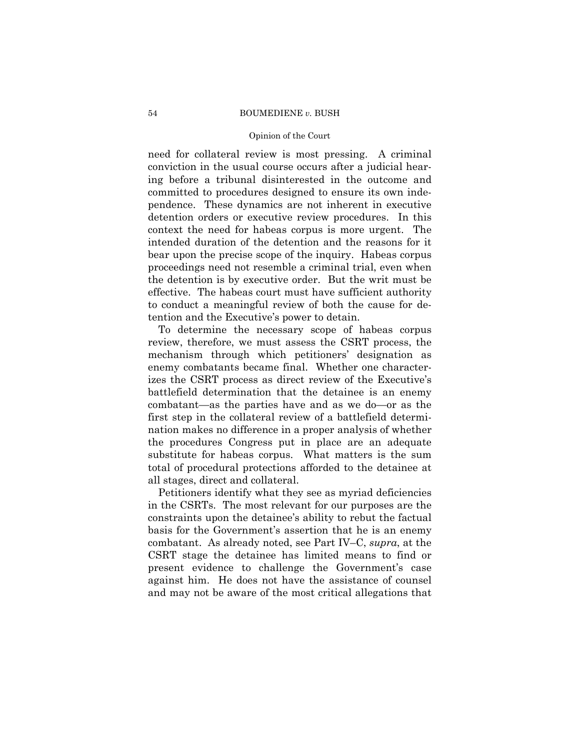need for collateral review is most pressing. A criminal conviction in the usual course occurs after a judicial hearing before a tribunal disinterested in the outcome and committed to procedures designed to ensure its own independence. These dynamics are not inherent in executive detention orders or executive review procedures. In this context the need for habeas corpus is more urgent. The intended duration of the detention and the reasons for it bear upon the precise scope of the inquiry. Habeas corpus proceedings need not resemble a criminal trial, even when the detention is by executive order. But the writ must be effective. The habeas court must have sufficient authority to conduct a meaningful review of both the cause for detention and the Executive's power to detain.

To determine the necessary scope of habeas corpus review, therefore, we must assess the CSRT process, the mechanism through which petitioners' designation as enemy combatants became final. Whether one characterizes the CSRT process as direct review of the Executive's battlefield determination that the detainee is an enemy combatant—as the parties have and as we do—or as the first step in the collateral review of a battlefield determination makes no difference in a proper analysis of whether the procedures Congress put in place are an adequate substitute for habeas corpus. What matters is the sum total of procedural protections afforded to the detainee at all stages, direct and collateral.

Petitioners identify what they see as myriad deficiencies in the CSRTs. The most relevant for our purposes are the constraints upon the detainee's ability to rebut the factual basis for the Government's assertion that he is an enemy combatant. As already noted, see Part IV–C, *supra*, at the CSRT stage the detainee has limited means to find or present evidence to challenge the Government's case against him. He does not have the assistance of counsel and may not be aware of the most critical allegations that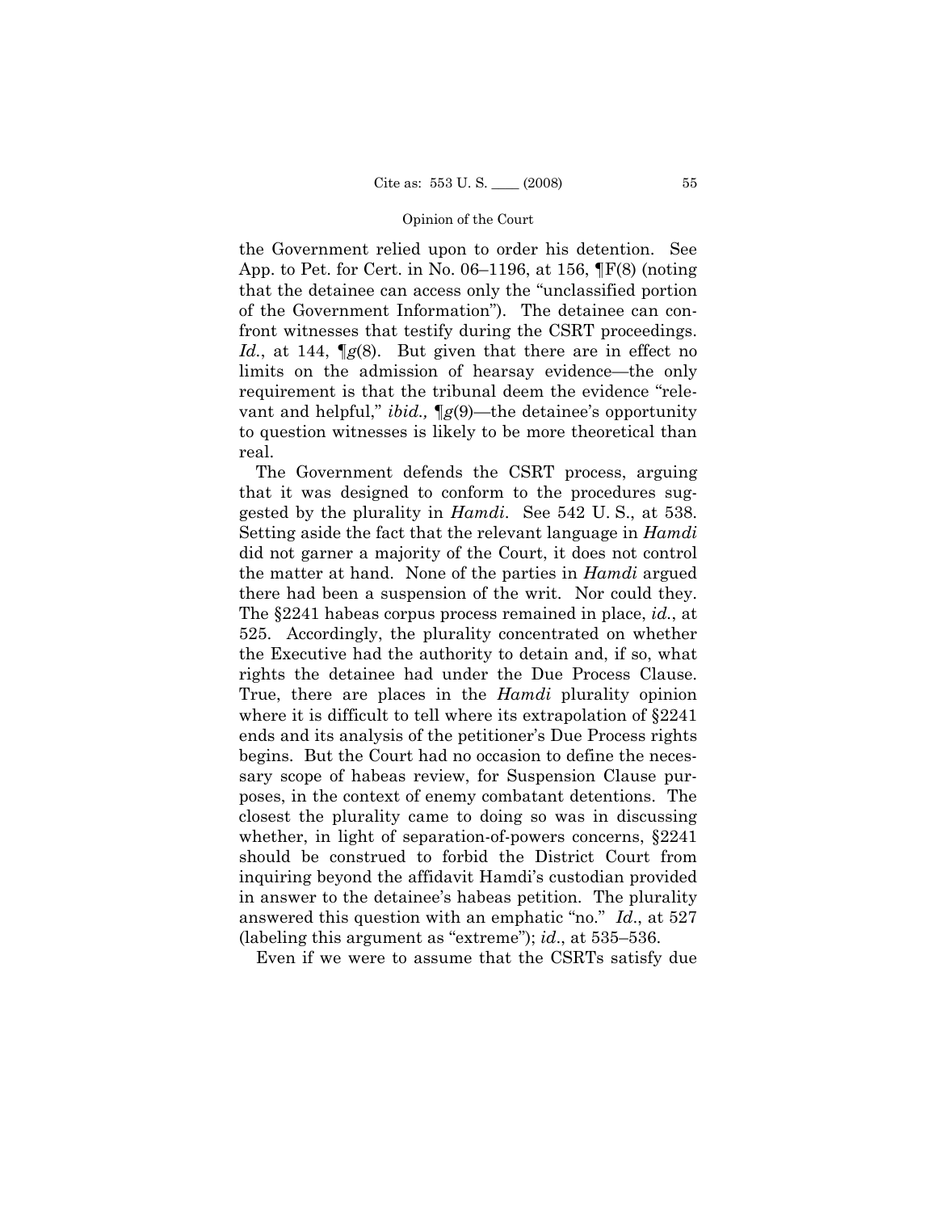the Government relied upon to order his detention. See App. to Pet. for Cert. in No. 06–1196, at 156, ¶F(8) (noting that the detainee can access only the "unclassified portion of the Government Information"). The detainee can confront witnesses that testify during the CSRT proceedings. *Id.*, at 144, ¶*g*(8). But given that there are in effect no limits on the admission of hearsay evidence—the only requirement is that the tribunal deem the evidence "relevant and helpful," *ibid.,* ¶*g*(9)—the detainee's opportunity to question witnesses is likely to be more theoretical than real.

The Government defends the CSRT process, arguing that it was designed to conform to the procedures suggested by the plurality in *Hamdi*. See 542 U. S., at 538. Setting aside the fact that the relevant language in *Hamdi* did not garner a majority of the Court, it does not control the matter at hand. None of the parties in *Hamdi* argued there had been a suspension of the writ. Nor could they. The §2241 habeas corpus process remained in place, *id.*, at 525. Accordingly, the plurality concentrated on whether the Executive had the authority to detain and, if so, what rights the detainee had under the Due Process Clause. True, there are places in the *Hamdi* plurality opinion where it is difficult to tell where its extrapolation of §2241 ends and its analysis of the petitioner's Due Process rights begins. But the Court had no occasion to define the necessary scope of habeas review, for Suspension Clause purposes, in the context of enemy combatant detentions. The closest the plurality came to doing so was in discussing whether, in light of separation-of-powers concerns, §2241 should be construed to forbid the District Court from inquiring beyond the affidavit Hamdi's custodian provided in answer to the detainee's habeas petition. The plurality answered this question with an emphatic "no." *Id*., at 527 (labeling this argument as "extreme"); *id*., at 535–536.

Even if we were to assume that the CSRTs satisfy due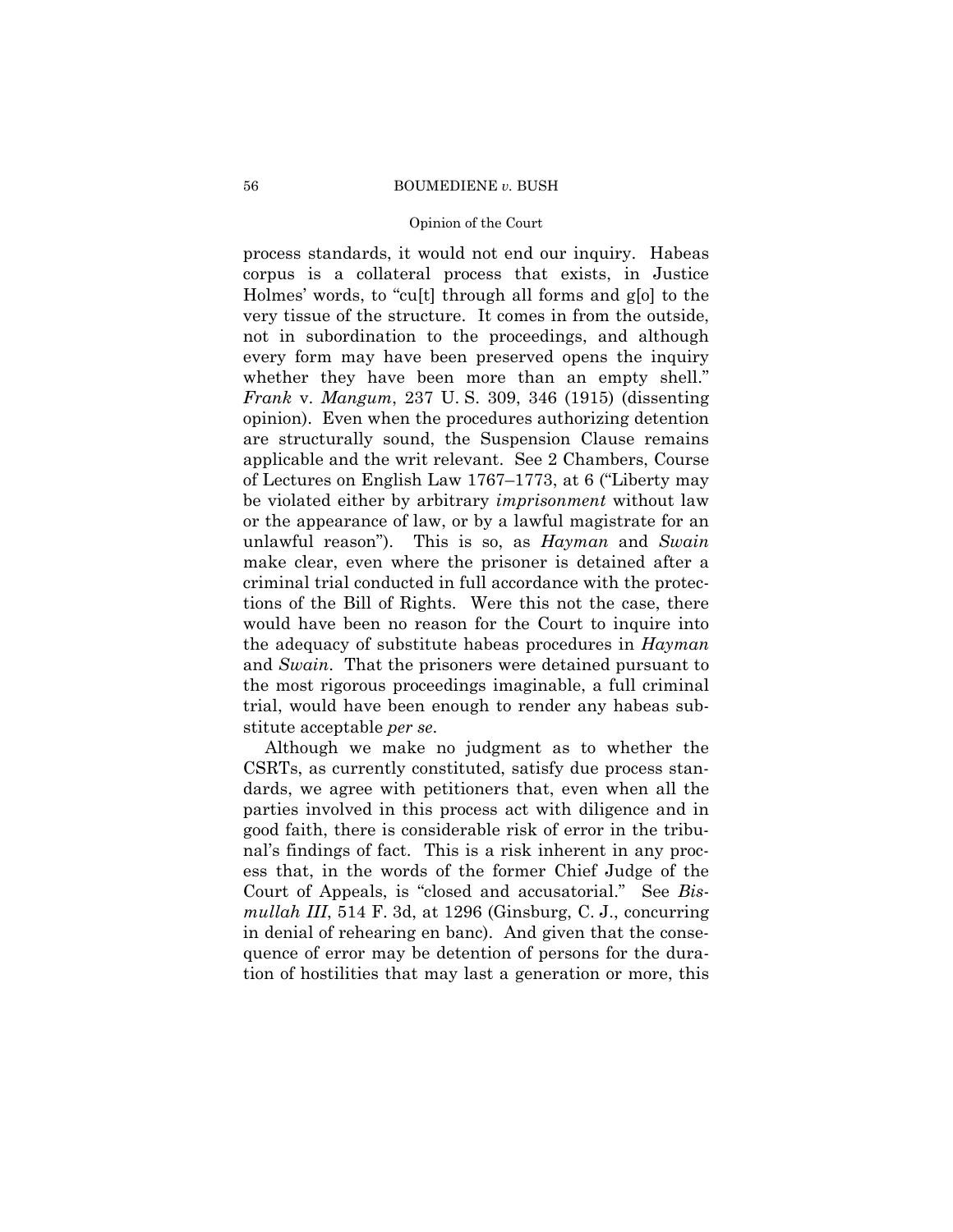process standards, it would not end our inquiry. Habeas corpus is a collateral process that exists, in Justice Holmes' words, to "cu[t] through all forms and g[o] to the very tissue of the structure. It comes in from the outside, not in subordination to the proceedings, and although every form may have been preserved opens the inquiry whether they have been more than an empty shell." *Frank* v. *Mangum*, 237 U. S. 309, 346 (1915) (dissenting opinion). Even when the procedures authorizing detention are structurally sound, the Suspension Clause remains applicable and the writ relevant. See 2 Chambers, Course of Lectures on English Law 1767–1773, at 6 ("Liberty may be violated either by arbitrary *imprisonment* without law or the appearance of law, or by a lawful magistrate for an unlawful reason"). This is so, as *Hayman* and *Swain* make clear, even where the prisoner is detained after a criminal trial conducted in full accordance with the protections of the Bill of Rights. Were this not the case, there would have been no reason for the Court to inquire into the adequacy of substitute habeas procedures in *Hayman* and *Swain*. That the prisoners were detained pursuant to the most rigorous proceedings imaginable, a full criminal trial, would have been enough to render any habeas substitute acceptable *per se*.

Although we make no judgment as to whether the CSRTs, as currently constituted, satisfy due process standards, we agree with petitioners that, even when all the parties involved in this process act with diligence and in good faith, there is considerable risk of error in the tribunal's findings of fact. This is a risk inherent in any process that, in the words of the former Chief Judge of the Court of Appeals, is "closed and accusatorial." See *Bismullah III*, 514 F. 3d, at 1296 (Ginsburg, C. J., concurring in denial of rehearing en banc). And given that the consequence of error may be detention of persons for the duration of hostilities that may last a generation or more, this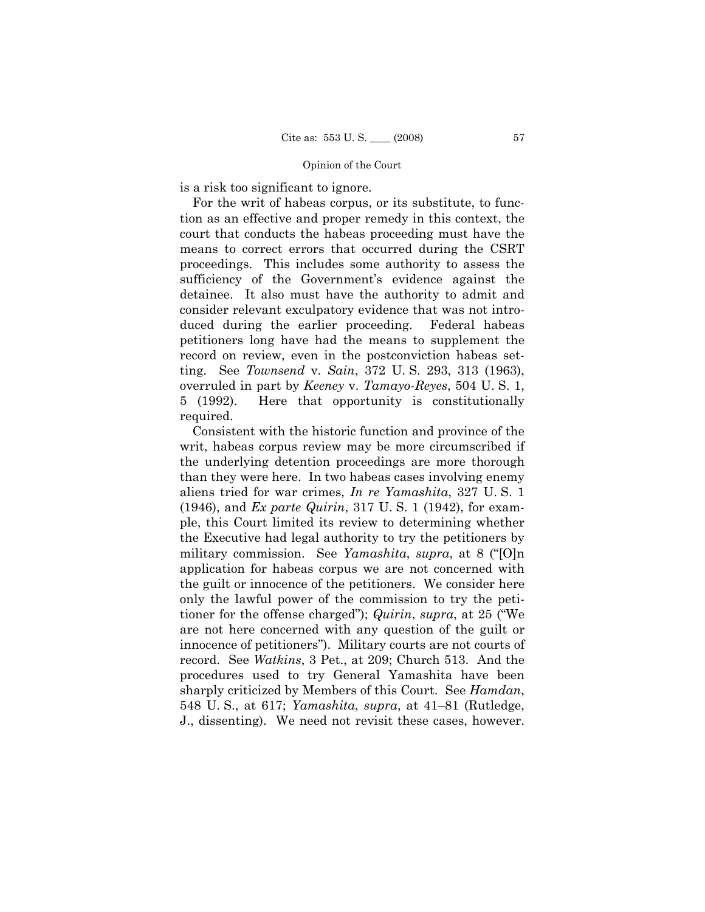is a risk too significant to ignore.

For the writ of habeas corpus, or its substitute, to function as an effective and proper remedy in this context, the court that conducts the habeas proceeding must have the means to correct errors that occurred during the CSRT proceedings. This includes some authority to assess the sufficiency of the Government's evidence against the detainee. It also must have the authority to admit and consider relevant exculpatory evidence that was not introduced during the earlier proceeding. Federal habeas petitioners long have had the means to supplement the record on review, even in the postconviction habeas setting. See *Townsend* v. *Sain*, 372 U. S. 293, 313 (1963), overruled in part by *Keeney* v. *Tamayo-Reyes*, 504 U. S. 1, 5 (1992). Here that opportunity is constitutionally required.

Consistent with the historic function and province of the writ, habeas corpus review may be more circumscribed if the underlying detention proceedings are more thorough than they were here. In two habeas cases involving enemy aliens tried for war crimes, *In re Yamashita*, 327 U. S. 1 (1946), and *Ex parte Quirin*, 317 U. S. 1 (1942), for example, this Court limited its review to determining whether the Executive had legal authority to try the petitioners by military commission. See *Yamashita*, *supra*, at 8 ("[O]n application for habeas corpus we are not concerned with the guilt or innocence of the petitioners. We consider here only the lawful power of the commission to try the petitioner for the offense charged"); *Quirin*, *supra*, at 25 ("We are not here concerned with any question of the guilt or innocence of petitioners"). Military courts are not courts of record. See *Watkins*, 3 Pet., at 209; Church 513. And the procedures used to try General Yamashita have been sharply criticized by Members of this Court. See *Hamdan*, 548 U. S., at 617; *Yamashita*, *supra*, at 41–81 (Rutledge, J., dissenting). We need not revisit these cases, however.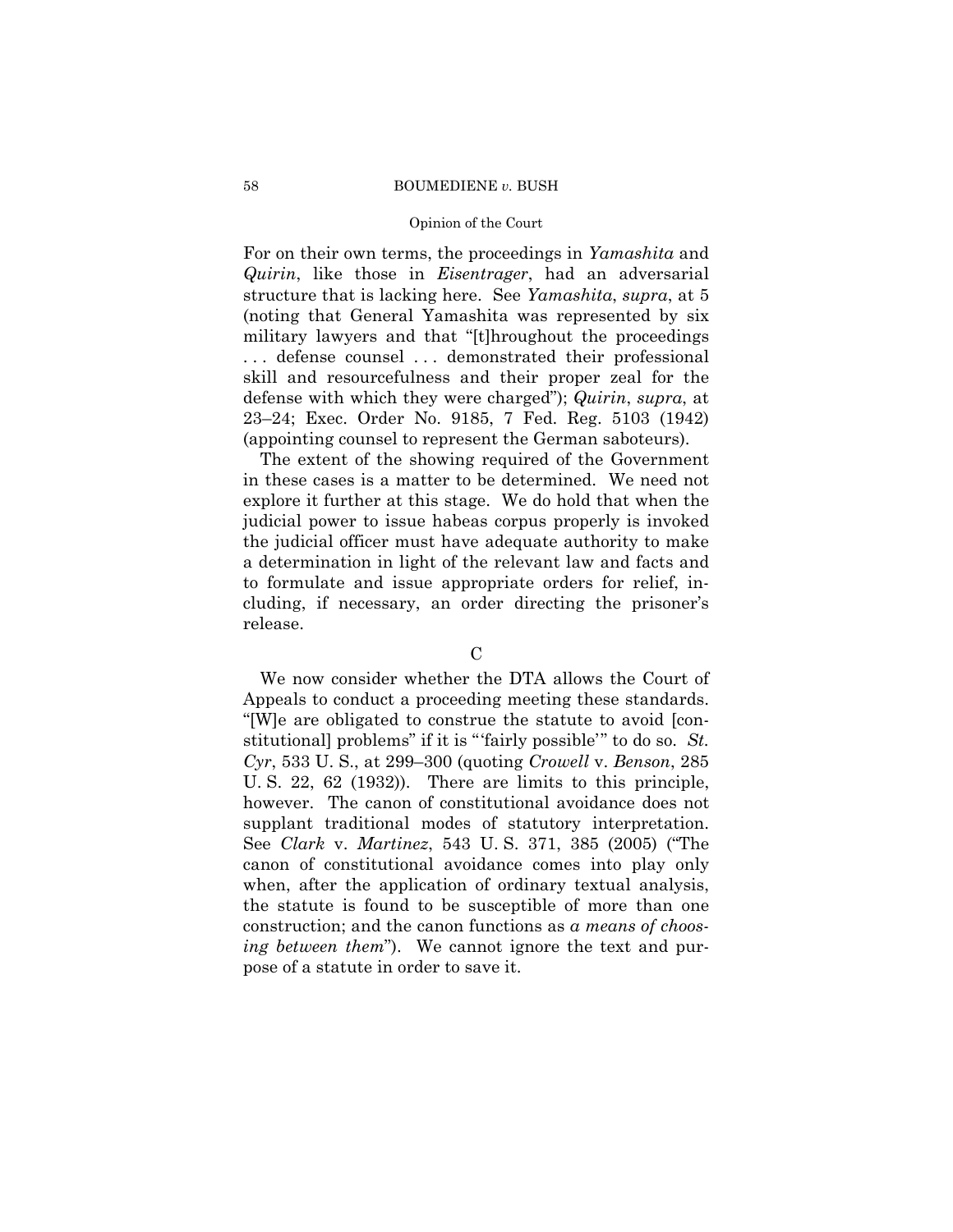For on their own terms, the proceedings in *Yamashita* and *Quirin*, like those in *Eisentrager*, had an adversarial structure that is lacking here. See *Yamashita*, *supra*, at 5 (noting that General Yamashita was represented by six military lawyers and that "[t]hroughout the proceedings . . . defense counsel . . . demonstrated their professional skill and resourcefulness and their proper zeal for the defense with which they were charged"); *Quirin*, *supra*, at 23–24; Exec. Order No. 9185, 7 Fed. Reg. 5103 (1942) (appointing counsel to represent the German saboteurs).

The extent of the showing required of the Government in these cases is a matter to be determined. We need not explore it further at this stage. We do hold that when the judicial power to issue habeas corpus properly is invoked the judicial officer must have adequate authority to make a determination in light of the relevant law and facts and to formulate and issue appropriate orders for relief, including, if necessary, an order directing the prisoner's release.

### C

We now consider whether the DTA allows the Court of Appeals to conduct a proceeding meeting these standards. "[W]e are obligated to construe the statute to avoid [constitutional] problems" if it is "'fairly possible'" to do so. *St. Cyr*, 533 U. S., at 299–300 (quoting *Crowell* v. *Benson*, 285 U. S. 22, 62 (1932)). There are limits to this principle, however. The canon of constitutional avoidance does not supplant traditional modes of statutory interpretation. See *Clark* v. *Martinez*, 543 U. S. 371, 385 (2005) ("The canon of constitutional avoidance comes into play only when, after the application of ordinary textual analysis, the statute is found to be susceptible of more than one construction; and the canon functions as *a means of choosing between them*"). We cannot ignore the text and purpose of a statute in order to save it.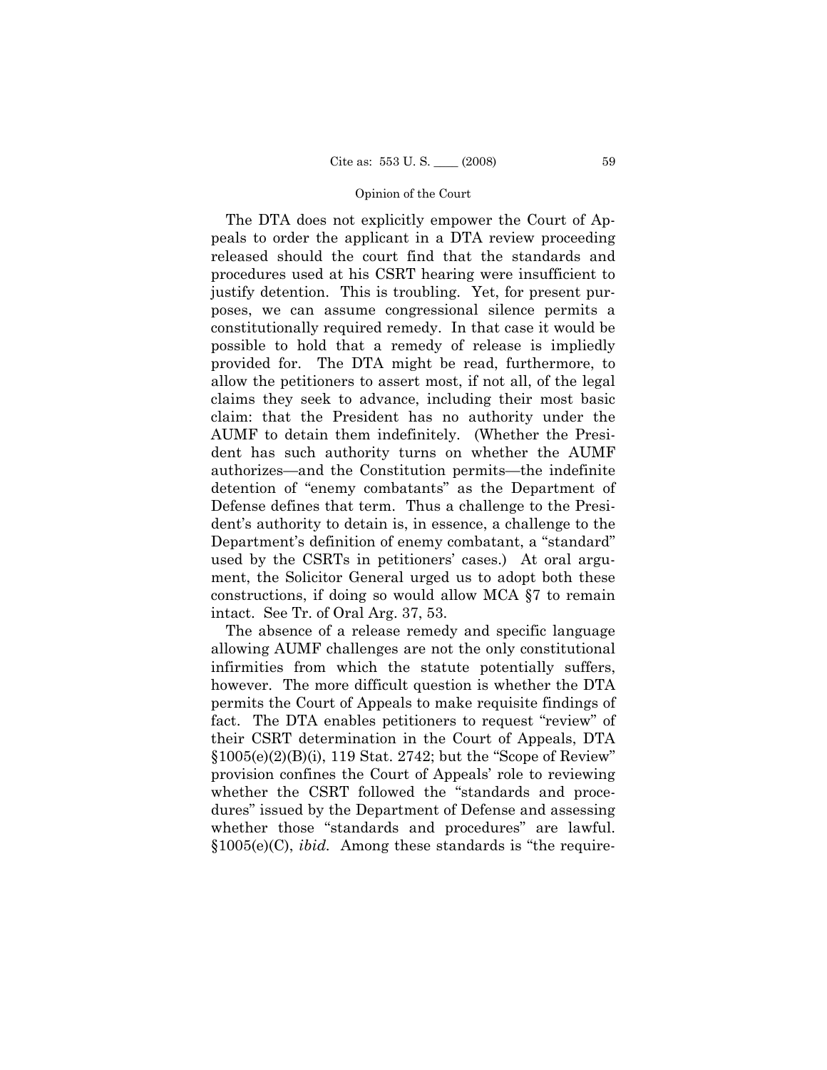The DTA does not explicitly empower the Court of Appeals to order the applicant in a DTA review proceeding released should the court find that the standards and procedures used at his CSRT hearing were insufficient to justify detention. This is troubling. Yet, for present purposes, we can assume congressional silence permits a constitutionally required remedy. In that case it would be possible to hold that a remedy of release is impliedly provided for. The DTA might be read, furthermore, to allow the petitioners to assert most, if not all, of the legal claims they seek to advance, including their most basic claim: that the President has no authority under the AUMF to detain them indefinitely. (Whether the President has such authority turns on whether the AUMF authorizes—and the Constitution permits—the indefinite detention of "enemy combatants" as the Department of Defense defines that term. Thus a challenge to the President's authority to detain is, in essence, a challenge to the Department's definition of enemy combatant, a "standard" used by the CSRTs in petitioners' cases.) At oral argument, the Solicitor General urged us to adopt both these constructions, if doing so would allow MCA §7 to remain intact. See Tr. of Oral Arg. 37, 53.

The absence of a release remedy and specific language allowing AUMF challenges are not the only constitutional infirmities from which the statute potentially suffers, however. The more difficult question is whether the DTA permits the Court of Appeals to make requisite findings of fact. The DTA enables petitioners to request "review" of their CSRT determination in the Court of Appeals, DTA §1005(e)(2)(B)(i), 119 Stat. 2742; but the "Scope of Review" provision confines the Court of Appeals' role to reviewing whether the CSRT followed the "standards and procedures" issued by the Department of Defense and assessing whether those "standards and procedures" are lawful. §1005(e)(C), *ibid.* Among these standards is "the require-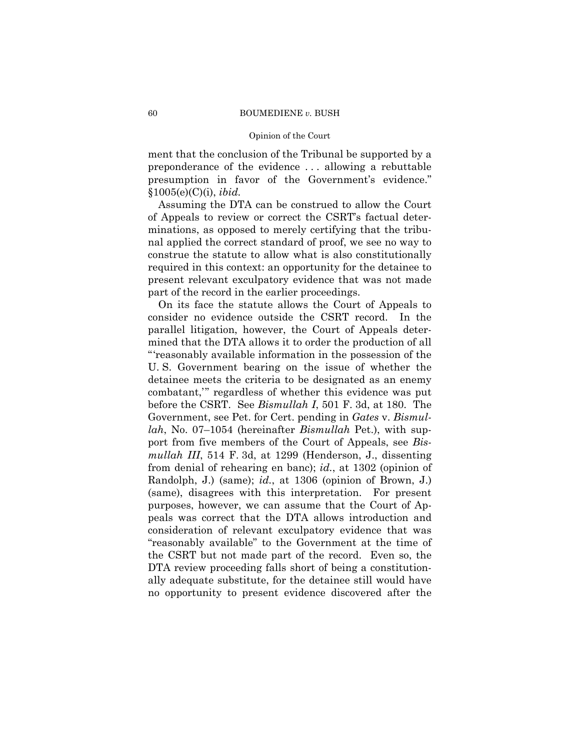ment that the conclusion of the Tribunal be supported by a preponderance of the evidence . . . allowing a rebuttable presumption in favor of the Government's evidence." §1005(e)(C)(i), *ibid.*

Assuming the DTA can be construed to allow the Court of Appeals to review or correct the CSRT's factual determinations, as opposed to merely certifying that the tribunal applied the correct standard of proof, we see no way to construe the statute to allow what is also constitutionally required in this context: an opportunity for the detainee to present relevant exculpatory evidence that was not made part of the record in the earlier proceedings.

On its face the statute allows the Court of Appeals to consider no evidence outside the CSRT record. In the parallel litigation, however, the Court of Appeals determined that the DTA allows it to order the production of all "'reasonably available information in the possession of the U. S. Government bearing on the issue of whether the detainee meets the criteria to be designated as an enemy combatant,'" regardless of whether this evidence was put before the CSRT. See *Bismullah I*, 501 F. 3d, at 180. The Government, see Pet. for Cert. pending in *Gates* v. *Bismullah*, No. 07–1054 (hereinafter *Bismullah* Pet.), with support from five members of the Court of Appeals, see *Bismullah III*, 514 F. 3d, at 1299 (Henderson, J., dissenting from denial of rehearing en banc); *id.*, at 1302 (opinion of Randolph, J.) (same); *id.*, at 1306 (opinion of Brown, J.) (same), disagrees with this interpretation. For present purposes, however, we can assume that the Court of Appeals was correct that the DTA allows introduction and consideration of relevant exculpatory evidence that was "reasonably available" to the Government at the time of the CSRT but not made part of the record. Even so, the DTA review proceeding falls short of being a constitutionally adequate substitute, for the detainee still would have no opportunity to present evidence discovered after the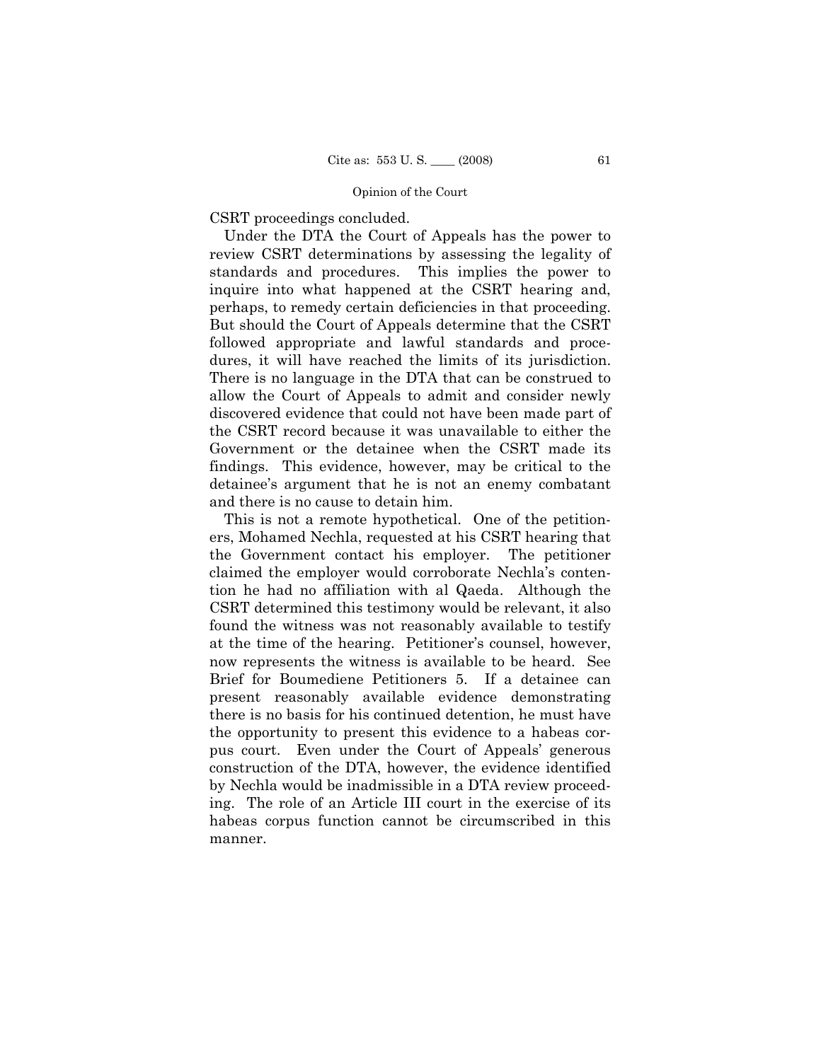CSRT proceedings concluded.

Under the DTA the Court of Appeals has the power to review CSRT determinations by assessing the legality of standards and procedures. This implies the power to inquire into what happened at the CSRT hearing and, perhaps, to remedy certain deficiencies in that proceeding. But should the Court of Appeals determine that the CSRT followed appropriate and lawful standards and procedures, it will have reached the limits of its jurisdiction. There is no language in the DTA that can be construed to allow the Court of Appeals to admit and consider newly discovered evidence that could not have been made part of the CSRT record because it was unavailable to either the Government or the detainee when the CSRT made its findings. This evidence, however, may be critical to the detainee's argument that he is not an enemy combatant and there is no cause to detain him.

This is not a remote hypothetical. One of the petitioners, Mohamed Nechla, requested at his CSRT hearing that the Government contact his employer. The petitioner claimed the employer would corroborate Nechla's contention he had no affiliation with al Qaeda. Although the CSRT determined this testimony would be relevant, it also found the witness was not reasonably available to testify at the time of the hearing. Petitioner's counsel, however, now represents the witness is available to be heard. See Brief for Boumediene Petitioners 5. If a detainee can present reasonably available evidence demonstrating there is no basis for his continued detention, he must have the opportunity to present this evidence to a habeas corpus court. Even under the Court of Appeals' generous construction of the DTA, however, the evidence identified by Nechla would be inadmissible in a DTA review proceeding. The role of an Article III court in the exercise of its habeas corpus function cannot be circumscribed in this manner.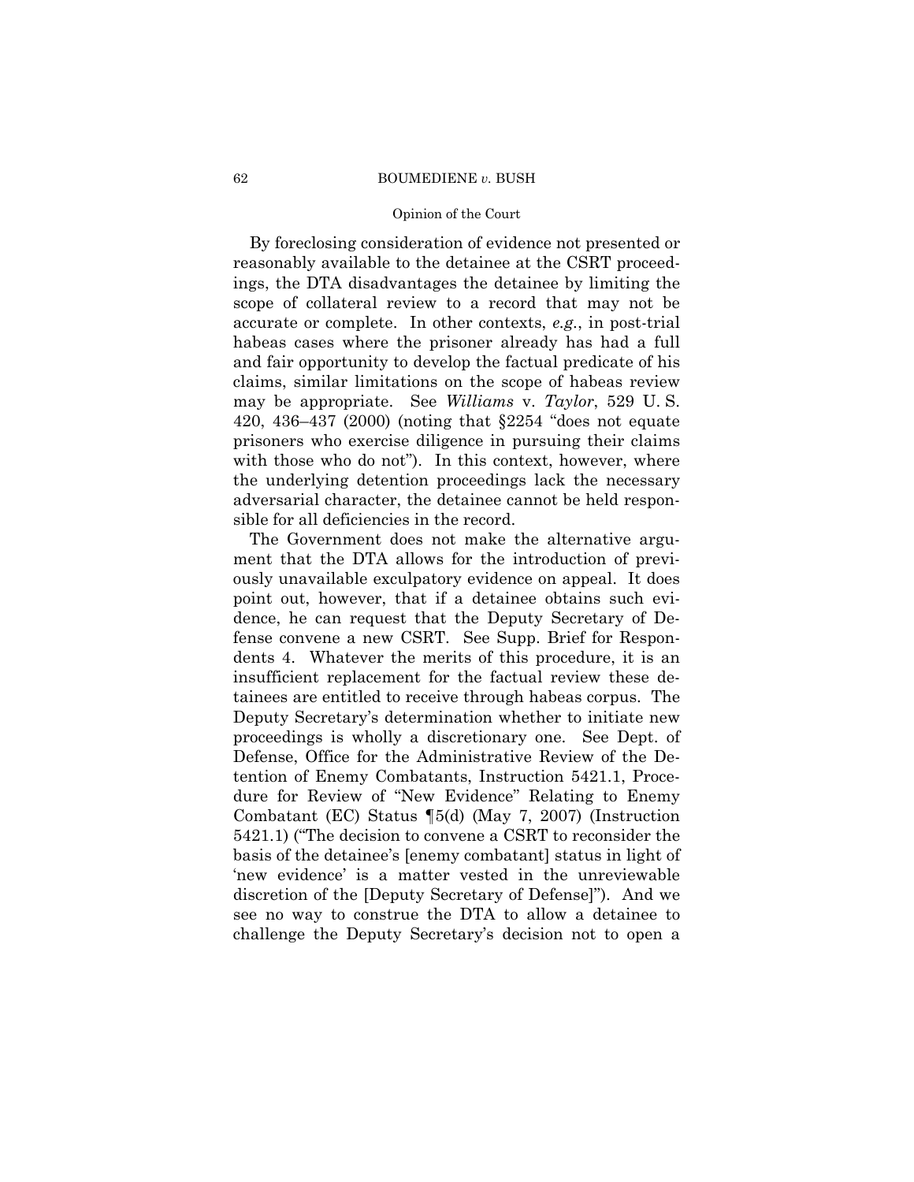By foreclosing consideration of evidence not presented or reasonably available to the detainee at the CSRT proceedings, the DTA disadvantages the detainee by limiting the scope of collateral review to a record that may not be accurate or complete. In other contexts, *e.g.*, in post-trial habeas cases where the prisoner already has had a full and fair opportunity to develop the factual predicate of his claims, similar limitations on the scope of habeas review may be appropriate. See *Williams* v. *Taylor*, 529 U. S. 420, 436–437 (2000) (noting that §2254 "does not equate prisoners who exercise diligence in pursuing their claims with those who do not"). In this context, however, where the underlying detention proceedings lack the necessary adversarial character, the detainee cannot be held responsible for all deficiencies in the record.

The Government does not make the alternative argument that the DTA allows for the introduction of previously unavailable exculpatory evidence on appeal. It does point out, however, that if a detainee obtains such evidence, he can request that the Deputy Secretary of Defense convene a new CSRT. See Supp. Brief for Respondents 4. Whatever the merits of this procedure, it is an insufficient replacement for the factual review these detainees are entitled to receive through habeas corpus. The Deputy Secretary's determination whether to initiate new proceedings is wholly a discretionary one. See Dept. of Defense, Office for the Administrative Review of the Detention of Enemy Combatants, Instruction 5421.1, Procedure for Review of "New Evidence" Relating to Enemy Combatant (EC) Status ¶5(d) (May 7, 2007) (Instruction 5421.1) ("The decision to convene a CSRT to reconsider the basis of the detainee's [enemy combatant] status in light of 'new evidence' is a matter vested in the unreviewable discretion of the [Deputy Secretary of Defense]"). And we see no way to construe the DTA to allow a detainee to challenge the Deputy Secretary's decision not to open a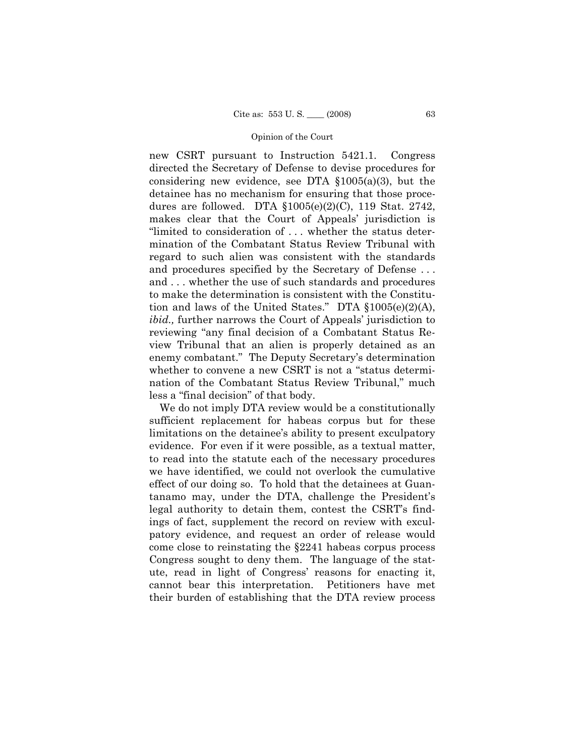new CSRT pursuant to Instruction 5421.1. Congress directed the Secretary of Defense to devise procedures for considering new evidence, see DTA §1005(a)(3), but the detainee has no mechanism for ensuring that those procedures are followed. DTA §1005(e)(2)(C), 119 Stat. 2742, makes clear that the Court of Appeals' jurisdiction is "limited to consideration of . . . whether the status determination of the Combatant Status Review Tribunal with regard to such alien was consistent with the standards and procedures specified by the Secretary of Defense . . . and . . . whether the use of such standards and procedures to make the determination is consistent with the Constitution and laws of the United States." DTA §1005(e)(2)(A), *ibid.,* further narrows the Court of Appeals' jurisdiction to reviewing "any final decision of a Combatant Status Review Tribunal that an alien is properly detained as an enemy combatant." The Deputy Secretary's determination whether to convene a new CSRT is not a "status determination of the Combatant Status Review Tribunal," much less a "final decision" of that body.

We do not imply DTA review would be a constitutionally sufficient replacement for habeas corpus but for these limitations on the detainee's ability to present exculpatory evidence. For even if it were possible, as a textual matter, to read into the statute each of the necessary procedures we have identified, we could not overlook the cumulative effect of our doing so. To hold that the detainees at Guantanamo may, under the DTA, challenge the President's legal authority to detain them, contest the CSRT's findings of fact, supplement the record on review with exculpatory evidence, and request an order of release would come close to reinstating the §2241 habeas corpus process Congress sought to deny them. The language of the statute, read in light of Congress' reasons for enacting it, cannot bear this interpretation. Petitioners have met their burden of establishing that the DTA review process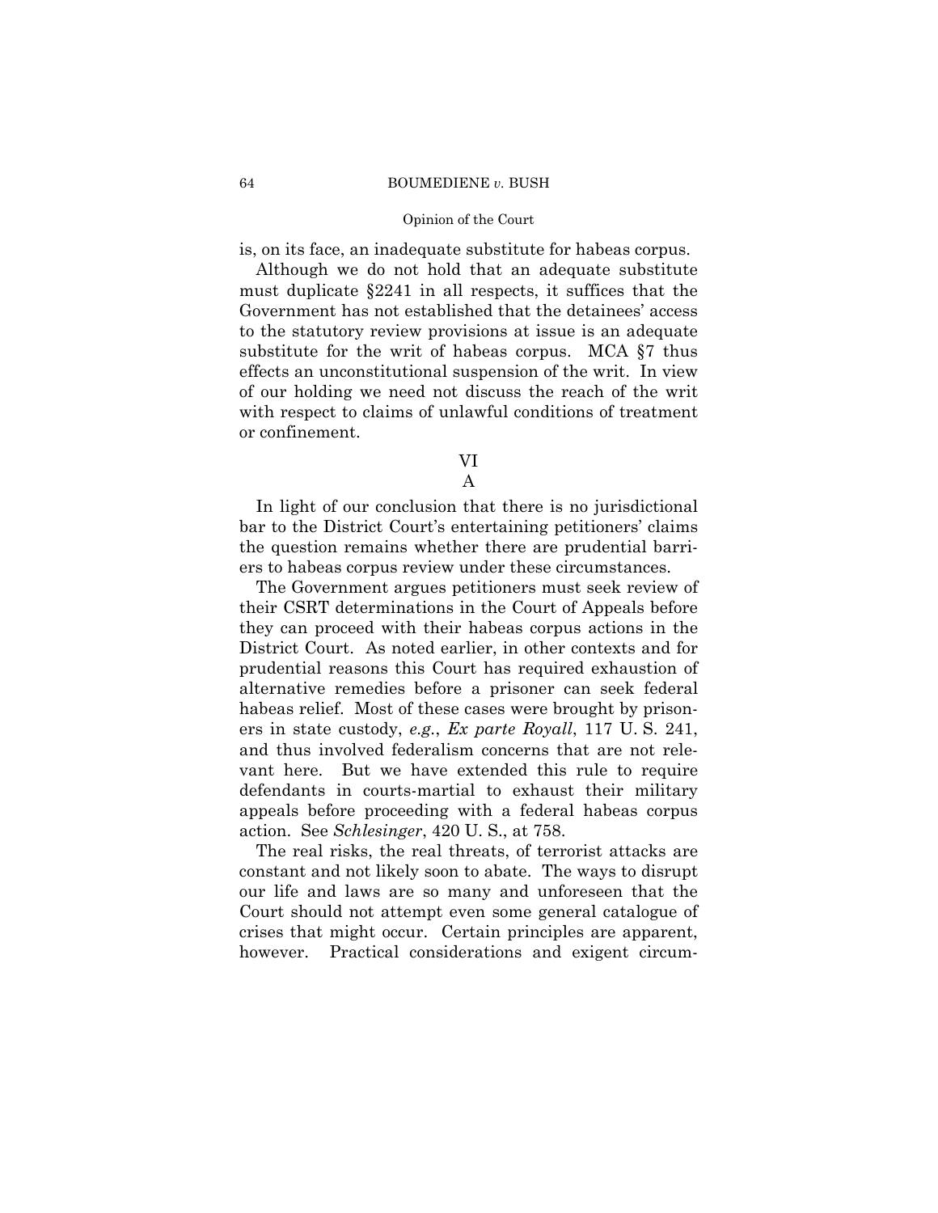is, on its face, an inadequate substitute for habeas corpus.

Although we do not hold that an adequate substitute must duplicate §2241 in all respects, it suffices that the Government has not established that the detainees' access to the statutory review provisions at issue is an adequate substitute for the writ of habeas corpus. MCA §7 thus effects an unconstitutional suspension of the writ. In view of our holding we need not discuss the reach of the writ with respect to claims of unlawful conditions of treatment or confinement.

## VI

### A

In light of our conclusion that there is no jurisdictional bar to the District Court's entertaining petitioners' claims the question remains whether there are prudential barriers to habeas corpus review under these circumstances.

The Government argues petitioners must seek review of their CSRT determinations in the Court of Appeals before they can proceed with their habeas corpus actions in the District Court. As noted earlier, in other contexts and for prudential reasons this Court has required exhaustion of alternative remedies before a prisoner can seek federal habeas relief. Most of these cases were brought by prisoners in state custody, *e.g.*, *Ex parte Royall*, 117 U. S. 241, and thus involved federalism concerns that are not relevant here. But we have extended this rule to require defendants in courts-martial to exhaust their military appeals before proceeding with a federal habeas corpus action. See *Schlesinger*, 420 U. S., at 758.

The real risks, the real threats, of terrorist attacks are constant and not likely soon to abate. The ways to disrupt our life and laws are so many and unforeseen that the Court should not attempt even some general catalogue of crises that might occur. Certain principles are apparent, however. Practical considerations and exigent circum-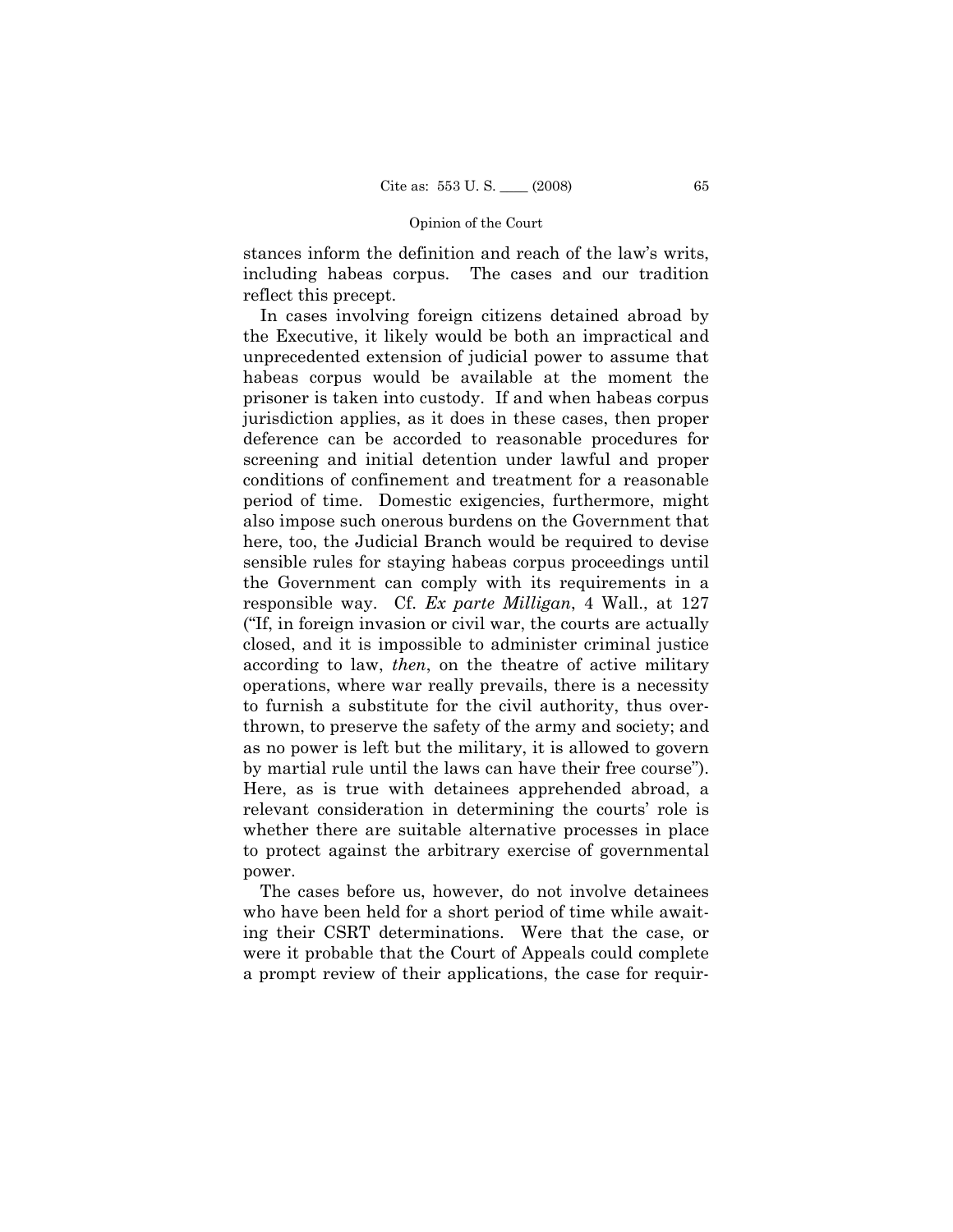stances inform the definition and reach of the law's writs, including habeas corpus. The cases and our tradition reflect this precept.

In cases involving foreign citizens detained abroad by the Executive, it likely would be both an impractical and unprecedented extension of judicial power to assume that habeas corpus would be available at the moment the prisoner is taken into custody. If and when habeas corpus jurisdiction applies, as it does in these cases, then proper deference can be accorded to reasonable procedures for screening and initial detention under lawful and proper conditions of confinement and treatment for a reasonable period of time. Domestic exigencies, furthermore, might also impose such onerous burdens on the Government that here, too, the Judicial Branch would be required to devise sensible rules for staying habeas corpus proceedings until the Government can comply with its requirements in a responsible way. Cf. *Ex parte Milligan*, 4 Wall., at 127 ("If, in foreign invasion or civil war, the courts are actually closed, and it is impossible to administer criminal justice according to law, *then*, on the theatre of active military operations, where war really prevails, there is a necessity to furnish a substitute for the civil authority, thus overthrown, to preserve the safety of the army and society; and as no power is left but the military, it is allowed to govern by martial rule until the laws can have their free course"). Here, as is true with detainees apprehended abroad, a relevant consideration in determining the courts' role is whether there are suitable alternative processes in place to protect against the arbitrary exercise of governmental power.

The cases before us, however, do not involve detainees who have been held for a short period of time while awaiting their CSRT determinations. Were that the case, or were it probable that the Court of Appeals could complete a prompt review of their applications, the case for requir-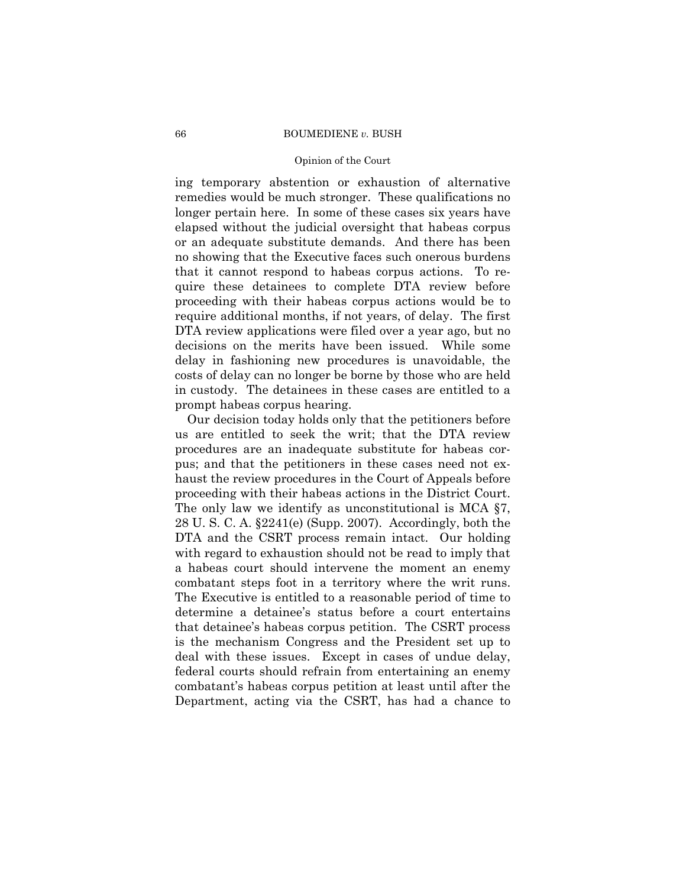ing temporary abstention or exhaustion of alternative remedies would be much stronger. These qualifications no longer pertain here. In some of these cases six years have elapsed without the judicial oversight that habeas corpus or an adequate substitute demands. And there has been no showing that the Executive faces such onerous burdens that it cannot respond to habeas corpus actions. To require these detainees to complete DTA review before proceeding with their habeas corpus actions would be to require additional months, if not years, of delay. The first DTA review applications were filed over a year ago, but no decisions on the merits have been issued. While some delay in fashioning new procedures is unavoidable, the costs of delay can no longer be borne by those who are held in custody. The detainees in these cases are entitled to a prompt habeas corpus hearing.

Our decision today holds only that the petitioners before us are entitled to seek the writ; that the DTA review procedures are an inadequate substitute for habeas corpus; and that the petitioners in these cases need not exhaust the review procedures in the Court of Appeals before proceeding with their habeas actions in the District Court. The only law we identify as unconstitutional is MCA §7, 28 U. S. C. A. §2241(e) (Supp. 2007). Accordingly, both the DTA and the CSRT process remain intact. Our holding with regard to exhaustion should not be read to imply that a habeas court should intervene the moment an enemy combatant steps foot in a territory where the writ runs. The Executive is entitled to a reasonable period of time to determine a detainee's status before a court entertains that detainee's habeas corpus petition. The CSRT process is the mechanism Congress and the President set up to deal with these issues. Except in cases of undue delay, federal courts should refrain from entertaining an enemy combatant's habeas corpus petition at least until after the Department, acting via the CSRT, has had a chance to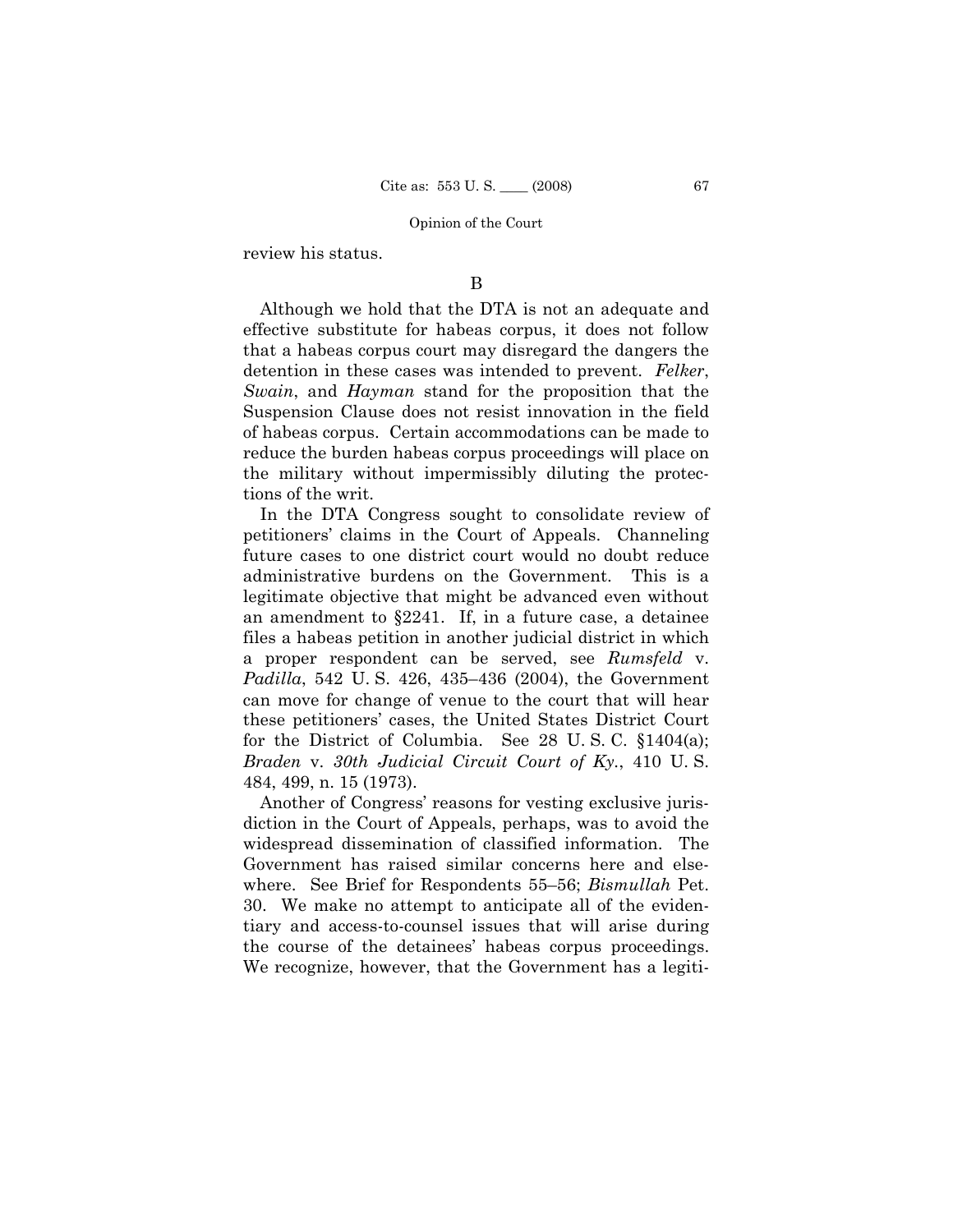review his status.

## B

Although we hold that the DTA is not an adequate and effective substitute for habeas corpus, it does not follow that a habeas corpus court may disregard the dangers the detention in these cases was intended to prevent. *Felker*, *Swain*, and *Hayman* stand for the proposition that the Suspension Clause does not resist innovation in the field of habeas corpus. Certain accommodations can be made to reduce the burden habeas corpus proceedings will place on the military without impermissibly diluting the protections of the writ.

In the DTA Congress sought to consolidate review of petitioners' claims in the Court of Appeals. Channeling future cases to one district court would no doubt reduce administrative burdens on the Government. This is a legitimate objective that might be advanced even without an amendment to §2241. If, in a future case, a detainee files a habeas petition in another judicial district in which a proper respondent can be served, see *Rumsfeld* v. *Padilla*, 542 U. S. 426, 435–436 (2004), the Government can move for change of venue to the court that will hear these petitioners' cases, the United States District Court for the District of Columbia. See 28 U. S. C. §1404(a); *Braden* v. *30th Judicial Circuit Court of Ky.*, 410 U. S. 484, 499, n. 15 (1973).

Another of Congress' reasons for vesting exclusive jurisdiction in the Court of Appeals, perhaps, was to avoid the widespread dissemination of classified information. The Government has raised similar concerns here and elsewhere. See Brief for Respondents 55–56; *Bismullah* Pet. 30. We make no attempt to anticipate all of the evidentiary and access-to-counsel issues that will arise during the course of the detainees' habeas corpus proceedings. We recognize, however, that the Government has a legiti-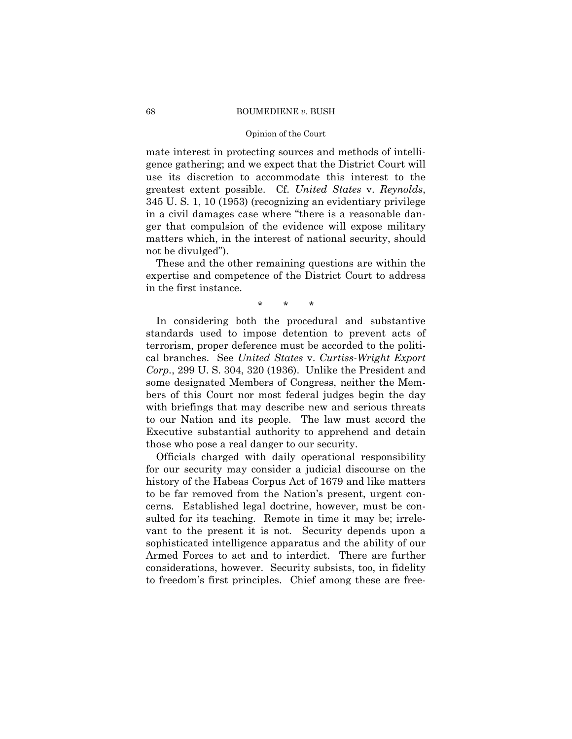mate interest in protecting sources and methods of intelligence gathering; and we expect that the District Court will use its discretion to accommodate this interest to the greatest extent possible. Cf. *United States* v. *Reynolds*, 345 U. S. 1, 10 (1953) (recognizing an evidentiary privilege in a civil damages case where "there is a reasonable danger that compulsion of the evidence will expose military matters which, in the interest of national security, should not be divulged").

These and the other remaining questions are within the expertise and competence of the District Court to address in the first instance.

\* \* \*

In considering both the procedural and substantive standards used to impose detention to prevent acts of terrorism, proper deference must be accorded to the political branches. See *United States* v. *Curtiss-Wright Export Corp.*, 299 U. S. 304, 320 (1936). Unlike the President and some designated Members of Congress, neither the Members of this Court nor most federal judges begin the day with briefings that may describe new and serious threats to our Nation and its people. The law must accord the Executive substantial authority to apprehend and detain those who pose a real danger to our security.

Officials charged with daily operational responsibility for our security may consider a judicial discourse on the history of the Habeas Corpus Act of 1679 and like matters to be far removed from the Nation's present, urgent concerns. Established legal doctrine, however, must be consulted for its teaching. Remote in time it may be; irrelevant to the present it is not. Security depends upon a sophisticated intelligence apparatus and the ability of our Armed Forces to act and to interdict. There are further considerations, however. Security subsists, too, in fidelity to freedom's first principles. Chief among these are free-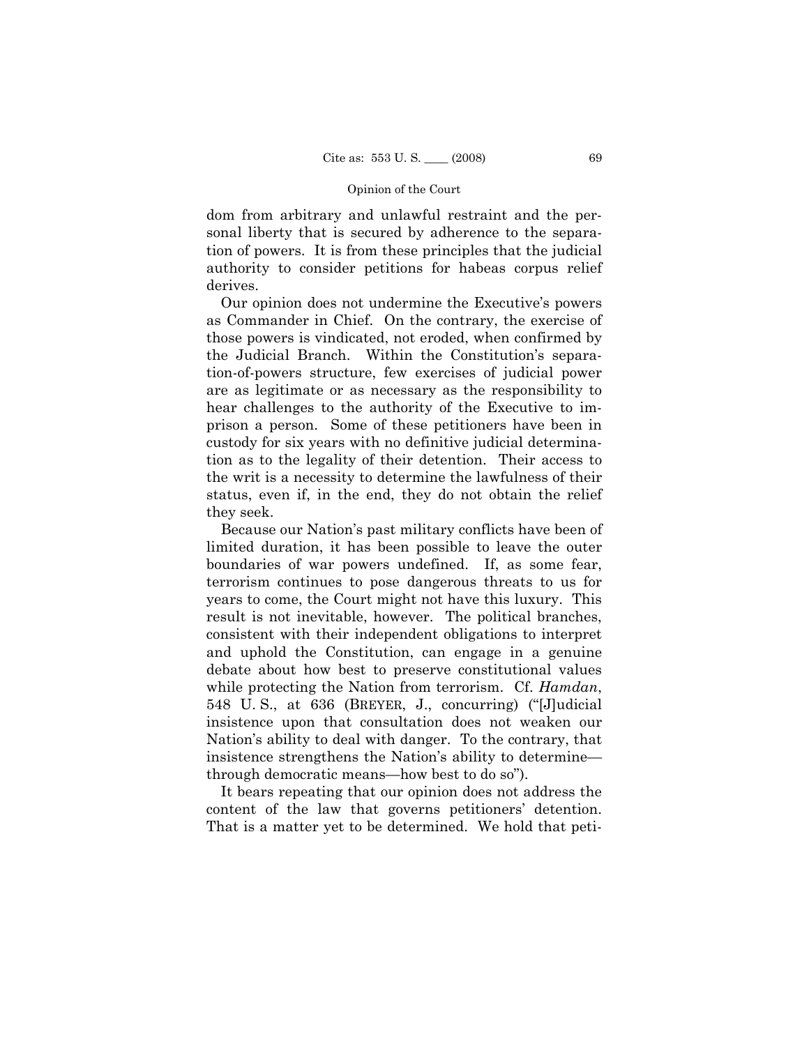dom from arbitrary and unlawful restraint and the personal liberty that is secured by adherence to the separation of powers. It is from these principles that the judicial authority to consider petitions for habeas corpus relief derives.

Our opinion does not undermine the Executive's powers as Commander in Chief. On the contrary, the exercise of those powers is vindicated, not eroded, when confirmed by the Judicial Branch. Within the Constitution's separation-of-powers structure, few exercises of judicial power are as legitimate or as necessary as the responsibility to hear challenges to the authority of the Executive to imprison a person. Some of these petitioners have been in custody for six years with no definitive judicial determination as to the legality of their detention. Their access to the writ is a necessity to determine the lawfulness of their status, even if, in the end, they do not obtain the relief they seek.

Because our Nation's past military conflicts have been of limited duration, it has been possible to leave the outer boundaries of war powers undefined. If, as some fear, terrorism continues to pose dangerous threats to us for years to come, the Court might not have this luxury. This result is not inevitable, however. The political branches, consistent with their independent obligations to interpret and uphold the Constitution, can engage in a genuine debate about how best to preserve constitutional values while protecting the Nation from terrorism. Cf. *Hamdan*, 548 U. S., at 636 (BREYER, J., concurring) ("[J]udicial insistence upon that consultation does not weaken our Nation's ability to deal with danger. To the contrary, that insistence strengthens the Nation's ability to determine—through democratic means—how best to do so").

It bears repeating that our opinion does not address the content of the law that governs petitioners' detention. That is a matter yet to be determined. We hold that peti-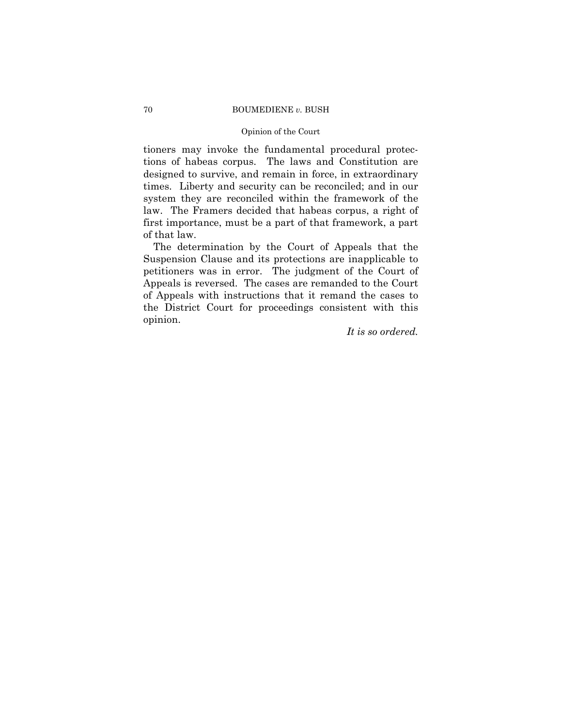tioners may invoke the fundamental procedural protections of habeas corpus. The laws and Constitution are designed to survive, and remain in force, in extraordinary times. Liberty and security can be reconciled; and in our system they are reconciled within the framework of the law. The Framers decided that habeas corpus, a right of first importance, must be a part of that framework, a part of that law.

The determination by the Court of Appeals that the Suspension Clause and its protections are inapplicable to petitioners was in error. The judgment of the Court of Appeals is reversed. The cases are remanded to the Court of Appeals with instructions that it remand the cases to the District Court for proceedings consistent with this opinion.

*It is so ordered.*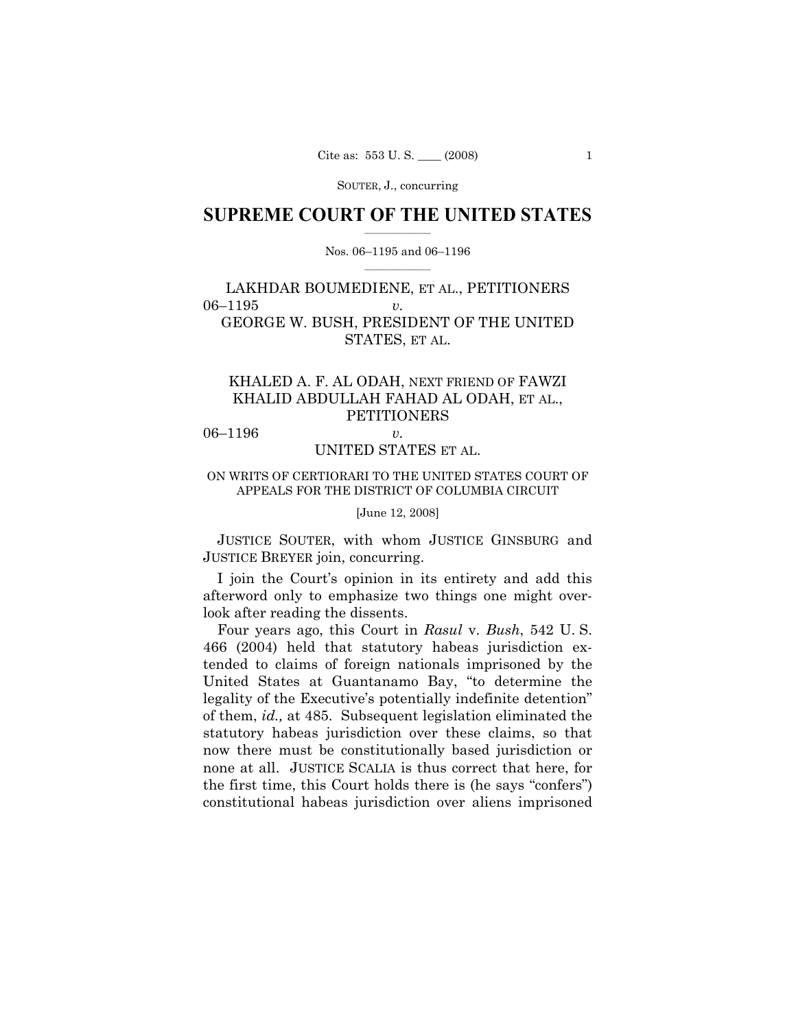# SUPREME COURT OF THE UNITED STATES

Nos. 06–1195 and 06–1196

LAKHDAR BOUMEDIENE, ET AL., PETITIONERS
06–1195 *v.*
GEORGE W. BUSH, PRESIDENT OF THE UNITED STATES, ET AL.

KHALED A. F. AL ODAH, NEXT FRIEND OF FAWZI KHALID ABDULLAH FAHAD AL ODAH, ET AL., PETITIONERS
06–1196 *v.*
UNITED STATES ET AL.

ON WRITS OF CERTIORARI TO THE UNITED STATES COURT OF APPEALS FOR THE DISTRICT OF COLUMBIA CIRCUIT

[June 12, 2008]

JUSTICE SOUTER, with whom JUSTICE GINSBURG and JUSTICE BREYER join, concurring.

I join the Court's opinion in its entirety and add this afterword only to emphasize two things one might overlook after reading the dissents.

Four years ago, this Court in *Rasul* v. *Bush*, 542 U. S. 466 (2004) held that statutory habeas jurisdiction extended to claims of foreign nationals imprisoned by the United States at Guantanamo Bay, "to determine the legality of the Executive's potentially indefinite detention" of them, *id.,* at 485. Subsequent legislation eliminated the statutory habeas jurisdiction over these claims, so that now there must be constitutionally based jurisdiction or none at all. JUSTICE SCALIA is thus correct that here, for the first time, this Court holds there is (he says "confers") constitutional habeas jurisdiction over aliens imprisoned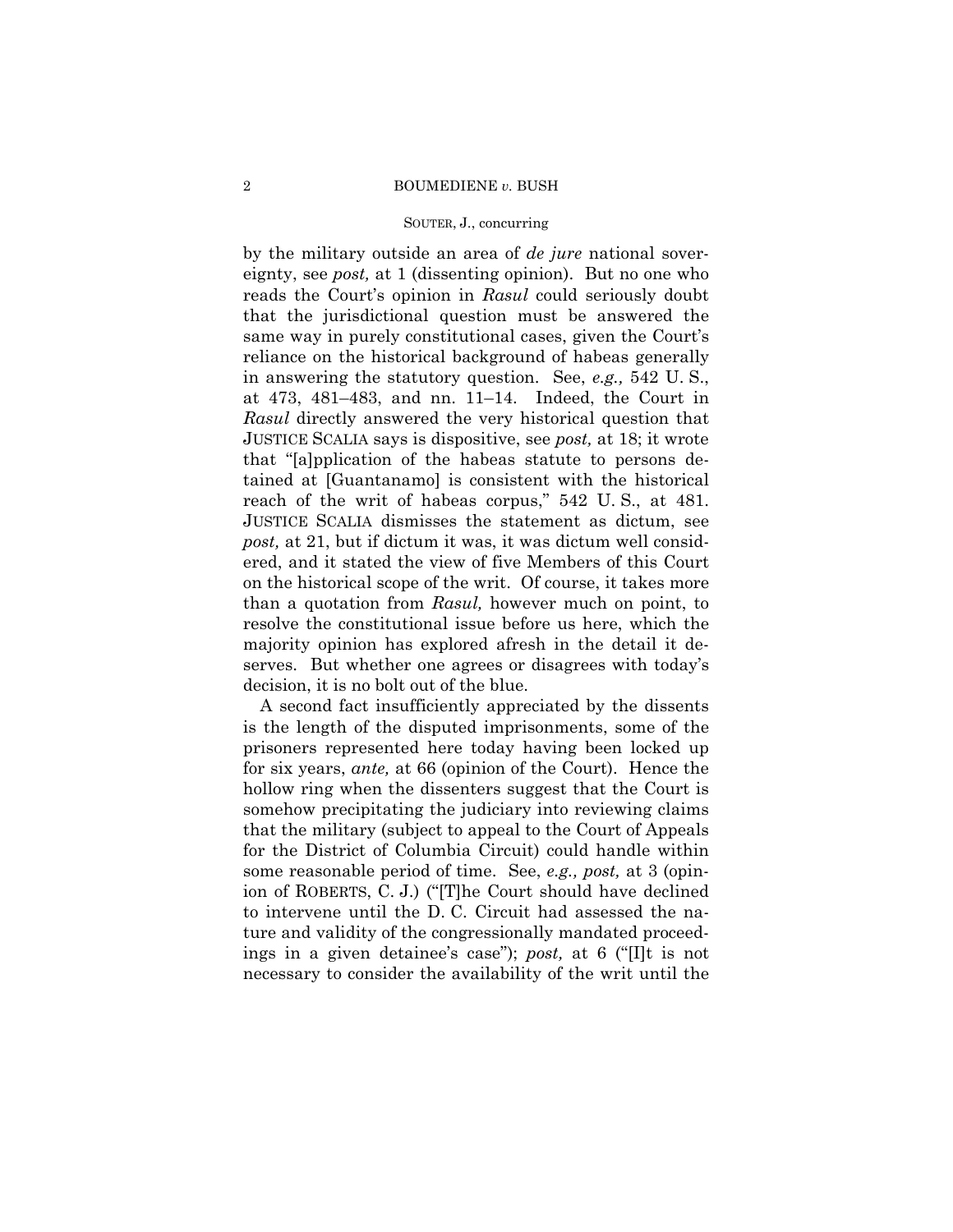by the military outside an area of *de jure* national sovereignty, see *post,* at 1 (dissenting opinion). But no one who reads the Court's opinion in *Rasul* could seriously doubt that the jurisdictional question must be answered the same way in purely constitutional cases, given the Court's reliance on the historical background of habeas generally in answering the statutory question. See, *e.g.,* 542 U. S., at 473, 481–483, and nn. 11–14. Indeed, the Court in *Rasul* directly answered the very historical question that JUSTICE SCALIA says is dispositive, see *post,* at 18; it wrote that "[a]pplication of the habeas statute to persons detained at [Guantanamo] is consistent with the historical reach of the writ of habeas corpus," 542 U. S., at 481. JUSTICE SCALIA dismisses the statement as dictum, see *post,* at 21, but if dictum it was, it was dictum well considered, and it stated the view of five Members of this Court on the historical scope of the writ. Of course, it takes more than a quotation from *Rasul,* however much on point, to resolve the constitutional issue before us here, which the majority opinion has explored afresh in the detail it deserves. But whether one agrees or disagrees with today's decision, it is no bolt out of the blue.

A second fact insufficiently appreciated by the dissents is the length of the disputed imprisonments, some of the prisoners represented here today having been locked up for six years, *ante,* at 66 (opinion of the Court). Hence the hollow ring when the dissenters suggest that the Court is somehow precipitating the judiciary into reviewing claims that the military (subject to appeal to the Court of Appeals for the District of Columbia Circuit) could handle within some reasonable period of time. See, *e.g., post,* at 3 (opinion of ROBERTS, C. J.) ("[T]he Court should have declined to intervene until the D. C. Circuit had assessed the nature and validity of the congressionally mandated proceedings in a given detainee's case"); *post,* at 6 ("[I]t is not necessary to consider the availability of the writ until the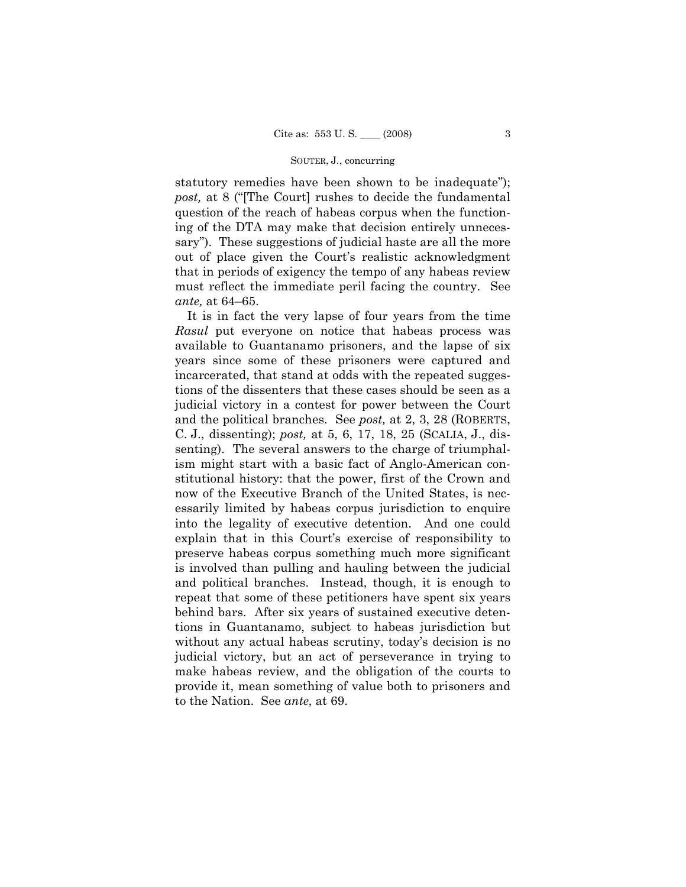statutory remedies have been shown to be inadequate"); *post,* at 8 ("[The Court] rushes to decide the fundamental question of the reach of habeas corpus when the functioning of the DTA may make that decision entirely unnecessary"). These suggestions of judicial haste are all the more out of place given the Court's realistic acknowledgment that in periods of exigency the tempo of any habeas review must reflect the immediate peril facing the country. See *ante,* at 64–65.

It is in fact the very lapse of four years from the time *Rasul* put everyone on notice that habeas process was available to Guantanamo prisoners, and the lapse of six years since some of these prisoners were captured and incarcerated, that stand at odds with the repeated suggestions of the dissenters that these cases should be seen as a judicial victory in a contest for power between the Court and the political branches. See *post,* at 2, 3, 28 (ROBERTS, C. J., dissenting); *post,* at 5, 6, 17, 18, 25 (SCALIA, J., dissenting). The several answers to the charge of triumphalism might start with a basic fact of Anglo-American constitutional history: that the power, first of the Crown and now of the Executive Branch of the United States, is necessarily limited by habeas corpus jurisdiction to enquire into the legality of executive detention. And one could explain that in this Court's exercise of responsibility to preserve habeas corpus something much more significant is involved than pulling and hauling between the judicial and political branches. Instead, though, it is enough to repeat that some of these petitioners have spent six years behind bars. After six years of sustained executive detentions in Guantanamo, subject to habeas jurisdiction but without any actual habeas scrutiny, today's decision is no judicial victory, but an act of perseverance in trying to make habeas review, and the obligation of the courts to provide it, mean something of value both to prisoners and to the Nation. See *ante,* at 69.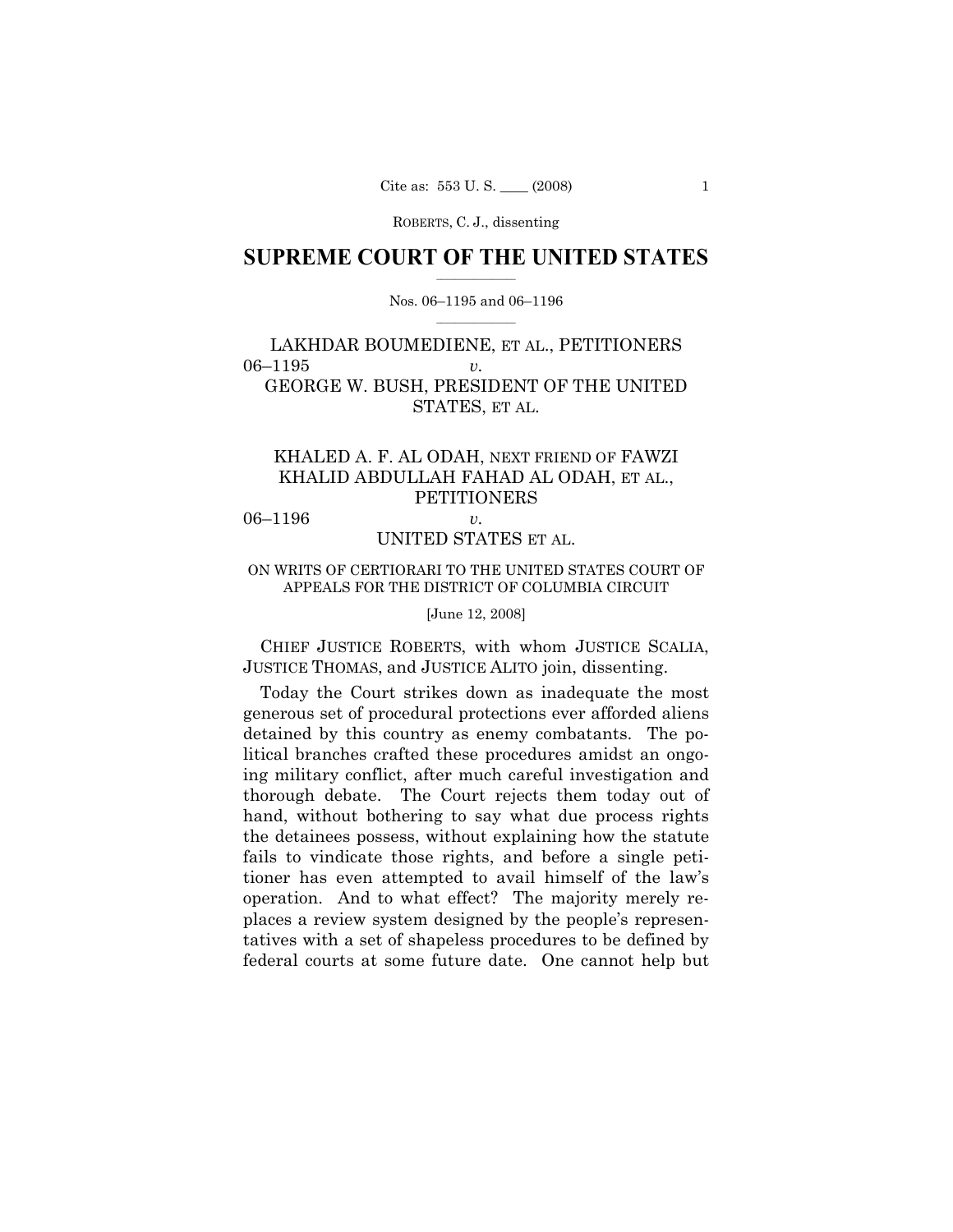## SUPREME COURT OF THE UNITED STATES

Nos. 06–1195 and 06–1196

LAKHDAR BOUMEDIENE, ET AL., PETITIONERS
06–1195 *v.*
GEORGE W. BUSH, PRESIDENT OF THE UNITED STATES, ET AL.

KHALED A. F. AL ODAH, NEXT FRIEND OF FAWZI KHALID ABDULLAH FAHAD AL ODAH, ET AL., PETITIONERS
06–1196 *v.*
UNITED STATES ET AL.

ON WRITS OF CERTIORARI TO THE UNITED STATES COURT OF APPEALS FOR THE DISTRICT OF COLUMBIA CIRCUIT

[June 12, 2008]

CHIEF JUSTICE ROBERTS, with whom JUSTICE SCALIA, JUSTICE THOMAS, and JUSTICE ALITO join, dissenting.

Today the Court strikes down as inadequate the most generous set of procedural protections ever afforded aliens detained by this country as enemy combatants. The political branches crafted these procedures amidst an ongoing military conflict, after much careful investigation and thorough debate. The Court rejects them today out of hand, without bothering to say what due process rights the detainees possess, without explaining how the statute fails to vindicate those rights, and before a single petitioner has even attempted to avail himself of the law's operation. And to what effect? The majority merely replaces a review system designed by the people's representatives with a set of shapeless procedures to be defined by federal courts at some future date. One cannot help but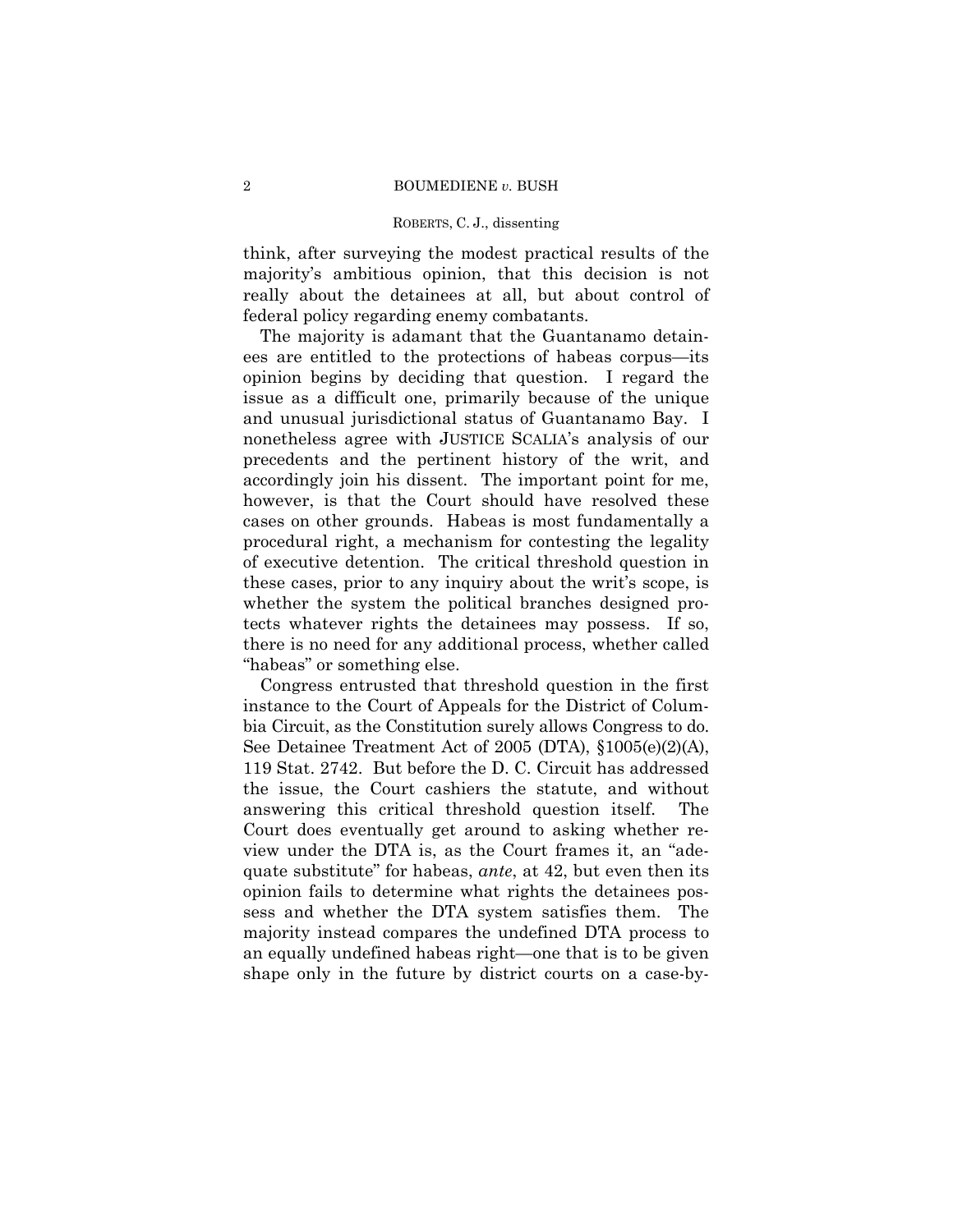think, after surveying the modest practical results of the majority's ambitious opinion, that this decision is not really about the detainees at all, but about control of federal policy regarding enemy combatants.

The majority is adamant that the Guantanamo detainees are entitled to the protections of habeas corpus—its opinion begins by deciding that question. I regard the issue as a difficult one, primarily because of the unique and unusual jurisdictional status of Guantanamo Bay. I nonetheless agree with JUSTICE SCALIA's analysis of our precedents and the pertinent history of the writ, and accordingly join his dissent. The important point for me, however, is that the Court should have resolved these cases on other grounds. Habeas is most fundamentally a procedural right, a mechanism for contesting the legality of executive detention. The critical threshold question in these cases, prior to any inquiry about the writ's scope, is whether the system the political branches designed protects whatever rights the detainees may possess. If so, there is no need for any additional process, whether called "habeas" or something else.

Congress entrusted that threshold question in the first instance to the Court of Appeals for the District of Columbia Circuit, as the Constitution surely allows Congress to do. See Detainee Treatment Act of 2005 (DTA), §1005(e)(2)(A), 119 Stat. 2742. But before the D. C. Circuit has addressed the issue, the Court cashiers the statute, and without answering this critical threshold question itself. The Court does eventually get around to asking whether review under the DTA is, as the Court frames it, an "adequate substitute" for habeas, *ante*, at 42, but even then its opinion fails to determine what rights the detainees possess and whether the DTA system satisfies them. The majority instead compares the undefined DTA process to an equally undefined habeas right—one that is to be given shape only in the future by district courts on a case-by-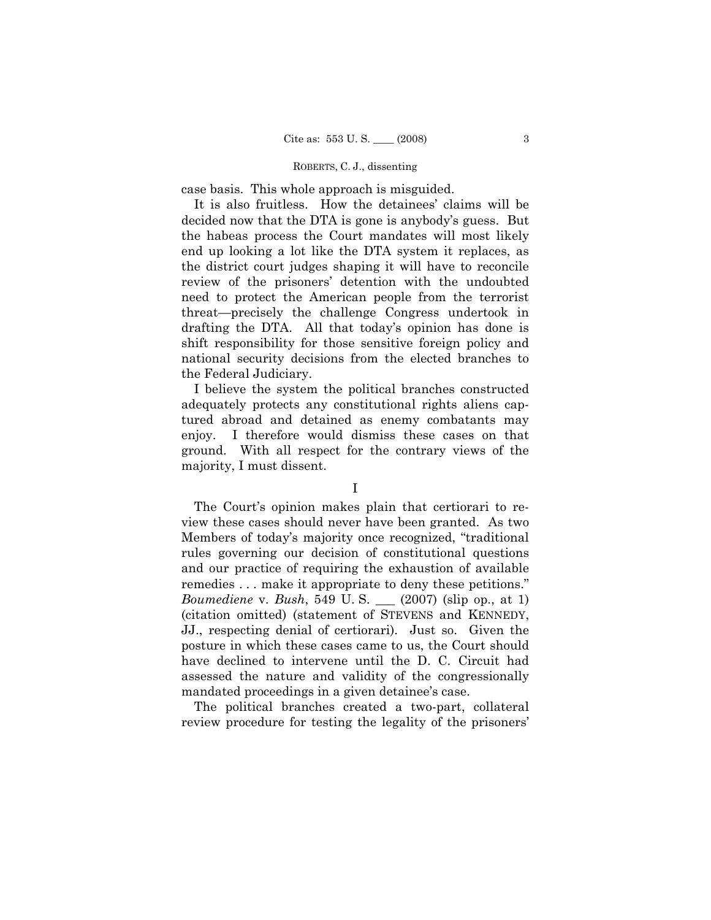case basis. This whole approach is misguided.

It is also fruitless. How the detainees' claims will be decided now that the DTA is gone is anybody's guess. But the habeas process the Court mandates will most likely end up looking a lot like the DTA system it replaces, as the district court judges shaping it will have to reconcile review of the prisoners' detention with the undoubted need to protect the American people from the terrorist threat—precisely the challenge Congress undertook in drafting the DTA. All that today's opinion has done is shift responsibility for those sensitive foreign policy and national security decisions from the elected branches to the Federal Judiciary.

I believe the system the political branches constructed adequately protects any constitutional rights aliens captured abroad and detained as enemy combatants may enjoy. I therefore would dismiss these cases on that ground. With all respect for the contrary views of the majority, I must dissent.

## I

The Court's opinion makes plain that certiorari to review these cases should never have been granted. As two Members of today's majority once recognized, "traditional rules governing our decision of constitutional questions and our practice of requiring the exhaustion of available remedies . . . make it appropriate to deny these petitions." *Boumediene* v. *Bush*, 549 U. S. ___ (2007) (slip op., at 1) (citation omitted) (statement of STEVENS and KENNEDY, JJ., respecting denial of certiorari). Just so. Given the posture in which these cases came to us, the Court should have declined to intervene until the D. C. Circuit had assessed the nature and validity of the congressionally mandated proceedings in a given detainee's case.

The political branches created a two-part, collateral review procedure for testing the legality of the prisoners'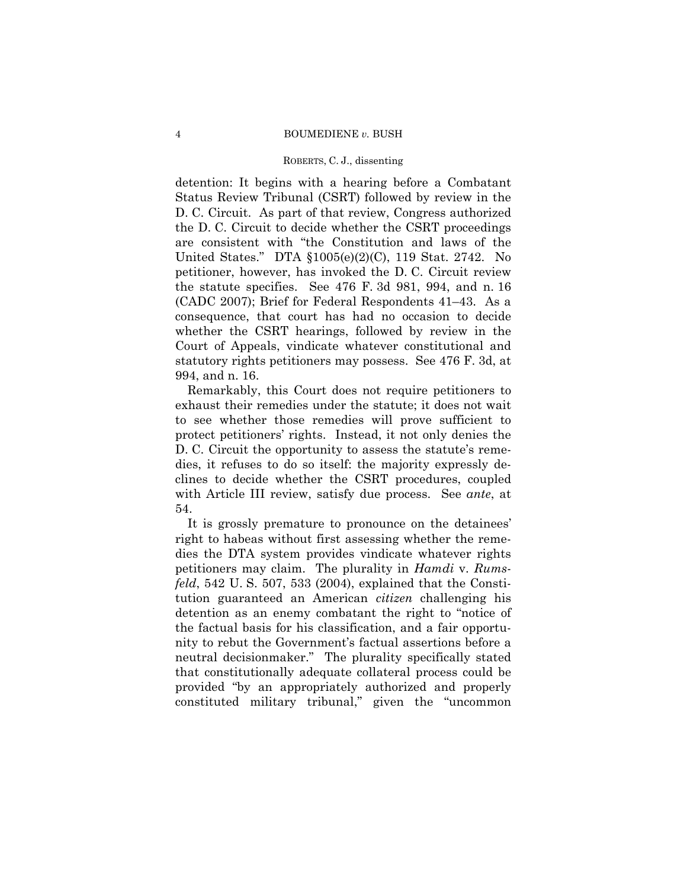detention: It begins with a hearing before a Combatant Status Review Tribunal (CSRT) followed by review in the D. C. Circuit. As part of that review, Congress authorized the D. C. Circuit to decide whether the CSRT proceedings are consistent with "the Constitution and laws of the United States." DTA §1005(e)(2)(C), 119 Stat. 2742. No petitioner, however, has invoked the D. C. Circuit review the statute specifies. See 476 F. 3d 981, 994, and n. 16 (CADC 2007); Brief for Federal Respondents 41–43. As a consequence, that court has had no occasion to decide whether the CSRT hearings, followed by review in the Court of Appeals, vindicate whatever constitutional and statutory rights petitioners may possess. See 476 F. 3d, at 994, and n. 16.

Remarkably, this Court does not require petitioners to exhaust their remedies under the statute; it does not wait to see whether those remedies will prove sufficient to protect petitioners' rights. Instead, it not only denies the D. C. Circuit the opportunity to assess the statute's remedies, it refuses to do so itself: the majority expressly declines to decide whether the CSRT procedures, coupled with Article III review, satisfy due process. See *ante*, at 54.

It is grossly premature to pronounce on the detainees' right to habeas without first assessing whether the remedies the DTA system provides vindicate whatever rights petitioners may claim. The plurality in *Hamdi* v. *Rumsfeld*, 542 U. S. 507, 533 (2004), explained that the Constitution guaranteed an American *citizen* challenging his detention as an enemy combatant the right to "notice of the factual basis for his classification, and a fair opportunity to rebut the Government's factual assertions before a neutral decisionmaker." The plurality specifically stated that constitutionally adequate collateral process could be provided "by an appropriately authorized and properly constituted military tribunal," given the "uncommon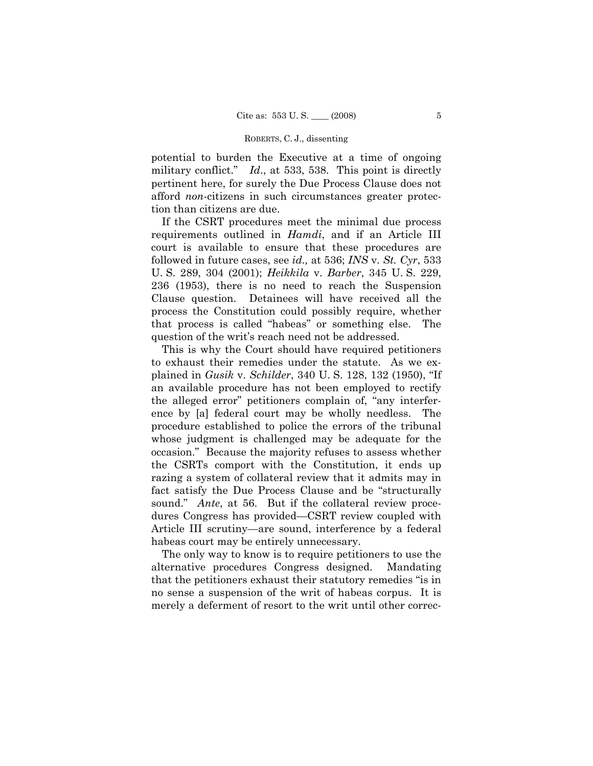potential to burden the Executive at a time of ongoing military conflict." *Id*., at 533, 538. This point is directly pertinent here, for surely the Due Process Clause does not afford *non*-citizens in such circumstances greater protection than citizens are due.

If the CSRT procedures meet the minimal due process requirements outlined in *Hamdi*, and if an Article III court is available to ensure that these procedures are followed in future cases, see *id.,* at 536; *INS* v. *St. Cyr*, 533 U. S. 289, 304 (2001); *Heikkila* v. *Barber*, 345 U. S. 229, 236 (1953), there is no need to reach the Suspension Clause question. Detainees will have received all the process the Constitution could possibly require, whether that process is called "habeas" or something else. The question of the writ's reach need not be addressed.

This is why the Court should have required petitioners to exhaust their remedies under the statute. As we explained in *Gusik* v. *Schilder*, 340 U. S. 128, 132 (1950), "If an available procedure has not been employed to rectify the alleged error" petitioners complain of, "any interference by [a] federal court may be wholly needless. The procedure established to police the errors of the tribunal whose judgment is challenged may be adequate for the occasion." Because the majority refuses to assess whether the CSRTs comport with the Constitution, it ends up razing a system of collateral review that it admits may in fact satisfy the Due Process Clause and be "structurally sound." *Ante*, at 56. But if the collateral review procedures Congress has provided—CSRT review coupled with Article III scrutiny—are sound, interference by a federal habeas court may be entirely unnecessary.

The only way to know is to require petitioners to use the alternative procedures Congress designed. Mandating that the petitioners exhaust their statutory remedies "is in no sense a suspension of the writ of habeas corpus. It is merely a deferment of resort to the writ until other correc-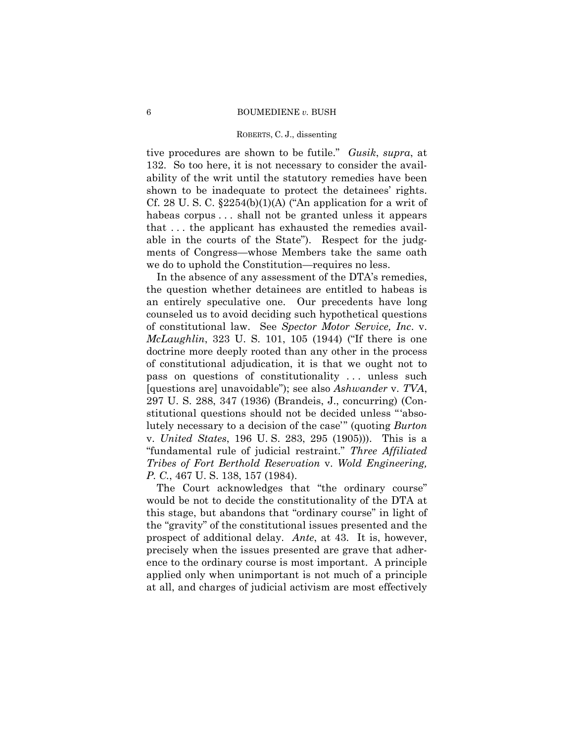tive procedures are shown to be futile." *Gusik*, *supra*, at 132. So too here, it is not necessary to consider the availability of the writ until the statutory remedies have been shown to be inadequate to protect the detainees' rights. Cf. 28 U. S. C. §2254(b)(1)(A) ("An application for a writ of habeas corpus . . . shall not be granted unless it appears that . . . the applicant has exhausted the remedies available in the courts of the State"). Respect for the judgments of Congress—whose Members take the same oath we do to uphold the Constitution—requires no less.

In the absence of any assessment of the DTA's remedies, the question whether detainees are entitled to habeas is an entirely speculative one. Our precedents have long counseled us to avoid deciding such hypothetical questions of constitutional law. See *Spector Motor Service, Inc*. v. *McLaughlin*, 323 U. S. 101, 105 (1944) ("If there is one doctrine more deeply rooted than any other in the process of constitutional adjudication, it is that we ought not to pass on questions of constitutionality . . . unless such [questions are] unavoidable"); see also *Ashwander* v. *TVA*, 297 U. S. 288, 347 (1936) (Brandeis, J., concurring) (Constitutional questions should not be decided unless "'absolutely necessary to a decision of the case'" (quoting *Burton* v. *United States*, 196 U. S. 283, 295 (1905))). This is a "fundamental rule of judicial restraint." *Three Affiliated Tribes of Fort Berthold Reservation* v. *Wold Engineering, P. C.*, 467 U. S. 138, 157 (1984).

The Court acknowledges that "the ordinary course" would be not to decide the constitutionality of the DTA at this stage, but abandons that "ordinary course" in light of the "gravity" of the constitutional issues presented and the prospect of additional delay. *Ante*, at 43. It is, however, precisely when the issues presented are grave that adherence to the ordinary course is most important. A principle applied only when unimportant is not much of a principle at all, and charges of judicial activism are most effectively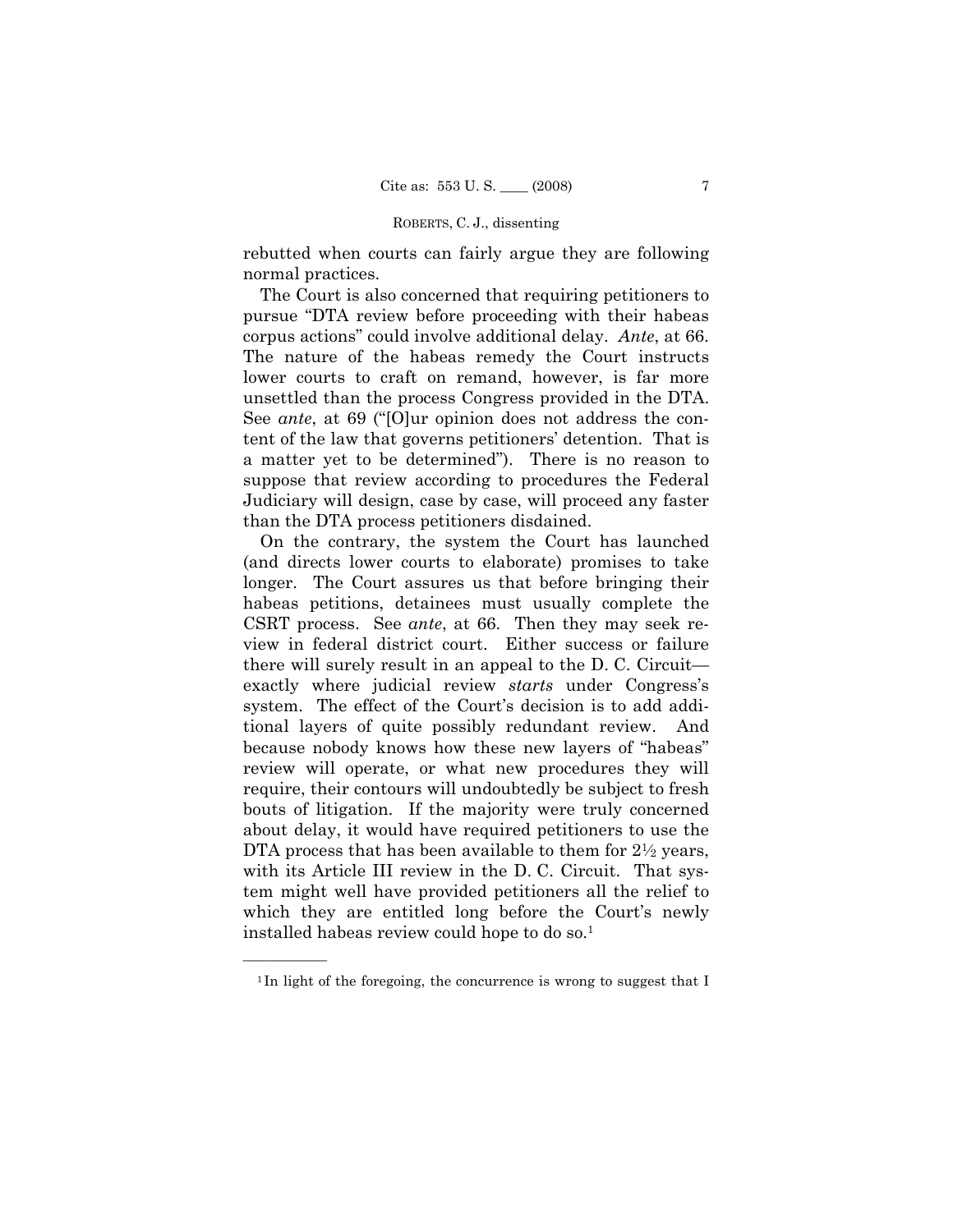rebutted when courts can fairly argue they are following normal practices.

The Court is also concerned that requiring petitioners to pursue "DTA review before proceeding with their habeas corpus actions" could involve additional delay. *Ante*, at 66. The nature of the habeas remedy the Court instructs lower courts to craft on remand, however, is far more unsettled than the process Congress provided in the DTA. See *ante*, at 69 ("[O]ur opinion does not address the content of the law that governs petitioners' detention. That is a matter yet to be determined"). There is no reason to suppose that review according to procedures the Federal Judiciary will design, case by case, will proceed any faster than the DTA process petitioners disdained.

On the contrary, the system the Court has launched (and directs lower courts to elaborate) promises to take longer. The Court assures us that before bringing their habeas petitions, detainees must usually complete the CSRT process. See *ante*, at 66. Then they may seek review in federal district court. Either success or failure there will surely result in an appeal to the D. C. Circuit—exactly where judicial review *starts* under Congress's system. The effect of the Court's decision is to add additional layers of quite possibly redundant review. And because nobody knows how these new layers of "habeas" review will operate, or what new procedures they will require, their contours will undoubtedly be subject to fresh bouts of litigation. If the majority were truly concerned about delay, it would have required petitioners to use the DTA process that has been available to them for 2½ years, with its Article III review in the D. C. Circuit. That system might well have provided petitioners all the relief to which they are entitled long before the Court's newly installed habeas review could hope to do so.[1]

---

[1] In light of the foregoing, the concurrence is wrong to suggest that I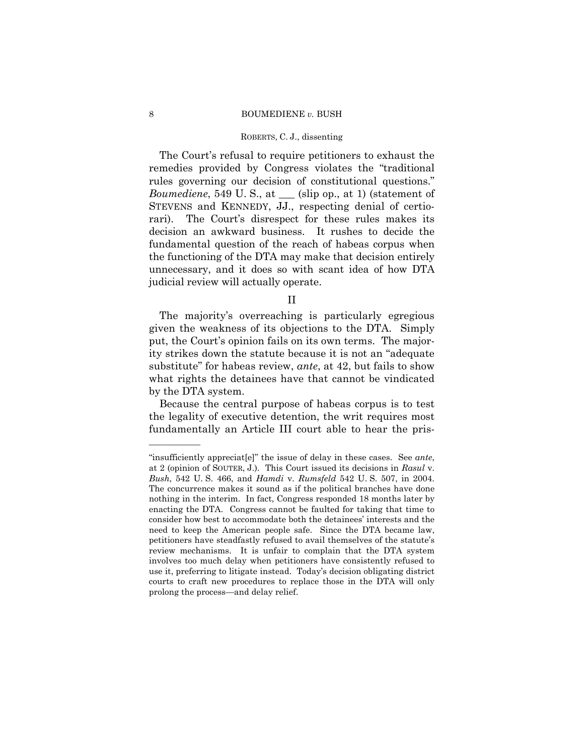The Court's refusal to require petitioners to exhaust the remedies provided by Congress violates the "traditional rules governing our decision of constitutional questions." *Boumediene*, 549 U. S., at ___ (slip op., at 1) (statement of STEVENS and KENNEDY, JJ., respecting denial of certiorari). The Court's disrespect for these rules makes its decision an awkward business. It rushes to decide the fundamental question of the reach of habeas corpus when the functioning of the DTA may make that decision entirely unnecessary, and it does so with scant idea of how DTA judicial review will actually operate.

## II

The majority's overreaching is particularly egregious given the weakness of its objections to the DTA. Simply put, the Court's opinion fails on its own terms. The majority strikes down the statute because it is not an "adequate substitute" for habeas review, *ante*, at 42, but fails to show what rights the detainees have that cannot be vindicated by the DTA system.

Because the central purpose of habeas corpus is to test the legality of executive detention, the writ requires most fundamentally an Article III court able to hear the pris-

---

"insufficiently appreciat[e]" the issue of delay in these cases. See *ante*, at 2 (opinion of SOUTER, J.). This Court issued its decisions in *Rasul* v. *Bush*, 542 U. S. 466, and *Hamdi* v. *Rumsfeld* 542 U. S. 507, in 2004. The concurrence makes it sound as if the political branches have done nothing in the interim. In fact, Congress responded 18 months later by enacting the DTA. Congress cannot be faulted for taking that time to consider how best to accommodate both the detainees' interests and the need to keep the American people safe. Since the DTA became law, petitioners have steadfastly refused to avail themselves of the statute's review mechanisms. It is unfair to complain that the DTA system involves too much delay when petitioners have consistently refused to use it, preferring to litigate instead. Today's decision obligating district courts to craft new procedures to replace those in the DTA will only prolong the process—and delay relief.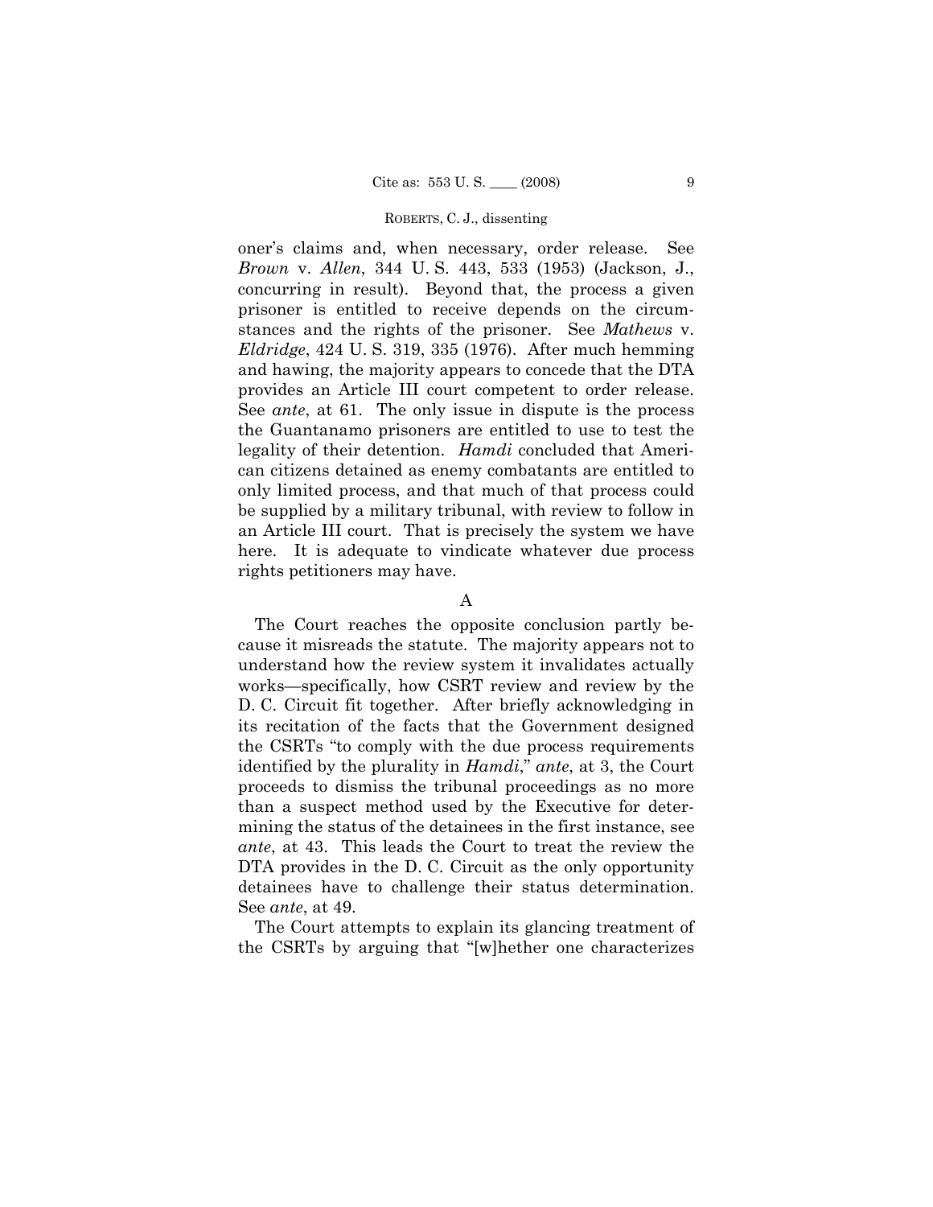oner's claims and, when necessary, order release. See *Brown* v. *Allen*, 344 U. S. 443, 533 (1953) (Jackson, J., concurring in result). Beyond that, the process a given prisoner is entitled to receive depends on the circumstances and the rights of the prisoner. See *Mathews* v. *Eldridge*, 424 U. S. 319, 335 (1976). After much hemming and hawing, the majority appears to concede that the DTA provides an Article III court competent to order release. See *ante*, at 61. The only issue in dispute is the process the Guantanamo prisoners are entitled to use to test the legality of their detention. *Hamdi* concluded that American citizens detained as enemy combatants are entitled to only limited process, and that much of that process could be supplied by a military tribunal, with review to follow in an Article III court. That is precisely the system we have here. It is adequate to vindicate whatever due process rights petitioners may have.

### A

The Court reaches the opposite conclusion partly because it misreads the statute. The majority appears not to understand how the review system it invalidates actually works—specifically, how CSRT review and review by the D. C. Circuit fit together. After briefly acknowledging in its recitation of the facts that the Government designed the CSRTs "to comply with the due process requirements identified by the plurality in *Hamdi*," *ante*, at 3, the Court proceeds to dismiss the tribunal proceedings as no more than a suspect method used by the Executive for determining the status of the detainees in the first instance, see *ante*, at 43. This leads the Court to treat the review the DTA provides in the D. C. Circuit as the only opportunity detainees have to challenge their status determination. See *ante*, at 49.

The Court attempts to explain its glancing treatment of the CSRTs by arguing that "[w]hether one characterizes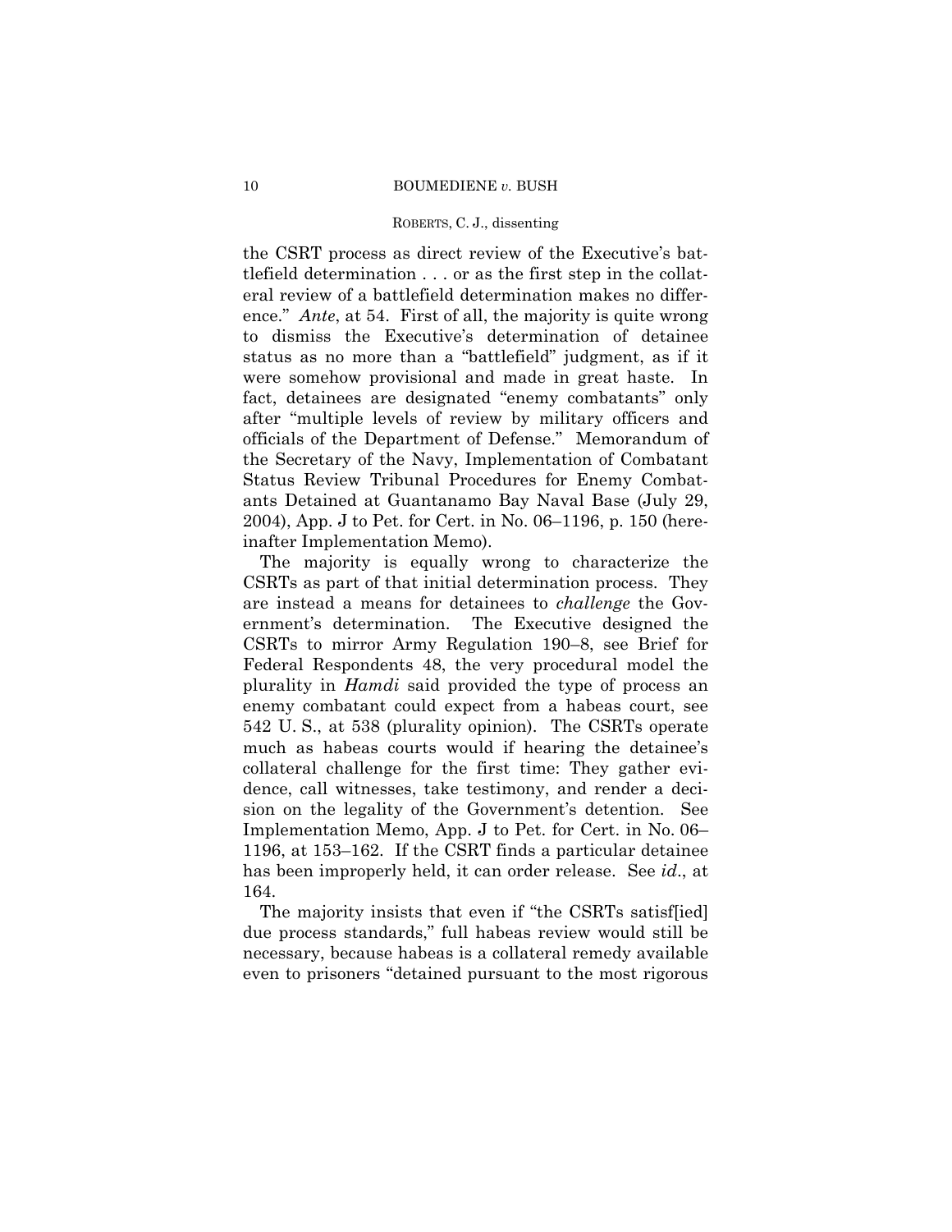the CSRT process as direct review of the Executive's battlefield determination . . . or as the first step in the collateral review of a battlefield determination makes no difference." *Ante*, at 54. First of all, the majority is quite wrong to dismiss the Executive's determination of detainee status as no more than a "battlefield" judgment, as if it were somehow provisional and made in great haste. In fact, detainees are designated "enemy combatants" only after "multiple levels of review by military officers and officials of the Department of Defense." Memorandum of the Secretary of the Navy, Implementation of Combatant Status Review Tribunal Procedures for Enemy Combatants Detained at Guantanamo Bay Naval Base (July 29, 2004), App. J to Pet. for Cert. in No. 06–1196, p. 150 (hereinafter Implementation Memo).

The majority is equally wrong to characterize the CSRTs as part of that initial determination process. They are instead a means for detainees to *challenge* the Government's determination. The Executive designed the CSRTs to mirror Army Regulation 190–8, see Brief for Federal Respondents 48, the very procedural model the plurality in *Hamdi* said provided the type of process an enemy combatant could expect from a habeas court, see 542 U. S., at 538 (plurality opinion). The CSRTs operate much as habeas courts would if hearing the detainee's collateral challenge for the first time: They gather evidence, call witnesses, take testimony, and render a decision on the legality of the Government's detention. See Implementation Memo, App. J to Pet. for Cert. in No. 06–1196, at 153–162. If the CSRT finds a particular detainee has been improperly held, it can order release. See *id*., at 164.

The majority insists that even if "the CSRTs satisf[ied] due process standards," full habeas review would still be necessary, because habeas is a collateral remedy available even to prisoners "detained pursuant to the most rigorous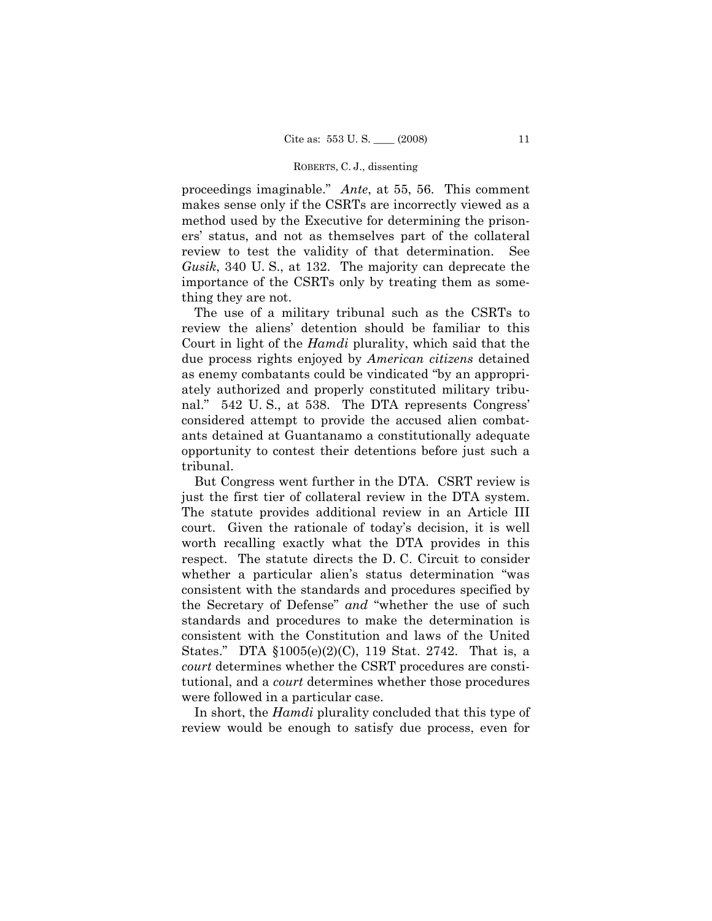proceedings imaginable." *Ante*, at 55, 56. This comment makes sense only if the CSRTs are incorrectly viewed as a method used by the Executive for determining the prisoners' status, and not as themselves part of the collateral review to test the validity of that determination. See *Gusik*, 340 U. S., at 132. The majority can deprecate the importance of the CSRTs only by treating them as something they are not.

The use of a military tribunal such as the CSRTs to review the aliens' detention should be familiar to this Court in light of the *Hamdi* plurality, which said that the due process rights enjoyed by *American citizens* detained as enemy combatants could be vindicated "by an appropriately authorized and properly constituted military tribunal." 542 U. S., at 538. The DTA represents Congress' considered attempt to provide the accused alien combatants detained at Guantanamo a constitutionally adequate opportunity to contest their detentions before just such a tribunal.

But Congress went further in the DTA. CSRT review is just the first tier of collateral review in the DTA system. The statute provides additional review in an Article III court. Given the rationale of today's decision, it is well worth recalling exactly what the DTA provides in this respect. The statute directs the D. C. Circuit to consider whether a particular alien's status determination "was consistent with the standards and procedures specified by the Secretary of Defense" *and* "whether the use of such standards and procedures to make the determination is consistent with the Constitution and laws of the United States." DTA §1005(e)(2)(C), 119 Stat. 2742. That is, a *court* determines whether the CSRT procedures are constitutional, and a *court* determines whether those procedures were followed in a particular case.

In short, the *Hamdi* plurality concluded that this type of review would be enough to satisfy due process, even for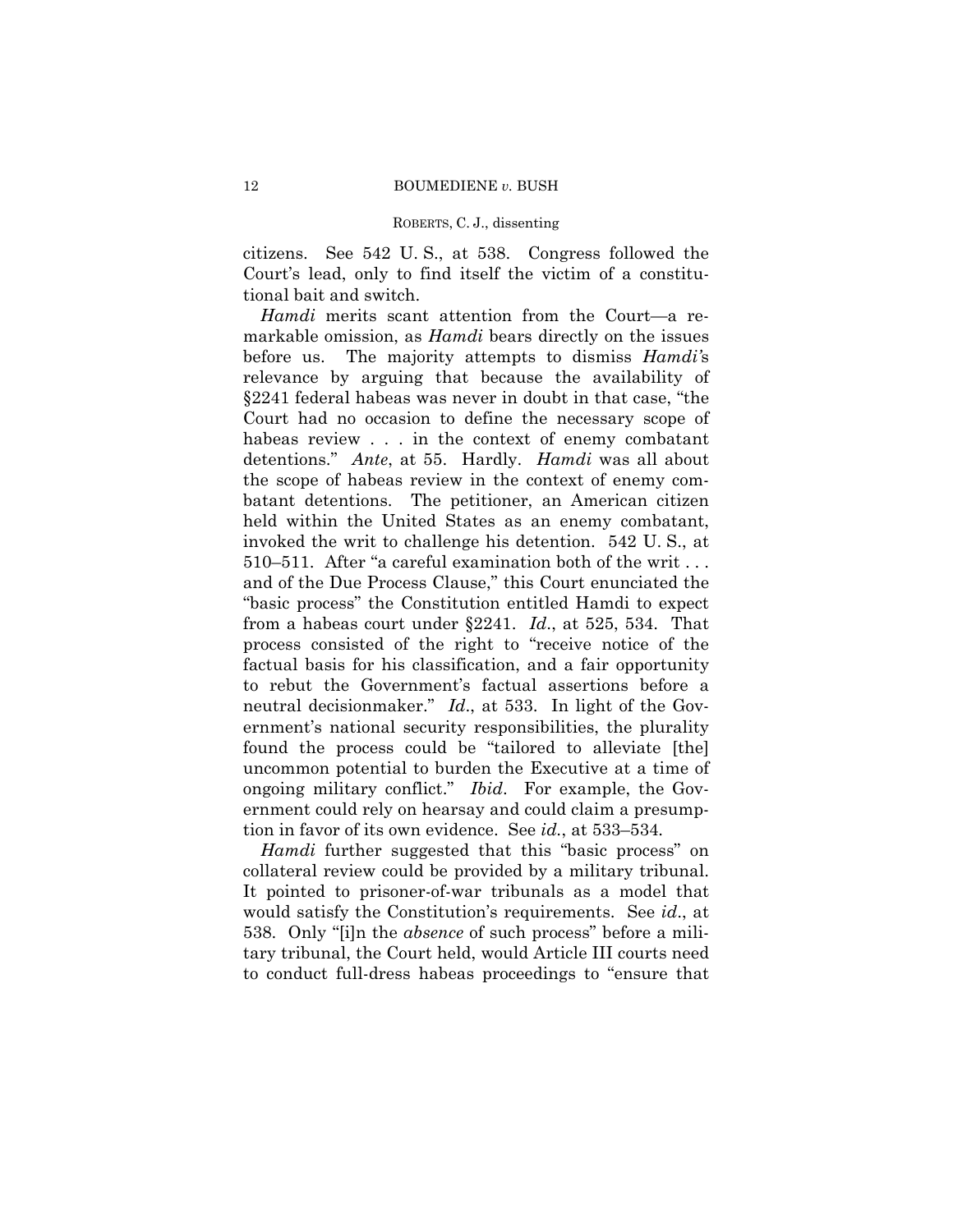citizens. See 542 U. S., at 538. Congress followed the Court's lead, only to find itself the victim of a constitutional bait and switch.

*Hamdi* merits scant attention from the Court—a remarkable omission, as *Hamdi* bears directly on the issues before us. The majority attempts to dismiss *Hamdi's* relevance by arguing that because the availability of §2241 federal habeas was never in doubt in that case, "the Court had no occasion to define the necessary scope of habeas review . . . in the context of enemy combatant detentions." *Ante*, at 55. Hardly. *Hamdi* was all about the scope of habeas review in the context of enemy combatant detentions. The petitioner, an American citizen held within the United States as an enemy combatant, invoked the writ to challenge his detention. 542 U. S., at 510–511. After "a careful examination both of the writ . . . and of the Due Process Clause," this Court enunciated the "basic process" the Constitution entitled Hamdi to expect from a habeas court under §2241. *Id*., at 525, 534. That process consisted of the right to "receive notice of the factual basis for his classification, and a fair opportunity to rebut the Government's factual assertions before a neutral decisionmaker." *Id*., at 533. In light of the Government's national security responsibilities, the plurality found the process could be "tailored to alleviate [the] uncommon potential to burden the Executive at a time of ongoing military conflict." *Ibid*. For example, the Government could rely on hearsay and could claim a presumption in favor of its own evidence. See *id*., at 533–534.

*Hamdi* further suggested that this "basic process" on collateral review could be provided by a military tribunal. It pointed to prisoner-of-war tribunals as a model that would satisfy the Constitution's requirements. See *id*., at 538. Only "[i]n the *absence* of such process" before a military tribunal, the Court held, would Article III courts need to conduct full-dress habeas proceedings to "ensure that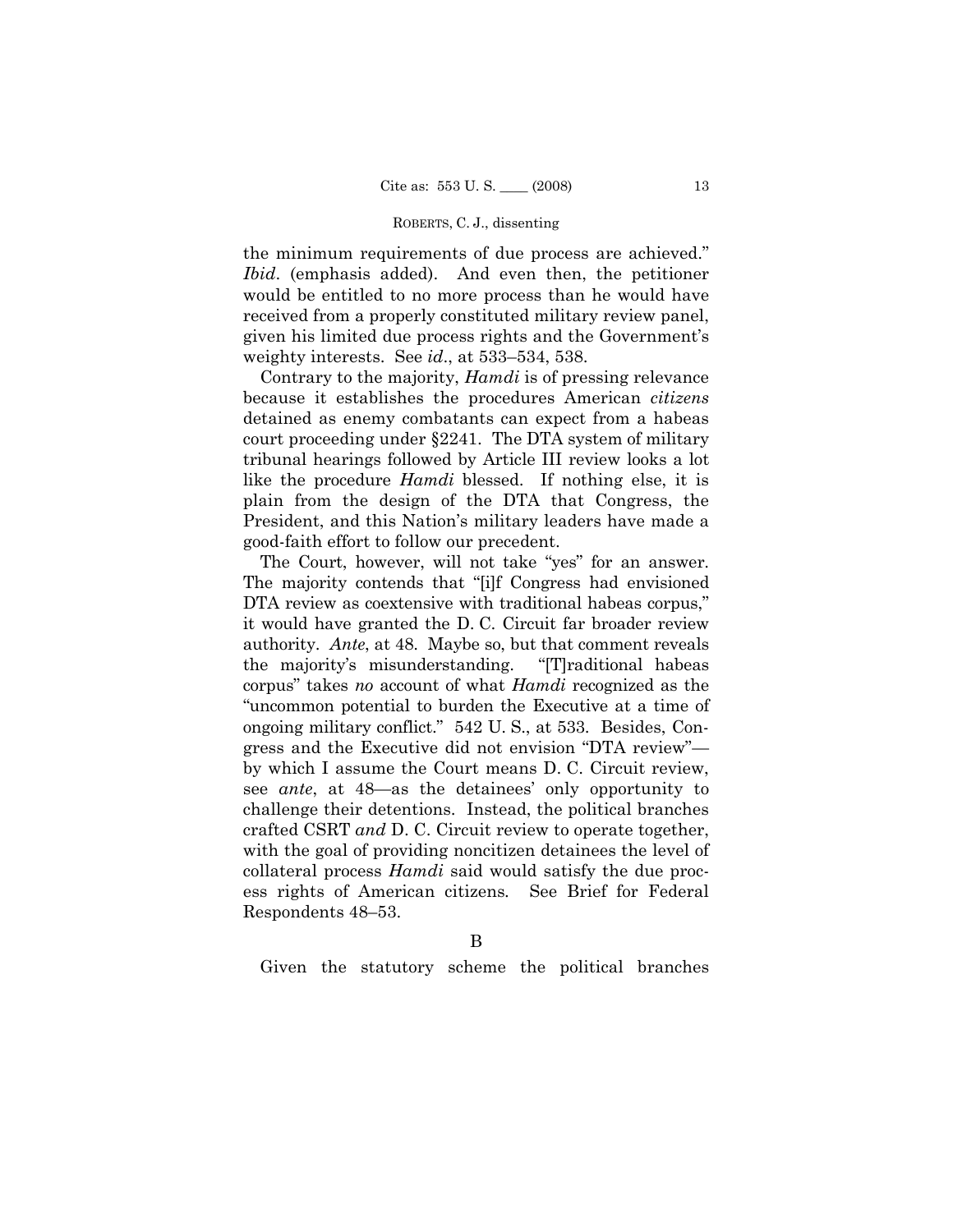the minimum requirements of due process are achieved." *Ibid*. (emphasis added). And even then, the petitioner would be entitled to no more process than he would have received from a properly constituted military review panel, given his limited due process rights and the Government's weighty interests. See *id*., at 533–534, 538.

Contrary to the majority, *Hamdi* is of pressing relevance because it establishes the procedures American *citizens* detained as enemy combatants can expect from a habeas court proceeding under §2241. The DTA system of military tribunal hearings followed by Article III review looks a lot like the procedure *Hamdi* blessed. If nothing else, it is plain from the design of the DTA that Congress, the President, and this Nation's military leaders have made a good-faith effort to follow our precedent.

The Court, however, will not take "yes" for an answer. The majority contends that "[i]f Congress had envisioned DTA review as coextensive with traditional habeas corpus," it would have granted the D. C. Circuit far broader review authority. *Ante*, at 48. Maybe so, but that comment reveals the majority's misunderstanding. "[T]raditional habeas corpus" takes *no* account of what *Hamdi* recognized as the "uncommon potential to burden the Executive at a time of ongoing military conflict." 542 U. S., at 533. Besides, Congress and the Executive did not envision "DTA review"—by which I assume the Court means D. C. Circuit review, see *ante*, at 48—as the detainees' only opportunity to challenge their detentions. Instead, the political branches crafted CSRT *and* D. C. Circuit review to operate together, with the goal of providing noncitizen detainees the level of collateral process *Hamdi* said would satisfy the due process rights of American citizens. See Brief for Federal Respondents 48–53.

B

Given the statutory scheme the political branches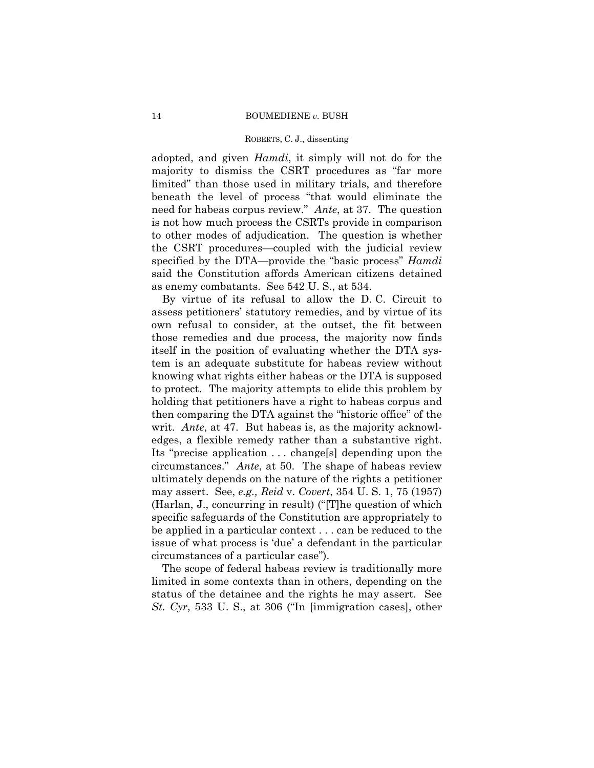adopted, and given *Hamdi*, it simply will not do for the majority to dismiss the CSRT procedures as "far more limited" than those used in military trials, and therefore beneath the level of process "that would eliminate the need for habeas corpus review." *Ante*, at 37. The question is not how much process the CSRTs provide in comparison to other modes of adjudication. The question is whether the CSRT procedures—coupled with the judicial review specified by the DTA—provide the "basic process" *Hamdi* said the Constitution affords American citizens detained as enemy combatants. See 542 U. S., at 534.

By virtue of its refusal to allow the D. C. Circuit to assess petitioners' statutory remedies, and by virtue of its own refusal to consider, at the outset, the fit between those remedies and due process, the majority now finds itself in the position of evaluating whether the DTA system is an adequate substitute for habeas review without knowing what rights either habeas or the DTA is supposed to protect. The majority attempts to elide this problem by holding that petitioners have a right to habeas corpus and then comparing the DTA against the "historic office" of the writ. *Ante*, at 47. But habeas is, as the majority acknowledges, a flexible remedy rather than a substantive right. Its "precise application . . . change[s] depending upon the circumstances." *Ante*, at 50. The shape of habeas review ultimately depends on the nature of the rights a petitioner may assert. See, *e.g., Reid* v. *Covert*, 354 U. S. 1, 75 (1957) (Harlan, J., concurring in result) ("[T]he question of which specific safeguards of the Constitution are appropriately to be applied in a particular context . . . can be reduced to the issue of what process is 'due' a defendant in the particular circumstances of a particular case").

The scope of federal habeas review is traditionally more limited in some contexts than in others, depending on the status of the detainee and the rights he may assert. See *St. Cyr*, 533 U. S., at 306 ("In [immigration cases], other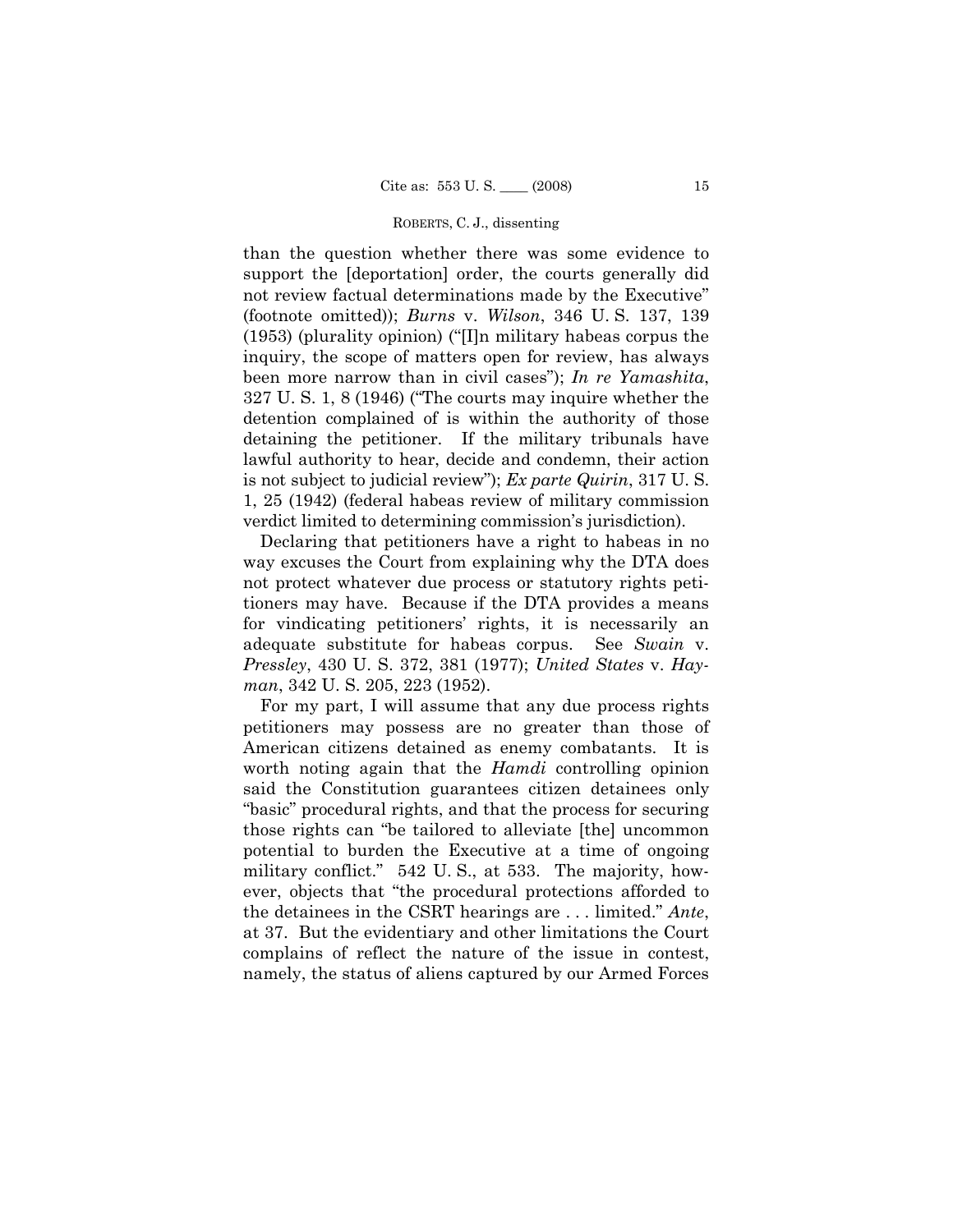than the question whether there was some evidence to support the [deportation] order, the courts generally did not review factual determinations made by the Executive" (footnote omitted)); *Burns* v. *Wilson*, 346 U. S. 137, 139 (1953) (plurality opinion) ("[I]n military habeas corpus the inquiry, the scope of matters open for review, has always been more narrow than in civil cases"); *In re Yamashita*, 327 U. S. 1, 8 (1946) ("The courts may inquire whether the detention complained of is within the authority of those detaining the petitioner. If the military tribunals have lawful authority to hear, decide and condemn, their action is not subject to judicial review"); *Ex parte Quirin*, 317 U. S. 1, 25 (1942) (federal habeas review of military commission verdict limited to determining commission's jurisdiction).

Declaring that petitioners have a right to habeas in no way excuses the Court from explaining why the DTA does not protect whatever due process or statutory rights petitioners may have. Because if the DTA provides a means for vindicating petitioners' rights, it is necessarily an adequate substitute for habeas corpus. See *Swain* v. *Pressley*, 430 U. S. 372, 381 (1977); *United States* v. *Hayman*, 342 U. S. 205, 223 (1952).

For my part, I will assume that any due process rights petitioners may possess are no greater than those of American citizens detained as enemy combatants. It is worth noting again that the *Hamdi* controlling opinion said the Constitution guarantees citizen detainees only "basic" procedural rights, and that the process for securing those rights can "be tailored to alleviate [the] uncommon potential to burden the Executive at a time of ongoing military conflict." 542 U. S., at 533. The majority, however, objects that "the procedural protections afforded to the detainees in the CSRT hearings are . . . limited." *Ante*, at 37. But the evidentiary and other limitations the Court complains of reflect the nature of the issue in contest, namely, the status of aliens captured by our Armed Forces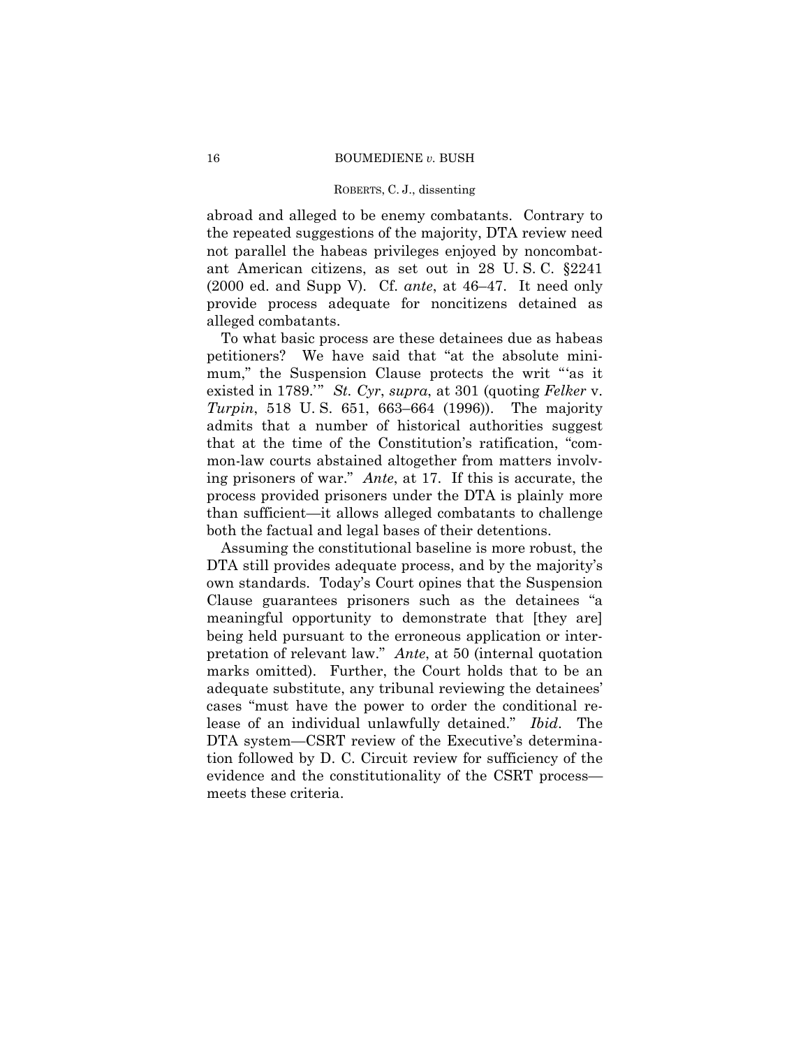abroad and alleged to be enemy combatants. Contrary to the repeated suggestions of the majority, DTA review need not parallel the habeas privileges enjoyed by noncombatant American citizens, as set out in 28 U. S. C. §2241 (2000 ed. and Supp V). Cf. *ante*, at 46–47. It need only provide process adequate for noncitizens detained as alleged combatants.

To what basic process are these detainees due as habeas petitioners? We have said that "at the absolute minimum," the Suspension Clause protects the writ "'as it existed in 1789.'" *St. Cyr*, *supra*, at 301 (quoting *Felker* v. *Turpin*, 518 U. S. 651, 663–664 (1996)). The majority admits that a number of historical authorities suggest that at the time of the Constitution's ratification, "common-law courts abstained altogether from matters involving prisoners of war." *Ante*, at 17. If this is accurate, the process provided prisoners under the DTA is plainly more than sufficient—it allows alleged combatants to challenge both the factual and legal bases of their detentions.

Assuming the constitutional baseline is more robust, the DTA still provides adequate process, and by the majority's own standards. Today's Court opines that the Suspension Clause guarantees prisoners such as the detainees "a meaningful opportunity to demonstrate that [they are] being held pursuant to the erroneous application or interpretation of relevant law." *Ante*, at 50 (internal quotation marks omitted). Further, the Court holds that to be an adequate substitute, any tribunal reviewing the detainees' cases "must have the power to order the conditional release of an individual unlawfully detained." *Ibid*. The DTA system—CSRT review of the Executive's determination followed by D. C. Circuit review for sufficiency of the evidence and the constitutionality of the CSRT process—meets these criteria.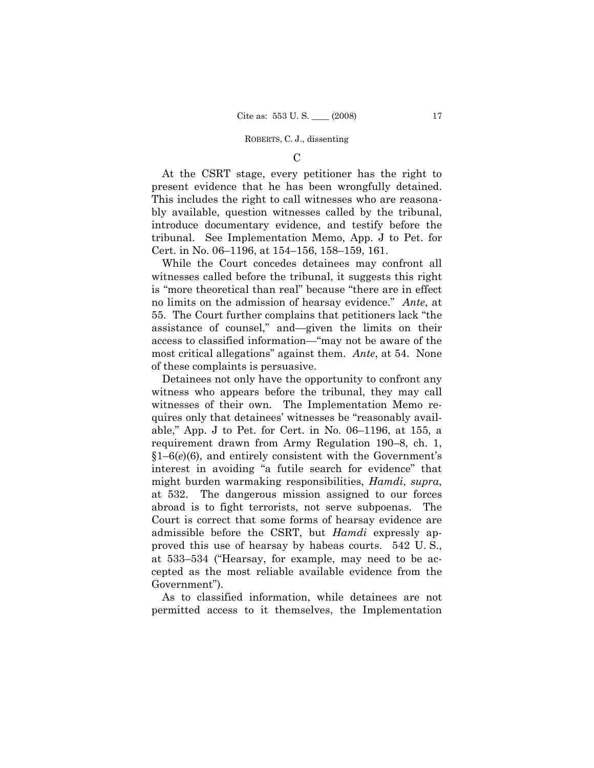C

At the CSRT stage, every petitioner has the right to present evidence that he has been wrongfully detained. This includes the right to call witnesses who are reasonably available, question witnesses called by the tribunal, introduce documentary evidence, and testify before the tribunal. See Implementation Memo, App. J to Pet. for Cert. in No. 06–1196, at 154–156, 158–159, 161.

While the Court concedes detainees may confront all witnesses called before the tribunal, it suggests this right is "more theoretical than real" because "there are in effect no limits on the admission of hearsay evidence." *Ante*, at 55. The Court further complains that petitioners lack "the assistance of counsel," and—given the limits on their access to classified information—"may not be aware of the most critical allegations" against them. *Ante*, at 54. None of these complaints is persuasive.

Detainees not only have the opportunity to confront any witness who appears before the tribunal, they may call witnesses of their own. The Implementation Memo requires only that detainees' witnesses be "reasonably available," App. J to Pet. for Cert. in No. 06–1196, at 155, a requirement drawn from Army Regulation 190–8, ch. 1, §1–6(*e*)(6), and entirely consistent with the Government's interest in avoiding "a futile search for evidence" that might burden warmaking responsibilities, *Hamdi*, *supra*, at 532. The dangerous mission assigned to our forces abroad is to fight terrorists, not serve subpoenas. The Court is correct that some forms of hearsay evidence are admissible before the CSRT, but *Hamdi* expressly approved this use of hearsay by habeas courts. 542 U. S., at 533–534 ("Hearsay, for example, may need to be accepted as the most reliable available evidence from the Government").

As to classified information, while detainees are not permitted access to it themselves, the Implementation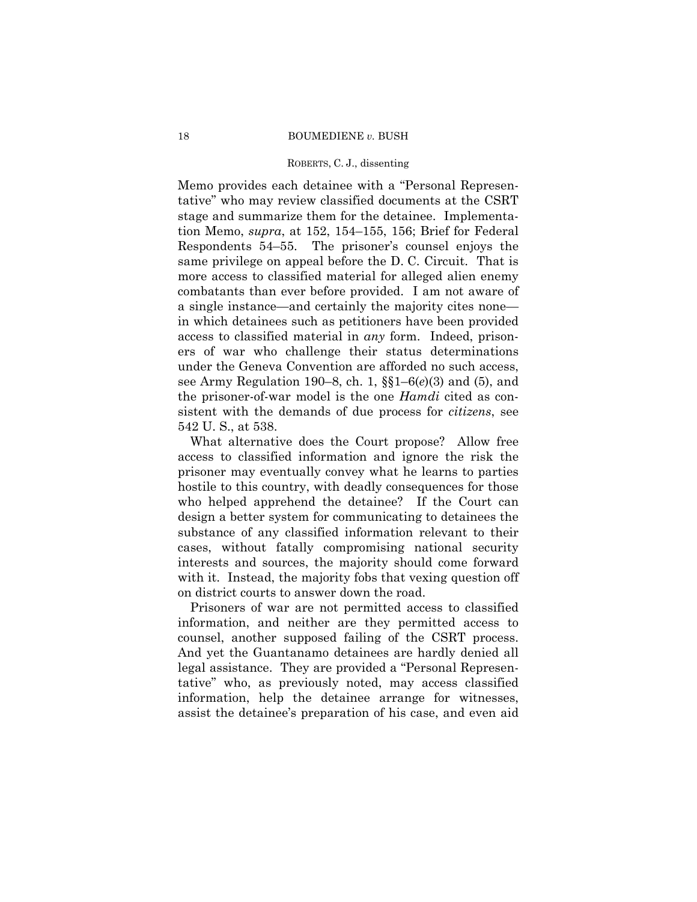Memo provides each detainee with a "Personal Representative" who may review classified documents at the CSRT stage and summarize them for the detainee. Implementation Memo, *supra*, at 152, 154–155, 156; Brief for Federal Respondents 54–55. The prisoner's counsel enjoys the same privilege on appeal before the D. C. Circuit. That is more access to classified material for alleged alien enemy combatants than ever before provided. I am not aware of a single instance—and certainly the majority cites none—in which detainees such as petitioners have been provided access to classified material in *any* form. Indeed, prisoners of war who challenge their status determinations under the Geneva Convention are afforded no such access, see Army Regulation 190–8, ch. 1, §§1–6(*e*)(3) and (5), and the prisoner-of-war model is the one *Hamdi* cited as consistent with the demands of due process for *citizens*, see 542 U. S., at 538.

What alternative does the Court propose? Allow free access to classified information and ignore the risk the prisoner may eventually convey what he learns to parties hostile to this country, with deadly consequences for those who helped apprehend the detainee? If the Court can design a better system for communicating to detainees the substance of any classified information relevant to their cases, without fatally compromising national security interests and sources, the majority should come forward with it. Instead, the majority fobs that vexing question off on district courts to answer down the road.

Prisoners of war are not permitted access to classified information, and neither are they permitted access to counsel, another supposed failing of the CSRT process. And yet the Guantanamo detainees are hardly denied all legal assistance. They are provided a "Personal Representative" who, as previously noted, may access classified information, help the detainee arrange for witnesses, assist the detainee's preparation of his case, and even aid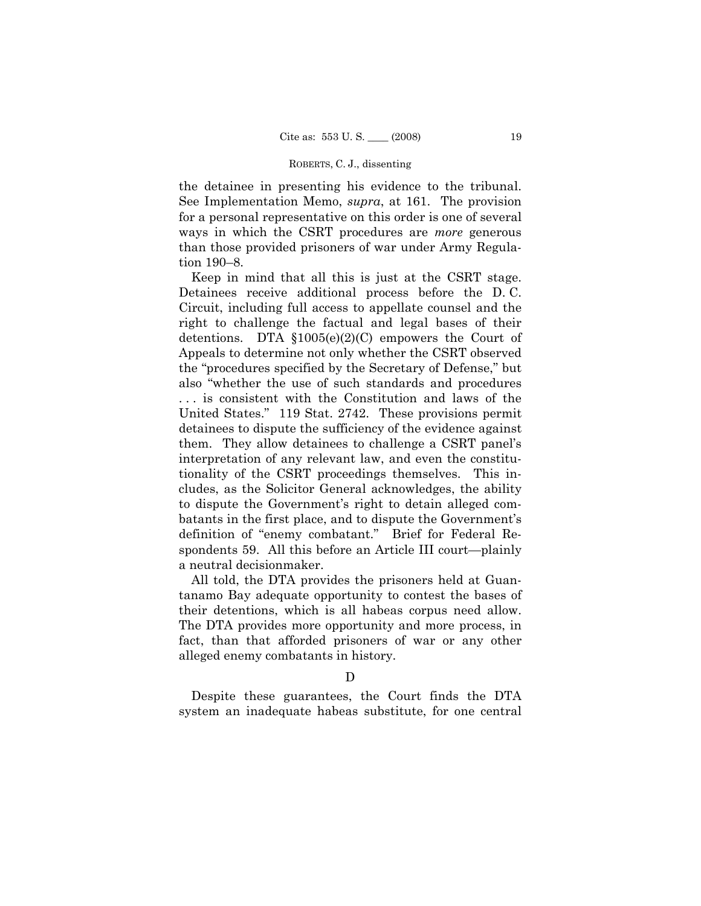the detainee in presenting his evidence to the tribunal. See Implementation Memo, *supra*, at 161. The provision for a personal representative on this order is one of several ways in which the CSRT procedures are *more* generous than those provided prisoners of war under Army Regulation 190–8.

Keep in mind that all this is just at the CSRT stage. Detainees receive additional process before the D. C. Circuit, including full access to appellate counsel and the right to challenge the factual and legal bases of their detentions. DTA §1005(e)(2)(C) empowers the Court of Appeals to determine not only whether the CSRT observed the "procedures specified by the Secretary of Defense," but also "whether the use of such standards and procedures . . . is consistent with the Constitution and laws of the United States." 119 Stat. 2742. These provisions permit detainees to dispute the sufficiency of the evidence against them. They allow detainees to challenge a CSRT panel's interpretation of any relevant law, and even the constitutionality of the CSRT proceedings themselves. This includes, as the Solicitor General acknowledges, the ability to dispute the Government's right to detain alleged combatants in the first place, and to dispute the Government's definition of "enemy combatant." Brief for Federal Respondents 59. All this before an Article III court—plainly a neutral decisionmaker.

All told, the DTA provides the prisoners held at Guantanamo Bay adequate opportunity to contest the bases of their detentions, which is all habeas corpus need allow. The DTA provides more opportunity and more process, in fact, than that afforded prisoners of war or any other alleged enemy combatants in history.

### D

Despite these guarantees, the Court finds the DTA system an inadequate habeas substitute, for one central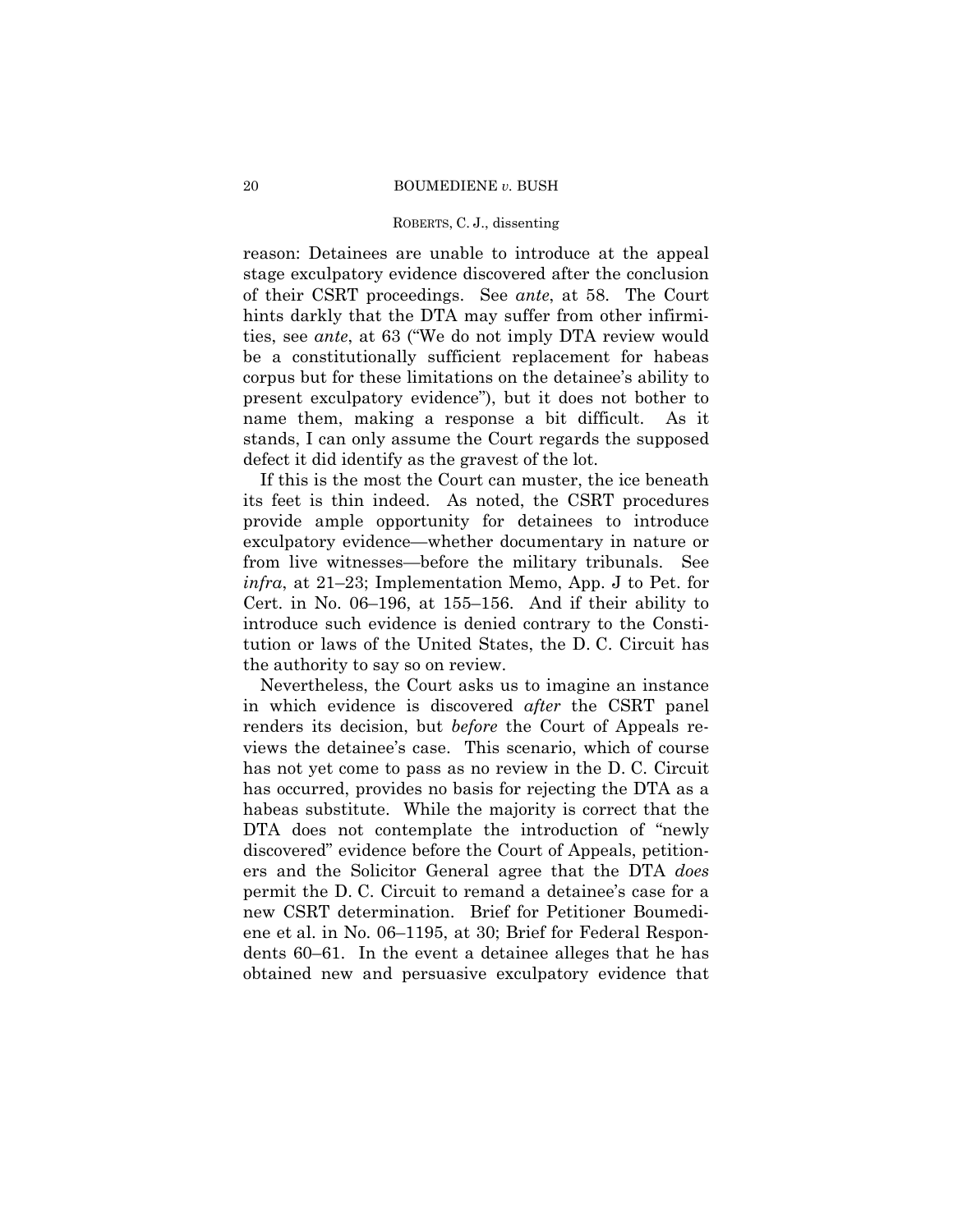reason: Detainees are unable to introduce at the appeal stage exculpatory evidence discovered after the conclusion of their CSRT proceedings. See *ante*, at 58. The Court hints darkly that the DTA may suffer from other infirmities, see *ante*, at 63 ("We do not imply DTA review would be a constitutionally sufficient replacement for habeas corpus but for these limitations on the detainee's ability to present exculpatory evidence"), but it does not bother to name them, making a response a bit difficult. As it stands, I can only assume the Court regards the supposed defect it did identify as the gravest of the lot.

If this is the most the Court can muster, the ice beneath its feet is thin indeed. As noted, the CSRT procedures provide ample opportunity for detainees to introduce exculpatory evidence—whether documentary in nature or from live witnesses—before the military tribunals. See *infra*, at 21–23; Implementation Memo, App. J to Pet. for Cert. in No. 06–196, at 155–156. And if their ability to introduce such evidence is denied contrary to the Constitution or laws of the United States, the D. C. Circuit has the authority to say so on review.

Nevertheless, the Court asks us to imagine an instance in which evidence is discovered *after* the CSRT panel renders its decision, but *before* the Court of Appeals reviews the detainee's case. This scenario, which of course has not yet come to pass as no review in the D. C. Circuit has occurred, provides no basis for rejecting the DTA as a habeas substitute. While the majority is correct that the DTA does not contemplate the introduction of "newly discovered" evidence before the Court of Appeals, petitioners and the Solicitor General agree that the DTA *does* permit the D. C. Circuit to remand a detainee's case for a new CSRT determination. Brief for Petitioner Boumediene et al. in No. 06–1195, at 30; Brief for Federal Respondents 60–61. In the event a detainee alleges that he has obtained new and persuasive exculpatory evidence that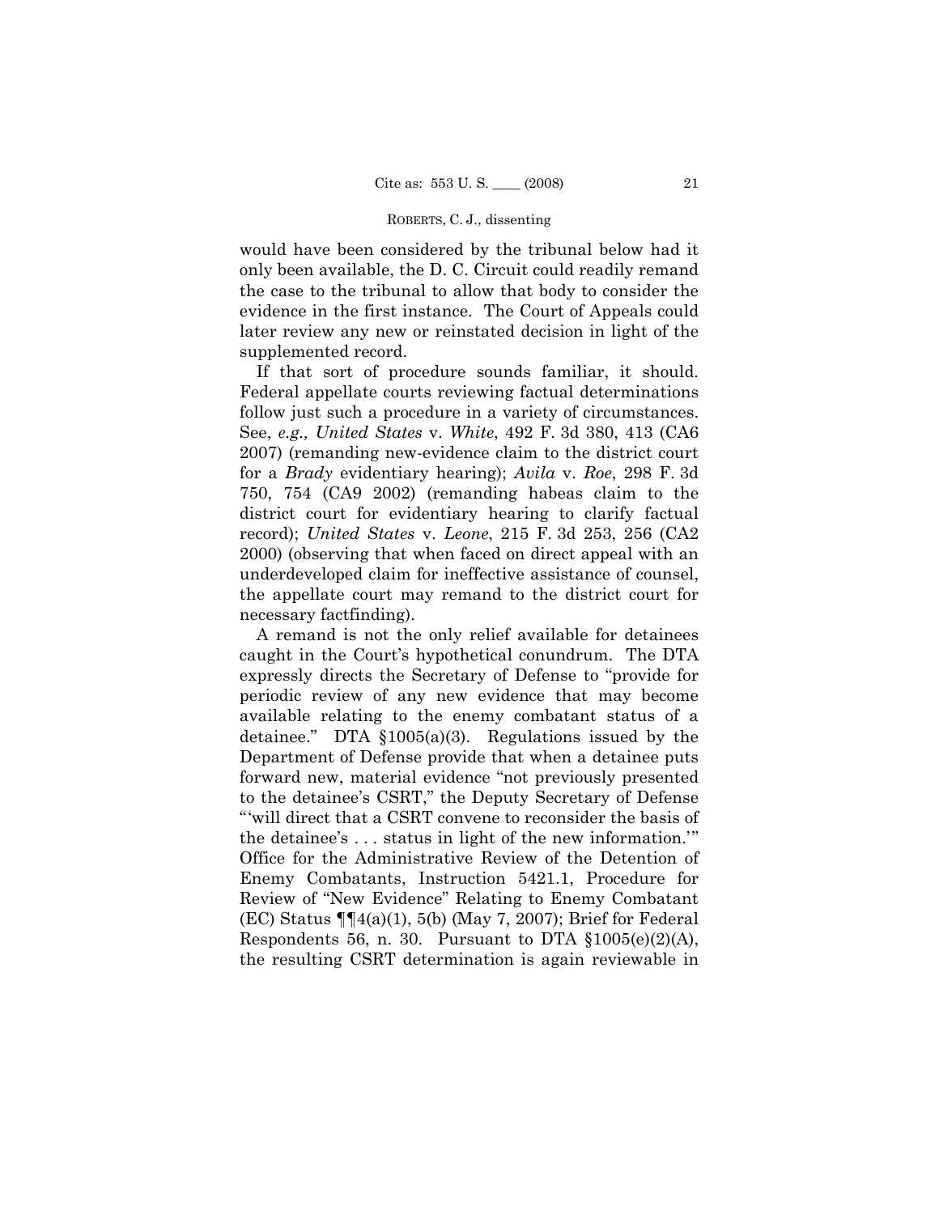would have been considered by the tribunal below had it only been available, the D. C. Circuit could readily remand the case to the tribunal to allow that body to consider the evidence in the first instance. The Court of Appeals could later review any new or reinstated decision in light of the supplemented record.

If that sort of procedure sounds familiar, it should. Federal appellate courts reviewing factual determinations follow just such a procedure in a variety of circumstances. See, *e.g., United States* v. *White*, 492 F. 3d 380, 413 (CA6 2007) (remanding new-evidence claim to the district court for a *Brady* evidentiary hearing); *Avila* v. *Roe*, 298 F. 3d 750, 754 (CA9 2002) (remanding habeas claim to the district court for evidentiary hearing to clarify factual record); *United States* v. *Leone*, 215 F. 3d 253, 256 (CA2 2000) (observing that when faced on direct appeal with an underdeveloped claim for ineffective assistance of counsel, the appellate court may remand to the district court for necessary factfinding).

A remand is not the only relief available for detainees caught in the Court's hypothetical conundrum. The DTA expressly directs the Secretary of Defense to "provide for periodic review of any new evidence that may become available relating to the enemy combatant status of a detainee." DTA §1005(a)(3). Regulations issued by the Department of Defense provide that when a detainee puts forward new, material evidence "not previously presented to the detainee's CSRT," the Deputy Secretary of Defense "'will direct that a CSRT convene to reconsider the basis of the detainee's . . . status in light of the new information.'" Office for the Administrative Review of the Detention of Enemy Combatants, Instruction 5421.1, Procedure for Review of "New Evidence" Relating to Enemy Combatant (EC) Status ¶¶4(a)(1), 5(b) (May 7, 2007); Brief for Federal Respondents 56, n. 30. Pursuant to DTA §1005(e)(2)(A), the resulting CSRT determination is again reviewable in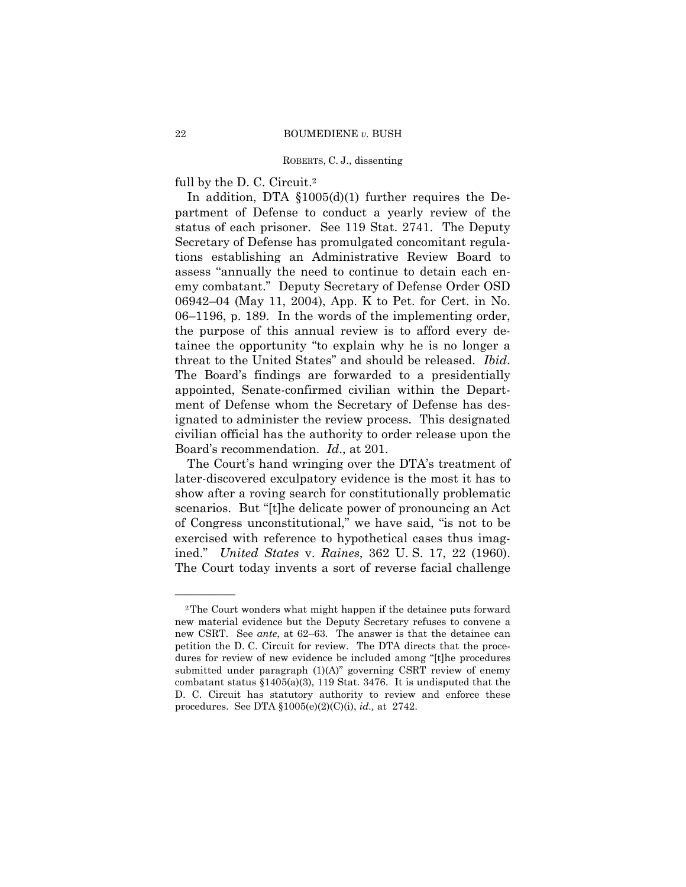full by the D. C. Circuit.[2]

In addition, DTA §1005(d)(1) further requires the Department of Defense to conduct a yearly review of the status of each prisoner. See 119 Stat. 2741. The Deputy Secretary of Defense has promulgated concomitant regulations establishing an Administrative Review Board to assess "annually the need to continue to detain each enemy combatant." Deputy Secretary of Defense Order OSD 06942–04 (May 11, 2004), App. K to Pet. for Cert. in No. 06–1196, p. 189. In the words of the implementing order, the purpose of this annual review is to afford every detainee the opportunity "to explain why he is no longer a threat to the United States" and should be released. *Ibid.* The Board's findings are forwarded to a presidentially appointed, Senate-confirmed civilian within the Department of Defense whom the Secretary of Defense has designated to administer the review process. This designated civilian official has the authority to order release upon the Board's recommendation. *Id.*, at 201.

The Court's hand wringing over the DTA's treatment of later-discovered exculpatory evidence is the most it has to show after a roving search for constitutionally problematic scenarios. But "[t]he delicate power of pronouncing an Act of Congress unconstitutional," we have said, "is not to be exercised with reference to hypothetical cases thus imagined." *United States* v. *Raines*, 362 U. S. 17, 22 (1960). The Court today invents a sort of reverse facial challenge

---

[2] The Court wonders what might happen if the detainee puts forward new material evidence but the Deputy Secretary refuses to convene a new CSRT. See *ante*, at 62–63. The answer is that the detainee can petition the D. C. Circuit for review. The DTA directs that the procedures for review of new evidence be included among "[t]he procedures submitted under paragraph (1)(A)" governing CSRT review of enemy combatant status §1405(a)(3), 119 Stat. 3476. It is undisputed that the D. C. Circuit has statutory authority to review and enforce these procedures. See DTA §1005(e)(2)(C)(i), *id.,* at 2742.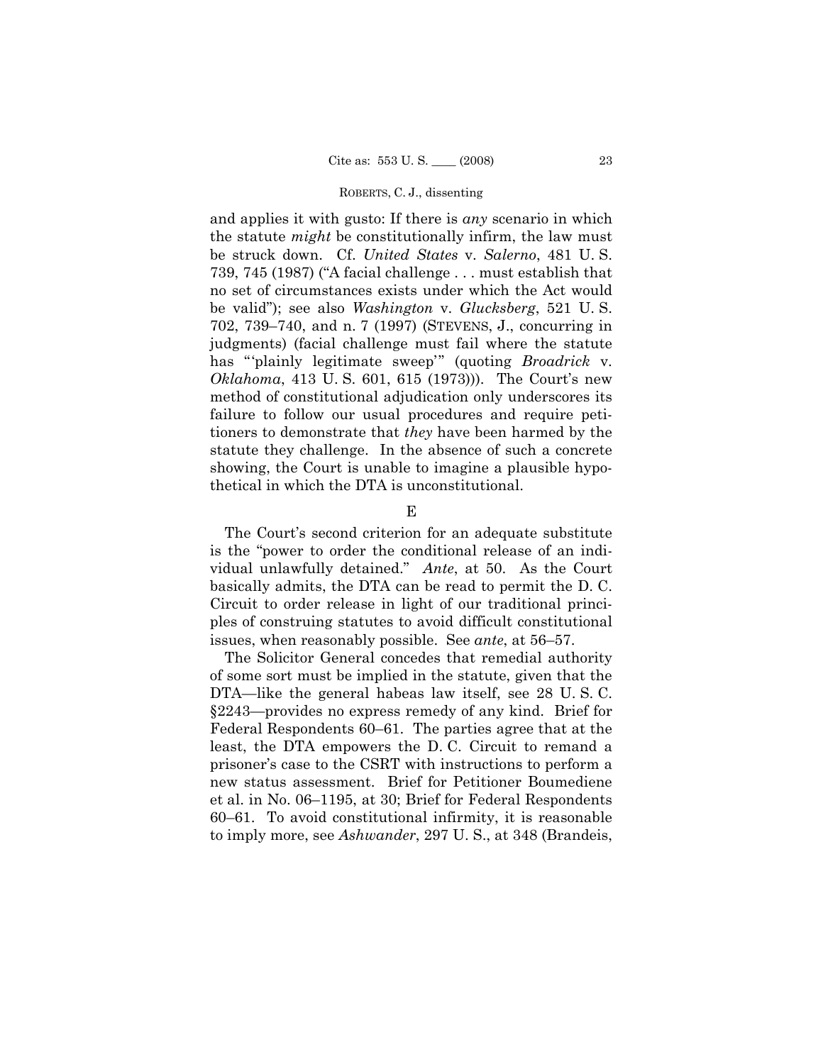and applies it with gusto: If there is *any* scenario in which the statute *might* be constitutionally infirm, the law must be struck down. Cf. *United States* v. *Salerno*, 481 U. S. 739, 745 (1987) ("A facial challenge . . . must establish that no set of circumstances exists under which the Act would be valid"); see also *Washington* v. *Glucksberg*, 521 U. S. 702, 739–740, and n. 7 (1997) (STEVENS, J., concurring in judgments) (facial challenge must fail where the statute has "'plainly legitimate sweep'" (quoting *Broadrick* v. *Oklahoma*, 413 U. S. 601, 615 (1973))). The Court's new method of constitutional adjudication only underscores its failure to follow our usual procedures and require petitioners to demonstrate that *they* have been harmed by the statute they challenge. In the absence of such a concrete showing, the Court is unable to imagine a plausible hypothetical in which the DTA is unconstitutional.

E

The Court's second criterion for an adequate substitute is the "power to order the conditional release of an individual unlawfully detained." *Ante*, at 50. As the Court basically admits, the DTA can be read to permit the D. C. Circuit to order release in light of our traditional principles of construing statutes to avoid difficult constitutional issues, when reasonably possible. See *ante*, at 56–57.

The Solicitor General concedes that remedial authority of some sort must be implied in the statute, given that the DTA—like the general habeas law itself, see 28 U. S. C. §2243—provides no express remedy of any kind. Brief for Federal Respondents 60–61. The parties agree that at the least, the DTA empowers the D. C. Circuit to remand a prisoner's case to the CSRT with instructions to perform a new status assessment. Brief for Petitioner Boumediene et al. in No. 06–1195, at 30; Brief for Federal Respondents 60–61. To avoid constitutional infirmity, it is reasonable to imply more, see *Ashwander*, 297 U. S., at 348 (Brandeis,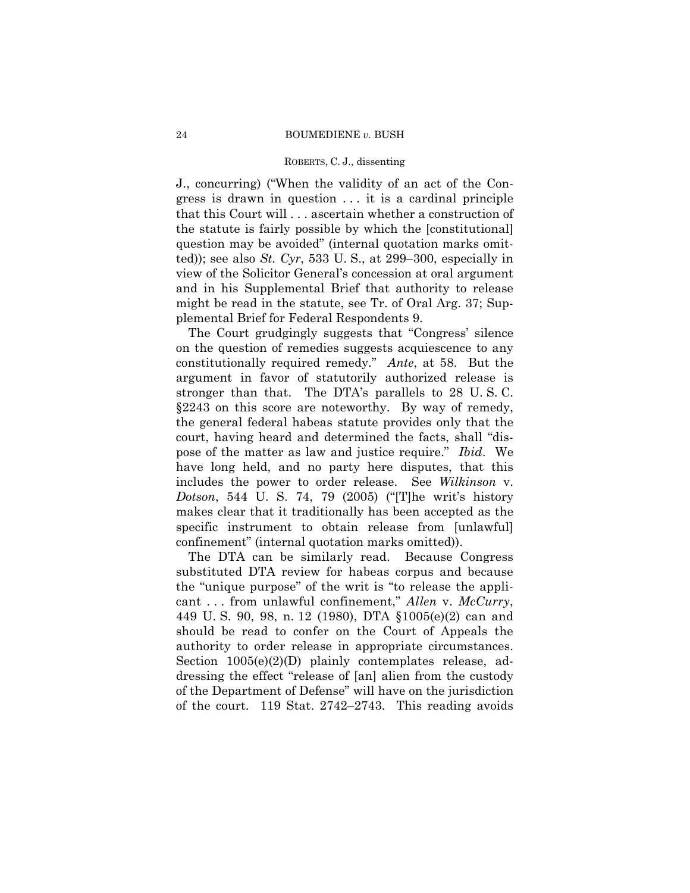J., concurring) ("When the validity of an act of the Congress is drawn in question . . . it is a cardinal principle that this Court will . . . ascertain whether a construction of the statute is fairly possible by which the [constitutional] question may be avoided" (internal quotation marks omitted)); see also *St. Cyr*, 533 U. S., at 299–300, especially in view of the Solicitor General's concession at oral argument and in his Supplemental Brief that authority to release might be read in the statute, see Tr. of Oral Arg. 37; Supplemental Brief for Federal Respondents 9.

The Court grudgingly suggests that "Congress' silence on the question of remedies suggests acquiescence to any constitutionally required remedy." *Ante*, at 58. But the argument in favor of statutorily authorized release is stronger than that. The DTA's parallels to 28 U. S. C. §2243 on this score are noteworthy. By way of remedy, the general federal habeas statute provides only that the court, having heard and determined the facts, shall "dispose of the matter as law and justice require." *Ibid*. We have long held, and no party here disputes, that this includes the power to order release. See *Wilkinson* v. *Dotson*, 544 U. S. 74, 79 (2005) ("[T]he writ's history makes clear that it traditionally has been accepted as the specific instrument to obtain release from [unlawful] confinement" (internal quotation marks omitted)).

The DTA can be similarly read. Because Congress substituted DTA review for habeas corpus and because the "unique purpose" of the writ is "to release the applicant . . . from unlawful confinement," *Allen* v. *McCurry*, 449 U. S. 90, 98, n. 12 (1980), DTA §1005(e)(2) can and should be read to confer on the Court of Appeals the authority to order release in appropriate circumstances. Section 1005(e)(2)(D) plainly contemplates release, addressing the effect "release of [an] alien from the custody of the Department of Defense" will have on the jurisdiction of the court. 119 Stat. 2742–2743. This reading avoids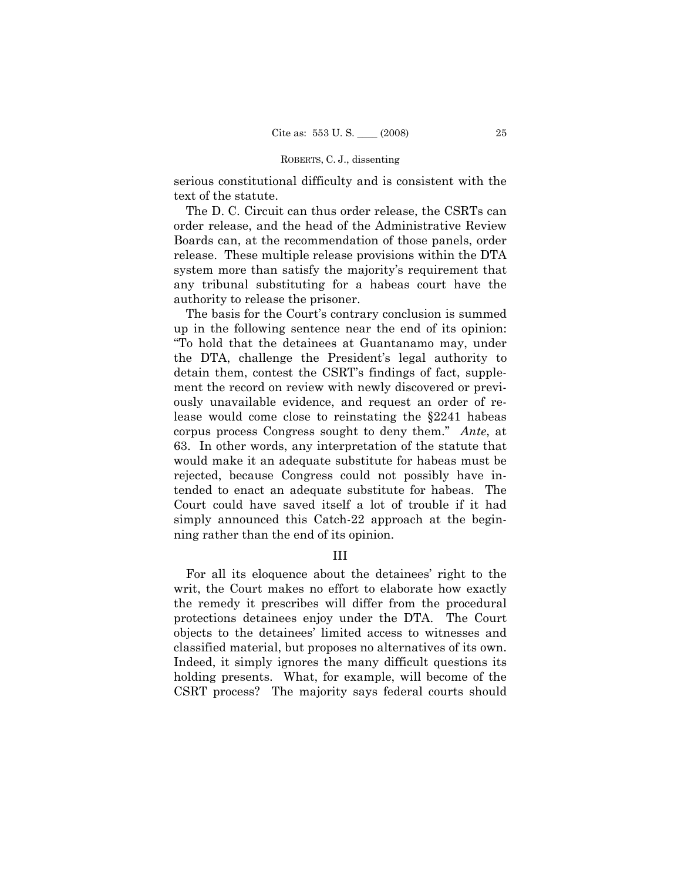serious constitutional difficulty and is consistent with the text of the statute.

The D. C. Circuit can thus order release, the CSRTs can order release, and the head of the Administrative Review Boards can, at the recommendation of those panels, order release. These multiple release provisions within the DTA system more than satisfy the majority's requirement that any tribunal substituting for a habeas court have the authority to release the prisoner.

The basis for the Court's contrary conclusion is summed up in the following sentence near the end of its opinion: "To hold that the detainees at Guantanamo may, under the DTA, challenge the President's legal authority to detain them, contest the CSRT's findings of fact, supplement the record on review with newly discovered or previously unavailable evidence, and request an order of release would come close to reinstating the §2241 habeas corpus process Congress sought to deny them." *Ante*, at 63. In other words, any interpretation of the statute that would make it an adequate substitute for habeas must be rejected, because Congress could not possibly have intended to enact an adequate substitute for habeas. The Court could have saved itself a lot of trouble if it had simply announced this Catch-22 approach at the beginning rather than the end of its opinion.

## III

For all its eloquence about the detainees' right to the writ, the Court makes no effort to elaborate how exactly the remedy it prescribes will differ from the procedural protections detainees enjoy under the DTA. The Court objects to the detainees' limited access to witnesses and classified material, but proposes no alternatives of its own. Indeed, it simply ignores the many difficult questions its holding presents. What, for example, will become of the CSRT process? The majority says federal courts should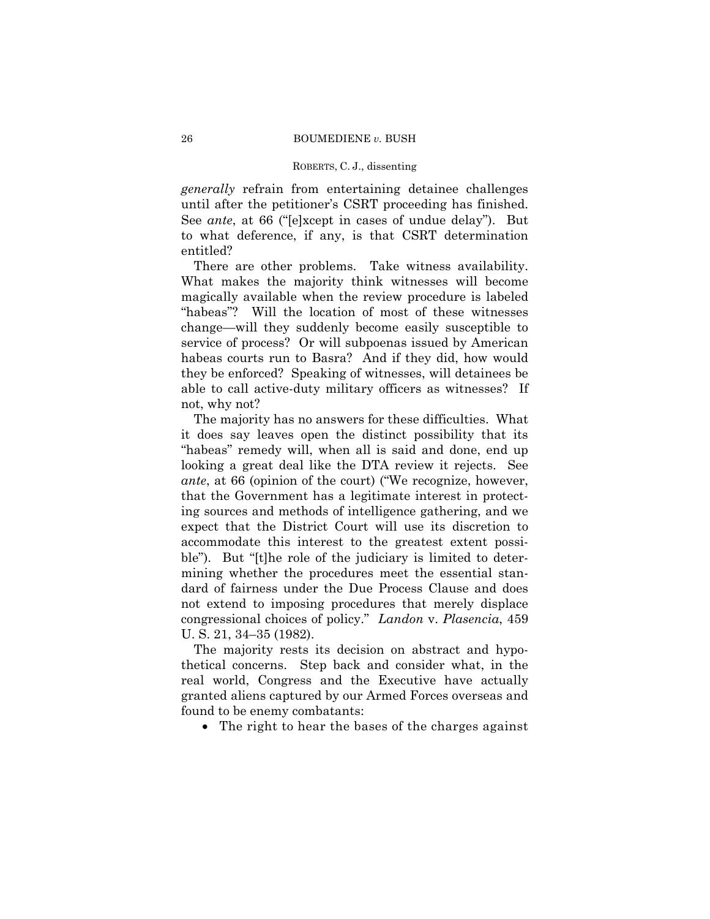*generally* refrain from entertaining detainee challenges until after the petitioner's CSRT proceeding has finished. See *ante*, at 66 ("[e]xcept in cases of undue delay"). But to what deference, if any, is that CSRT determination entitled?

There are other problems. Take witness availability. What makes the majority think witnesses will become magically available when the review procedure is labeled "habeas"? Will the location of most of these witnesses change—will they suddenly become easily susceptible to service of process? Or will subpoenas issued by American habeas courts run to Basra? And if they did, how would they be enforced? Speaking of witnesses, will detainees be able to call active-duty military officers as witnesses? If not, why not?

The majority has no answers for these difficulties. What it does say leaves open the distinct possibility that its "habeas" remedy will, when all is said and done, end up looking a great deal like the DTA review it rejects. See *ante*, at 66 (opinion of the court) ("We recognize, however, that the Government has a legitimate interest in protecting sources and methods of intelligence gathering, and we expect that the District Court will use its discretion to accommodate this interest to the greatest extent possible"). But "[t]he role of the judiciary is limited to determining whether the procedures meet the essential standard of fairness under the Due Process Clause and does not extend to imposing procedures that merely displace congressional choices of policy." *Landon* v. *Plasencia*, 459 U. S. 21, 34–35 (1982).

The majority rests its decision on abstract and hypothetical concerns. Step back and consider what, in the real world, Congress and the Executive have actually granted aliens captured by our Armed Forces overseas and found to be enemy combatants:

- The right to hear the bases of the charges against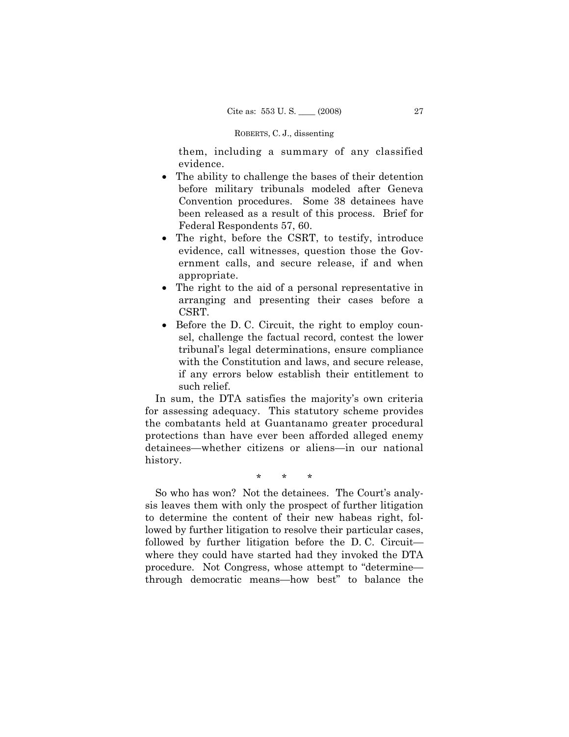them, including a summary of any classified evidence.

- The ability to challenge the bases of their detention before military tribunals modeled after Geneva Convention procedures. Some 38 detainees have been released as a result of this process. Brief for Federal Respondents 57, 60.
- The right, before the CSRT, to testify, introduce evidence, call witnesses, question those the Government calls, and secure release, if and when appropriate.
- The right to the aid of a personal representative in arranging and presenting their cases before a CSRT.
- Before the D. C. Circuit, the right to employ counsel, challenge the factual record, contest the lower tribunal's legal determinations, ensure compliance with the Constitution and laws, and secure release, if any errors below establish their entitlement to such relief.

In sum, the DTA satisfies the majority's own criteria for assessing adequacy. This statutory scheme provides the combatants held at Guantanamo greater procedural protections than have ever been afforded alleged enemy detainees—whether citizens or aliens—in our national history.

\* \* \*

So who has won? Not the detainees. The Court's analysis leaves them with only the prospect of further litigation to determine the content of their new habeas right, followed by further litigation to resolve their particular cases, followed by further litigation before the D. C. Circuit—where they could have started had they invoked the DTA procedure. Not Congress, whose attempt to "determine—through democratic means—how best" to balance the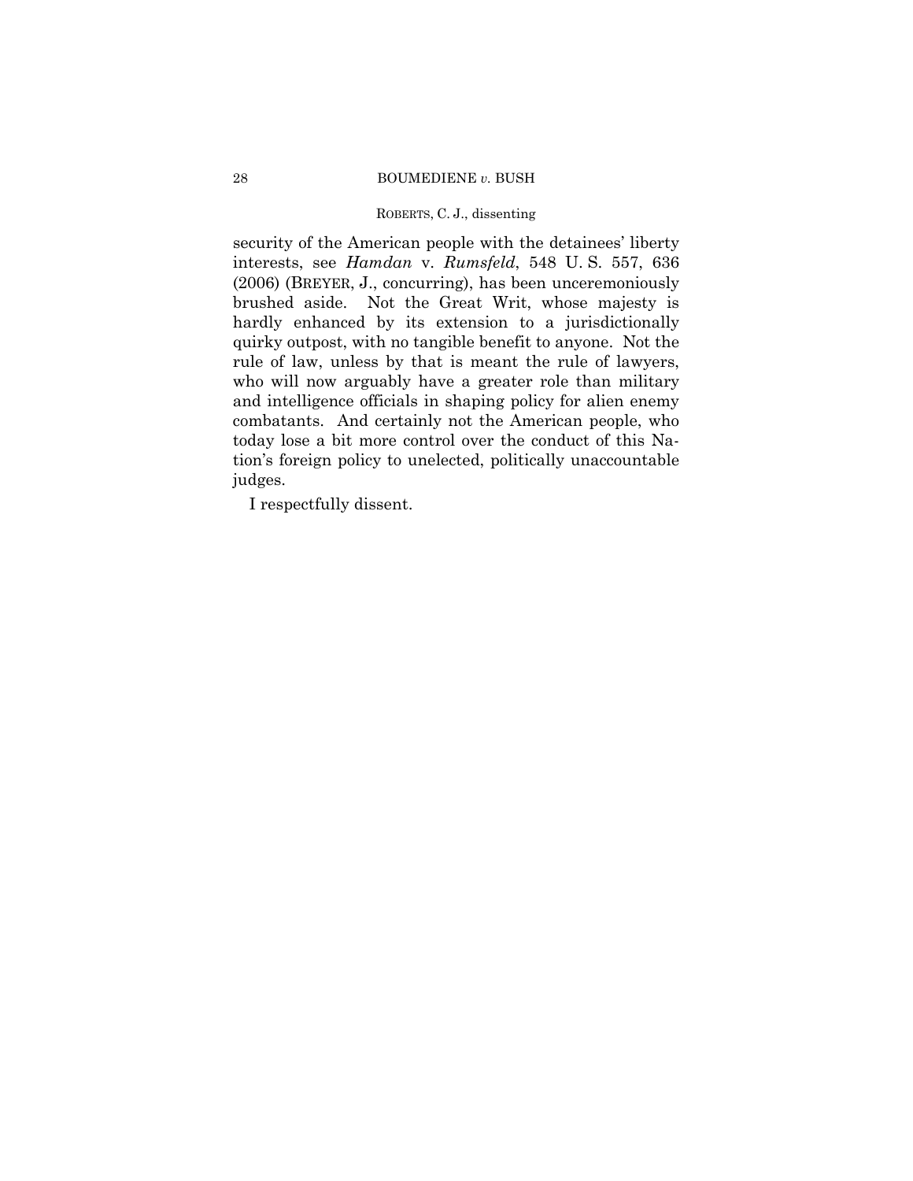security of the American people with the detainees' liberty interests, see *Hamdan* v. *Rumsfeld*, 548 U. S. 557, 636 (2006) (BREYER, J., concurring), has been unceremoniously brushed aside. Not the Great Writ, whose majesty is hardly enhanced by its extension to a jurisdictionally quirky outpost, with no tangible benefit to anyone. Not the rule of law, unless by that is meant the rule of lawyers, who will now arguably have a greater role than military and intelligence officials in shaping policy for alien enemy combatants. And certainly not the American people, who today lose a bit more control over the conduct of this Nation's foreign policy to unelected, politically unaccountable judges.

I respectfully dissent.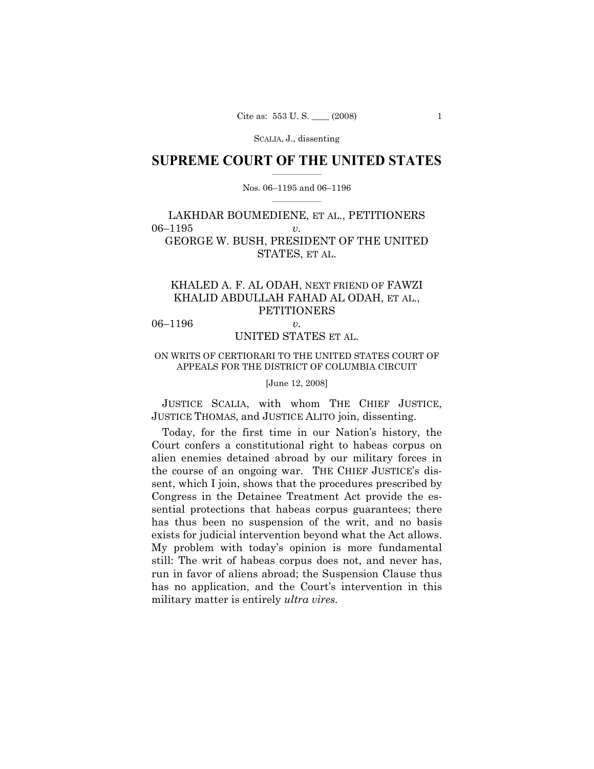# SUPREME COURT OF THE UNITED STATES

Nos. 06–1195 and 06–1196

LAKHDAR BOUMEDIENE, ET AL., PETITIONERS
06–1195 *v.*
GEORGE W. BUSH, PRESIDENT OF THE UNITED STATES, ET AL.

KHALED A. F. AL ODAH, NEXT FRIEND OF FAWZI KHALID ABDULLAH FAHAD AL ODAH, ET AL., PETITIONERS
06–1196 *v.*
UNITED STATES ET AL.

ON WRITS OF CERTIORARI TO THE UNITED STATES COURT OF APPEALS FOR THE DISTRICT OF COLUMBIA CIRCUIT

[June 12, 2008]

JUSTICE SCALIA, with whom THE CHIEF JUSTICE, JUSTICE THOMAS, and JUSTICE ALITO join, dissenting.

Today, for the first time in our Nation's history, the Court confers a constitutional right to habeas corpus on alien enemies detained abroad by our military forces in the course of an ongoing war. THE CHIEF JUSTICE's dissent, which I join, shows that the procedures prescribed by Congress in the Detainee Treatment Act provide the essential protections that habeas corpus guarantees; there has thus been no suspension of the writ, and no basis exists for judicial intervention beyond what the Act allows. My problem with today's opinion is more fundamental still: The writ of habeas corpus does not, and never has, run in favor of aliens abroad; the Suspension Clause thus has no application, and the Court's intervention in this military matter is entirely *ultra vires.*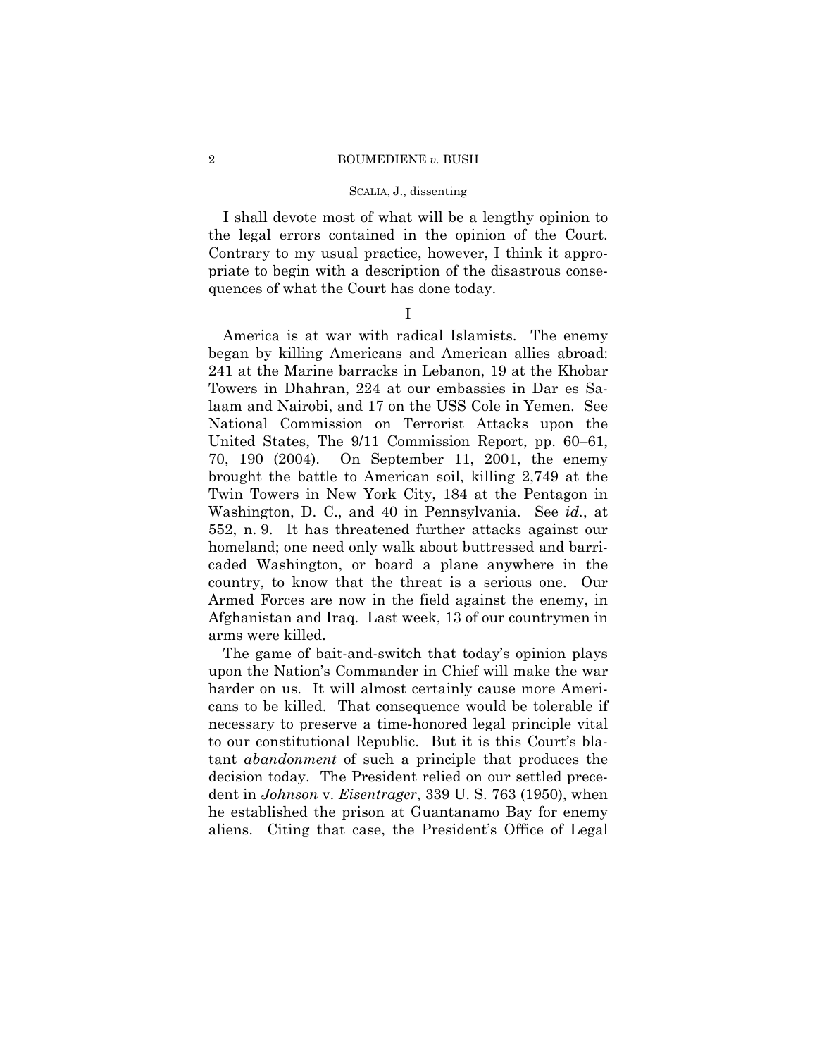I shall devote most of what will be a lengthy opinion to the legal errors contained in the opinion of the Court. Contrary to my usual practice, however, I think it appropriate to begin with a description of the disastrous consequences of what the Court has done today.

I

America is at war with radical Islamists. The enemy began by killing Americans and American allies abroad: 241 at the Marine barracks in Lebanon, 19 at the Khobar Towers in Dhahran, 224 at our embassies in Dar es Salaam and Nairobi, and 17 on the USS Cole in Yemen. See National Commission on Terrorist Attacks upon the United States, The 9/11 Commission Report, pp. 60–61, 70, 190 (2004). On September 11, 2001, the enemy brought the battle to American soil, killing 2,749 at the Twin Towers in New York City, 184 at the Pentagon in Washington, D. C., and 40 in Pennsylvania. See *id.*, at 552, n. 9. It has threatened further attacks against our homeland; one need only walk about buttressed and barricaded Washington, or board a plane anywhere in the country, to know that the threat is a serious one. Our Armed Forces are now in the field against the enemy, in Afghanistan and Iraq. Last week, 13 of our countrymen in arms were killed.

The game of bait-and-switch that today's opinion plays upon the Nation's Commander in Chief will make the war harder on us. It will almost certainly cause more Americans to be killed. That consequence would be tolerable if necessary to preserve a time-honored legal principle vital to our constitutional Republic. But it is this Court's blatant *abandonment* of such a principle that produces the decision today. The President relied on our settled precedent in *Johnson* v. *Eisentrager*, 339 U. S. 763 (1950), when he established the prison at Guantanamo Bay for enemy aliens. Citing that case, the President's Office of Legal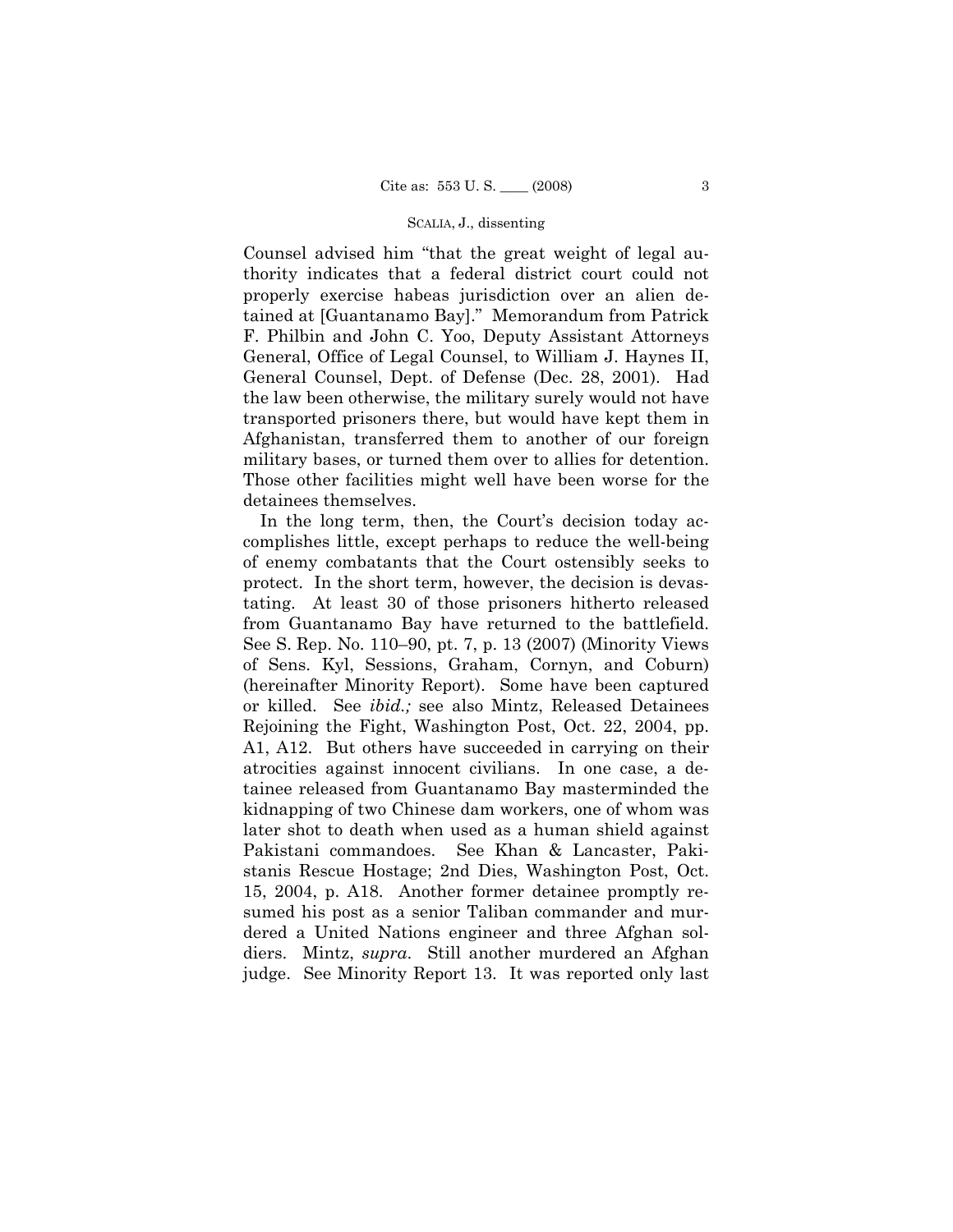Counsel advised him "that the great weight of legal authority indicates that a federal district court could not properly exercise habeas jurisdiction over an alien detained at [Guantanamo Bay]." Memorandum from Patrick F. Philbin and John C. Yoo, Deputy Assistant Attorneys General, Office of Legal Counsel, to William J. Haynes II, General Counsel, Dept. of Defense (Dec. 28, 2001). Had the law been otherwise, the military surely would not have transported prisoners there, but would have kept them in Afghanistan, transferred them to another of our foreign military bases, or turned them over to allies for detention. Those other facilities might well have been worse for the detainees themselves.

In the long term, then, the Court's decision today accomplishes little, except perhaps to reduce the well-being of enemy combatants that the Court ostensibly seeks to protect. In the short term, however, the decision is devastating. At least 30 of those prisoners hitherto released from Guantanamo Bay have returned to the battlefield. See S. Rep. No. 110–90, pt. 7, p. 13 (2007) (Minority Views of Sens. Kyl, Sessions, Graham, Cornyn, and Coburn) (hereinafter Minority Report). Some have been captured or killed. See *ibid.;* see also Mintz, Released Detainees Rejoining the Fight, Washington Post, Oct. 22, 2004, pp. A1, A12. But others have succeeded in carrying on their atrocities against innocent civilians. In one case, a detainee released from Guantanamo Bay masterminded the kidnapping of two Chinese dam workers, one of whom was later shot to death when used as a human shield against Pakistani commandoes. See Khan & Lancaster, Pakistanis Rescue Hostage; 2nd Dies, Washington Post, Oct. 15, 2004, p. A18. Another former detainee promptly resumed his post as a senior Taliban commander and murdered a United Nations engineer and three Afghan soldiers. Mintz, *supra*. Still another murdered an Afghan judge. See Minority Report 13. It was reported only last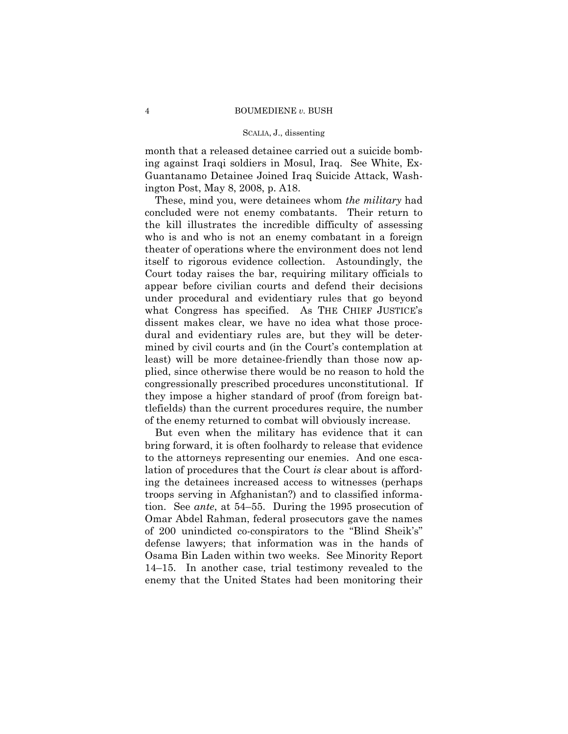month that a released detainee carried out a suicide bombing against Iraqi soldiers in Mosul, Iraq. See White, Ex-Guantanamo Detainee Joined Iraq Suicide Attack, Washington Post, May 8, 2008, p. A18.

These, mind you, were detainees whom *the military* had concluded were not enemy combatants. Their return to the kill illustrates the incredible difficulty of assessing who is and who is not an enemy combatant in a foreign theater of operations where the environment does not lend itself to rigorous evidence collection. Astoundingly, the Court today raises the bar, requiring military officials to appear before civilian courts and defend their decisions under procedural and evidentiary rules that go beyond what Congress has specified. As THE CHIEF JUSTICE's dissent makes clear, we have no idea what those procedural and evidentiary rules are, but they will be determined by civil courts and (in the Court's contemplation at least) will be more detainee-friendly than those now applied, since otherwise there would be no reason to hold the congressionally prescribed procedures unconstitutional. If they impose a higher standard of proof (from foreign battlefields) than the current procedures require, the number of the enemy returned to combat will obviously increase.

But even when the military has evidence that it can bring forward, it is often foolhardy to release that evidence to the attorneys representing our enemies. And one escalation of procedures that the Court *is* clear about is affording the detainees increased access to witnesses (perhaps troops serving in Afghanistan?) and to classified information. See *ante*, at 54–55. During the 1995 prosecution of Omar Abdel Rahman, federal prosecutors gave the names of 200 unindicted co-conspirators to the "Blind Sheik's" defense lawyers; that information was in the hands of Osama Bin Laden within two weeks. See Minority Report 14–15. In another case, trial testimony revealed to the enemy that the United States had been monitoring their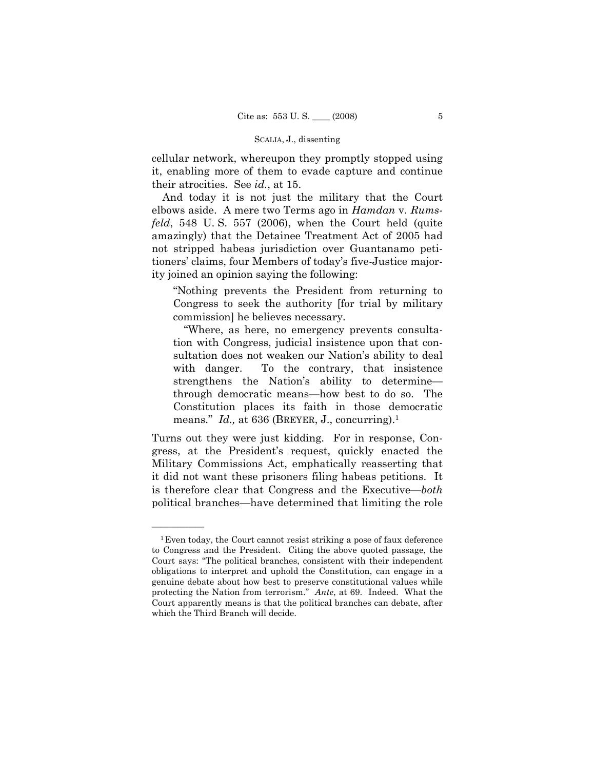cellular network, whereupon they promptly stopped using it, enabling more of them to evade capture and continue their atrocities. See *id.*, at 15.

And today it is not just the military that the Court elbows aside. A mere two Terms ago in *Hamdan* v. *Rumsfeld*, 548 U. S. 557 (2006), when the Court held (quite amazingly) that the Detainee Treatment Act of 2005 had not stripped habeas jurisdiction over Guantanamo petitioners' claims, four Members of today's five-Justice majority joined an opinion saying the following:

> "Nothing prevents the President from returning to Congress to seek the authority [for trial by military commission] he believes necessary.
>
> "Where, as here, no emergency prevents consultation with Congress, judicial insistence upon that consultation does not weaken our Nation's ability to deal with danger. To the contrary, that insistence strengthens the Nation's ability to determine—through democratic means—how best to do so. The Constitution places its faith in those democratic means." *Id.,* at 636 (BREYER, J., concurring).[1]

Turns out they were just kidding. For in response, Congress, at the President's request, quickly enacted the Military Commissions Act, emphatically reasserting that it did not want these prisoners filing habeas petitions. It is therefore clear that Congress and the Executive—*both* political branches—have determined that limiting the role

---

[1] Even today, the Court cannot resist striking a pose of faux deference to Congress and the President. Citing the above quoted passage, the Court says: "The political branches, consistent with their independent obligations to interpret and uphold the Constitution, can engage in a genuine debate about how best to preserve constitutional values while protecting the Nation from terrorism." *Ante*, at 69. Indeed. What the Court apparently means is that the political branches can debate, after which the Third Branch will decide.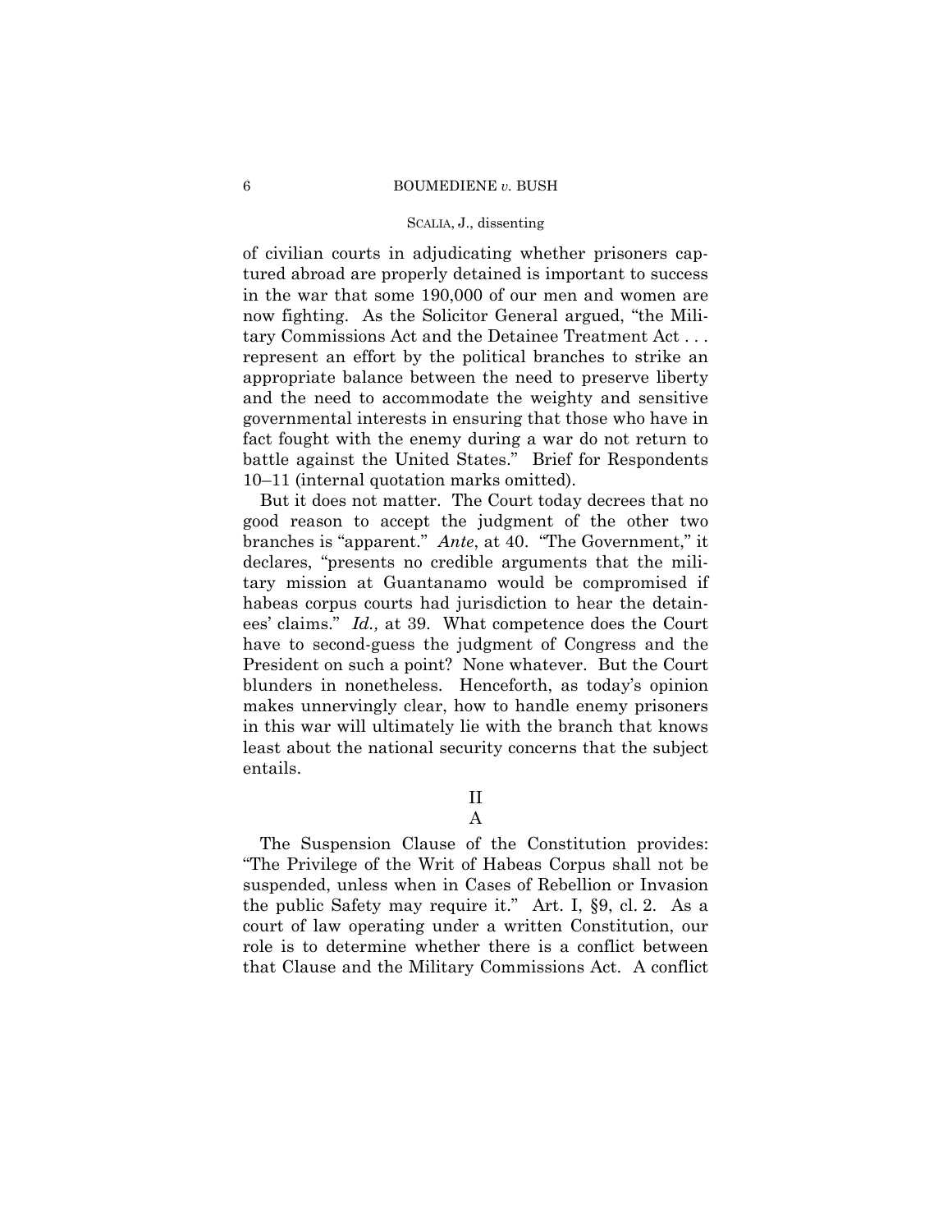of civilian courts in adjudicating whether prisoners captured abroad are properly detained is important to success in the war that some 190,000 of our men and women are now fighting. As the Solicitor General argued, "the Military Commissions Act and the Detainee Treatment Act . . . represent an effort by the political branches to strike an appropriate balance between the need to preserve liberty and the need to accommodate the weighty and sensitive governmental interests in ensuring that those who have in fact fought with the enemy during a war do not return to battle against the United States." Brief for Respondents 10–11 (internal quotation marks omitted).

But it does not matter. The Court today decrees that no good reason to accept the judgment of the other two branches is "apparent." *Ante*, at 40. "The Government," it declares, "presents no credible arguments that the military mission at Guantanamo would be compromised if habeas corpus courts had jurisdiction to hear the detainees' claims." *Id.,* at 39. What competence does the Court have to second-guess the judgment of Congress and the President on such a point? None whatever. But the Court blunders in nonetheless. Henceforth, as today's opinion makes unnervingly clear, how to handle enemy prisoners in this war will ultimately lie with the branch that knows least about the national security concerns that the subject entails.

## II

### A

The Suspension Clause of the Constitution provides: "The Privilege of the Writ of Habeas Corpus shall not be suspended, unless when in Cases of Rebellion or Invasion the public Safety may require it." Art. I, §9, cl. 2. As a court of law operating under a written Constitution, our role is to determine whether there is a conflict between that Clause and the Military Commissions Act. A conflict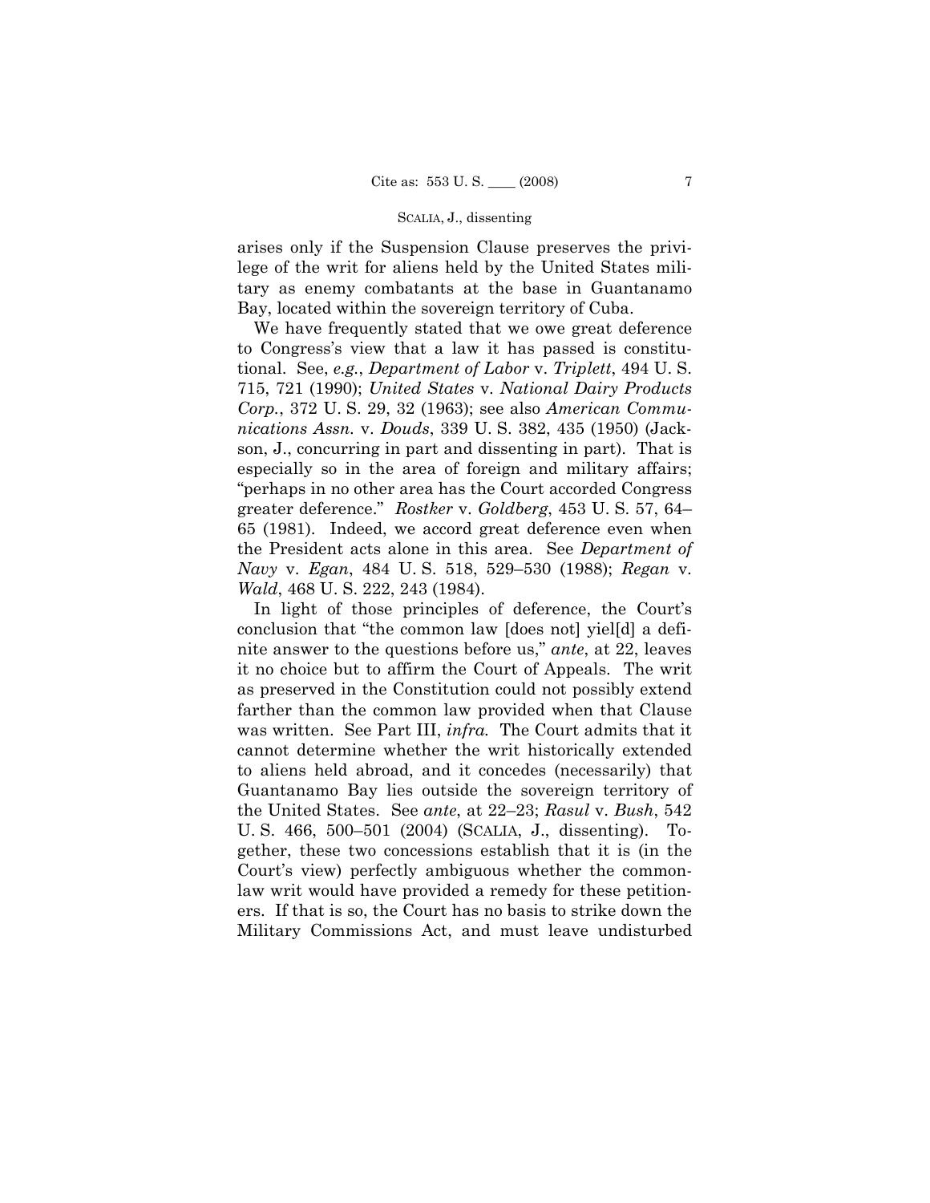arises only if the Suspension Clause preserves the privilege of the writ for aliens held by the United States military as enemy combatants at the base in Guantanamo Bay, located within the sovereign territory of Cuba.

We have frequently stated that we owe great deference to Congress's view that a law it has passed is constitutional. See, *e.g.*, *Department of Labor* v. *Triplett*, 494 U. S. 715, 721 (1990); *United States* v. *National Dairy Products Corp.*, 372 U. S. 29, 32 (1963); see also *American Communications Assn.* v. *Douds*, 339 U. S. 382, 435 (1950) (Jackson, J., concurring in part and dissenting in part). That is especially so in the area of foreign and military affairs; "perhaps in no other area has the Court accorded Congress greater deference." *Rostker* v. *Goldberg*, 453 U. S. 57, 64–65 (1981). Indeed, we accord great deference even when the President acts alone in this area. See *Department of Navy* v. *Egan*, 484 U. S. 518, 529–530 (1988); *Regan* v. *Wald*, 468 U. S. 222, 243 (1984).

In light of those principles of deference, the Court's conclusion that "the common law [does not] yiel[d] a definite answer to the questions before us," *ante*, at 22, leaves it no choice but to affirm the Court of Appeals. The writ as preserved in the Constitution could not possibly extend farther than the common law provided when that Clause was written. See Part III, *infra.* The Court admits that it cannot determine whether the writ historically extended to aliens held abroad, and it concedes (necessarily) that Guantanamo Bay lies outside the sovereign territory of the United States. See *ante*, at 22–23; *Rasul* v. *Bush*, 542 U. S. 466, 500–501 (2004) (SCALIA, J., dissenting). Together, these two concessions establish that it is (in the Court's view) perfectly ambiguous whether the common-law writ would have provided a remedy for these petitioners. If that is so, the Court has no basis to strike down the Military Commissions Act, and must leave undisturbed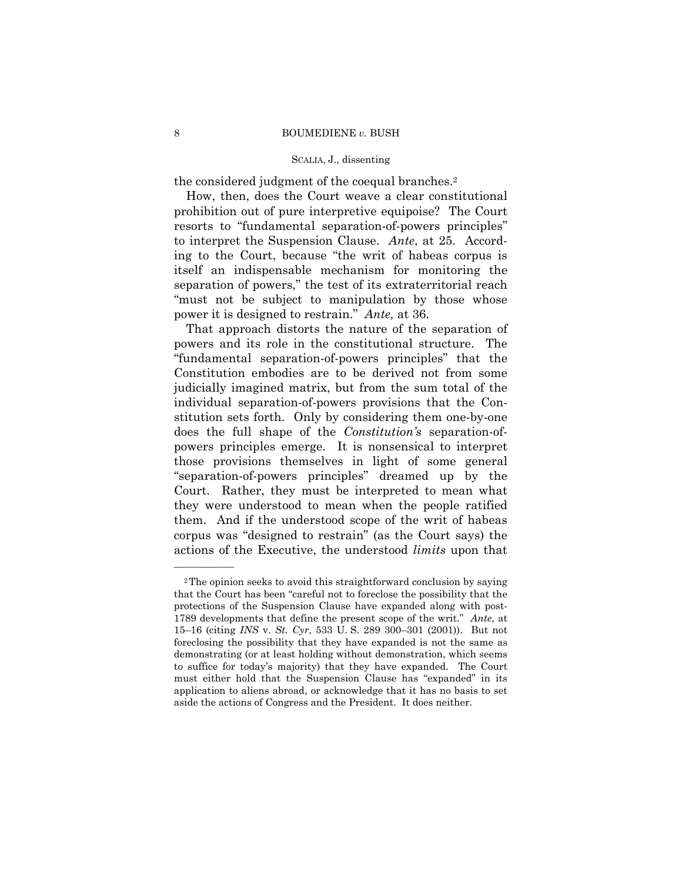the considered judgment of the coequal branches.[2]

How, then, does the Court weave a clear constitutional prohibition out of pure interpretive equipoise? The Court resorts to "fundamental separation-of-powers principles" to interpret the Suspension Clause. *Ante*, at 25. According to the Court, because "the writ of habeas corpus is itself an indispensable mechanism for monitoring the separation of powers," the test of its extraterritorial reach "must not be subject to manipulation by those whose power it is designed to restrain." *Ante,* at 36.

That approach distorts the nature of the separation of powers and its role in the constitutional structure. The "fundamental separation-of-powers principles" that the Constitution embodies are to be derived not from some judicially imagined matrix, but from the sum total of the individual separation-of-powers provisions that the Constitution sets forth. Only by considering them one-by-one does the full shape of the *Constitution's* separation-of-powers principles emerge. It is nonsensical to interpret those provisions themselves in light of some general "separation-of-powers principles" dreamed up by the Court. Rather, they must be interpreted to mean what they were understood to mean when the people ratified them. And if the understood scope of the writ of habeas corpus was "designed to restrain" (as the Court says) the actions of the Executive, the understood *limits* upon that

---

[2] The opinion seeks to avoid this straightforward conclusion by saying that the Court has been "careful not to foreclose the possibility that the protections of the Suspension Clause have expanded along with post-1789 developments that define the present scope of the writ." *Ante*, at 15–16 (citing *INS* v. *St. Cyr*, 533 U. S. 289 300–301 (2001)). But not foreclosing the possibility that they have expanded is not the same as demonstrating (or at least holding without demonstration, which seems to suffice for today's majority) that they have expanded. The Court must either hold that the Suspension Clause has "expanded" in its application to aliens abroad, or acknowledge that it has no basis to set aside the actions of Congress and the President. It does neither.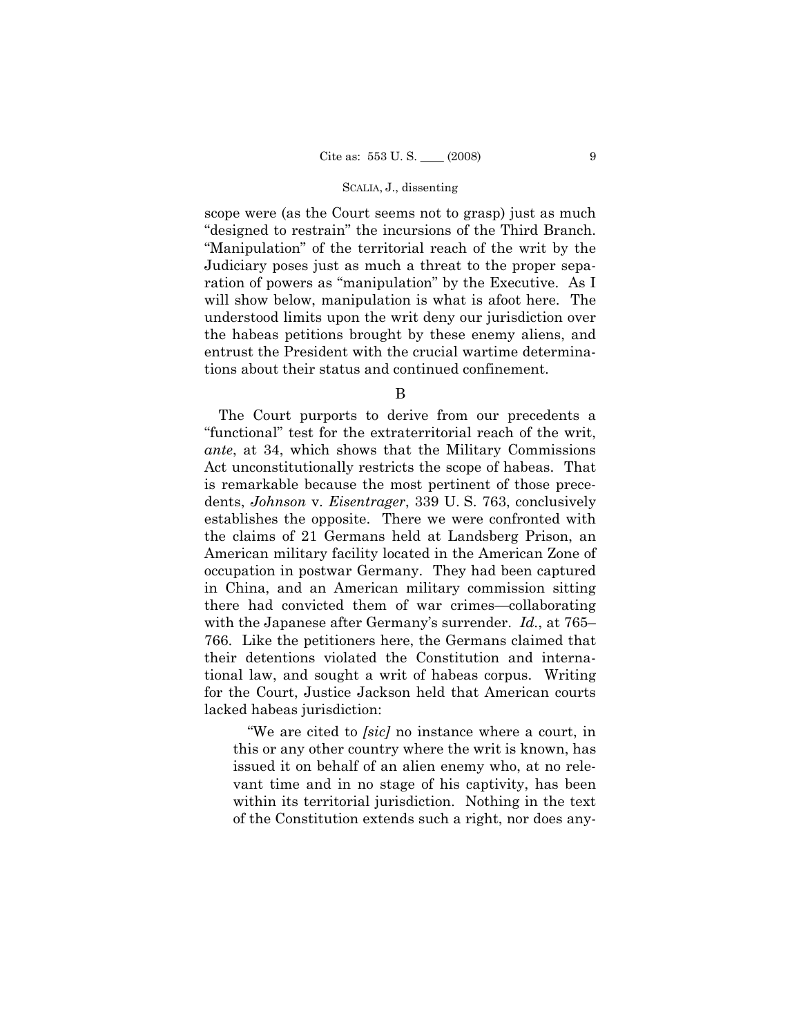scope were (as the Court seems not to grasp) just as much "designed to restrain" the incursions of the Third Branch. "Manipulation" of the territorial reach of the writ by the Judiciary poses just as much a threat to the proper separation of powers as "manipulation" by the Executive. As I will show below, manipulation is what is afoot here. The understood limits upon the writ deny our jurisdiction over the habeas petitions brought by these enemy aliens, and entrust the President with the crucial wartime determinations about their status and continued confinement.

B

The Court purports to derive from our precedents a "functional" test for the extraterritorial reach of the writ, *ante*, at 34, which shows that the Military Commissions Act unconstitutionally restricts the scope of habeas. That is remarkable because the most pertinent of those precedents, *Johnson* v. *Eisentrager*, 339 U. S. 763, conclusively establishes the opposite. There we were confronted with the claims of 21 Germans held at Landsberg Prison, an American military facility located in the American Zone of occupation in postwar Germany. They had been captured in China, and an American military commission sitting there had convicted them of war crimes—collaborating with the Japanese after Germany's surrender. *Id.*, at 765–766. Like the petitioners here, the Germans claimed that their detentions violated the Constitution and international law, and sought a writ of habeas corpus. Writing for the Court, Justice Jackson held that American courts lacked habeas jurisdiction:

> "We are cited to *[sic]* no instance where a court, in this or any other country where the writ is known, has issued it on behalf of an alien enemy who, at no relevant time and in no stage of his captivity, has been within its territorial jurisdiction. Nothing in the text of the Constitution extends such a right, nor does any-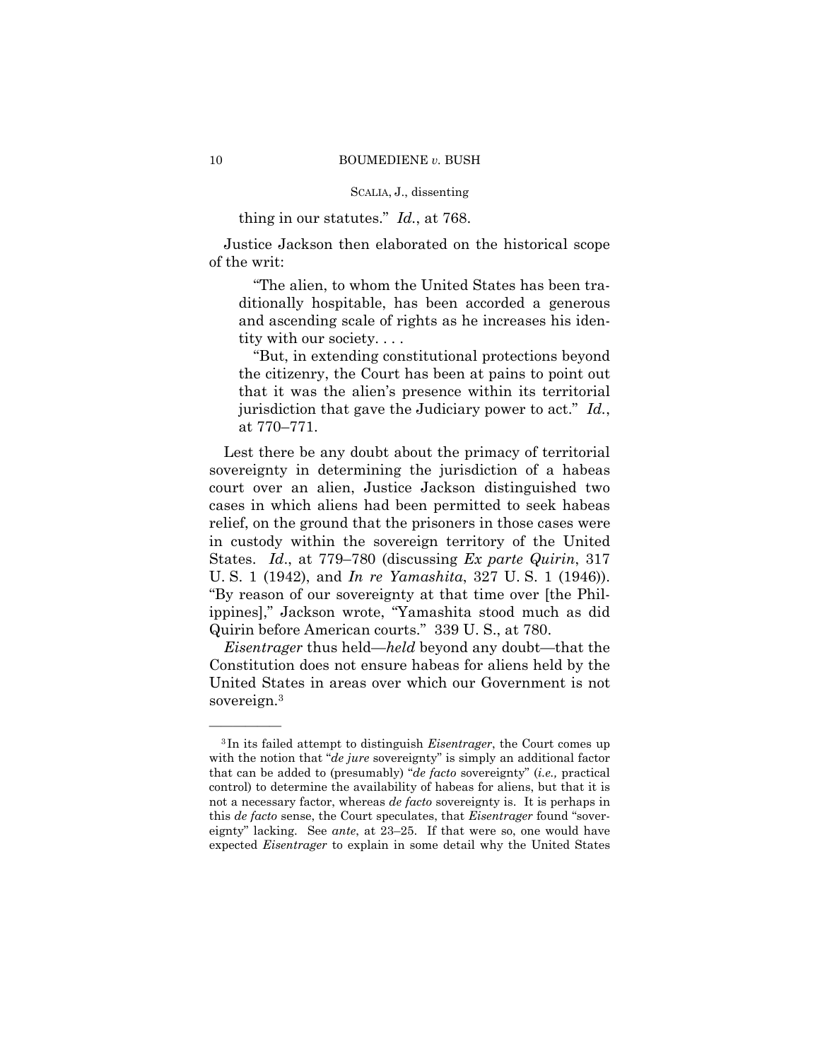thing in our statutes." *Id.*, at 768.

Justice Jackson then elaborated on the historical scope of the writ:

> "The alien, to whom the United States has been traditionally hospitable, has been accorded a generous and ascending scale of rights as he increases his identity with our society. . . .
>
> "But, in extending constitutional protections beyond the citizenry, the Court has been at pains to point out that it was the alien's presence within its territorial jurisdiction that gave the Judiciary power to act." *Id.*, at 770–771.

Lest there be any doubt about the primacy of territorial sovereignty in determining the jurisdiction of a habeas court over an alien, Justice Jackson distinguished two cases in which aliens had been permitted to seek habeas relief, on the ground that the prisoners in those cases were in custody within the sovereign territory of the United States. *Id.*, at 779–780 (discussing *Ex parte Quirin*, 317 U. S. 1 (1942), and *In re Yamashita*, 327 U. S. 1 (1946)). "By reason of our sovereignty at that time over [the Philippines]," Jackson wrote, "Yamashita stood much as did Quirin before American courts." 339 U. S., at 780.

*Eisentrager* thus held—*held* beyond any doubt—that the Constitution does not ensure habeas for aliens held by the United States in areas over which our Government is not sovereign.[3]

---

[3] In its failed attempt to distinguish *Eisentrager*, the Court comes up with the notion that "*de jure* sovereignty" is simply an additional factor that can be added to (presumably) "*de facto* sovereignty" (*i.e.,* practical control) to determine the availability of habeas for aliens, but that it is not a necessary factor, whereas *de facto* sovereignty is. It is perhaps in this *de facto* sense, the Court speculates, that *Eisentrager* found "sovereignty" lacking. See *ante*, at 23–25. If that were so, one would have expected *Eisentrager* to explain in some detail why the United States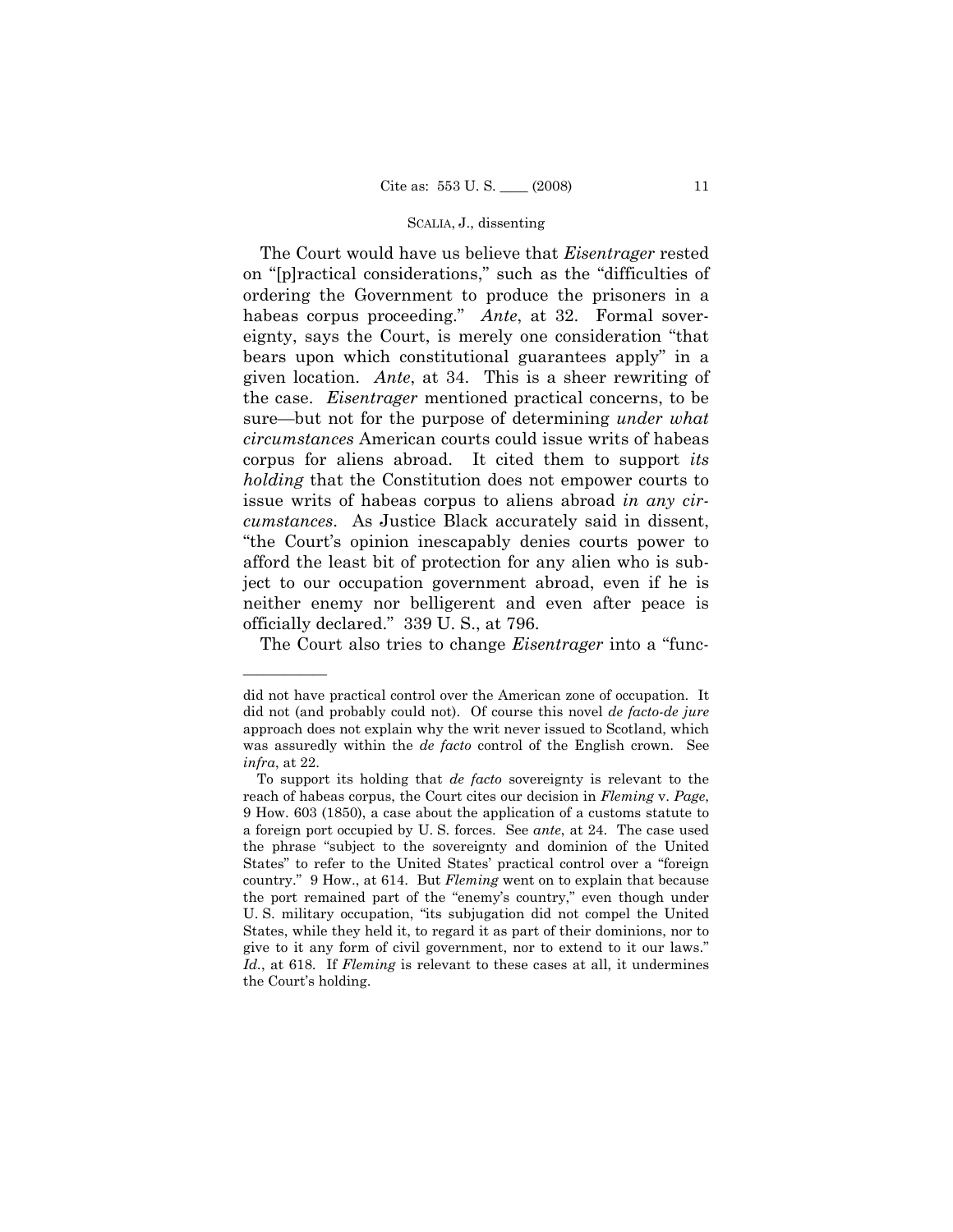The Court would have us believe that *Eisentrager* rested on "[p]ractical considerations," such as the "difficulties of ordering the Government to produce the prisoners in a habeas corpus proceeding." *Ante*, at 32. Formal sovereignty, says the Court, is merely one consideration "that bears upon which constitutional guarantees apply" in a given location. *Ante*, at 34. This is a sheer rewriting of the case. *Eisentrager* mentioned practical concerns, to be sure—but not for the purpose of determining *under what circumstances* American courts could issue writs of habeas corpus for aliens abroad. It cited them to support *its holding* that the Constitution does not empower courts to issue writs of habeas corpus to aliens abroad *in any circumstances*. As Justice Black accurately said in dissent, "the Court's opinion inescapably denies courts power to afford the least bit of protection for any alien who is subject to our occupation government abroad, even if he is neither enemy nor belligerent and even after peace is officially declared." 339 U. S., at 796.

The Court also tries to change *Eisentrager* into a "func-

---

did not have practical control over the American zone of occupation. It did not (and probably could not). Of course this novel *de facto-de jure* approach does not explain why the writ never issued to Scotland, which was assuredly within the *de facto* control of the English crown. See *infra*, at 22.

To support its holding that *de facto* sovereignty is relevant to the reach of habeas corpus, the Court cites our decision in *Fleming* v. *Page*, 9 How. 603 (1850), a case about the application of a customs statute to a foreign port occupied by U. S. forces. See *ante*, at 24. The case used the phrase "subject to the sovereignty and dominion of the United States" to refer to the United States' practical control over a "foreign country." 9 How., at 614. But *Fleming* went on to explain that because the port remained part of the "enemy's country," even though under U. S. military occupation, "its subjugation did not compel the United States, while they held it, to regard it as part of their dominions, nor to give to it any form of civil government, nor to extend to it our laws." *Id.*, at 618. If *Fleming* is relevant to these cases at all, it undermines the Court's holding.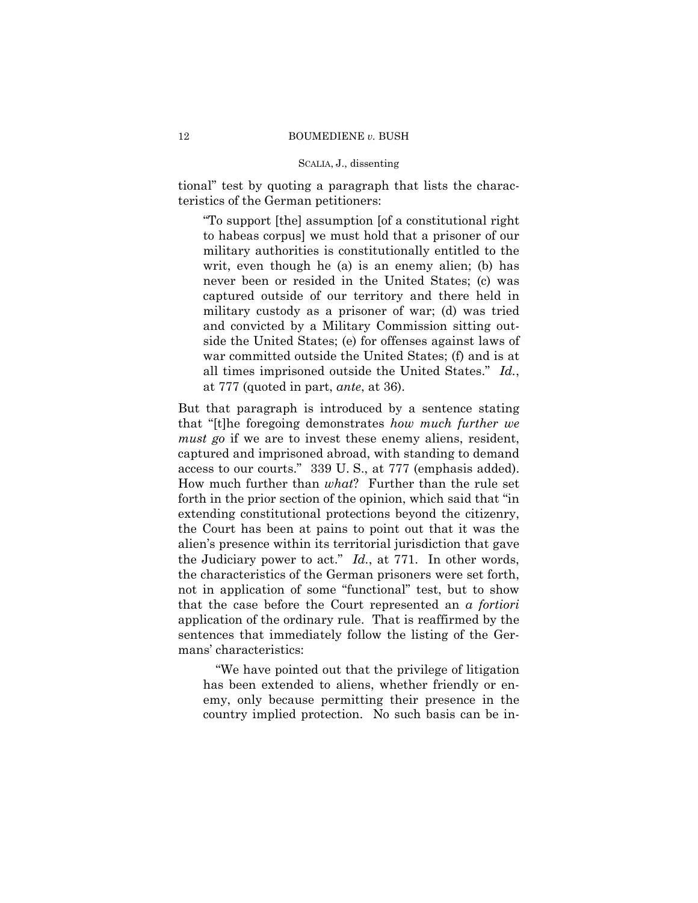tional" test by quoting a paragraph that lists the characteristics of the German petitioners:

> "To support [the] assumption [of a constitutional right to habeas corpus] we must hold that a prisoner of our military authorities is constitutionally entitled to the writ, even though he (a) is an enemy alien; (b) has never been or resided in the United States; (c) was captured outside of our territory and there held in military custody as a prisoner of war; (d) was tried and convicted by a Military Commission sitting outside the United States; (e) for offenses against laws of war committed outside the United States; (f) and is at all times imprisoned outside the United States." *Id.*, at 777 (quoted in part, *ante*, at 36).

But that paragraph is introduced by a sentence stating that "[t]he foregoing demonstrates *how much further we must go* if we are to invest these enemy aliens, resident, captured and imprisoned abroad, with standing to demand access to our courts." 339 U. S., at 777 (emphasis added). How much further than *what*? Further than the rule set forth in the prior section of the opinion, which said that "in extending constitutional protections beyond the citizenry, the Court has been at pains to point out that it was the alien's presence within its territorial jurisdiction that gave the Judiciary power to act." *Id.*, at 771. In other words, the characteristics of the German prisoners were set forth, not in application of some "functional" test, but to show that the case before the Court represented an *a fortiori* application of the ordinary rule. That is reaffirmed by the sentences that immediately follow the listing of the Germans' characteristics:

> "We have pointed out that the privilege of litigation has been extended to aliens, whether friendly or enemy, only because permitting their presence in the country implied protection. No such basis can be in-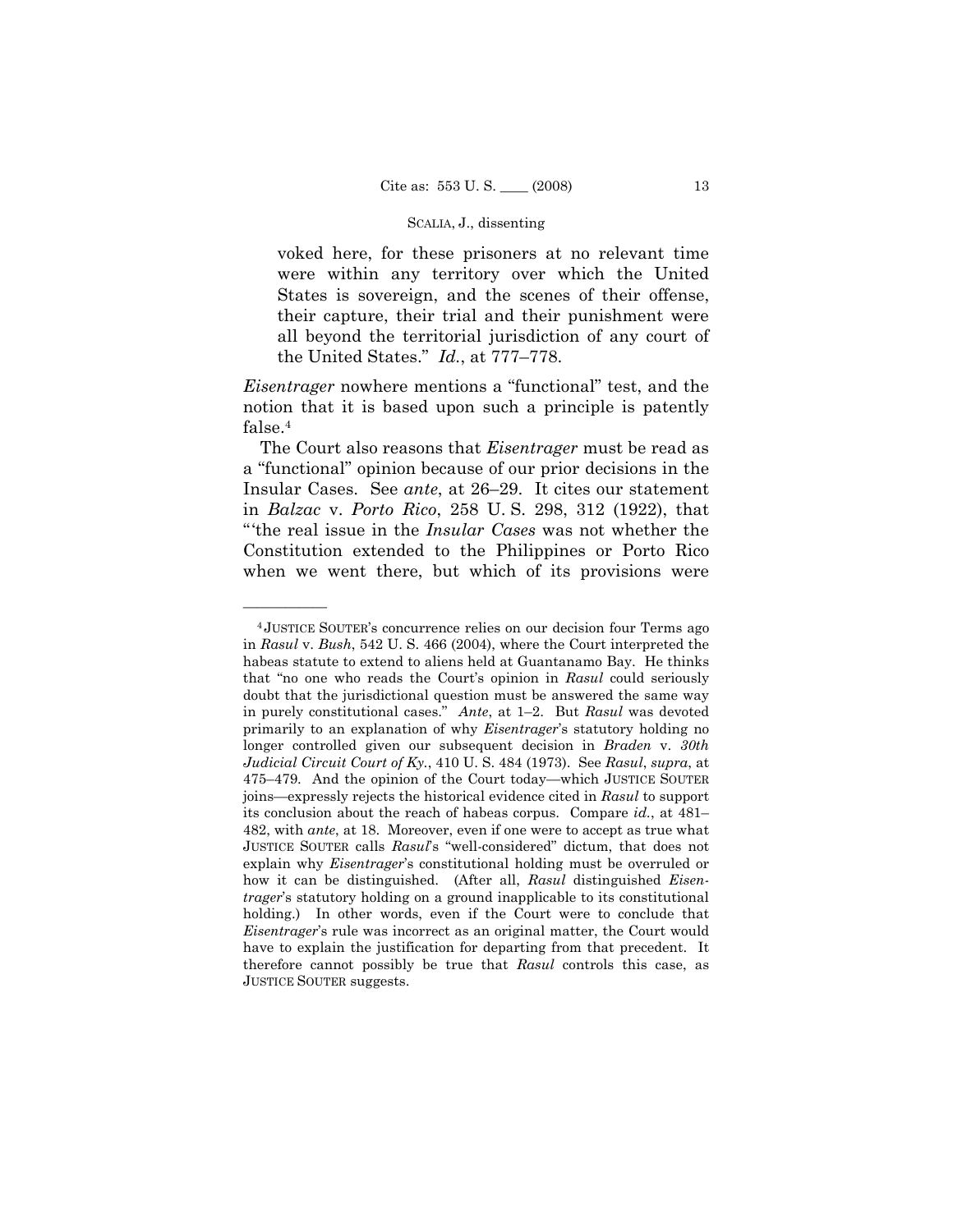voked here, for these prisoners at no relevant time were within any territory over which the United States is sovereign, and the scenes of their offense, their capture, their trial and their punishment were all beyond the territorial jurisdiction of any court of the United States." *Id.*, at 777–778.

*Eisentrager* nowhere mentions a "functional" test, and the notion that it is based upon such a principle is patently false.[4]

The Court also reasons that *Eisentrager* must be read as a "functional" opinion because of our prior decisions in the Insular Cases. See *ante*, at 26–29. It cites our statement in *Balzac* v. *Porto Rico*, 258 U. S. 298, 312 (1922), that "'the real issue in the *Insular Cases* was not whether the Constitution extended to the Philippines or Porto Rico when we went there, but which of its provisions were

---

[4] JUSTICE SOUTER's concurrence relies on our decision four Terms ago in *Rasul* v. *Bush*, 542 U. S. 466 (2004), where the Court interpreted the habeas statute to extend to aliens held at Guantanamo Bay. He thinks that "no one who reads the Court's opinion in *Rasul* could seriously doubt that the jurisdictional question must be answered the same way in purely constitutional cases." *Ante*, at 1–2. But *Rasul* was devoted primarily to an explanation of why *Eisentrager*'s statutory holding no longer controlled given our subsequent decision in *Braden* v. *30th Judicial Circuit Court of Ky.*, 410 U. S. 484 (1973). See *Rasul*, *supra*, at 475–479. And the opinion of the Court today—which JUSTICE SOUTER joins—expressly rejects the historical evidence cited in *Rasul* to support its conclusion about the reach of habeas corpus. Compare *id.*, at 481–482, with *ante*, at 18. Moreover, even if one were to accept as true what JUSTICE SOUTER calls *Rasul*'s "well-considered" dictum, that does not explain why *Eisentrager*'s constitutional holding must be overruled or how it can be distinguished. (After all, *Rasul* distinguished *Eisentrager*'s statutory holding on a ground inapplicable to its constitutional holding.) In other words, even if the Court were to conclude that *Eisentrager*'s rule was incorrect as an original matter, the Court would have to explain the justification for departing from that precedent. It therefore cannot possibly be true that *Rasul* controls this case, as JUSTICE SOUTER suggests.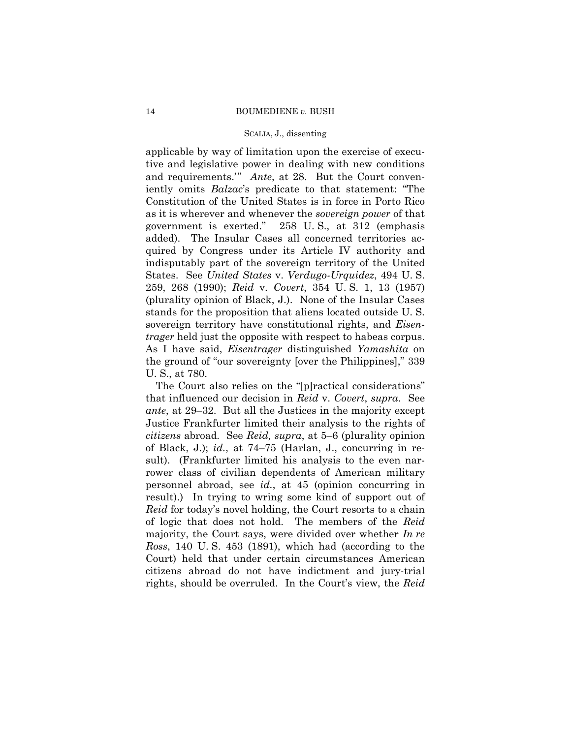applicable by way of limitation upon the exercise of executive and legislative power in dealing with new conditions and requirements.'" *Ante*, at 28. But the Court conveniently omits *Balzac*'s predicate to that statement: "The Constitution of the United States is in force in Porto Rico as it is wherever and whenever the *sovereign power* of that government is exerted." 258 U. S., at 312 (emphasis added). The Insular Cases all concerned territories acquired by Congress under its Article IV authority and indisputably part of the sovereign territory of the United States. See *United States* v. *Verdugo-Urquidez*, 494 U. S. 259, 268 (1990); *Reid* v. *Covert*, 354 U. S. 1, 13 (1957) (plurality opinion of Black, J.). None of the Insular Cases stands for the proposition that aliens located outside U. S. sovereign territory have constitutional rights, and *Eisentrager* held just the opposite with respect to habeas corpus. As I have said, *Eisentrager* distinguished *Yamashita* on the ground of "our sovereignty [over the Philippines]," 339 U. S., at 780.

The Court also relies on the "[p]ractical considerations" that influenced our decision in *Reid* v. *Covert*, *supra*. See *ante*, at 29–32. But all the Justices in the majority except Justice Frankfurter limited their analysis to the rights of *citizens* abroad. See *Reid, supra*, at 5–6 (plurality opinion of Black, J.); *id.*, at 74–75 (Harlan, J., concurring in result). (Frankfurter limited his analysis to the even narrower class of civilian dependents of American military personnel abroad, see *id.*, at 45 (opinion concurring in result).) In trying to wring some kind of support out of *Reid* for today's novel holding, the Court resorts to a chain of logic that does not hold. The members of the *Reid* majority, the Court says, were divided over whether *In re Ross*, 140 U. S. 453 (1891), which had (according to the Court) held that under certain circumstances American citizens abroad do not have indictment and jury-trial rights, should be overruled. In the Court's view, the *Reid*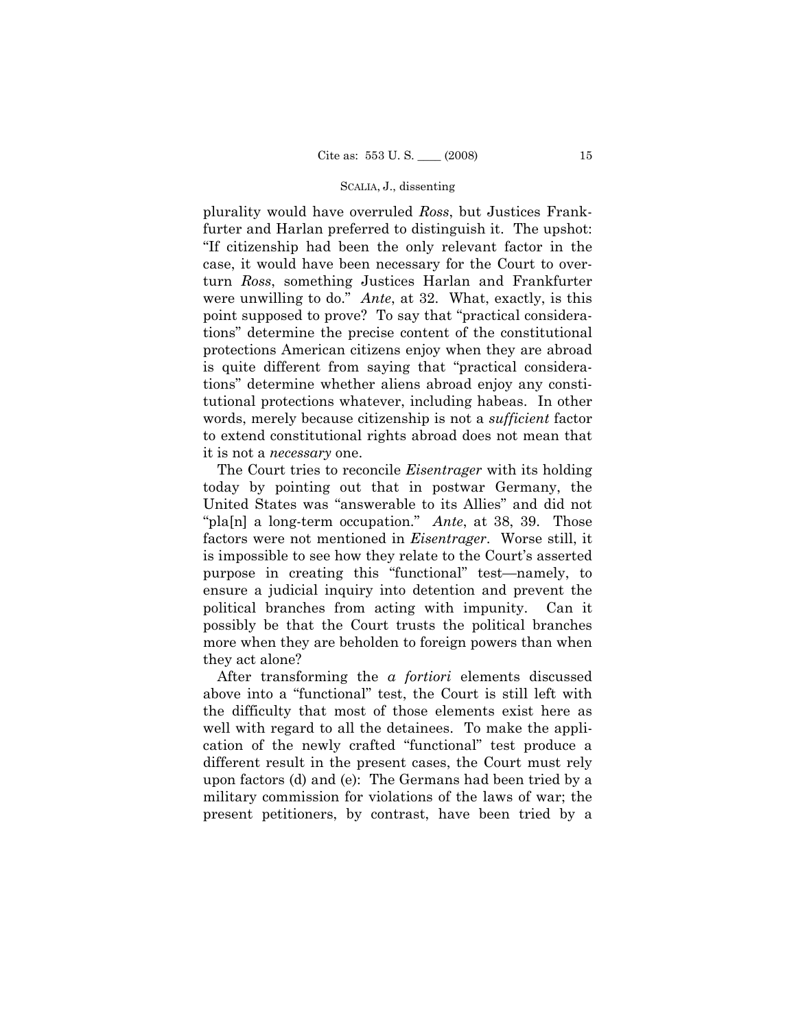plurality would have overruled *Ross*, but Justices Frankfurter and Harlan preferred to distinguish it. The upshot: "If citizenship had been the only relevant factor in the case, it would have been necessary for the Court to overturn *Ross*, something Justices Harlan and Frankfurter were unwilling to do." *Ante*, at 32. What, exactly, is this point supposed to prove? To say that "practical considerations" determine the precise content of the constitutional protections American citizens enjoy when they are abroad is quite different from saying that "practical considerations" determine whether aliens abroad enjoy any constitutional protections whatever, including habeas. In other words, merely because citizenship is not a *sufficient* factor to extend constitutional rights abroad does not mean that it is not a *necessary* one.

The Court tries to reconcile *Eisentrager* with its holding today by pointing out that in postwar Germany, the United States was "answerable to its Allies" and did not "pla[n] a long-term occupation." *Ante*, at 38, 39. Those factors were not mentioned in *Eisentrager*. Worse still, it is impossible to see how they relate to the Court's asserted purpose in creating this "functional" test—namely, to ensure a judicial inquiry into detention and prevent the political branches from acting with impunity. Can it possibly be that the Court trusts the political branches more when they are beholden to foreign powers than when they act alone?

After transforming the *a fortiori* elements discussed above into a "functional" test, the Court is still left with the difficulty that most of those elements exist here as well with regard to all the detainees. To make the application of the newly crafted "functional" test produce a different result in the present cases, the Court must rely upon factors (d) and (e): The Germans had been tried by a military commission for violations of the laws of war; the present petitioners, by contrast, have been tried by a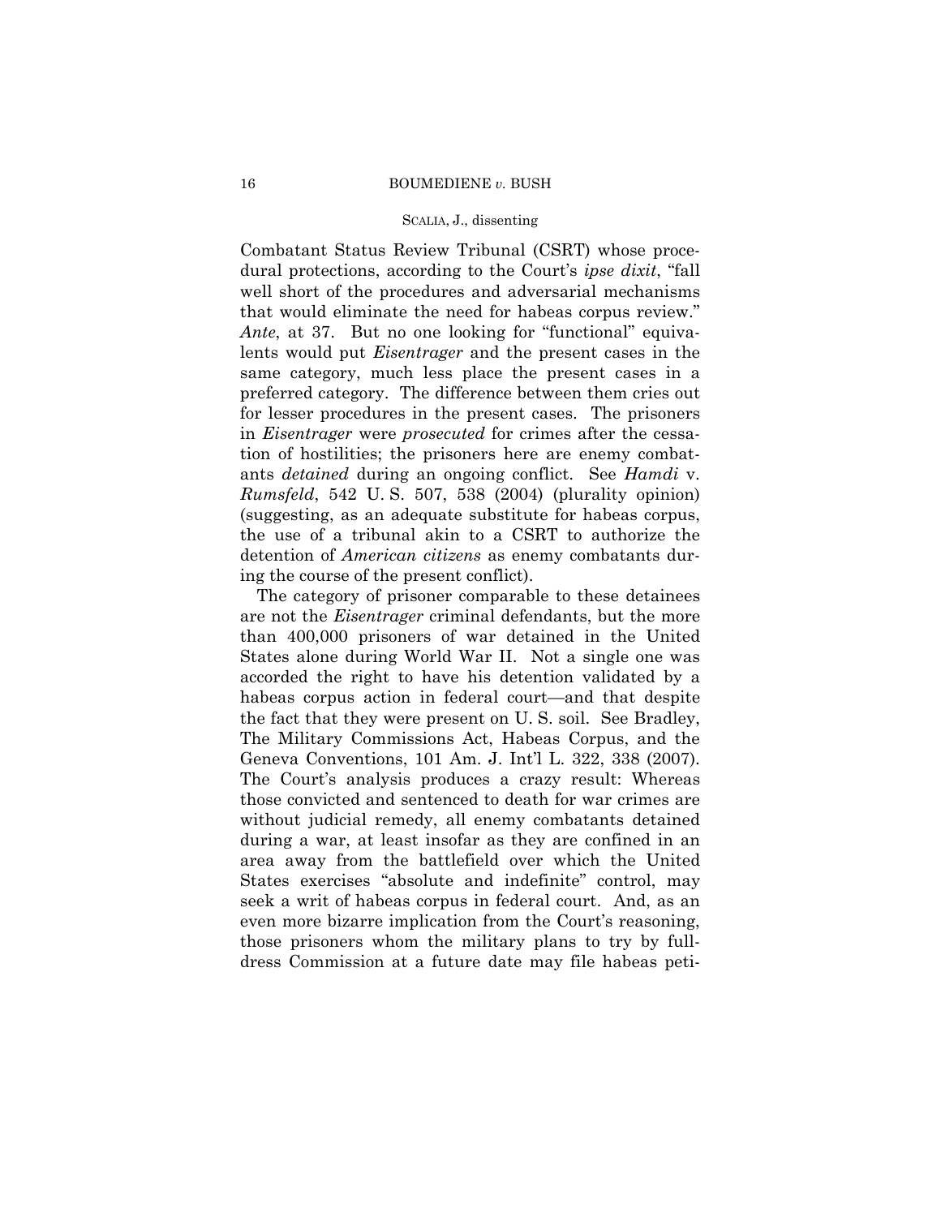Combatant Status Review Tribunal (CSRT) whose procedural protections, according to the Court's *ipse dixit*, "fall well short of the procedures and adversarial mechanisms that would eliminate the need for habeas corpus review." *Ante*, at 37. But no one looking for "functional" equivalents would put *Eisentrager* and the present cases in the same category, much less place the present cases in a preferred category. The difference between them cries out for lesser procedures in the present cases. The prisoners in *Eisentrager* were *prosecuted* for crimes after the cessation of hostilities; the prisoners here are enemy combatants *detained* during an ongoing conflict. See *Hamdi* v. *Rumsfeld*, 542 U. S. 507, 538 (2004) (plurality opinion) (suggesting, as an adequate substitute for habeas corpus, the use of a tribunal akin to a CSRT to authorize the detention of *American citizens* as enemy combatants during the course of the present conflict).

The category of prisoner comparable to these detainees are not the *Eisentrager* criminal defendants, but the more than 400,000 prisoners of war detained in the United States alone during World War II. Not a single one was accorded the right to have his detention validated by a habeas corpus action in federal court—and that despite the fact that they were present on U. S. soil. See Bradley, The Military Commissions Act, Habeas Corpus, and the Geneva Conventions, 101 Am. J. Int'l L. 322, 338 (2007). The Court's analysis produces a crazy result: Whereas those convicted and sentenced to death for war crimes are without judicial remedy, all enemy combatants detained during a war, at least insofar as they are confined in an area away from the battlefield over which the United States exercises "absolute and indefinite" control, may seek a writ of habeas corpus in federal court. And, as an even more bizarre implication from the Court's reasoning, those prisoners whom the military plans to try by full-dress Commission at a future date may file habeas peti-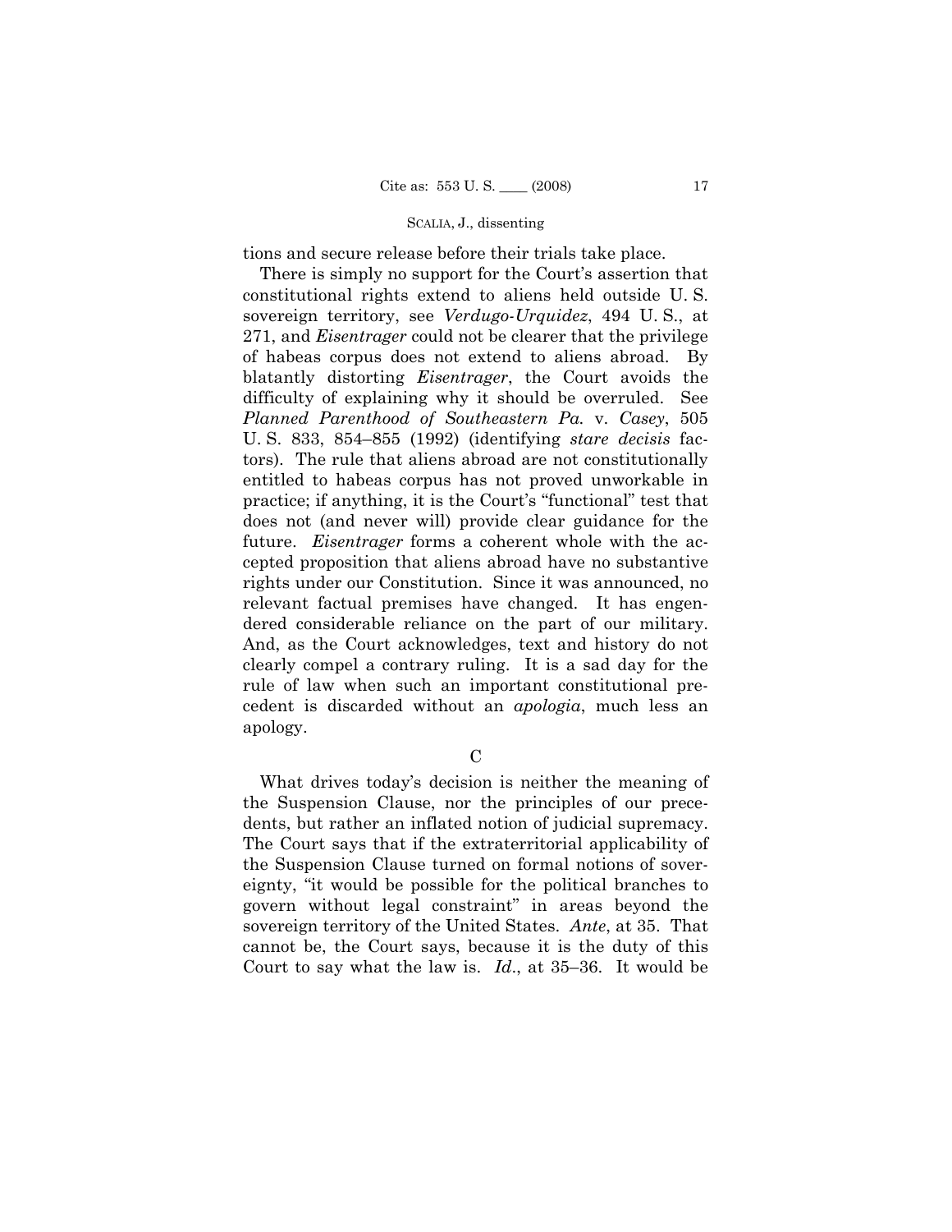tions and secure release before their trials take place.

There is simply no support for the Court's assertion that constitutional rights extend to aliens held outside U. S. sovereign territory, see *Verdugo-Urquidez*, 494 U. S., at 271, and *Eisentrager* could not be clearer that the privilege of habeas corpus does not extend to aliens abroad. By blatantly distorting *Eisentrager*, the Court avoids the difficulty of explaining why it should be overruled. See *Planned Parenthood of Southeastern Pa.* v. *Casey*, 505 U. S. 833, 854–855 (1992) (identifying *stare decisis* factors). The rule that aliens abroad are not constitutionally entitled to habeas corpus has not proved unworkable in practice; if anything, it is the Court's "functional" test that does not (and never will) provide clear guidance for the future. *Eisentrager* forms a coherent whole with the accepted proposition that aliens abroad have no substantive rights under our Constitution. Since it was announced, no relevant factual premises have changed. It has engendered considerable reliance on the part of our military. And, as the Court acknowledges, text and history do not clearly compel a contrary ruling. It is a sad day for the rule of law when such an important constitutional precedent is discarded without an *apologia*, much less an apology.

C

What drives today's decision is neither the meaning of the Suspension Clause, nor the principles of our precedents, but rather an inflated notion of judicial supremacy. The Court says that if the extraterritorial applicability of the Suspension Clause turned on formal notions of sovereignty, "it would be possible for the political branches to govern without legal constraint" in areas beyond the sovereign territory of the United States. *Ante*, at 35. That cannot be, the Court says, because it is the duty of this Court to say what the law is. *Id*., at 35–36. It would be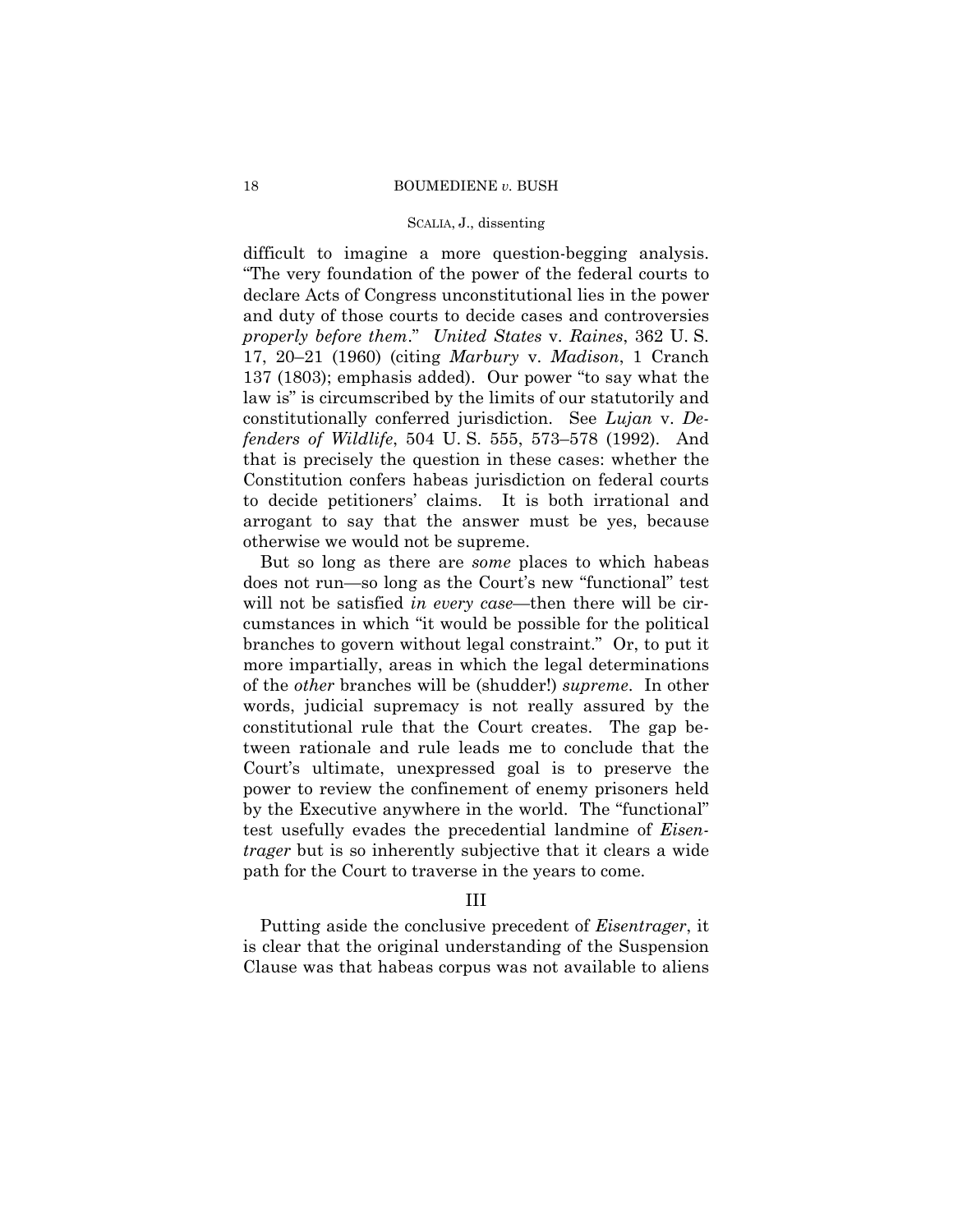difficult to imagine a more question-begging analysis. "The very foundation of the power of the federal courts to declare Acts of Congress unconstitutional lies in the power and duty of those courts to decide cases and controversies *properly before them*." *United States* v. *Raines*, 362 U. S. 17, 20–21 (1960) (citing *Marbury* v. *Madison*, 1 Cranch 137 (1803); emphasis added). Our power "to say what the law is" is circumscribed by the limits of our statutorily and constitutionally conferred jurisdiction. See *Lujan* v. *Defenders of Wildlife*, 504 U. S. 555, 573–578 (1992). And that is precisely the question in these cases: whether the Constitution confers habeas jurisdiction on federal courts to decide petitioners' claims. It is both irrational and arrogant to say that the answer must be yes, because otherwise we would not be supreme.

But so long as there are *some* places to which habeas does not run—so long as the Court's new "functional" test will not be satisfied *in every case*—then there will be circumstances in which "it would be possible for the political branches to govern without legal constraint." Or, to put it more impartially, areas in which the legal determinations of the *other* branches will be (shudder!) *supreme*. In other words, judicial supremacy is not really assured by the constitutional rule that the Court creates. The gap between rationale and rule leads me to conclude that the Court's ultimate, unexpressed goal is to preserve the power to review the confinement of enemy prisoners held by the Executive anywhere in the world. The "functional" test usefully evades the precedential landmine of *Eisentrager* but is so inherently subjective that it clears a wide path for the Court to traverse in the years to come.

## III

Putting aside the conclusive precedent of *Eisentrager*, it is clear that the original understanding of the Suspension Clause was that habeas corpus was not available to aliens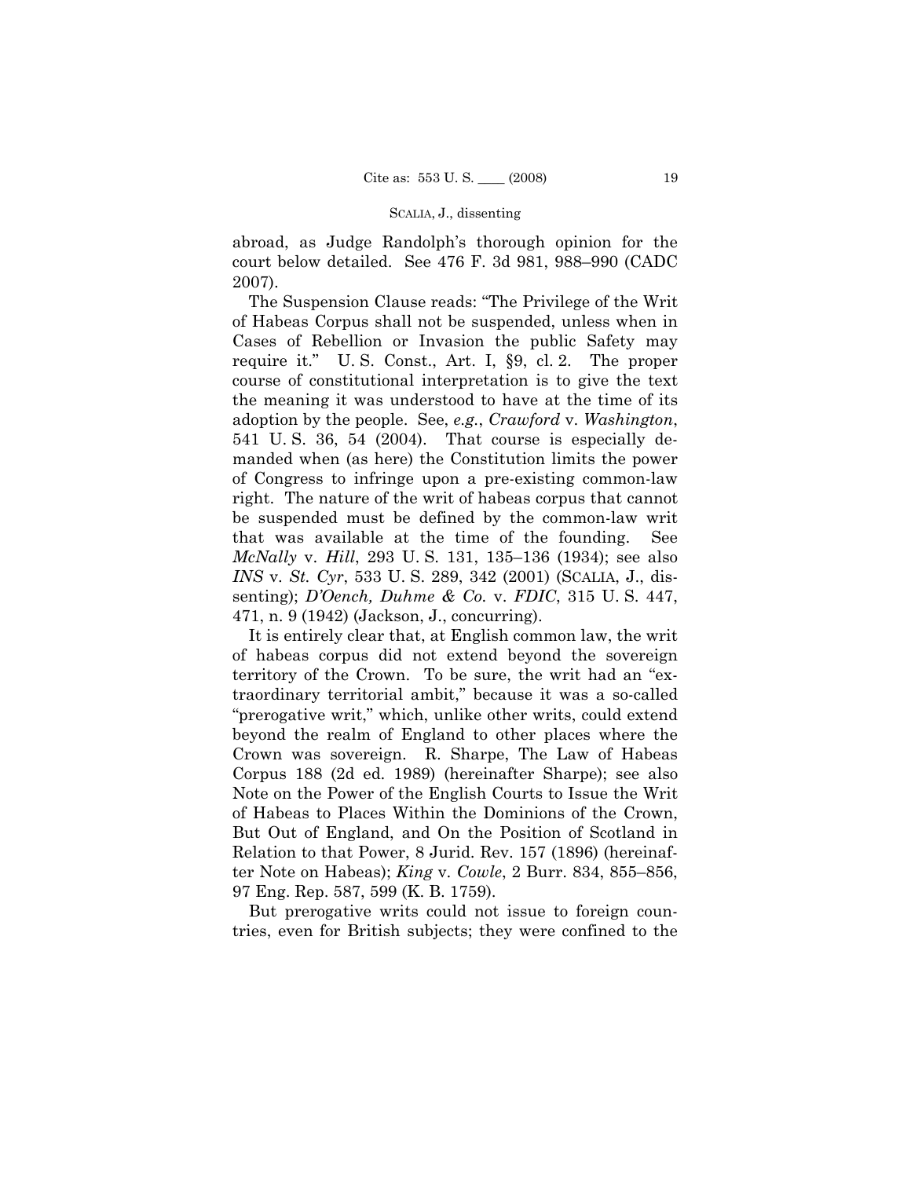abroad, as Judge Randolph's thorough opinion for the court below detailed. See 476 F. 3d 981, 988–990 (CADC 2007).

The Suspension Clause reads: "The Privilege of the Writ of Habeas Corpus shall not be suspended, unless when in Cases of Rebellion or Invasion the public Safety may require it." U. S. Const., Art. I, §9, cl. 2. The proper course of constitutional interpretation is to give the text the meaning it was understood to have at the time of its adoption by the people. See, *e.g.*, *Crawford* v. *Washington*, 541 U. S. 36, 54 (2004). That course is especially demanded when (as here) the Constitution limits the power of Congress to infringe upon a pre-existing common-law right. The nature of the writ of habeas corpus that cannot be suspended must be defined by the common-law writ that was available at the time of the founding. See *McNally* v. *Hill*, 293 U. S. 131, 135–136 (1934); see also *INS* v. *St. Cyr*, 533 U. S. 289, 342 (2001) (SCALIA, J., dissenting); *D'Oench, Duhme & Co.* v. *FDIC*, 315 U. S. 447, 471, n. 9 (1942) (Jackson, J., concurring).

It is entirely clear that, at English common law, the writ of habeas corpus did not extend beyond the sovereign territory of the Crown. To be sure, the writ had an "extraordinary territorial ambit," because it was a so-called "prerogative writ," which, unlike other writs, could extend beyond the realm of England to other places where the Crown was sovereign. R. Sharpe, The Law of Habeas Corpus 188 (2d ed. 1989) (hereinafter Sharpe); see also Note on the Power of the English Courts to Issue the Writ of Habeas to Places Within the Dominions of the Crown, But Out of England, and On the Position of Scotland in Relation to that Power, 8 Jurid. Rev. 157 (1896) (hereinafter Note on Habeas); *King* v. *Cowle*, 2 Burr. 834, 855–856, 97 Eng. Rep. 587, 599 (K. B. 1759).

But prerogative writs could not issue to foreign countries, even for British subjects; they were confined to the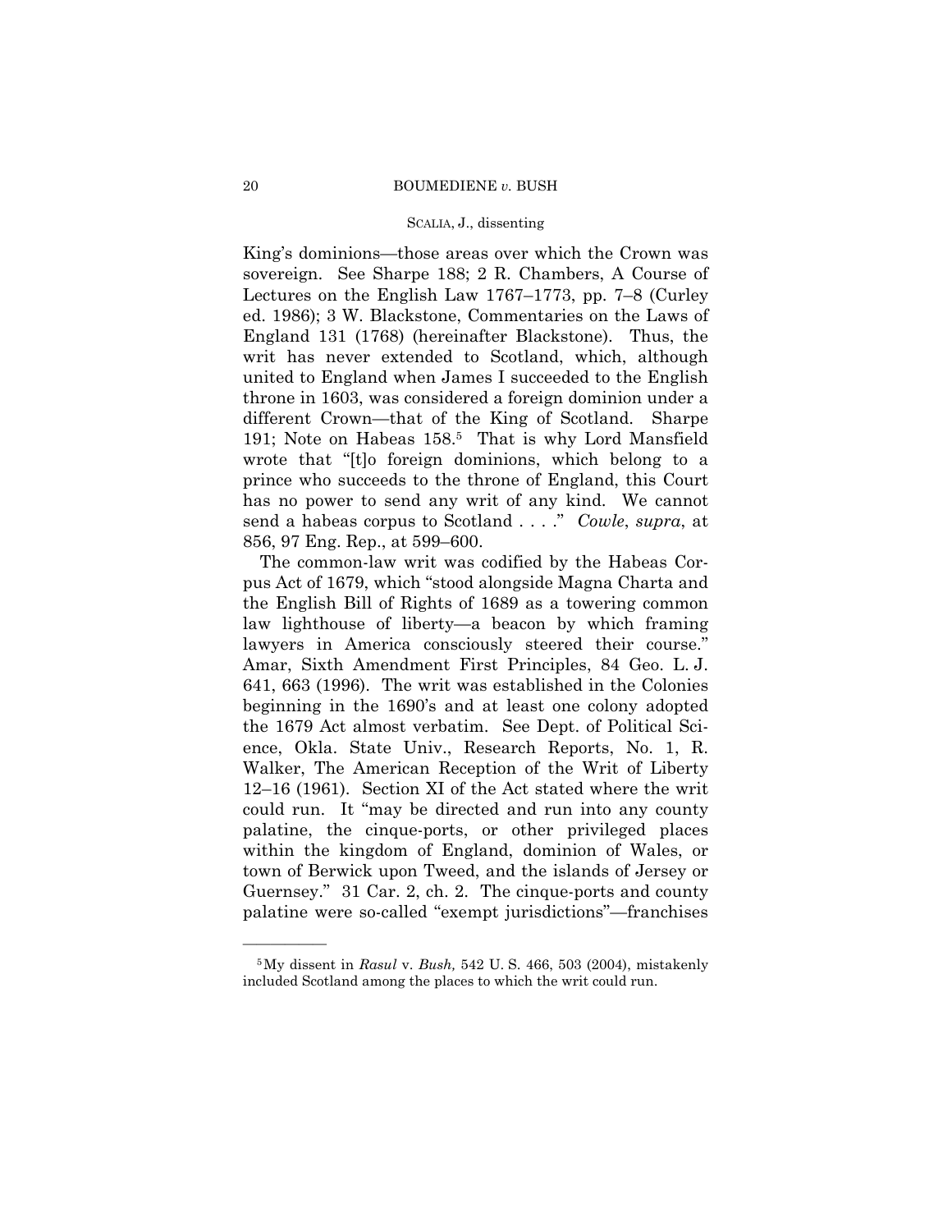King's dominions—those areas over which the Crown was sovereign. See Sharpe 188; 2 R. Chambers, A Course of Lectures on the English Law 1767–1773, pp. 7–8 (Curley ed. 1986); 3 W. Blackstone, Commentaries on the Laws of England 131 (1768) (hereinafter Blackstone). Thus, the writ has never extended to Scotland, which, although united to England when James I succeeded to the English throne in 1603, was considered a foreign dominion under a different Crown—that of the King of Scotland. Sharpe 191; Note on Habeas 158.[5] That is why Lord Mansfield wrote that "[t]o foreign dominions, which belong to a prince who succeeds to the throne of England, this Court has no power to send any writ of any kind. We cannot send a habeas corpus to Scotland . . . ." *Cowle*, *supra*, at 856, 97 Eng. Rep., at 599–600.

The common-law writ was codified by the Habeas Corpus Act of 1679, which "stood alongside Magna Charta and the English Bill of Rights of 1689 as a towering common law lighthouse of liberty—a beacon by which framing lawyers in America consciously steered their course." Amar, Sixth Amendment First Principles, 84 Geo. L. J. 641, 663 (1996). The writ was established in the Colonies beginning in the 1690's and at least one colony adopted the 1679 Act almost verbatim. See Dept. of Political Science, Okla. State Univ., Research Reports, No. 1, R. Walker, The American Reception of the Writ of Liberty 12–16 (1961). Section XI of the Act stated where the writ could run. It "may be directed and run into any county palatine, the cinque-ports, or other privileged places within the kingdom of England, dominion of Wales, or town of Berwick upon Tweed, and the islands of Jersey or Guernsey." 31 Car. 2, ch. 2. The cinque-ports and county palatine were so-called "exempt jurisdictions"—franchises

---

[5] My dissent in *Rasul* v. *Bush,* 542 U. S. 466, 503 (2004), mistakenly included Scotland among the places to which the writ could run.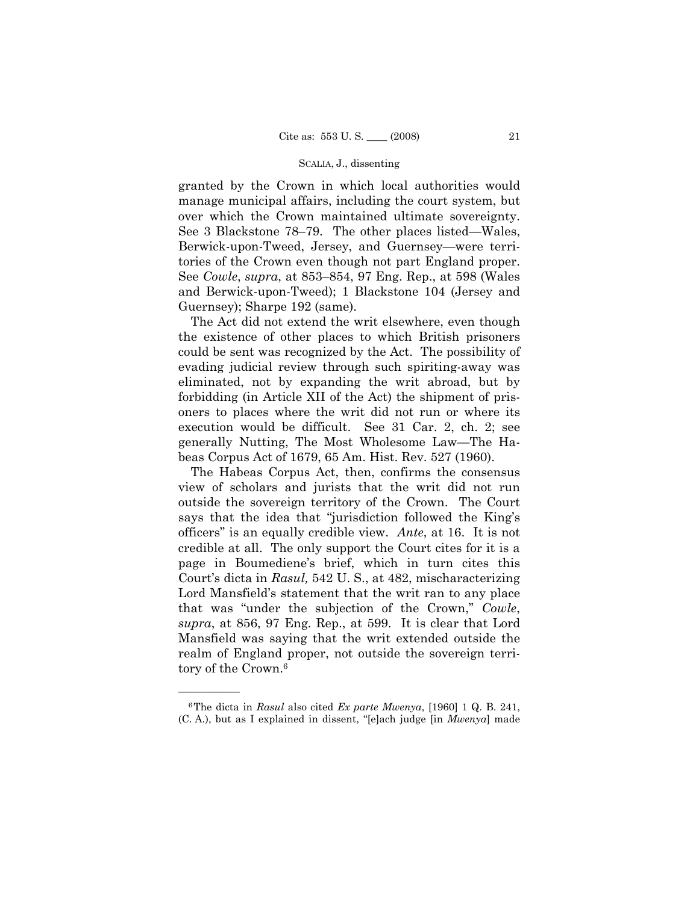granted by the Crown in which local authorities would manage municipal affairs, including the court system, but over which the Crown maintained ultimate sovereignty. See 3 Blackstone 78–79. The other places listed—Wales, Berwick-upon-Tweed, Jersey, and Guernsey—were territories of the Crown even though not part England proper. See *Cowle*, *supra*, at 853–854, 97 Eng. Rep., at 598 (Wales and Berwick-upon-Tweed); 1 Blackstone 104 (Jersey and Guernsey); Sharpe 192 (same).

The Act did not extend the writ elsewhere, even though the existence of other places to which British prisoners could be sent was recognized by the Act. The possibility of evading judicial review through such spiriting-away was eliminated, not by expanding the writ abroad, but by forbidding (in Article XII of the Act) the shipment of prisoners to places where the writ did not run or where its execution would be difficult. See 31 Car. 2, ch. 2; see generally Nutting, The Most Wholesome Law—The Habeas Corpus Act of 1679, 65 Am. Hist. Rev. 527 (1960).

The Habeas Corpus Act, then, confirms the consensus view of scholars and jurists that the writ did not run outside the sovereign territory of the Crown. The Court says that the idea that "jurisdiction followed the King's officers" is an equally credible view. *Ante*, at 16. It is not credible at all. The only support the Court cites for it is a page in Boumediene's brief, which in turn cites this Court's dicta in *Rasul,* 542 U. S., at 482, mischaracterizing Lord Mansfield's statement that the writ ran to any place that was "under the subjection of the Crown," *Cowle*, *supra*, at 856, 97 Eng. Rep., at 599. It is clear that Lord Mansfield was saying that the writ extended outside the realm of England proper, not outside the sovereign territory of the Crown.[6]

---

[6] The dicta in *Rasul* also cited *Ex parte Mwenya*, [1960] 1 Q. B. 241, (C. A.), but as I explained in dissent, "[e]ach judge [in *Mwenya*] made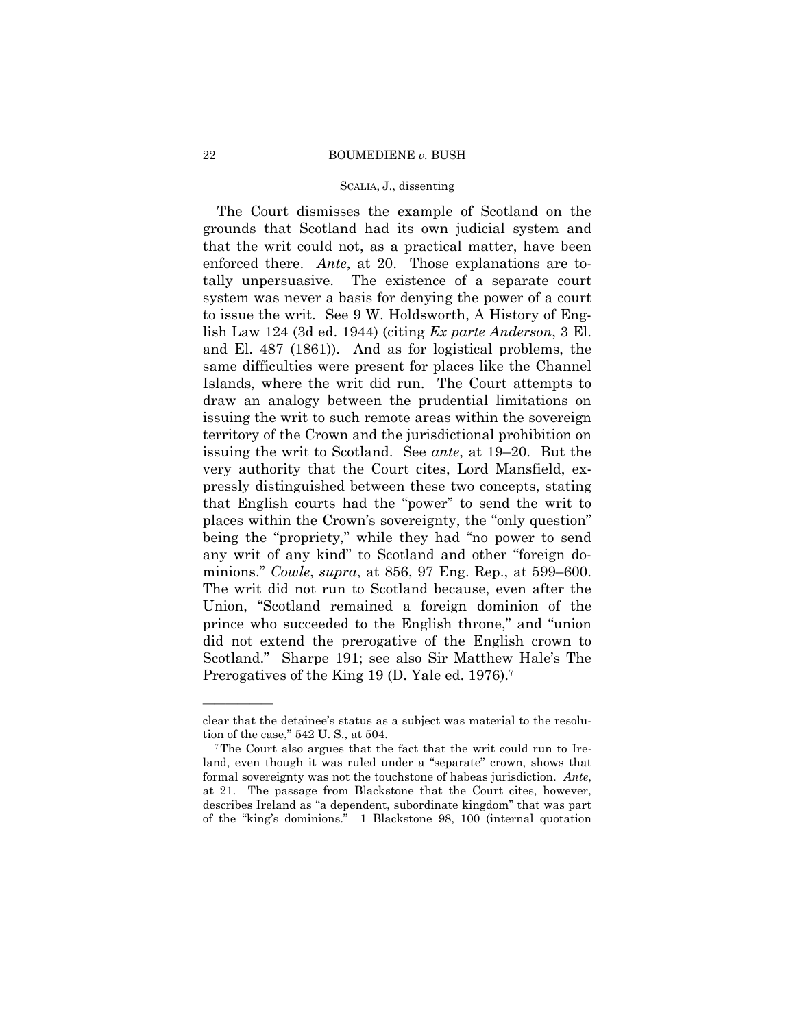The Court dismisses the example of Scotland on the grounds that Scotland had its own judicial system and that the writ could not, as a practical matter, have been enforced there. *Ante*, at 20. Those explanations are totally unpersuasive. The existence of a separate court system was never a basis for denying the power of a court to issue the writ. See 9 W. Holdsworth, A History of English Law 124 (3d ed. 1944) (citing *Ex parte Anderson*, 3 El. and El. 487 (1861)). And as for logistical problems, the same difficulties were present for places like the Channel Islands, where the writ did run. The Court attempts to draw an analogy between the prudential limitations on issuing the writ to such remote areas within the sovereign territory of the Crown and the jurisdictional prohibition on issuing the writ to Scotland. See *ante*, at 19–20. But the very authority that the Court cites, Lord Mansfield, expressly distinguished between these two concepts, stating that English courts had the "power" to send the writ to places within the Crown's sovereignty, the "only question" being the "propriety," while they had "no power to send any writ of any kind" to Scotland and other "foreign dominions." *Cowle*, *supra*, at 856, 97 Eng. Rep., at 599–600. The writ did not run to Scotland because, even after the Union, "Scotland remained a foreign dominion of the prince who succeeded to the English throne," and "union did not extend the prerogative of the English crown to Scotland." Sharpe 191; see also Sir Matthew Hale's The Prerogatives of the King 19 (D. Yale ed. 1976).[7]

---

clear that the detainee's status as a subject was material to the resolution of the case," 542 U. S., at 504.

[7] The Court also argues that the fact that the writ could run to Ireland, even though it was ruled under a "separate" crown, shows that formal sovereignty was not the touchstone of habeas jurisdiction. *Ante*, at 21. The passage from Blackstone that the Court cites, however, describes Ireland as "a dependent, subordinate kingdom" that was part of the "king's dominions." 1 Blackstone 98, 100 (internal quotation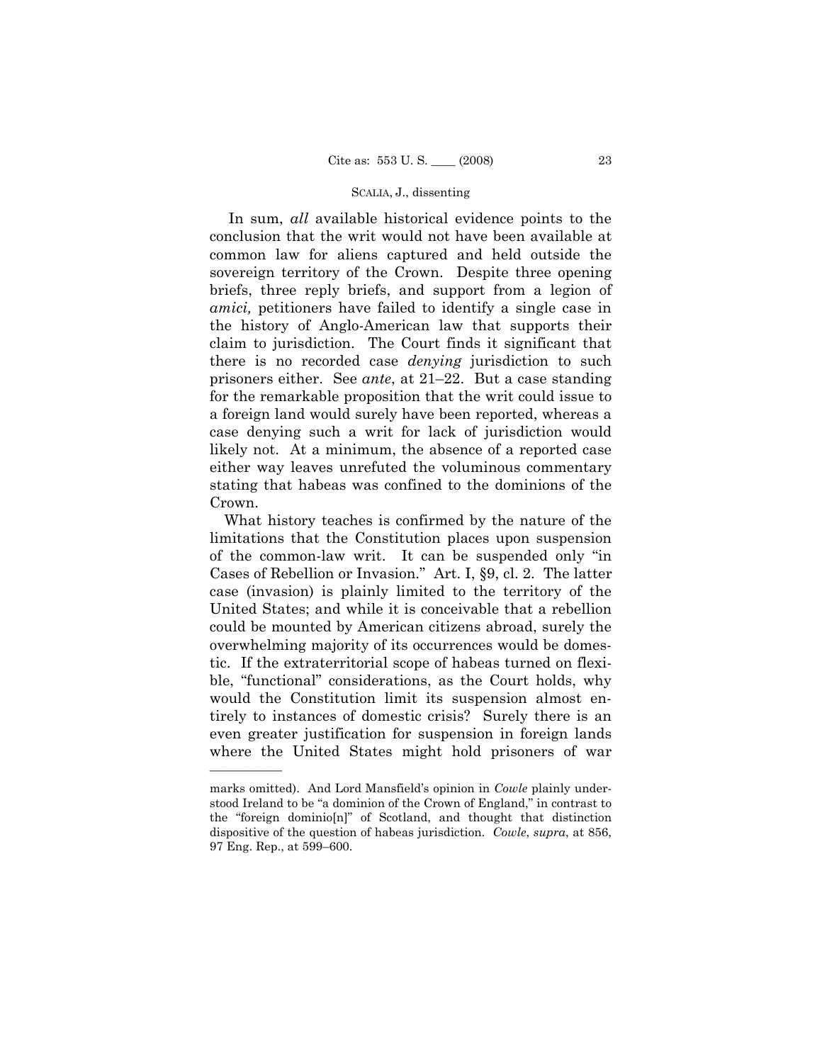In sum, *all* available historical evidence points to the conclusion that the writ would not have been available at common law for aliens captured and held outside the sovereign territory of the Crown. Despite three opening briefs, three reply briefs, and support from a legion of *amici,* petitioners have failed to identify a single case in the history of Anglo-American law that supports their claim to jurisdiction. The Court finds it significant that there is no recorded case *denying* jurisdiction to such prisoners either. See *ante*, at 21–22. But a case standing for the remarkable proposition that the writ could issue to a foreign land would surely have been reported, whereas a case denying such a writ for lack of jurisdiction would likely not. At a minimum, the absence of a reported case either way leaves unrefuted the voluminous commentary stating that habeas was confined to the dominions of the Crown.

What history teaches is confirmed by the nature of the limitations that the Constitution places upon suspension of the common-law writ. It can be suspended only "in Cases of Rebellion or Invasion." Art. I, §9, cl. 2. The latter case (invasion) is plainly limited to the territory of the United States; and while it is conceivable that a rebellion could be mounted by American citizens abroad, surely the overwhelming majority of its occurrences would be domestic. If the extraterritorial scope of habeas turned on flexible, "functional" considerations, as the Court holds, why would the Constitution limit its suspension almost entirely to instances of domestic crisis? Surely there is an even greater justification for suspension in foreign lands where the United States might hold prisoners of war

---

marks omitted). And Lord Mansfield's opinion in *Cowle* plainly understood Ireland to be "a dominion of the Crown of England," in contrast to the "foreign dominio[n]" of Scotland, and thought that distinction dispositive of the question of habeas jurisdiction. *Cowle*, *supra*, at 856, 97 Eng. Rep., at 599–600.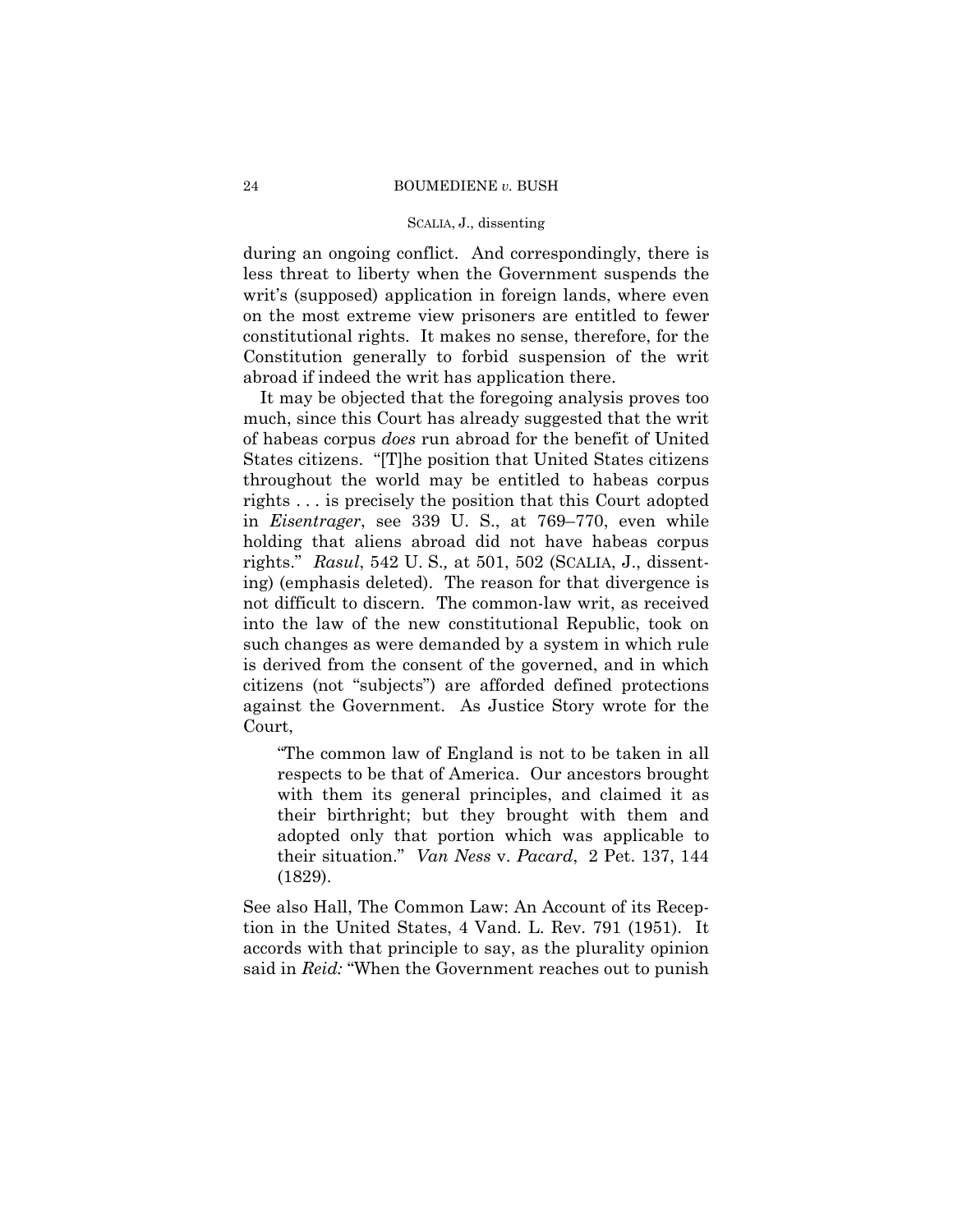during an ongoing conflict. And correspondingly, there is less threat to liberty when the Government suspends the writ's (supposed) application in foreign lands, where even on the most extreme view prisoners are entitled to fewer constitutional rights. It makes no sense, therefore, for the Constitution generally to forbid suspension of the writ abroad if indeed the writ has application there.

It may be objected that the foregoing analysis proves too much, since this Court has already suggested that the writ of habeas corpus *does* run abroad for the benefit of United States citizens. "[T]he position that United States citizens throughout the world may be entitled to habeas corpus rights . . . is precisely the position that this Court adopted in *Eisentrager*, see 339 U. S., at 769–770, even while holding that aliens abroad did not have habeas corpus rights." *Rasul*, 542 U. S., at 501, 502 (SCALIA, J., dissenting) (emphasis deleted). The reason for that divergence is not difficult to discern. The common-law writ, as received into the law of the new constitutional Republic, took on such changes as were demanded by a system in which rule is derived from the consent of the governed, and in which citizens (not "subjects") are afforded defined protections against the Government. As Justice Story wrote for the Court,

> "The common law of England is not to be taken in all respects to be that of America. Our ancestors brought with them its general principles, and claimed it as their birthright; but they brought with them and adopted only that portion which was applicable to their situation." *Van Ness* v. *Pacard*, 2 Pet. 137, 144 (1829).

See also Hall, The Common Law: An Account of its Reception in the United States, 4 Vand. L. Rev. 791 (1951). It accords with that principle to say, as the plurality opinion said in *Reid:* "When the Government reaches out to punish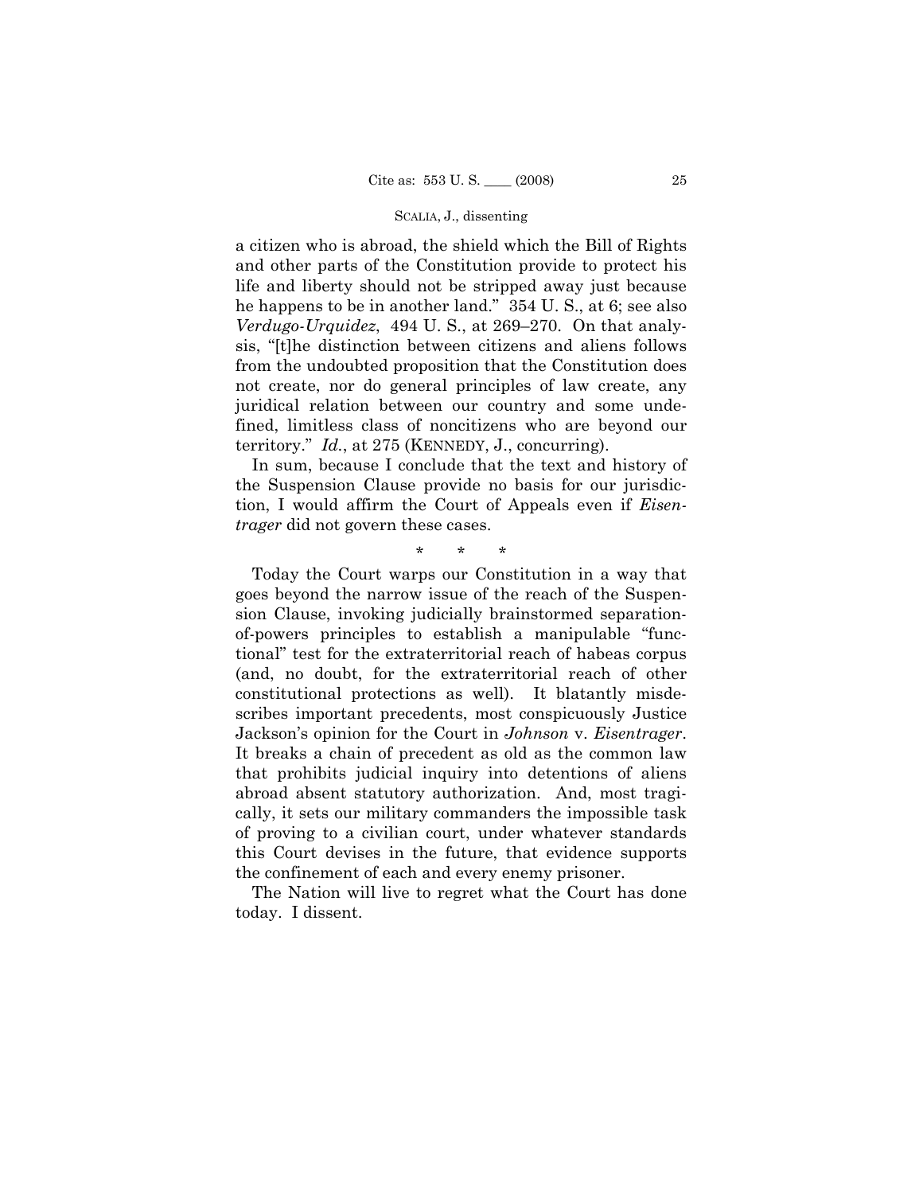a citizen who is abroad, the shield which the Bill of Rights and other parts of the Constitution provide to protect his life and liberty should not be stripped away just because he happens to be in another land." 354 U. S., at 6; see also *Verdugo-Urquidez*, 494 U. S., at 269–270. On that analysis, "[t]he distinction between citizens and aliens follows from the undoubted proposition that the Constitution does not create, nor do general principles of law create, any juridical relation between our country and some undefined, limitless class of noncitizens who are beyond our territory." *Id.*, at 275 (KENNEDY, J., concurring).

In sum, because I conclude that the text and history of the Suspension Clause provide no basis for our jurisdiction, I would affirm the Court of Appeals even if *Eisentrager* did not govern these cases.

\* \* \*

Today the Court warps our Constitution in a way that goes beyond the narrow issue of the reach of the Suspension Clause, invoking judicially brainstormed separation-of-powers principles to establish a manipulable "functional" test for the extraterritorial reach of habeas corpus (and, no doubt, for the extraterritorial reach of other constitutional protections as well). It blatantly misdescribes important precedents, most conspicuously Justice Jackson's opinion for the Court in *Johnson* v. *Eisentrager*. It breaks a chain of precedent as old as the common law that prohibits judicial inquiry into detentions of aliens abroad absent statutory authorization. And, most tragically, it sets our military commanders the impossible task of proving to a civilian court, under whatever standards this Court devises in the future, that evidence supports the confinement of each and every enemy prisoner.

The Nation will live to regret what the Court has done today. I dissent.